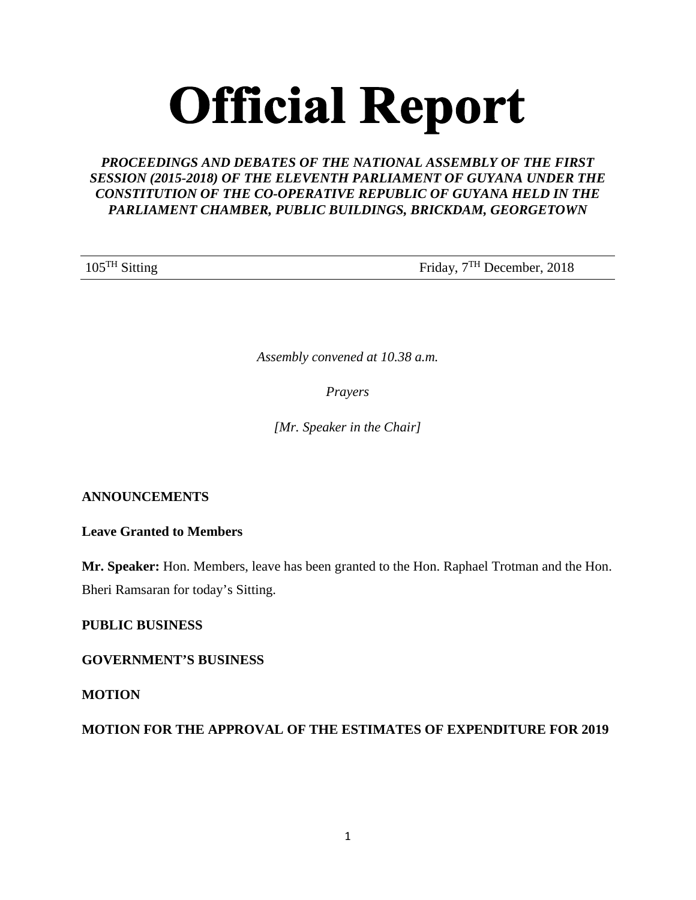# Official Report

***PROCEEDINGS AND DEBATES OF THE NATIONAL ASSEMBLY OF THE FIRST SESSION (2015-2018) OF THE ELEVENTH PARLIAMENT OF GUYANA UNDER THE CONSTITUTION OF THE CO-OPERATIVE REPUBLIC OF GUYANA HELD IN THE PARLIAMENT CHAMBER, PUBLIC BUILDINGS, BRICKDAM, GEORGETOWN***

105TH Sitting — Friday, 7TH December, 2018

*Assembly convened at 10.38 a.m.*

*Prayers*

*[Mr. Speaker in the Chair]*

**ANNOUNCEMENTS**

**Leave Granted to Members**

**Mr. Speaker:** Hon. Members, leave has been granted to the Hon. Raphael Trotman and the Hon. Bheri Ramsaran for today's Sitting.

**PUBLIC BUSINESS**

**GOVERNMENT'S BUSINESS**

**MOTION**

**MOTION FOR THE APPROVAL OF THE ESTIMATES OF EXPENDITURE FOR 2019**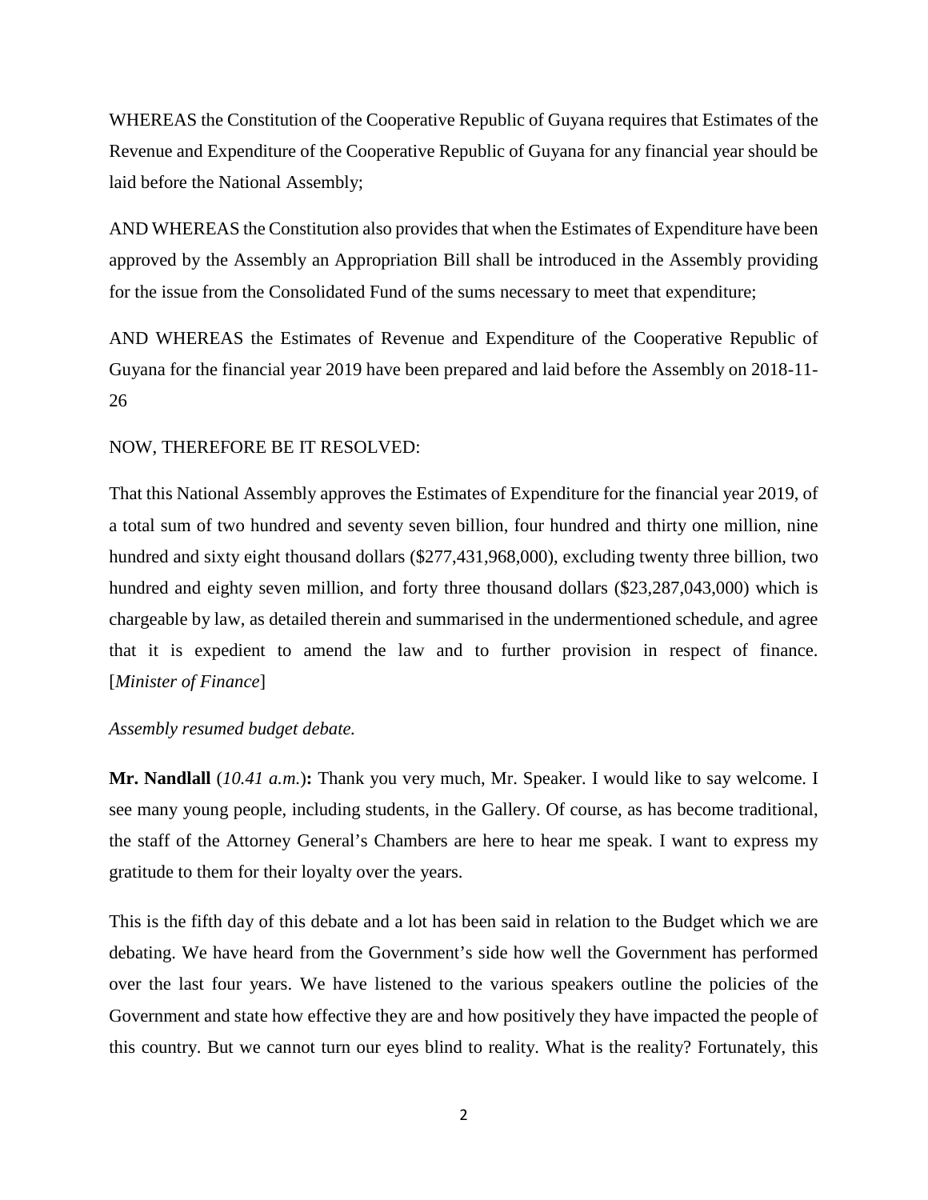WHEREAS the Constitution of the Cooperative Republic of Guyana requires that Estimates of the Revenue and Expenditure of the Cooperative Republic of Guyana for any financial year should be laid before the National Assembly;

AND WHEREAS the Constitution also provides that when the Estimates of Expenditure have been approved by the Assembly an Appropriation Bill shall be introduced in the Assembly providing for the issue from the Consolidated Fund of the sums necessary to meet that expenditure;

AND WHEREAS the Estimates of Revenue and Expenditure of the Cooperative Republic of Guyana for the financial year 2019 have been prepared and laid before the Assembly on 2018-11-26

NOW, THEREFORE BE IT RESOLVED:

That this National Assembly approves the Estimates of Expenditure for the financial year 2019, of a total sum of two hundred and seventy seven billion, four hundred and thirty one million, nine hundred and sixty eight thousand dollars ($277,431,968,000), excluding twenty three billion, two hundred and eighty seven million, and forty three thousand dollars ($23,287,043,000) which is chargeable by law, as detailed therein and summarised in the undermentioned schedule, and agree that it is expedient to amend the law and to further provision in respect of finance. [*Minister of Finance*]

*Assembly resumed budget debate.*

**Mr. Nandlall** (*10.41 a.m.*)**:** Thank you very much, Mr. Speaker. I would like to say welcome. I see many young people, including students, in the Gallery. Of course, as has become traditional, the staff of the Attorney General's Chambers are here to hear me speak. I want to express my gratitude to them for their loyalty over the years.

This is the fifth day of this debate and a lot has been said in relation to the Budget which we are debating. We have heard from the Government's side how well the Government has performed over the last four years. We have listened to the various speakers outline the policies of the Government and state how effective they are and how positively they have impacted the people of this country. But we cannot turn our eyes blind to reality. What is the reality? Fortunately, this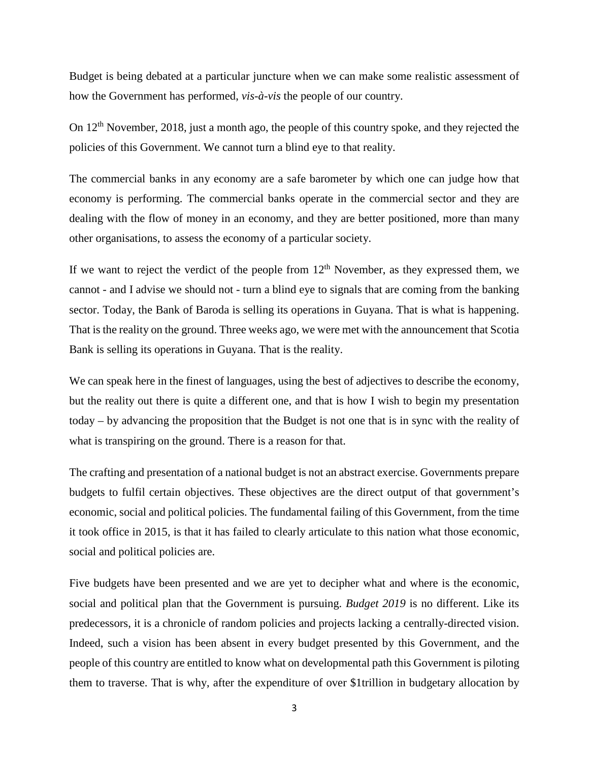Budget is being debated at a particular juncture when we can make some realistic assessment of how the Government has performed, *vis-à-vis* the people of our country.

On 12th November, 2018, just a month ago, the people of this country spoke, and they rejected the policies of this Government. We cannot turn a blind eye to that reality.

The commercial banks in any economy are a safe barometer by which one can judge how that economy is performing. The commercial banks operate in the commercial sector and they are dealing with the flow of money in an economy, and they are better positioned, more than many other organisations, to assess the economy of a particular society.

If we want to reject the verdict of the people from 12th November, as they expressed them, we cannot - and I advise we should not - turn a blind eye to signals that are coming from the banking sector. Today, the Bank of Baroda is selling its operations in Guyana. That is what is happening. That is the reality on the ground. Three weeks ago, we were met with the announcement that Scotia Bank is selling its operations in Guyana. That is the reality.

We can speak here in the finest of languages, using the best of adjectives to describe the economy, but the reality out there is quite a different one, and that is how I wish to begin my presentation today – by advancing the proposition that the Budget is not one that is in sync with the reality of what is transpiring on the ground. There is a reason for that.

The crafting and presentation of a national budget is not an abstract exercise. Governments prepare budgets to fulfil certain objectives. These objectives are the direct output of that government's economic, social and political policies. The fundamental failing of this Government, from the time it took office in 2015, is that it has failed to clearly articulate to this nation what those economic, social and political policies are.

Five budgets have been presented and we are yet to decipher what and where is the economic, social and political plan that the Government is pursuing. *Budget 2019* is no different. Like its predecessors, it is a chronicle of random policies and projects lacking a centrally-directed vision. Indeed, such a vision has been absent in every budget presented by this Government, and the people of this country are entitled to know what on developmental path this Government is piloting them to traverse. That is why, after the expenditure of over $1trillion in budgetary allocation by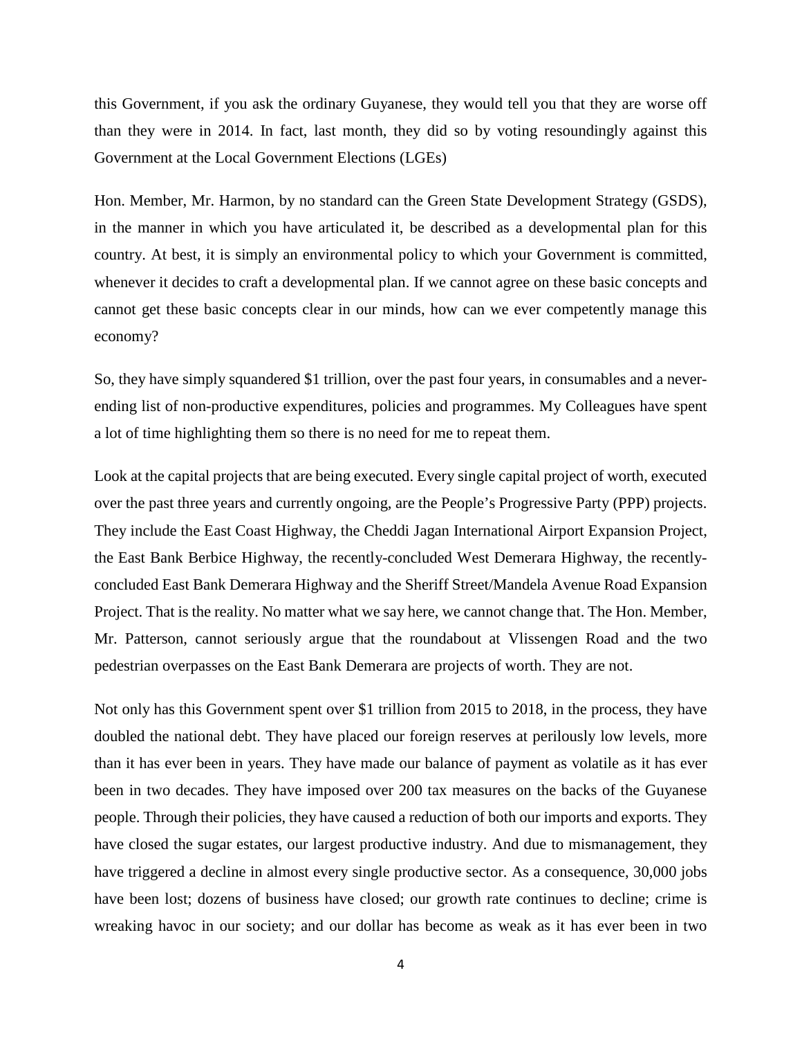this Government, if you ask the ordinary Guyanese, they would tell you that they are worse off than they were in 2014. In fact, last month, they did so by voting resoundingly against this Government at the Local Government Elections (LGEs)

Hon. Member, Mr. Harmon, by no standard can the Green State Development Strategy (GSDS), in the manner in which you have articulated it, be described as a developmental plan for this country. At best, it is simply an environmental policy to which your Government is committed, whenever it decides to craft a developmental plan. If we cannot agree on these basic concepts and cannot get these basic concepts clear in our minds, how can we ever competently manage this economy?

So, they have simply squandered $1 trillion, over the past four years, in consumables and a never-ending list of non-productive expenditures, policies and programmes. My Colleagues have spent a lot of time highlighting them so there is no need for me to repeat them.

Look at the capital projects that are being executed. Every single capital project of worth, executed over the past three years and currently ongoing, are the People's Progressive Party (PPP) projects. They include the East Coast Highway, the Cheddi Jagan International Airport Expansion Project, the East Bank Berbice Highway, the recently-concluded West Demerara Highway, the recently-concluded East Bank Demerara Highway and the Sheriff Street/Mandela Avenue Road Expansion Project. That is the reality. No matter what we say here, we cannot change that. The Hon. Member, Mr. Patterson, cannot seriously argue that the roundabout at Vlissengen Road and the two pedestrian overpasses on the East Bank Demerara are projects of worth. They are not.

Not only has this Government spent over $1 trillion from 2015 to 2018, in the process, they have doubled the national debt. They have placed our foreign reserves at perilously low levels, more than it has ever been in years. They have made our balance of payment as volatile as it has ever been in two decades. They have imposed over 200 tax measures on the backs of the Guyanese people. Through their policies, they have caused a reduction of both our imports and exports. They have closed the sugar estates, our largest productive industry. And due to mismanagement, they have triggered a decline in almost every single productive sector. As a consequence, 30,000 jobs have been lost; dozens of business have closed; our growth rate continues to decline; crime is wreaking havoc in our society; and our dollar has become as weak as it has ever been in two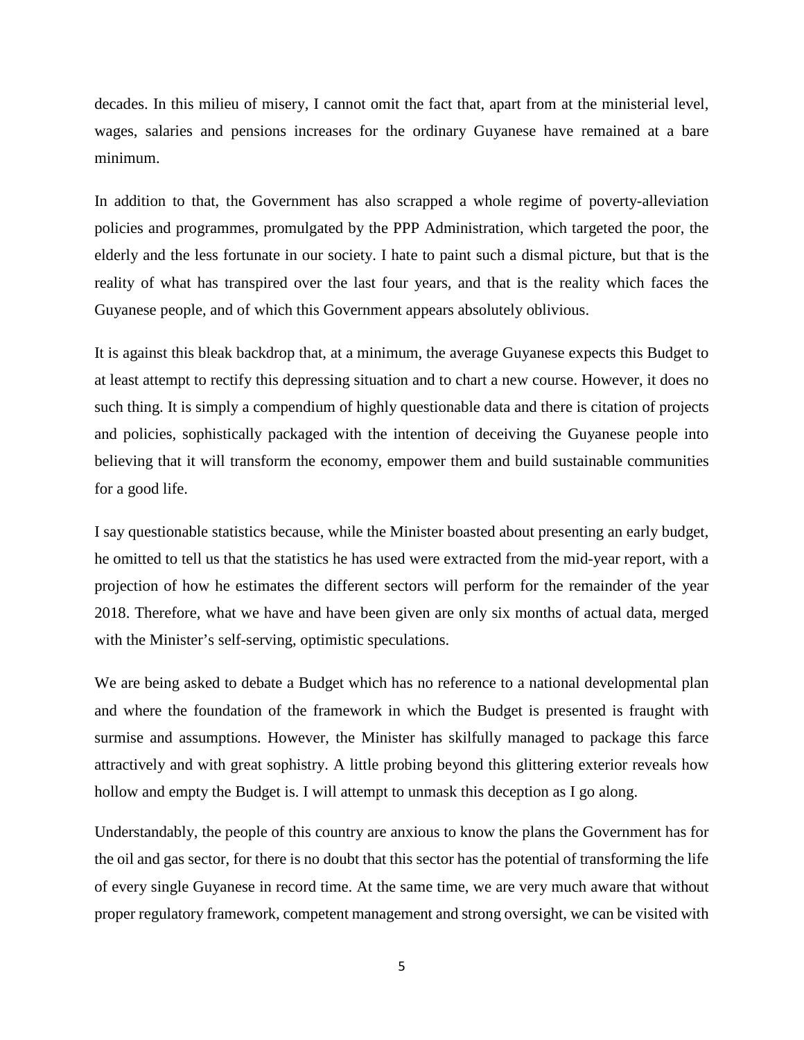decades. In this milieu of misery, I cannot omit the fact that, apart from at the ministerial level, wages, salaries and pensions increases for the ordinary Guyanese have remained at a bare minimum.

In addition to that, the Government has also scrapped a whole regime of poverty-alleviation policies and programmes, promulgated by the PPP Administration, which targeted the poor, the elderly and the less fortunate in our society. I hate to paint such a dismal picture, but that is the reality of what has transpired over the last four years, and that is the reality which faces the Guyanese people, and of which this Government appears absolutely oblivious.

It is against this bleak backdrop that, at a minimum, the average Guyanese expects this Budget to at least attempt to rectify this depressing situation and to chart a new course. However, it does no such thing. It is simply a compendium of highly questionable data and there is citation of projects and policies, sophistically packaged with the intention of deceiving the Guyanese people into believing that it will transform the economy, empower them and build sustainable communities for a good life.

I say questionable statistics because, while the Minister boasted about presenting an early budget, he omitted to tell us that the statistics he has used were extracted from the mid-year report, with a projection of how he estimates the different sectors will perform for the remainder of the year 2018. Therefore, what we have and have been given are only six months of actual data, merged with the Minister's self-serving, optimistic speculations.

We are being asked to debate a Budget which has no reference to a national developmental plan and where the foundation of the framework in which the Budget is presented is fraught with surmise and assumptions. However, the Minister has skilfully managed to package this farce attractively and with great sophistry. A little probing beyond this glittering exterior reveals how hollow and empty the Budget is. I will attempt to unmask this deception as I go along.

Understandably, the people of this country are anxious to know the plans the Government has for the oil and gas sector, for there is no doubt that this sector has the potential of transforming the life of every single Guyanese in record time. At the same time, we are very much aware that without proper regulatory framework, competent management and strong oversight, we can be visited with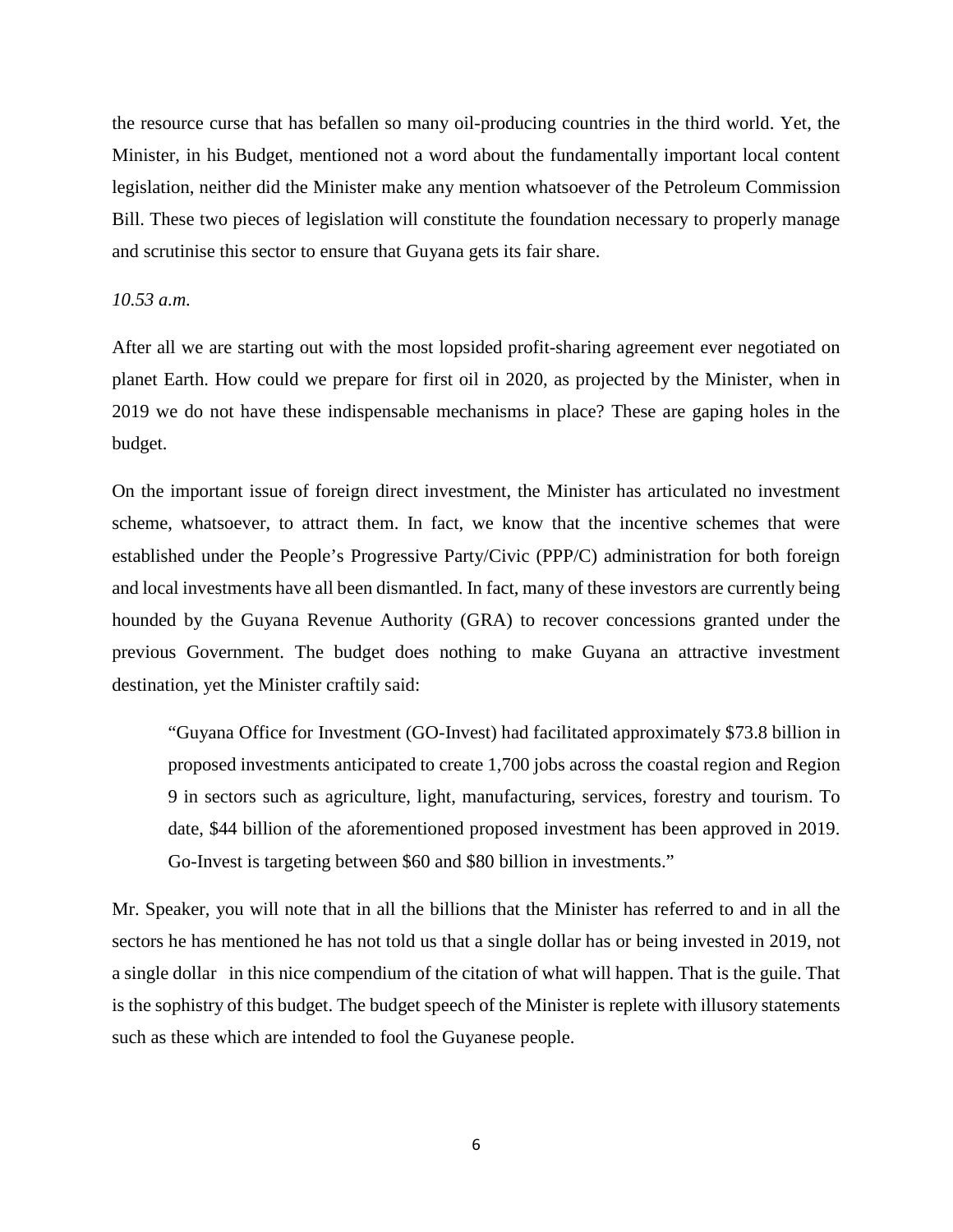the resource curse that has befallen so many oil-producing countries in the third world. Yet, the Minister, in his Budget, mentioned not a word about the fundamentally important local content legislation, neither did the Minister make any mention whatsoever of the Petroleum Commission Bill. These two pieces of legislation will constitute the foundation necessary to properly manage and scrutinise this sector to ensure that Guyana gets its fair share.

*10.53 a.m.*

After all we are starting out with the most lopsided profit-sharing agreement ever negotiated on planet Earth. How could we prepare for first oil in 2020, as projected by the Minister, when in 2019 we do not have these indispensable mechanisms in place? These are gaping holes in the budget.

On the important issue of foreign direct investment, the Minister has articulated no investment scheme, whatsoever, to attract them. In fact, we know that the incentive schemes that were established under the People's Progressive Party/Civic (PPP/C) administration for both foreign and local investments have all been dismantled. In fact, many of these investors are currently being hounded by the Guyana Revenue Authority (GRA) to recover concessions granted under the previous Government. The budget does nothing to make Guyana an attractive investment destination, yet the Minister craftily said:

> "Guyana Office for Investment (GO-Invest) had facilitated approximately $73.8 billion in proposed investments anticipated to create 1,700 jobs across the coastal region and Region 9 in sectors such as agriculture, light, manufacturing, services, forestry and tourism. To date, $44 billion of the aforementioned proposed investment has been approved in 2019. Go-Invest is targeting between $60 and $80 billion in investments."

Mr. Speaker, you will note that in all the billions that the Minister has referred to and in all the sectors he has mentioned he has not told us that a single dollar has or being invested in 2019, not a single dollar in this nice compendium of the citation of what will happen. That is the guile. That is the sophistry of this budget. The budget speech of the Minister is replete with illusory statements such as these which are intended to fool the Guyanese people.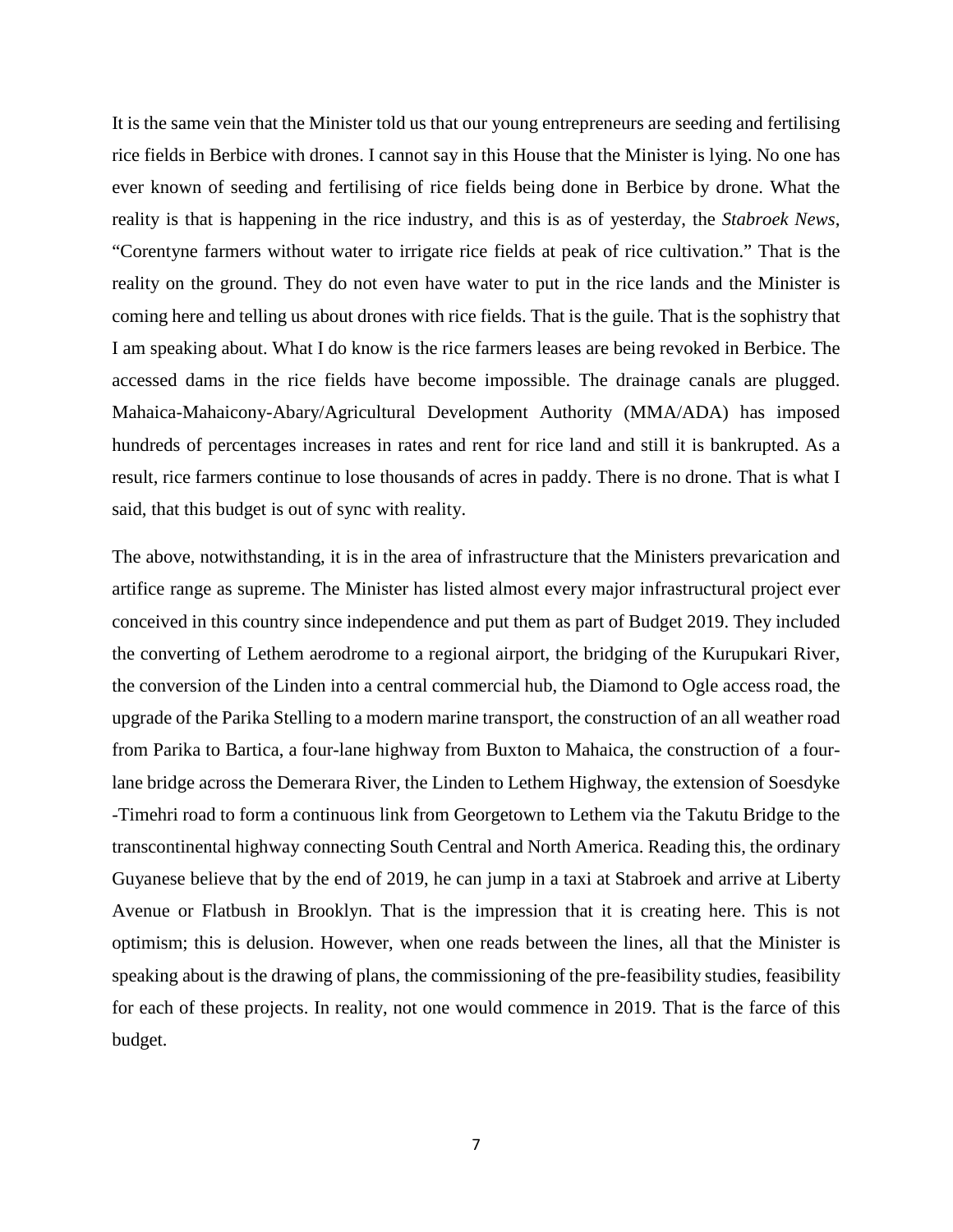It is the same vein that the Minister told us that our young entrepreneurs are seeding and fertilising rice fields in Berbice with drones. I cannot say in this House that the Minister is lying. No one has ever known of seeding and fertilising of rice fields being done in Berbice by drone. What the reality is that is happening in the rice industry, and this is as of yesterday, the *Stabroek News*, "Corentyne farmers without water to irrigate rice fields at peak of rice cultivation." That is the reality on the ground. They do not even have water to put in the rice lands and the Minister is coming here and telling us about drones with rice fields. That is the guile. That is the sophistry that I am speaking about. What I do know is the rice farmers leases are being revoked in Berbice. The accessed dams in the rice fields have become impossible. The drainage canals are plugged. Mahaica-Mahaicony-Abary/Agricultural Development Authority (MMA/ADA) has imposed hundreds of percentages increases in rates and rent for rice land and still it is bankrupted. As a result, rice farmers continue to lose thousands of acres in paddy. There is no drone. That is what I said, that this budget is out of sync with reality.

The above, notwithstanding, it is in the area of infrastructure that the Ministers prevarication and artifice range as supreme. The Minister has listed almost every major infrastructural project ever conceived in this country since independence and put them as part of Budget 2019. They included the converting of Lethem aerodrome to a regional airport, the bridging of the Kurupukari River, the conversion of the Linden into a central commercial hub, the Diamond to Ogle access road, the upgrade of the Parika Stelling to a modern marine transport, the construction of an all weather road from Parika to Bartica, a four-lane highway from Buxton to Mahaica, the construction of a four-lane bridge across the Demerara River, the Linden to Lethem Highway, the extension of Soesdyke -Timehri road to form a continuous link from Georgetown to Lethem via the Takutu Bridge to the transcontinental highway connecting South Central and North America. Reading this, the ordinary Guyanese believe that by the end of 2019, he can jump in a taxi at Stabroek and arrive at Liberty Avenue or Flatbush in Brooklyn. That is the impression that it is creating here. This is not optimism; this is delusion. However, when one reads between the lines, all that the Minister is speaking about is the drawing of plans, the commissioning of the pre-feasibility studies, feasibility for each of these projects. In reality, not one would commence in 2019. That is the farce of this budget.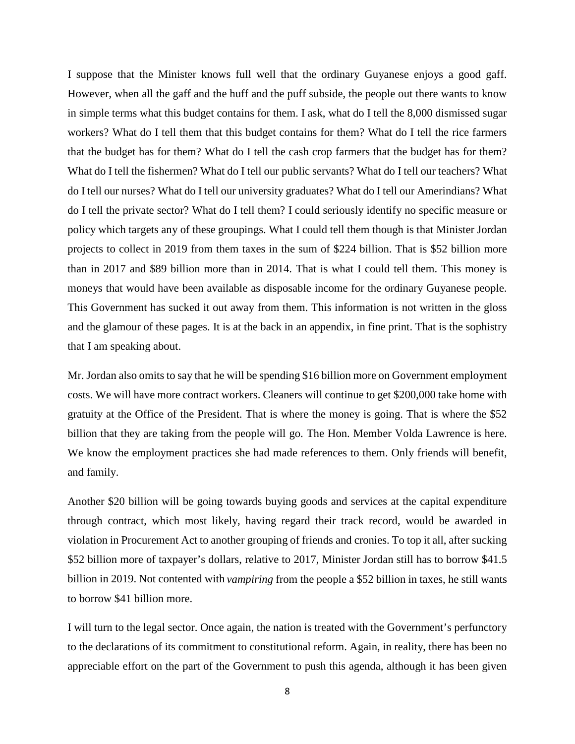I suppose that the Minister knows full well that the ordinary Guyanese enjoys a good gaff. However, when all the gaff and the huff and the puff subside, the people out there wants to know in simple terms what this budget contains for them. I ask, what do I tell the 8,000 dismissed sugar workers? What do I tell them that this budget contains for them? What do I tell the rice farmers that the budget has for them? What do I tell the cash crop farmers that the budget has for them? What do I tell the fishermen? What do I tell our public servants? What do I tell our teachers? What do I tell our nurses? What do I tell our university graduates? What do I tell our Amerindians? What do I tell the private sector? What do I tell them? I could seriously identify no specific measure or policy which targets any of these groupings. What I could tell them though is that Minister Jordan projects to collect in 2019 from them taxes in the sum of $224 billion. That is $52 billion more than in 2017 and $89 billion more than in 2014. That is what I could tell them. This money is moneys that would have been available as disposable income for the ordinary Guyanese people. This Government has sucked it out away from them. This information is not written in the gloss and the glamour of these pages. It is at the back in an appendix, in fine print. That is the sophistry that I am speaking about.

Mr. Jordan also omits to say that he will be spending $16 billion more on Government employment costs. We will have more contract workers. Cleaners will continue to get $200,000 take home with gratuity at the Office of the President. That is where the money is going. That is where the $52 billion that they are taking from the people will go. The Hon. Member Volda Lawrence is here. We know the employment practices she had made references to them. Only friends will benefit, and family.

Another $20 billion will be going towards buying goods and services at the capital expenditure through contract, which most likely, having regard their track record, would be awarded in violation in Procurement Act to another grouping of friends and cronies. To top it all, after sucking $52 billion more of taxpayer's dollars, relative to 2017, Minister Jordan still has to borrow $41.5 billion in 2019. Not contented with *vampiring* from the people a $52 billion in taxes, he still wants to borrow $41 billion more.

I will turn to the legal sector. Once again, the nation is treated with the Government's perfunctory to the declarations of its commitment to constitutional reform. Again, in reality, there has been no appreciable effort on the part of the Government to push this agenda, although it has been given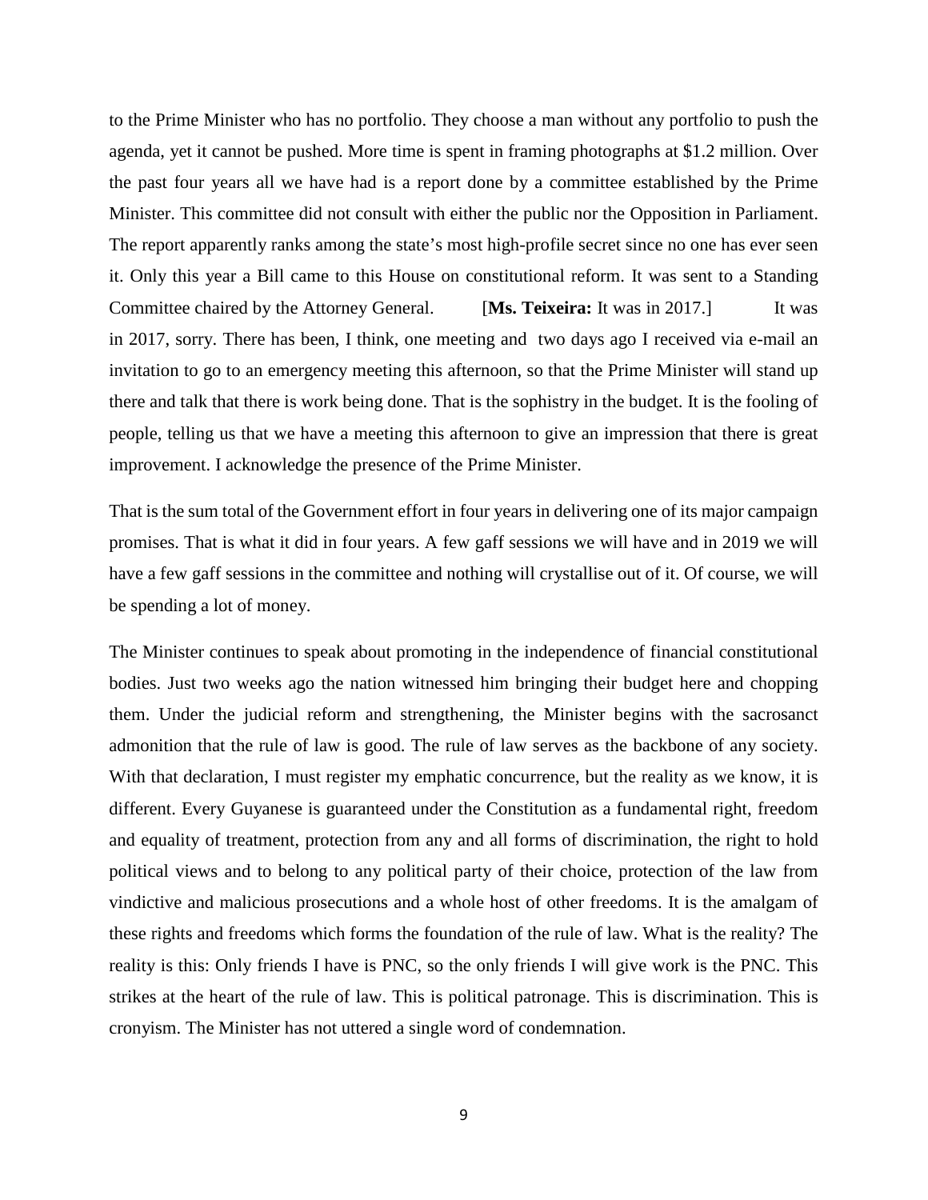to the Prime Minister who has no portfolio. They choose a man without any portfolio to push the agenda, yet it cannot be pushed. More time is spent in framing photographs at $1.2 million. Over the past four years all we have had is a report done by a committee established by the Prime Minister. This committee did not consult with either the public nor the Opposition in Parliament. The report apparently ranks among the state's most high-profile secret since no one has ever seen it. Only this year a Bill came to this House on constitutional reform. It was sent to a Standing Committee chaired by the Attorney General. [**Ms. Teixeira:** It was in 2017.] It was in 2017, sorry. There has been, I think, one meeting and two days ago I received via e-mail an invitation to go to an emergency meeting this afternoon, so that the Prime Minister will stand up there and talk that there is work being done. That is the sophistry in the budget. It is the fooling of people, telling us that we have a meeting this afternoon to give an impression that there is great improvement. I acknowledge the presence of the Prime Minister.

That is the sum total of the Government effort in four years in delivering one of its major campaign promises. That is what it did in four years. A few gaff sessions we will have and in 2019 we will have a few gaff sessions in the committee and nothing will crystallise out of it. Of course, we will be spending a lot of money.

The Minister continues to speak about promoting in the independence of financial constitutional bodies. Just two weeks ago the nation witnessed him bringing their budget here and chopping them. Under the judicial reform and strengthening, the Minister begins with the sacrosanct admonition that the rule of law is good. The rule of law serves as the backbone of any society. With that declaration, I must register my emphatic concurrence, but the reality as we know, it is different. Every Guyanese is guaranteed under the Constitution as a fundamental right, freedom and equality of treatment, protection from any and all forms of discrimination, the right to hold political views and to belong to any political party of their choice, protection of the law from vindictive and malicious prosecutions and a whole host of other freedoms. It is the amalgam of these rights and freedoms which forms the foundation of the rule of law. What is the reality? The reality is this: Only friends I have is PNC, so the only friends I will give work is the PNC. This strikes at the heart of the rule of law. This is political patronage. This is discrimination. This is cronyism. The Minister has not uttered a single word of condemnation.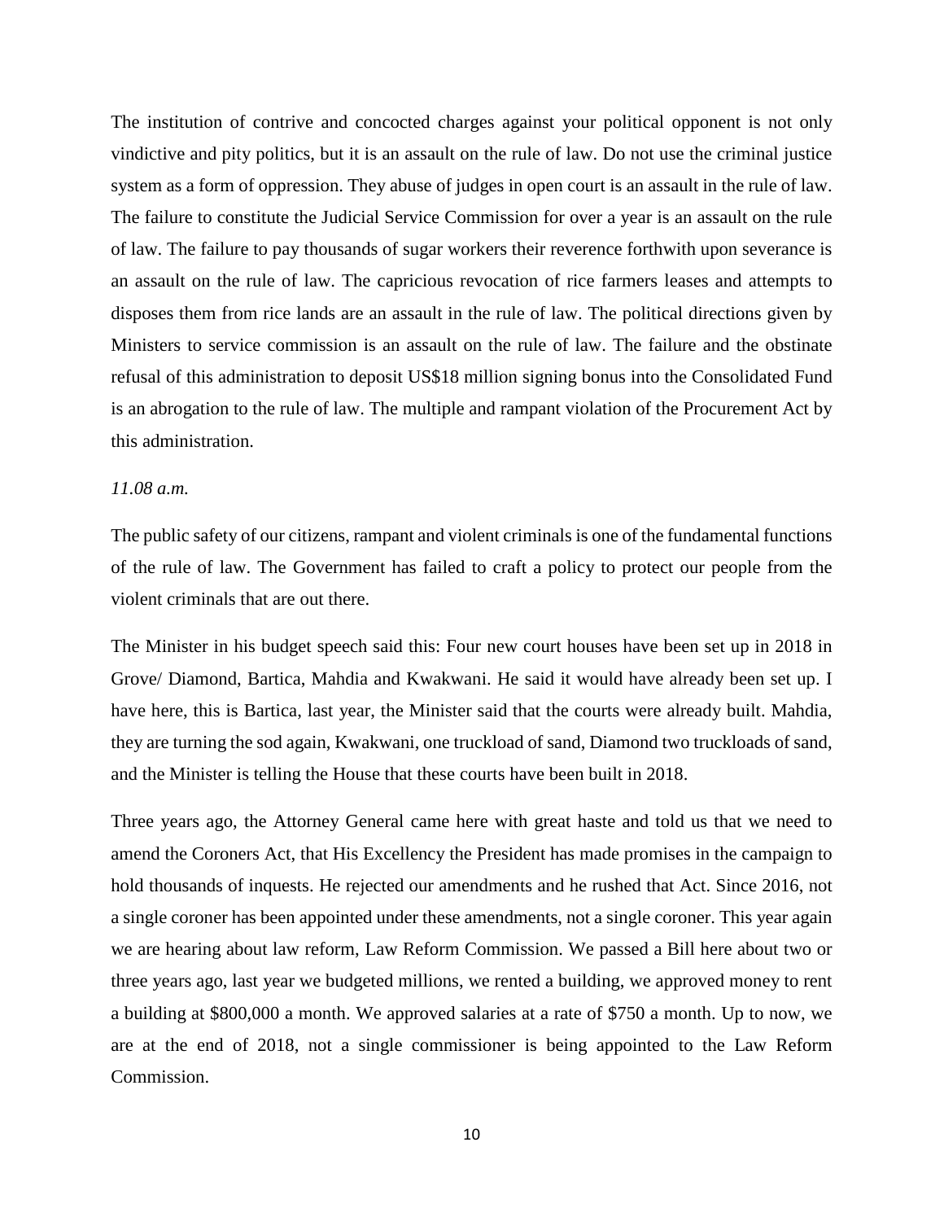The institution of contrive and concocted charges against your political opponent is not only vindictive and pity politics, but it is an assault on the rule of law. Do not use the criminal justice system as a form of oppression. They abuse of judges in open court is an assault in the rule of law. The failure to constitute the Judicial Service Commission for over a year is an assault on the rule of law. The failure to pay thousands of sugar workers their reverence forthwith upon severance is an assault on the rule of law. The capricious revocation of rice farmers leases and attempts to disposes them from rice lands are an assault in the rule of law. The political directions given by Ministers to service commission is an assault on the rule of law. The failure and the obstinate refusal of this administration to deposit US$18 million signing bonus into the Consolidated Fund is an abrogation to the rule of law. The multiple and rampant violation of the Procurement Act by this administration.

*11.08 a.m.*

The public safety of our citizens, rampant and violent criminals is one of the fundamental functions of the rule of law. The Government has failed to craft a policy to protect our people from the violent criminals that are out there.

The Minister in his budget speech said this: Four new court houses have been set up in 2018 in Grove/ Diamond, Bartica, Mahdia and Kwakwani. He said it would have already been set up. I have here, this is Bartica, last year, the Minister said that the courts were already built. Mahdia, they are turning the sod again, Kwakwani, one truckload of sand, Diamond two truckloads of sand, and the Minister is telling the House that these courts have been built in 2018.

Three years ago, the Attorney General came here with great haste and told us that we need to amend the Coroners Act, that His Excellency the President has made promises in the campaign to hold thousands of inquests. He rejected our amendments and he rushed that Act. Since 2016, not a single coroner has been appointed under these amendments, not a single coroner. This year again we are hearing about law reform, Law Reform Commission. We passed a Bill here about two or three years ago, last year we budgeted millions, we rented a building, we approved money to rent a building at $800,000 a month. We approved salaries at a rate of $750 a month. Up to now, we are at the end of 2018, not a single commissioner is being appointed to the Law Reform Commission.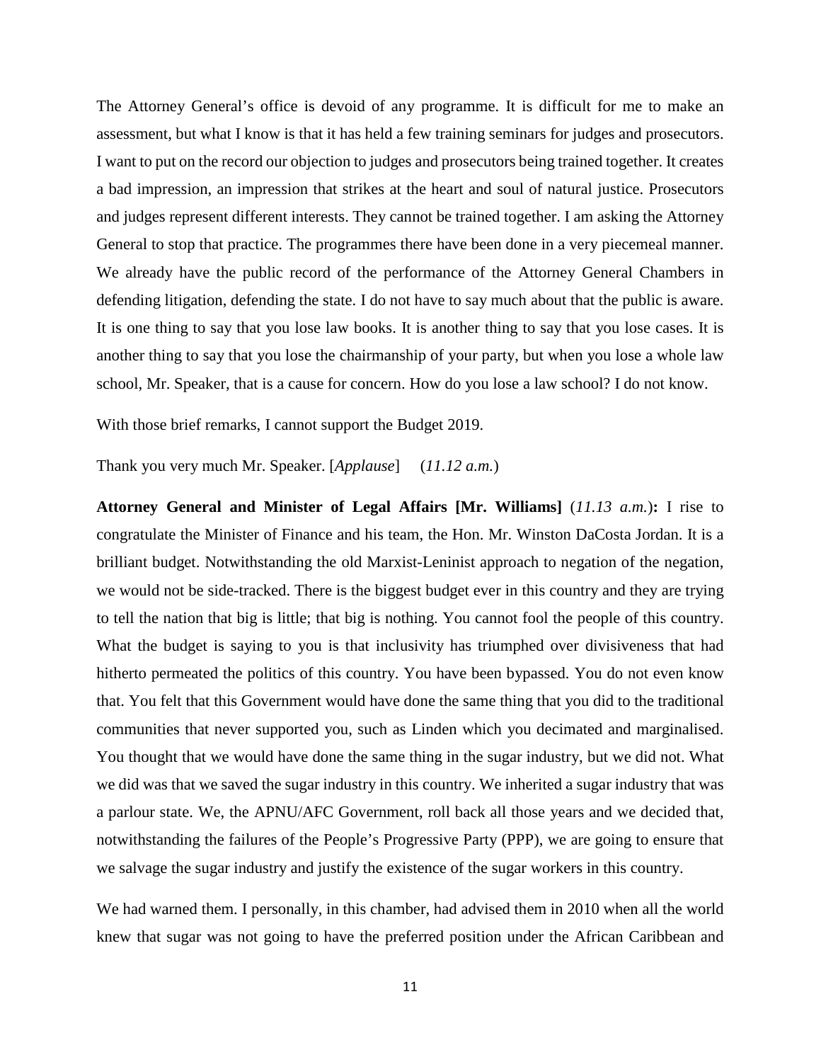The Attorney General's office is devoid of any programme. It is difficult for me to make an assessment, but what I know is that it has held a few training seminars for judges and prosecutors. I want to put on the record our objection to judges and prosecutors being trained together. It creates a bad impression, an impression that strikes at the heart and soul of natural justice. Prosecutors and judges represent different interests. They cannot be trained together. I am asking the Attorney General to stop that practice. The programmes there have been done in a very piecemeal manner. We already have the public record of the performance of the Attorney General Chambers in defending litigation, defending the state. I do not have to say much about that the public is aware. It is one thing to say that you lose law books. It is another thing to say that you lose cases. It is another thing to say that you lose the chairmanship of your party, but when you lose a whole law school, Mr. Speaker, that is a cause for concern. How do you lose a law school? I do not know.

With those brief remarks, I cannot support the Budget 2019.

Thank you very much Mr. Speaker. [*Applause*] (*11.12 a.m.*)

**Attorney General and Minister of Legal Affairs [Mr. Williams]** (*11.13 a.m.*)**:** I rise to congratulate the Minister of Finance and his team, the Hon. Mr. Winston DaCosta Jordan. It is a brilliant budget. Notwithstanding the old Marxist-Leninist approach to negation of the negation, we would not be side-tracked. There is the biggest budget ever in this country and they are trying to tell the nation that big is little; that big is nothing. You cannot fool the people of this country. What the budget is saying to you is that inclusivity has triumphed over divisiveness that had hitherto permeated the politics of this country. You have been bypassed. You do not even know that. You felt that this Government would have done the same thing that you did to the traditional communities that never supported you, such as Linden which you decimated and marginalised. You thought that we would have done the same thing in the sugar industry, but we did not. What we did was that we saved the sugar industry in this country. We inherited a sugar industry that was a parlour state. We, the APNU/AFC Government, roll back all those years and we decided that, notwithstanding the failures of the People's Progressive Party (PPP), we are going to ensure that we salvage the sugar industry and justify the existence of the sugar workers in this country.

We had warned them. I personally, in this chamber, had advised them in 2010 when all the world knew that sugar was not going to have the preferred position under the African Caribbean and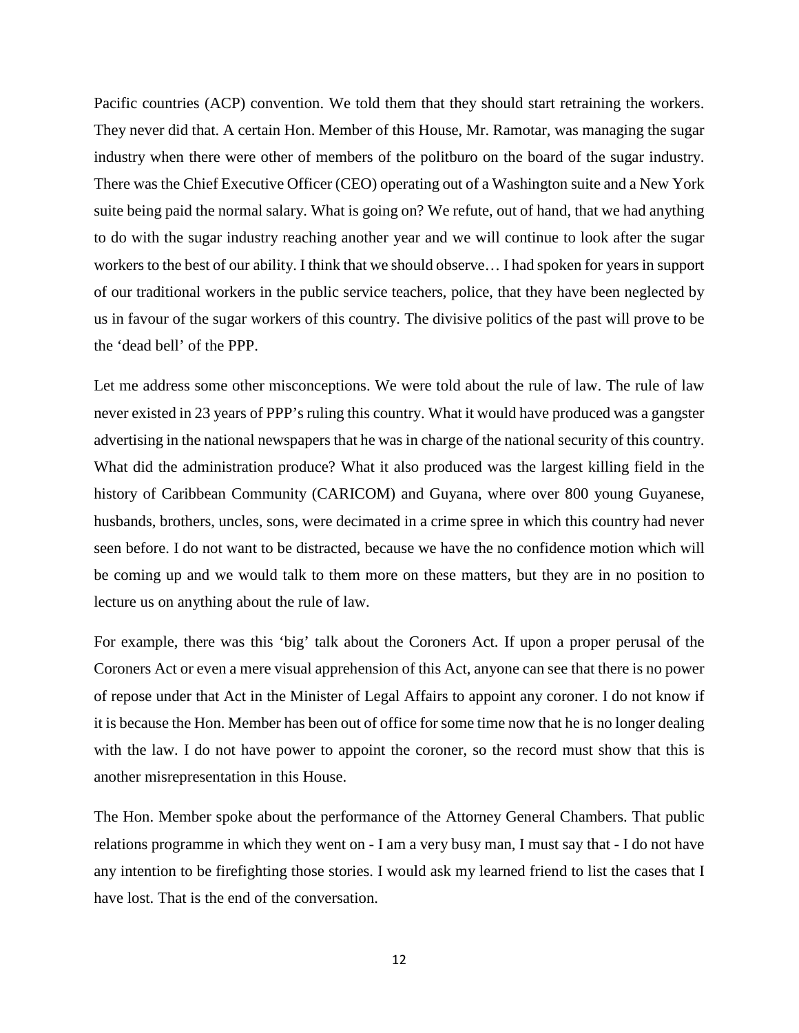Pacific countries (ACP) convention. We told them that they should start retraining the workers. They never did that. A certain Hon. Member of this House, Mr. Ramotar, was managing the sugar industry when there were other of members of the politburo on the board of the sugar industry. There was the Chief Executive Officer (CEO) operating out of a Washington suite and a New York suite being paid the normal salary. What is going on? We refute, out of hand, that we had anything to do with the sugar industry reaching another year and we will continue to look after the sugar workers to the best of our ability. I think that we should observe… I had spoken for years in support of our traditional workers in the public service teachers, police, that they have been neglected by us in favour of the sugar workers of this country. The divisive politics of the past will prove to be the 'dead bell' of the PPP.

Let me address some other misconceptions. We were told about the rule of law. The rule of law never existed in 23 years of PPP's ruling this country. What it would have produced was a gangster advertising in the national newspapers that he was in charge of the national security of this country. What did the administration produce? What it also produced was the largest killing field in the history of Caribbean Community (CARICOM) and Guyana, where over 800 young Guyanese, husbands, brothers, uncles, sons, were decimated in a crime spree in which this country had never seen before. I do not want to be distracted, because we have the no confidence motion which will be coming up and we would talk to them more on these matters, but they are in no position to lecture us on anything about the rule of law.

For example, there was this 'big' talk about the Coroners Act. If upon a proper perusal of the Coroners Act or even a mere visual apprehension of this Act, anyone can see that there is no power of repose under that Act in the Minister of Legal Affairs to appoint any coroner. I do not know if it is because the Hon. Member has been out of office for some time now that he is no longer dealing with the law. I do not have power to appoint the coroner, so the record must show that this is another misrepresentation in this House.

The Hon. Member spoke about the performance of the Attorney General Chambers. That public relations programme in which they went on - I am a very busy man, I must say that - I do not have any intention to be firefighting those stories. I would ask my learned friend to list the cases that I have lost. That is the end of the conversation.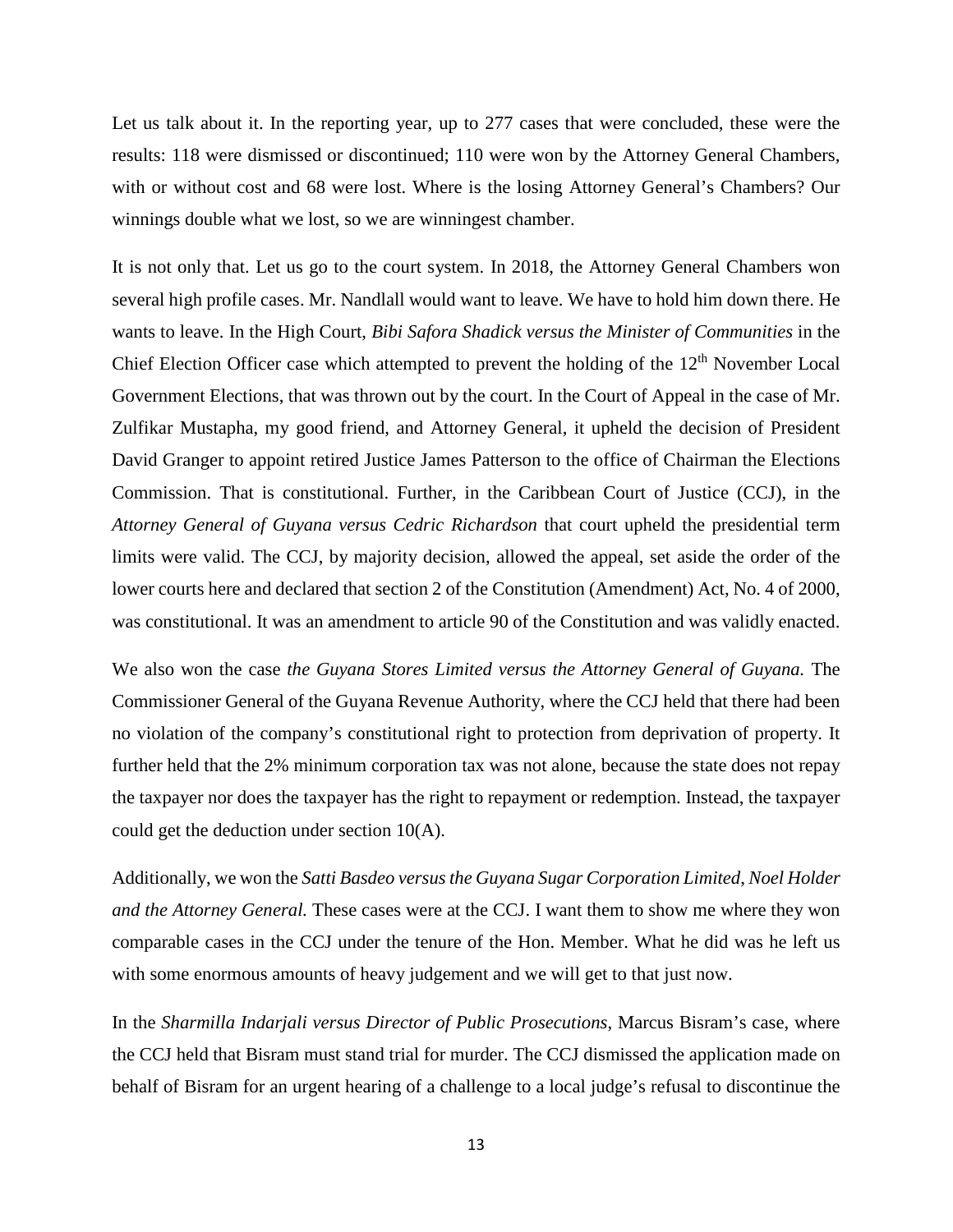Let us talk about it. In the reporting year, up to 277 cases that were concluded, these were the results: 118 were dismissed or discontinued; 110 were won by the Attorney General Chambers, with or without cost and 68 were lost. Where is the losing Attorney General's Chambers? Our winnings double what we lost, so we are winningest chamber.

It is not only that. Let us go to the court system. In 2018, the Attorney General Chambers won several high profile cases. Mr. Nandlall would want to leave. We have to hold him down there. He wants to leave. In the High Court, *Bibi Safora Shadick versus the Minister of Communities* in the Chief Election Officer case which attempted to prevent the holding of the 12th November Local Government Elections, that was thrown out by the court. In the Court of Appeal in the case of Mr. Zulfikar Mustapha, my good friend, and Attorney General, it upheld the decision of President David Granger to appoint retired Justice James Patterson to the office of Chairman the Elections Commission. That is constitutional. Further, in the Caribbean Court of Justice (CCJ), in the *Attorney General of Guyana versus Cedric Richardson* that court upheld the presidential term limits were valid. The CCJ, by majority decision, allowed the appeal, set aside the order of the lower courts here and declared that section 2 of the Constitution (Amendment) Act, No. 4 of 2000, was constitutional. It was an amendment to article 90 of the Constitution and was validly enacted.

We also won the case *the Guyana Stores Limited versus the Attorney General of Guyana.* The Commissioner General of the Guyana Revenue Authority, where the CCJ held that there had been no violation of the company's constitutional right to protection from deprivation of property. It further held that the 2% minimum corporation tax was not alone, because the state does not repay the taxpayer nor does the taxpayer has the right to repayment or redemption. Instead, the taxpayer could get the deduction under section 10(A).

Additionally, we won the *Satti Basdeo versus the Guyana Sugar Corporation Limited, Noel Holder and the Attorney General.* These cases were at the CCJ. I want them to show me where they won comparable cases in the CCJ under the tenure of the Hon. Member. What he did was he left us with some enormous amounts of heavy judgement and we will get to that just now.

In the *Sharmilla Indarjali versus Director of Public Prosecutions*, Marcus Bisram's case, where the CCJ held that Bisram must stand trial for murder. The CCJ dismissed the application made on behalf of Bisram for an urgent hearing of a challenge to a local judge's refusal to discontinue the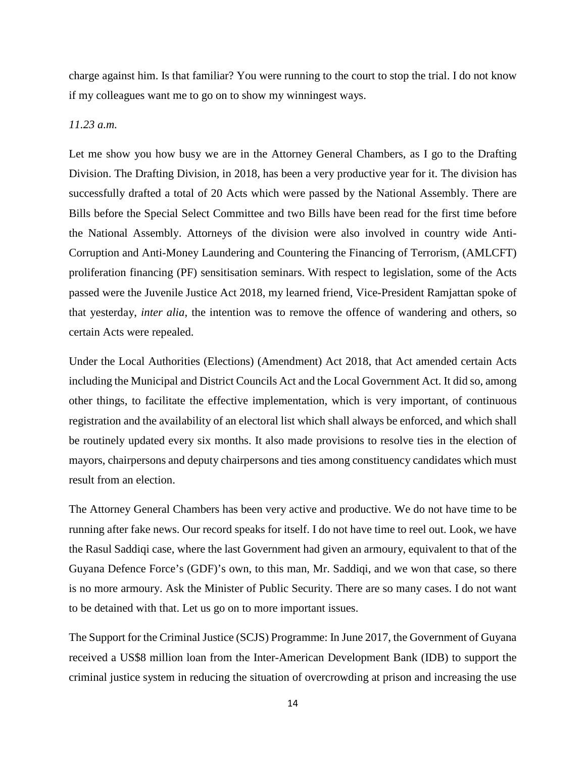charge against him. Is that familiar? You were running to the court to stop the trial. I do not know if my colleagues want me to go on to show my winningest ways.

*11.23 a.m.*

Let me show you how busy we are in the Attorney General Chambers, as I go to the Drafting Division. The Drafting Division, in 2018, has been a very productive year for it. The division has successfully drafted a total of 20 Acts which were passed by the National Assembly. There are Bills before the Special Select Committee and two Bills have been read for the first time before the National Assembly. Attorneys of the division were also involved in country wide Anti-Corruption and Anti-Money Laundering and Countering the Financing of Terrorism, (AMLCFT) proliferation financing (PF) sensitisation seminars. With respect to legislation, some of the Acts passed were the Juvenile Justice Act 2018, my learned friend, Vice-President Ramjattan spoke of that yesterday, *inter alia*, the intention was to remove the offence of wandering and others, so certain Acts were repealed.

Under the Local Authorities (Elections) (Amendment) Act 2018, that Act amended certain Acts including the Municipal and District Councils Act and the Local Government Act. It did so, among other things, to facilitate the effective implementation, which is very important, of continuous registration and the availability of an electoral list which shall always be enforced, and which shall be routinely updated every six months. It also made provisions to resolve ties in the election of mayors, chairpersons and deputy chairpersons and ties among constituency candidates which must result from an election.

The Attorney General Chambers has been very active and productive. We do not have time to be running after fake news. Our record speaks for itself. I do not have time to reel out. Look, we have the Rasul Saddiqi case, where the last Government had given an armoury, equivalent to that of the Guyana Defence Force's (GDF)'s own, to this man, Mr. Saddiqi, and we won that case, so there is no more armoury. Ask the Minister of Public Security. There are so many cases. I do not want to be detained with that. Let us go on to more important issues.

The Support for the Criminal Justice (SCJS) Programme: In June 2017, the Government of Guyana received a US$8 million loan from the Inter-American Development Bank (IDB) to support the criminal justice system in reducing the situation of overcrowding at prison and increasing the use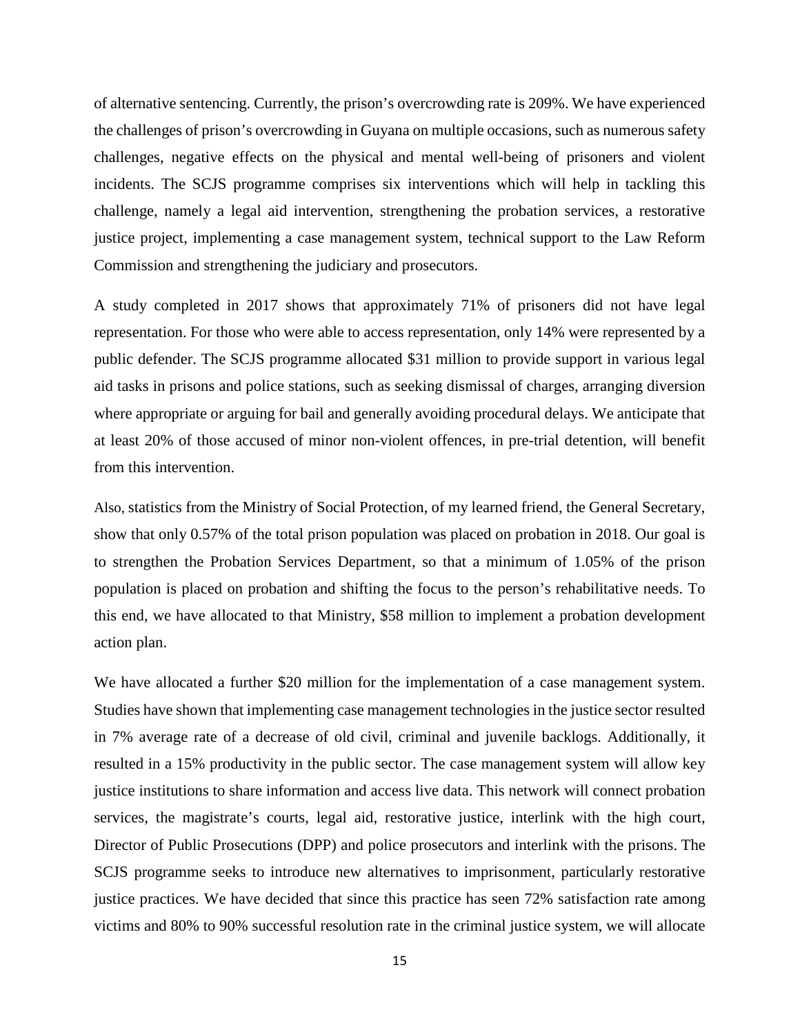of alternative sentencing. Currently, the prison's overcrowding rate is 209%. We have experienced the challenges of prison's overcrowding in Guyana on multiple occasions, such as numerous safety challenges, negative effects on the physical and mental well-being of prisoners and violent incidents. The SCJS programme comprises six interventions which will help in tackling this challenge, namely a legal aid intervention, strengthening the probation services, a restorative justice project, implementing a case management system, technical support to the Law Reform Commission and strengthening the judiciary and prosecutors.

A study completed in 2017 shows that approximately 71% of prisoners did not have legal representation. For those who were able to access representation, only 14% were represented by a public defender. The SCJS programme allocated $31 million to provide support in various legal aid tasks in prisons and police stations, such as seeking dismissal of charges, arranging diversion where appropriate or arguing for bail and generally avoiding procedural delays. We anticipate that at least 20% of those accused of minor non-violent offences, in pre-trial detention, will benefit from this intervention.

Also, statistics from the Ministry of Social Protection, of my learned friend, the General Secretary, show that only 0.57% of the total prison population was placed on probation in 2018. Our goal is to strengthen the Probation Services Department, so that a minimum of 1.05% of the prison population is placed on probation and shifting the focus to the person's rehabilitative needs. To this end, we have allocated to that Ministry, $58 million to implement a probation development action plan.

We have allocated a further $20 million for the implementation of a case management system. Studies have shown that implementing case management technologies in the justice sector resulted in 7% average rate of a decrease of old civil, criminal and juvenile backlogs. Additionally, it resulted in a 15% productivity in the public sector. The case management system will allow key justice institutions to share information and access live data. This network will connect probation services, the magistrate's courts, legal aid, restorative justice, interlink with the high court, Director of Public Prosecutions (DPP) and police prosecutors and interlink with the prisons. The SCJS programme seeks to introduce new alternatives to imprisonment, particularly restorative justice practices. We have decided that since this practice has seen 72% satisfaction rate among victims and 80% to 90% successful resolution rate in the criminal justice system, we will allocate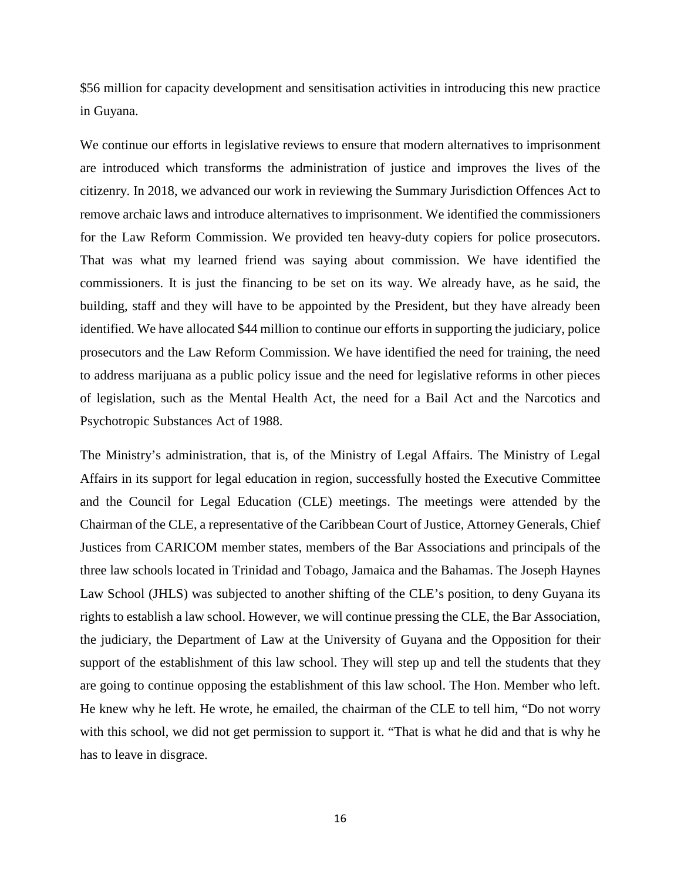$56 million for capacity development and sensitisation activities in introducing this new practice in Guyana.

We continue our efforts in legislative reviews to ensure that modern alternatives to imprisonment are introduced which transforms the administration of justice and improves the lives of the citizenry. In 2018, we advanced our work in reviewing the Summary Jurisdiction Offences Act to remove archaic laws and introduce alternatives to imprisonment. We identified the commissioners for the Law Reform Commission. We provided ten heavy-duty copiers for police prosecutors. That was what my learned friend was saying about commission. We have identified the commissioners. It is just the financing to be set on its way. We already have, as he said, the building, staff and they will have to be appointed by the President, but they have already been identified. We have allocated $44 million to continue our efforts in supporting the judiciary, police prosecutors and the Law Reform Commission. We have identified the need for training, the need to address marijuana as a public policy issue and the need for legislative reforms in other pieces of legislation, such as the Mental Health Act, the need for a Bail Act and the Narcotics and Psychotropic Substances Act of 1988.

The Ministry's administration, that is, of the Ministry of Legal Affairs. The Ministry of Legal Affairs in its support for legal education in region, successfully hosted the Executive Committee and the Council for Legal Education (CLE) meetings. The meetings were attended by the Chairman of the CLE, a representative of the Caribbean Court of Justice, Attorney Generals, Chief Justices from CARICOM member states, members of the Bar Associations and principals of the three law schools located in Trinidad and Tobago, Jamaica and the Bahamas. The Joseph Haynes Law School (JHLS) was subjected to another shifting of the CLE's position, to deny Guyana its rights to establish a law school. However, we will continue pressing the CLE, the Bar Association, the judiciary, the Department of Law at the University of Guyana and the Opposition for their support of the establishment of this law school. They will step up and tell the students that they are going to continue opposing the establishment of this law school. The Hon. Member who left. He knew why he left. He wrote, he emailed, the chairman of the CLE to tell him, "Do not worry with this school, we did not get permission to support it. "That is what he did and that is why he has to leave in disgrace.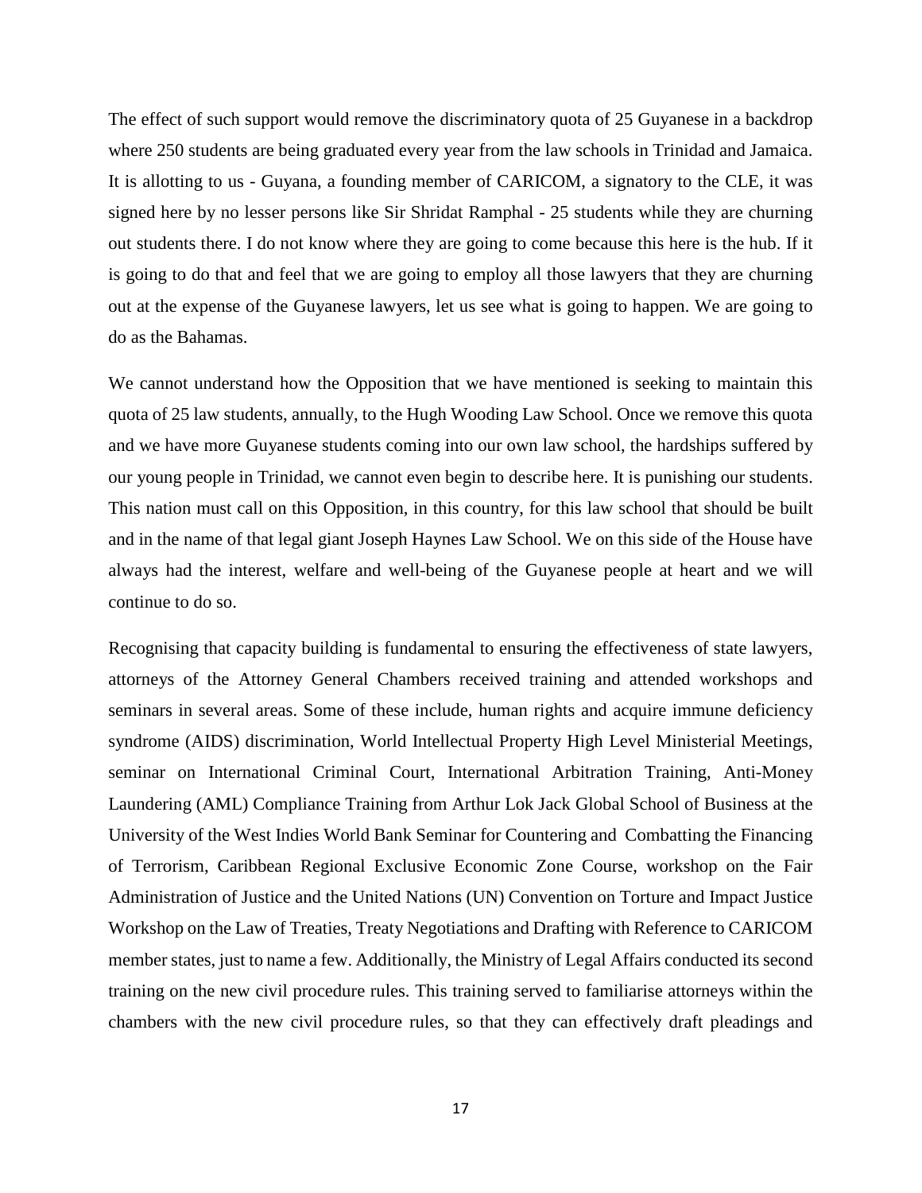The effect of such support would remove the discriminatory quota of 25 Guyanese in a backdrop where 250 students are being graduated every year from the law schools in Trinidad and Jamaica. It is allotting to us - Guyana, a founding member of CARICOM, a signatory to the CLE, it was signed here by no lesser persons like Sir Shridat Ramphal - 25 students while they are churning out students there. I do not know where they are going to come because this here is the hub. If it is going to do that and feel that we are going to employ all those lawyers that they are churning out at the expense of the Guyanese lawyers, let us see what is going to happen. We are going to do as the Bahamas.

We cannot understand how the Opposition that we have mentioned is seeking to maintain this quota of 25 law students, annually, to the Hugh Wooding Law School. Once we remove this quota and we have more Guyanese students coming into our own law school, the hardships suffered by our young people in Trinidad, we cannot even begin to describe here. It is punishing our students. This nation must call on this Opposition, in this country, for this law school that should be built and in the name of that legal giant Joseph Haynes Law School. We on this side of the House have always had the interest, welfare and well-being of the Guyanese people at heart and we will continue to do so.

Recognising that capacity building is fundamental to ensuring the effectiveness of state lawyers, attorneys of the Attorney General Chambers received training and attended workshops and seminars in several areas. Some of these include, human rights and acquire immune deficiency syndrome (AIDS) discrimination, World Intellectual Property High Level Ministerial Meetings, seminar on International Criminal Court, International Arbitration Training, Anti-Money Laundering (AML) Compliance Training from Arthur Lok Jack Global School of Business at the University of the West Indies World Bank Seminar for Countering and Combatting the Financing of Terrorism, Caribbean Regional Exclusive Economic Zone Course, workshop on the Fair Administration of Justice and the United Nations (UN) Convention on Torture and Impact Justice Workshop on the Law of Treaties, Treaty Negotiations and Drafting with Reference to CARICOM member states, just to name a few. Additionally, the Ministry of Legal Affairs conducted its second training on the new civil procedure rules. This training served to familiarise attorneys within the chambers with the new civil procedure rules, so that they can effectively draft pleadings and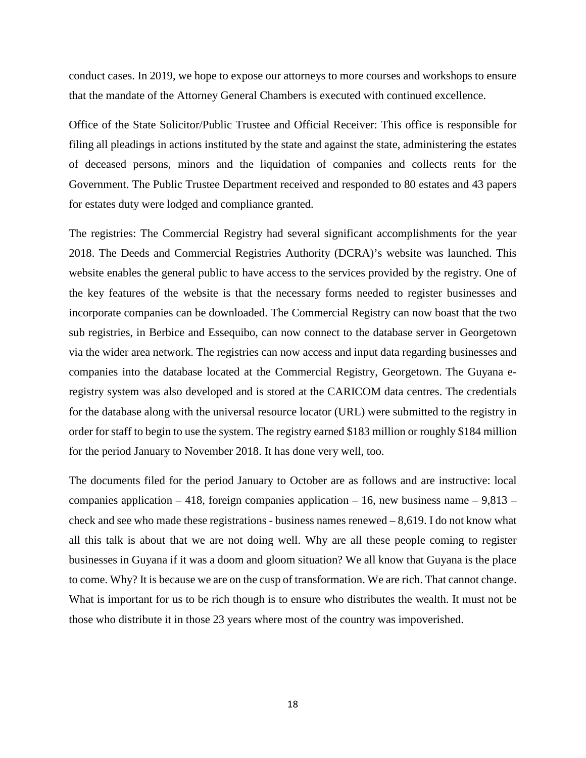conduct cases. In 2019, we hope to expose our attorneys to more courses and workshops to ensure that the mandate of the Attorney General Chambers is executed with continued excellence.

Office of the State Solicitor/Public Trustee and Official Receiver: This office is responsible for filing all pleadings in actions instituted by the state and against the state, administering the estates of deceased persons, minors and the liquidation of companies and collects rents for the Government. The Public Trustee Department received and responded to 80 estates and 43 papers for estates duty were lodged and compliance granted.

The registries: The Commercial Registry had several significant accomplishments for the year 2018. The Deeds and Commercial Registries Authority (DCRA)'s website was launched. This website enables the general public to have access to the services provided by the registry. One of the key features of the website is that the necessary forms needed to register businesses and incorporate companies can be downloaded. The Commercial Registry can now boast that the two sub registries, in Berbice and Essequibo, can now connect to the database server in Georgetown via the wider area network. The registries can now access and input data regarding businesses and companies into the database located at the Commercial Registry, Georgetown. The Guyana e-registry system was also developed and is stored at the CARICOM data centres. The credentials for the database along with the universal resource locator (URL) were submitted to the registry in order for staff to begin to use the system. The registry earned $183 million or roughly $184 million for the period January to November 2018. It has done very well, too.

The documents filed for the period January to October are as follows and are instructive: local companies application – 418, foreign companies application – 16, new business name – 9,813 – check and see who made these registrations - business names renewed – 8,619. I do not know what all this talk is about that we are not doing well. Why are all these people coming to register businesses in Guyana if it was a doom and gloom situation? We all know that Guyana is the place to come. Why? It is because we are on the cusp of transformation. We are rich. That cannot change. What is important for us to be rich though is to ensure who distributes the wealth. It must not be those who distribute it in those 23 years where most of the country was impoverished.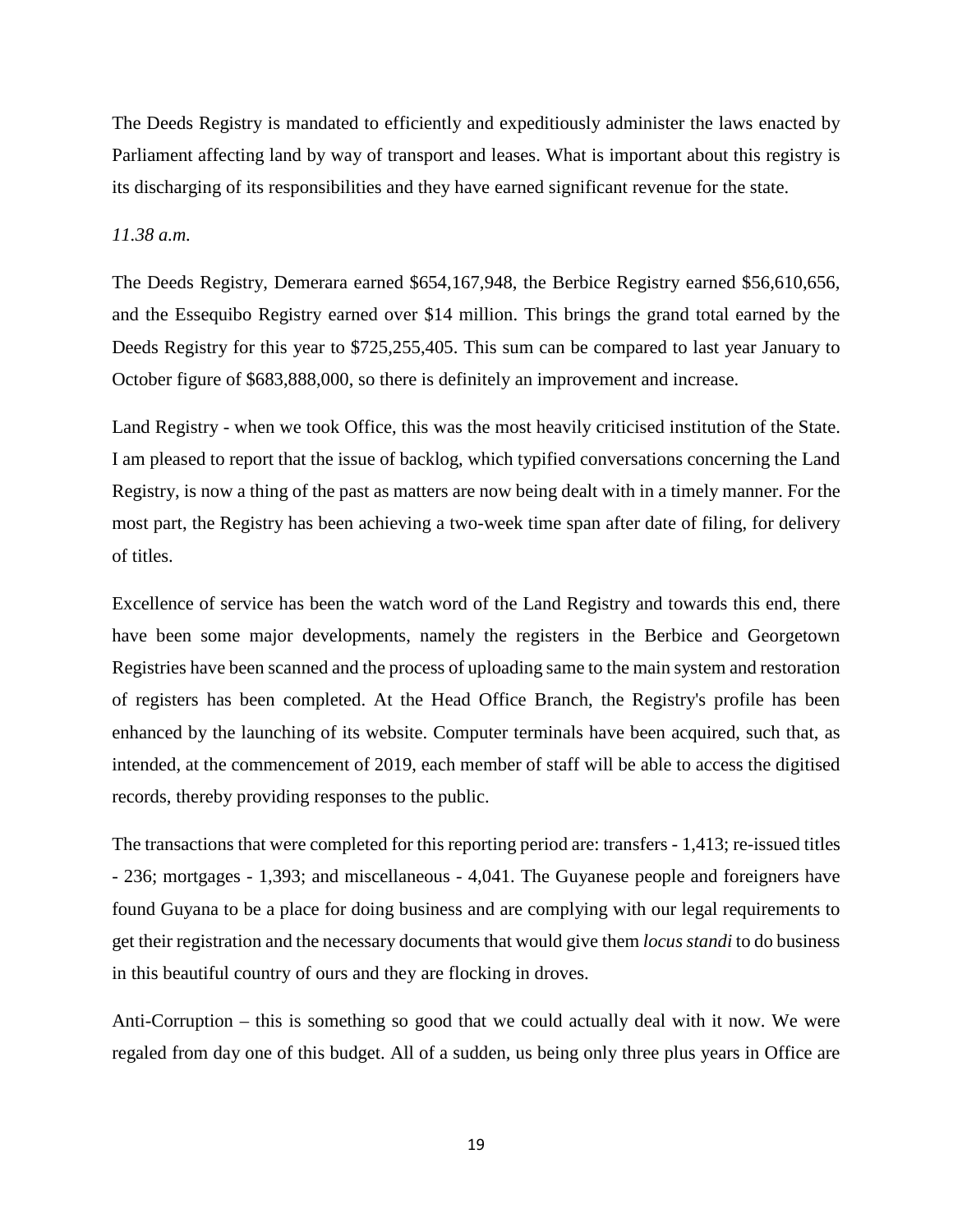The Deeds Registry is mandated to efficiently and expeditiously administer the laws enacted by Parliament affecting land by way of transport and leases. What is important about this registry is its discharging of its responsibilities and they have earned significant revenue for the state.

*11.38 a.m.*

The Deeds Registry, Demerara earned $654,167,948, the Berbice Registry earned $56,610,656, and the Essequibo Registry earned over $14 million. This brings the grand total earned by the Deeds Registry for this year to $725,255,405. This sum can be compared to last year January to October figure of $683,888,000, so there is definitely an improvement and increase.

Land Registry - when we took Office, this was the most heavily criticised institution of the State. I am pleased to report that the issue of backlog, which typified conversations concerning the Land Registry, is now a thing of the past as matters are now being dealt with in a timely manner. For the most part, the Registry has been achieving a two-week time span after date of filing, for delivery of titles.

Excellence of service has been the watch word of the Land Registry and towards this end, there have been some major developments, namely the registers in the Berbice and Georgetown Registries have been scanned and the process of uploading same to the main system and restoration of registers has been completed. At the Head Office Branch, the Registry's profile has been enhanced by the launching of its website. Computer terminals have been acquired, such that, as intended, at the commencement of 2019, each member of staff will be able to access the digitised records, thereby providing responses to the public.

The transactions that were completed for this reporting period are: transfers - 1,413; re-issued titles - 236; mortgages - 1,393; and miscellaneous - 4,041. The Guyanese people and foreigners have found Guyana to be a place for doing business and are complying with our legal requirements to get their registration and the necessary documents that would give them *locus standi* to do business in this beautiful country of ours and they are flocking in droves.

Anti-Corruption – this is something so good that we could actually deal with it now. We were regaled from day one of this budget. All of a sudden, us being only three plus years in Office are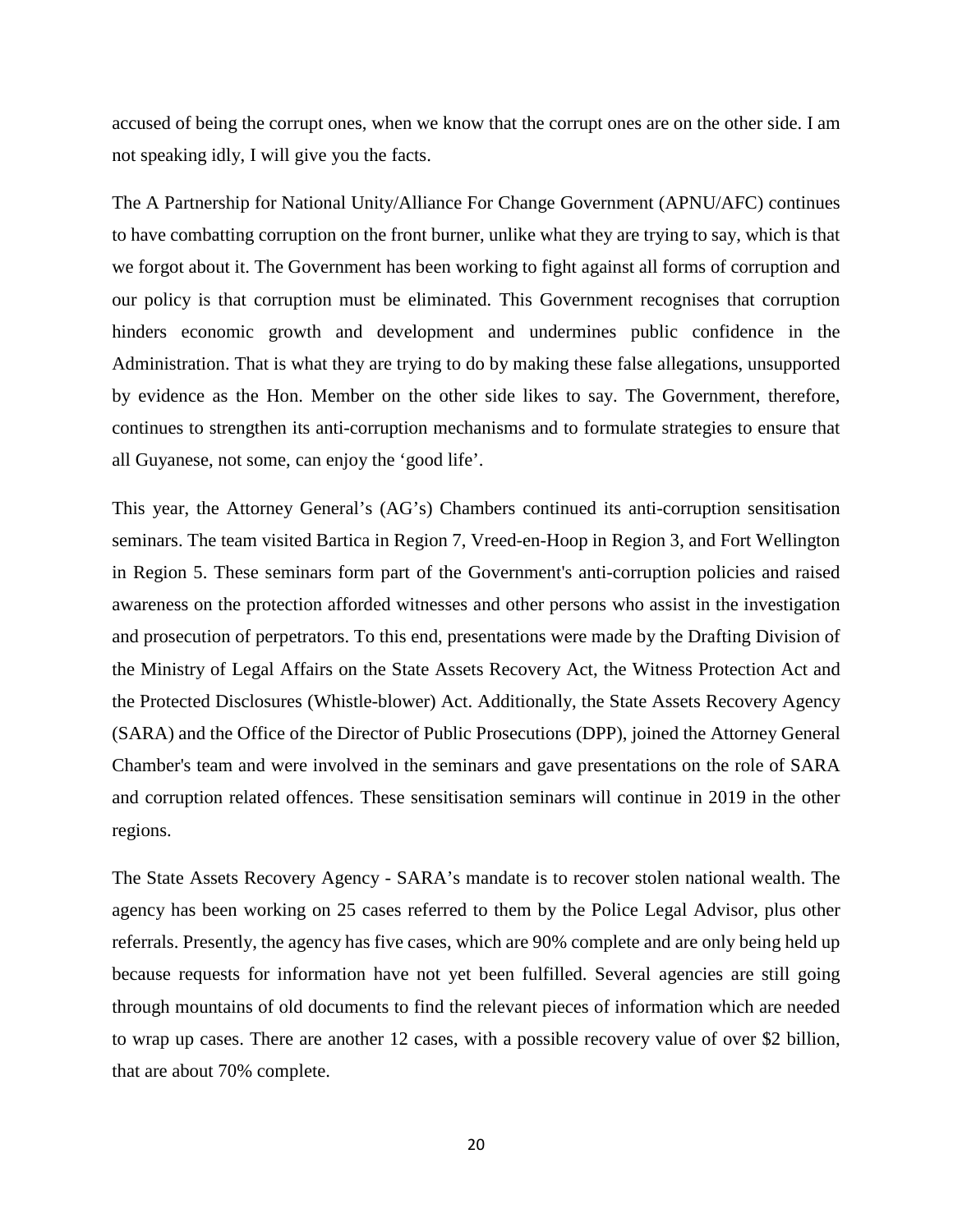accused of being the corrupt ones, when we know that the corrupt ones are on the other side. I am not speaking idly, I will give you the facts.

The A Partnership for National Unity/Alliance For Change Government (APNU/AFC) continues to have combatting corruption on the front burner, unlike what they are trying to say, which is that we forgot about it. The Government has been working to fight against all forms of corruption and our policy is that corruption must be eliminated. This Government recognises that corruption hinders economic growth and development and undermines public confidence in the Administration. That is what they are trying to do by making these false allegations, unsupported by evidence as the Hon. Member on the other side likes to say. The Government, therefore, continues to strengthen its anti-corruption mechanisms and to formulate strategies to ensure that all Guyanese, not some, can enjoy the 'good life'.

This year, the Attorney General's (AG's) Chambers continued its anti-corruption sensitisation seminars. The team visited Bartica in Region 7, Vreed-en-Hoop in Region 3, and Fort Wellington in Region 5. These seminars form part of the Government's anti-corruption policies and raised awareness on the protection afforded witnesses and other persons who assist in the investigation and prosecution of perpetrators. To this end, presentations were made by the Drafting Division of the Ministry of Legal Affairs on the State Assets Recovery Act, the Witness Protection Act and the Protected Disclosures (Whistle-blower) Act. Additionally, the State Assets Recovery Agency (SARA) and the Office of the Director of Public Prosecutions (DPP), joined the Attorney General Chamber's team and were involved in the seminars and gave presentations on the role of SARA and corruption related offences. These sensitisation seminars will continue in 2019 in the other regions.

The State Assets Recovery Agency - SARA's mandate is to recover stolen national wealth. The agency has been working on 25 cases referred to them by the Police Legal Advisor, plus other referrals. Presently, the agency has five cases, which are 90% complete and are only being held up because requests for information have not yet been fulfilled. Several agencies are still going through mountains of old documents to find the relevant pieces of information which are needed to wrap up cases. There are another 12 cases, with a possible recovery value of over $2 billion, that are about 70% complete.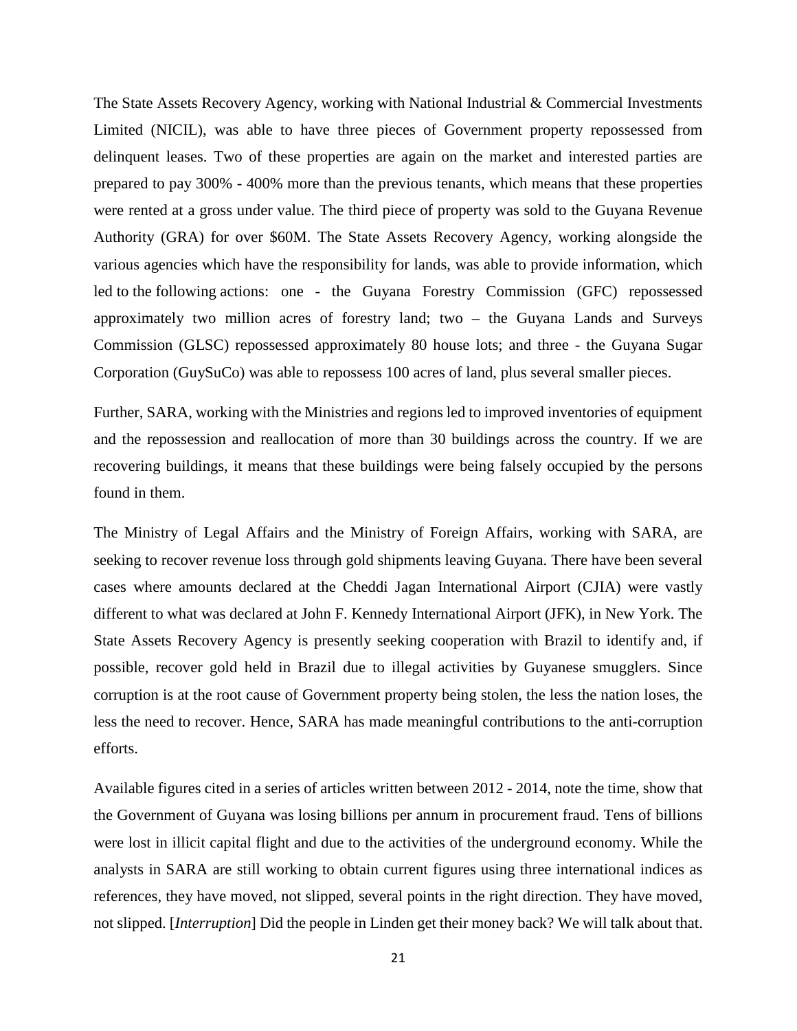The State Assets Recovery Agency, working with National Industrial & Commercial Investments Limited (NICIL), was able to have three pieces of Government property repossessed from delinquent leases. Two of these properties are again on the market and interested parties are prepared to pay 300% - 400% more than the previous tenants, which means that these properties were rented at a gross under value. The third piece of property was sold to the Guyana Revenue Authority (GRA) for over $60M. The State Assets Recovery Agency, working alongside the various agencies which have the responsibility for lands, was able to provide information, which led to the following actions: one - the Guyana Forestry Commission (GFC) repossessed approximately two million acres of forestry land; two – the Guyana Lands and Surveys Commission (GLSC) repossessed approximately 80 house lots; and three - the Guyana Sugar Corporation (GuySuCo) was able to repossess 100 acres of land, plus several smaller pieces.

Further, SARA, working with the Ministries and regions led to improved inventories of equipment and the repossession and reallocation of more than 30 buildings across the country. If we are recovering buildings, it means that these buildings were being falsely occupied by the persons found in them.

The Ministry of Legal Affairs and the Ministry of Foreign Affairs, working with SARA, are seeking to recover revenue loss through gold shipments leaving Guyana. There have been several cases where amounts declared at the Cheddi Jagan International Airport (CJIA) were vastly different to what was declared at John F. Kennedy International Airport (JFK), in New York. The State Assets Recovery Agency is presently seeking cooperation with Brazil to identify and, if possible, recover gold held in Brazil due to illegal activities by Guyanese smugglers. Since corruption is at the root cause of Government property being stolen, the less the nation loses, the less the need to recover. Hence, SARA has made meaningful contributions to the anti-corruption efforts.

Available figures cited in a series of articles written between 2012 - 2014, note the time, show that the Government of Guyana was losing billions per annum in procurement fraud. Tens of billions were lost in illicit capital flight and due to the activities of the underground economy. While the analysts in SARA are still working to obtain current figures using three international indices as references, they have moved, not slipped, several points in the right direction. They have moved, not slipped. [*Interruption*] Did the people in Linden get their money back? We will talk about that.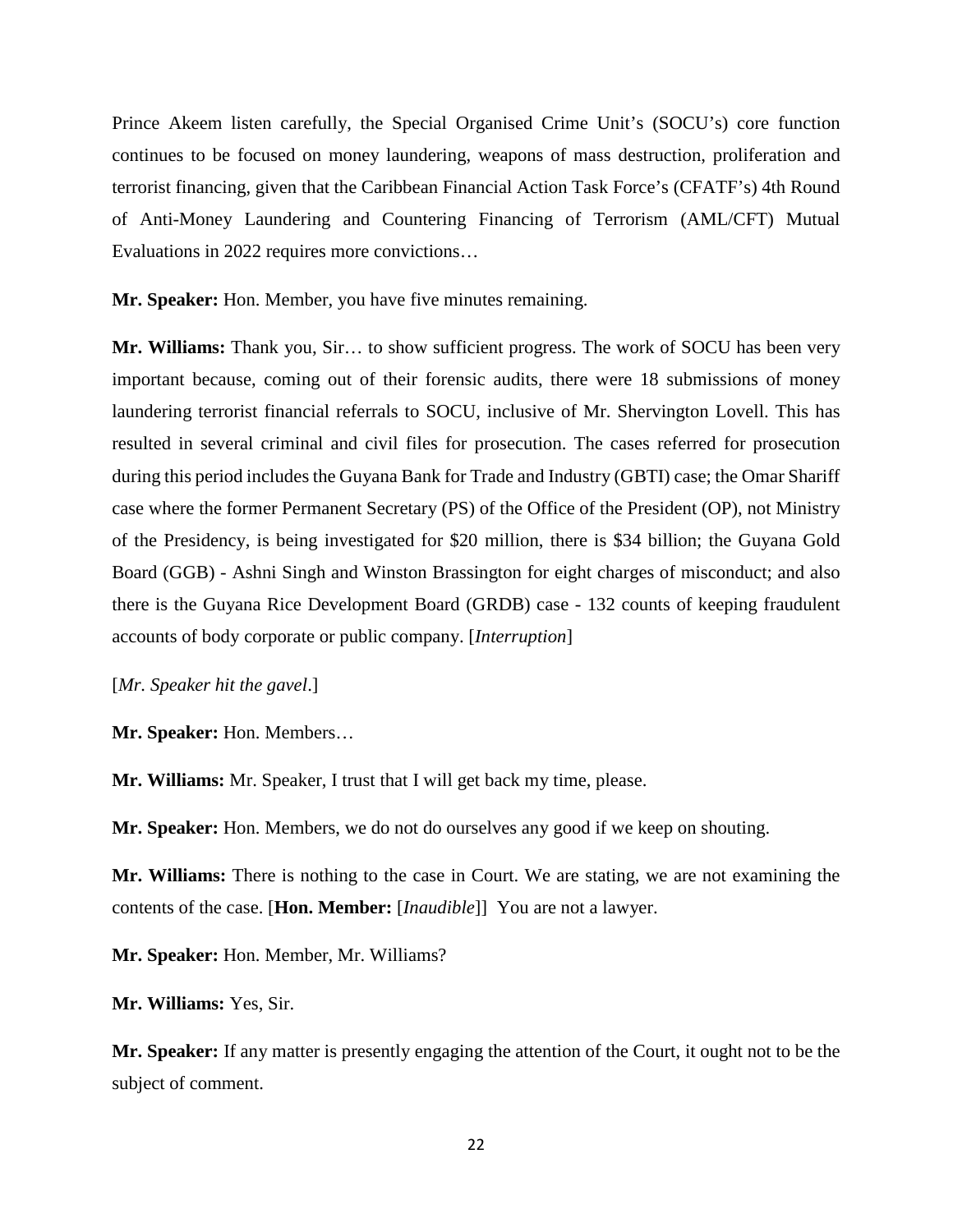Prince Akeem listen carefully, the Special Organised Crime Unit's (SOCU's) core function continues to be focused on money laundering, weapons of mass destruction, proliferation and terrorist financing, given that the Caribbean Financial Action Task Force's (CFATF's) 4th Round of Anti-Money Laundering and Countering Financing of Terrorism (AML/CFT) Mutual Evaluations in 2022 requires more convictions…

**Mr. Speaker:** Hon. Member, you have five minutes remaining.

**Mr. Williams:** Thank you, Sir… to show sufficient progress. The work of SOCU has been very important because, coming out of their forensic audits, there were 18 submissions of money laundering terrorist financial referrals to SOCU, inclusive of Mr. Shervington Lovell. This has resulted in several criminal and civil files for prosecution. The cases referred for prosecution during this period includes the Guyana Bank for Trade and Industry (GBTI) case; the Omar Shariff case where the former Permanent Secretary (PS) of the Office of the President (OP), not Ministry of the Presidency, is being investigated for $20 million, there is $34 billion; the Guyana Gold Board (GGB) - Ashni Singh and Winston Brassington for eight charges of misconduct; and also there is the Guyana Rice Development Board (GRDB) case - 132 counts of keeping fraudulent accounts of body corporate or public company. [*Interruption*]

[*Mr. Speaker hit the gavel*.]

**Mr. Speaker:** Hon. Members…

**Mr. Williams:** Mr. Speaker, I trust that I will get back my time, please.

**Mr. Speaker:** Hon. Members, we do not do ourselves any good if we keep on shouting.

**Mr. Williams:** There is nothing to the case in Court. We are stating, we are not examining the contents of the case. [**Hon. Member:** [*Inaudible*]] You are not a lawyer.

**Mr. Speaker:** Hon. Member, Mr. Williams?

**Mr. Williams:** Yes, Sir.

**Mr. Speaker:** If any matter is presently engaging the attention of the Court, it ought not to be the subject of comment.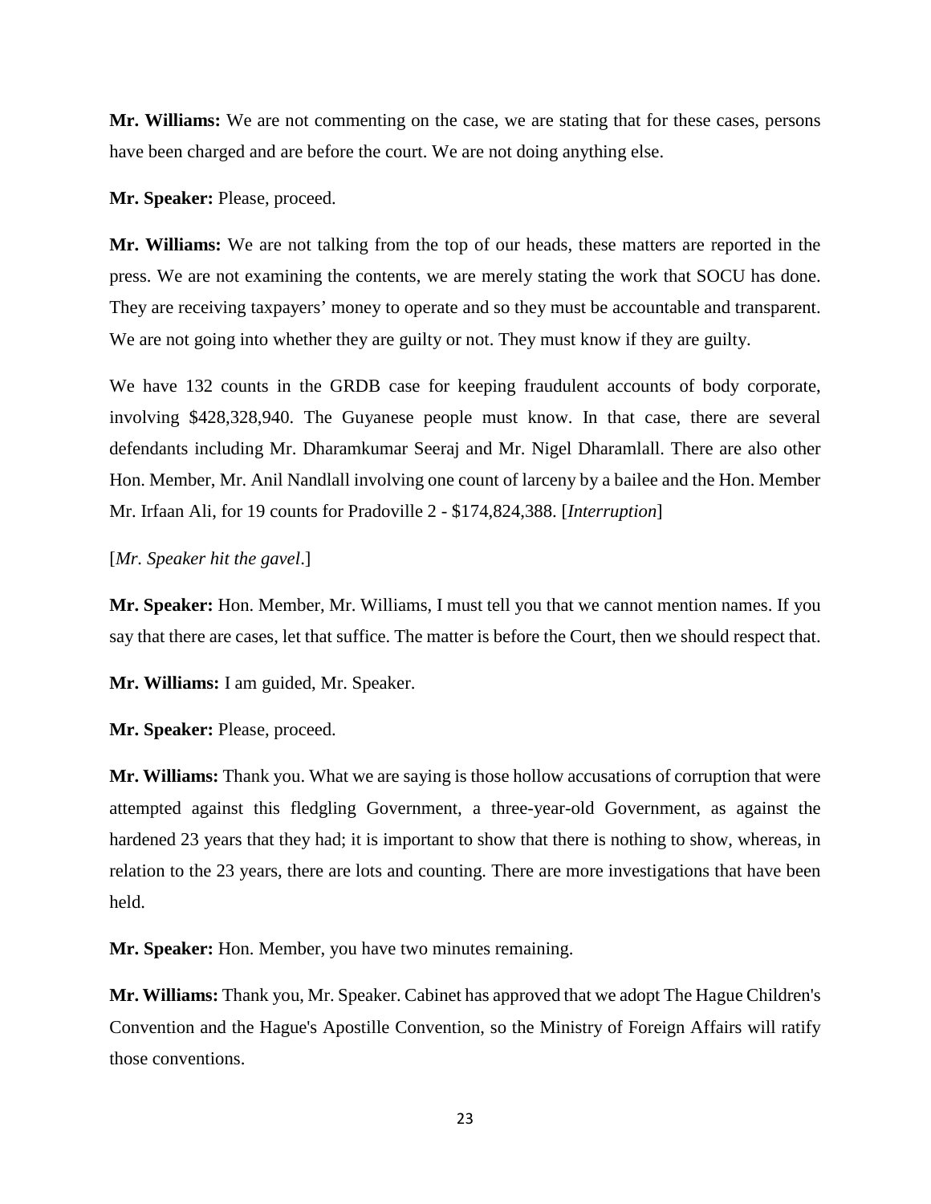**Mr. Williams:** We are not commenting on the case, we are stating that for these cases, persons have been charged and are before the court. We are not doing anything else.

**Mr. Speaker:** Please, proceed.

**Mr. Williams:** We are not talking from the top of our heads, these matters are reported in the press. We are not examining the contents, we are merely stating the work that SOCU has done. They are receiving taxpayers' money to operate and so they must be accountable and transparent. We are not going into whether they are guilty or not. They must know if they are guilty.

We have 132 counts in the GRDB case for keeping fraudulent accounts of body corporate, involving $428,328,940. The Guyanese people must know. In that case, there are several defendants including Mr. Dharamkumar Seeraj and Mr. Nigel Dharamlall. There are also other Hon. Member, Mr. Anil Nandlall involving one count of larceny by a bailee and the Hon. Member Mr. Irfaan Ali, for 19 counts for Pradoville 2 - $174,824,388. [*Interruption*]

[*Mr. Speaker hit the gavel*.]

**Mr. Speaker:** Hon. Member, Mr. Williams, I must tell you that we cannot mention names. If you say that there are cases, let that suffice. The matter is before the Court, then we should respect that.

**Mr. Williams:** I am guided, Mr. Speaker.

**Mr. Speaker:** Please, proceed.

**Mr. Williams:** Thank you. What we are saying is those hollow accusations of corruption that were attempted against this fledgling Government, a three-year-old Government, as against the hardened 23 years that they had; it is important to show that there is nothing to show, whereas, in relation to the 23 years, there are lots and counting. There are more investigations that have been held.

**Mr. Speaker:** Hon. Member, you have two minutes remaining.

**Mr. Williams:** Thank you, Mr. Speaker. Cabinet has approved that we adopt The Hague Children's Convention and the Hague's Apostille Convention, so the Ministry of Foreign Affairs will ratify those conventions.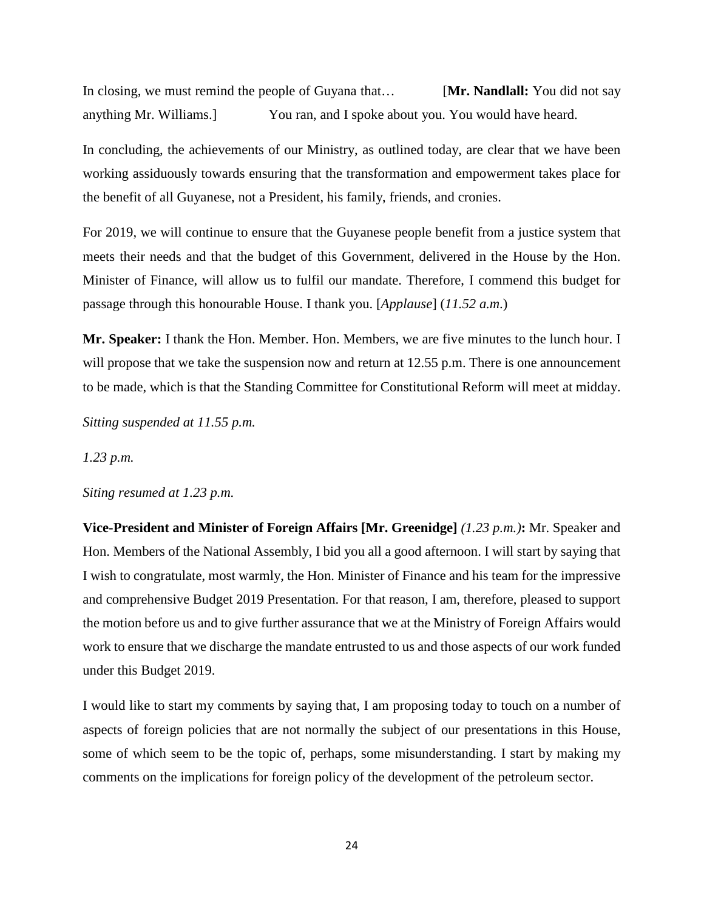In closing, we must remind the people of Guyana that… [**Mr. Nandlall:** You did not say anything Mr. Williams.] You ran, and I spoke about you. You would have heard.

In concluding, the achievements of our Ministry, as outlined today, are clear that we have been working assiduously towards ensuring that the transformation and empowerment takes place for the benefit of all Guyanese, not a President, his family, friends, and cronies.

For 2019, we will continue to ensure that the Guyanese people benefit from a justice system that meets their needs and that the budget of this Government, delivered in the House by the Hon. Minister of Finance, will allow us to fulfil our mandate. Therefore, I commend this budget for passage through this honourable House. I thank you. [*Applause*] (*11.52 a.m.*)

**Mr. Speaker:** I thank the Hon. Member. Hon. Members, we are five minutes to the lunch hour. I will propose that we take the suspension now and return at 12.55 p.m. There is one announcement to be made, which is that the Standing Committee for Constitutional Reform will meet at midday.

*Sitting suspended at 11.55 p.m.*

*1.23 p.m.*

*Siting resumed at 1.23 p.m.*

**Vice-President and Minister of Foreign Affairs [Mr. Greenidge]** *(1.23 p.m.)***:** Mr. Speaker and Hon. Members of the National Assembly, I bid you all a good afternoon. I will start by saying that I wish to congratulate, most warmly, the Hon. Minister of Finance and his team for the impressive and comprehensive Budget 2019 Presentation. For that reason, I am, therefore, pleased to support the motion before us and to give further assurance that we at the Ministry of Foreign Affairs would work to ensure that we discharge the mandate entrusted to us and those aspects of our work funded under this Budget 2019.

I would like to start my comments by saying that, I am proposing today to touch on a number of aspects of foreign policies that are not normally the subject of our presentations in this House, some of which seem to be the topic of, perhaps, some misunderstanding. I start by making my comments on the implications for foreign policy of the development of the petroleum sector.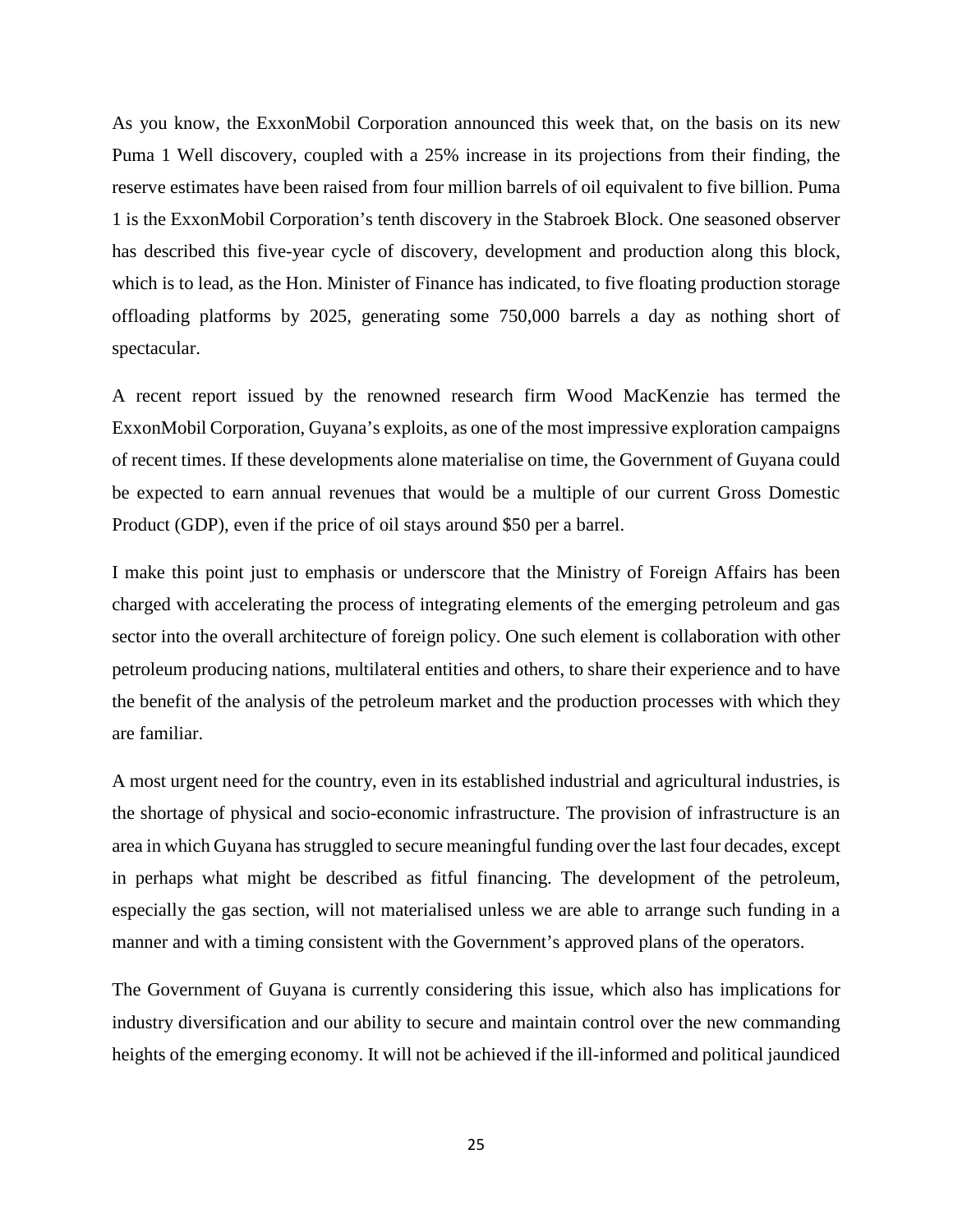As you know, the ExxonMobil Corporation announced this week that, on the basis on its new Puma 1 Well discovery, coupled with a 25% increase in its projections from their finding, the reserve estimates have been raised from four million barrels of oil equivalent to five billion. Puma 1 is the ExxonMobil Corporation's tenth discovery in the Stabroek Block. One seasoned observer has described this five-year cycle of discovery, development and production along this block, which is to lead, as the Hon. Minister of Finance has indicated, to five floating production storage offloading platforms by 2025, generating some 750,000 barrels a day as nothing short of spectacular.

A recent report issued by the renowned research firm Wood MacKenzie has termed the ExxonMobil Corporation, Guyana's exploits, as one of the most impressive exploration campaigns of recent times. If these developments alone materialise on time, the Government of Guyana could be expected to earn annual revenues that would be a multiple of our current Gross Domestic Product (GDP), even if the price of oil stays around $50 per a barrel.

I make this point just to emphasis or underscore that the Ministry of Foreign Affairs has been charged with accelerating the process of integrating elements of the emerging petroleum and gas sector into the overall architecture of foreign policy. One such element is collaboration with other petroleum producing nations, multilateral entities and others, to share their experience and to have the benefit of the analysis of the petroleum market and the production processes with which they are familiar.

A most urgent need for the country, even in its established industrial and agricultural industries, is the shortage of physical and socio-economic infrastructure. The provision of infrastructure is an area in which Guyana has struggled to secure meaningful funding over the last four decades, except in perhaps what might be described as fitful financing. The development of the petroleum, especially the gas section, will not materialised unless we are able to arrange such funding in a manner and with a timing consistent with the Government's approved plans of the operators.

The Government of Guyana is currently considering this issue, which also has implications for industry diversification and our ability to secure and maintain control over the new commanding heights of the emerging economy. It will not be achieved if the ill-informed and political jaundiced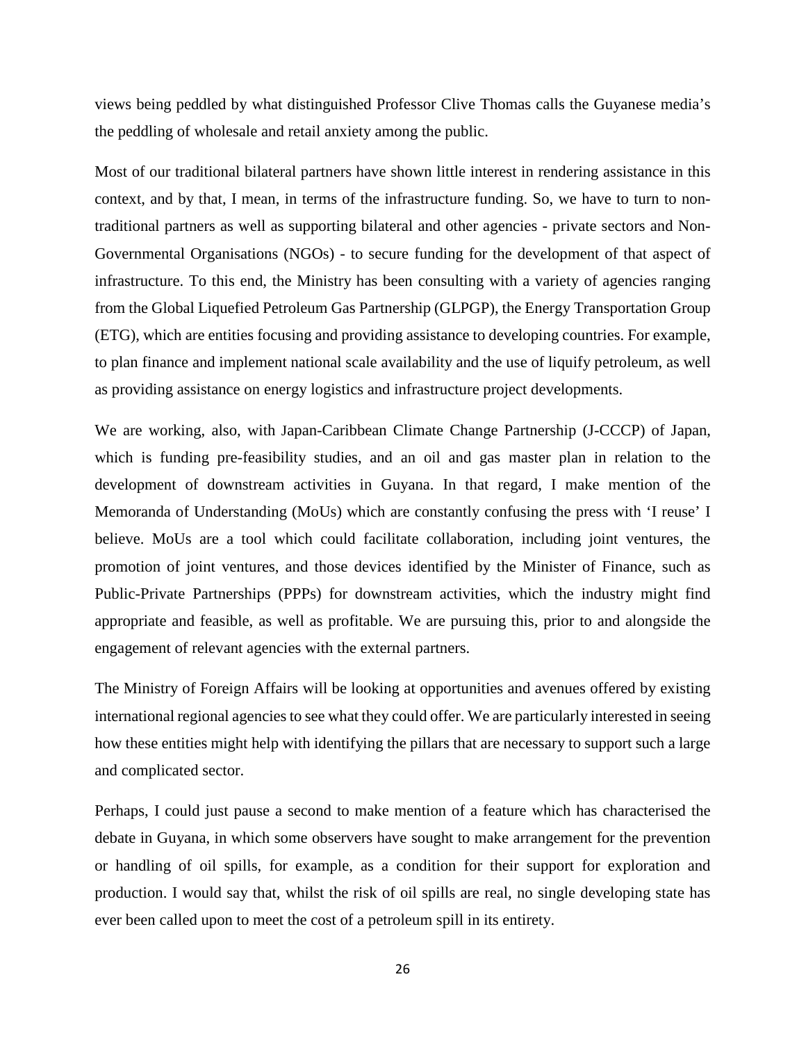views being peddled by what distinguished Professor Clive Thomas calls the Guyanese media's the peddling of wholesale and retail anxiety among the public.

Most of our traditional bilateral partners have shown little interest in rendering assistance in this context, and by that, I mean, in terms of the infrastructure funding. So, we have to turn to non-traditional partners as well as supporting bilateral and other agencies - private sectors and Non-Governmental Organisations (NGOs) - to secure funding for the development of that aspect of infrastructure. To this end, the Ministry has been consulting with a variety of agencies ranging from the Global Liquefied Petroleum Gas Partnership (GLPGP), the Energy Transportation Group (ETG), which are entities focusing and providing assistance to developing countries. For example, to plan finance and implement national scale availability and the use of liquify petroleum, as well as providing assistance on energy logistics and infrastructure project developments.

We are working, also, with Japan-Caribbean Climate Change Partnership (J-CCCP) of Japan, which is funding pre-feasibility studies, and an oil and gas master plan in relation to the development of downstream activities in Guyana. In that regard, I make mention of the Memoranda of Understanding (MoUs) which are constantly confusing the press with 'I reuse' I believe. MoUs are a tool which could facilitate collaboration, including joint ventures, the promotion of joint ventures, and those devices identified by the Minister of Finance, such as Public-Private Partnerships (PPPs) for downstream activities, which the industry might find appropriate and feasible, as well as profitable. We are pursuing this, prior to and alongside the engagement of relevant agencies with the external partners.

The Ministry of Foreign Affairs will be looking at opportunities and avenues offered by existing international regional agencies to see what they could offer. We are particularly interested in seeing how these entities might help with identifying the pillars that are necessary to support such a large and complicated sector.

Perhaps, I could just pause a second to make mention of a feature which has characterised the debate in Guyana, in which some observers have sought to make arrangement for the prevention or handling of oil spills, for example, as a condition for their support for exploration and production. I would say that, whilst the risk of oil spills are real, no single developing state has ever been called upon to meet the cost of a petroleum spill in its entirety.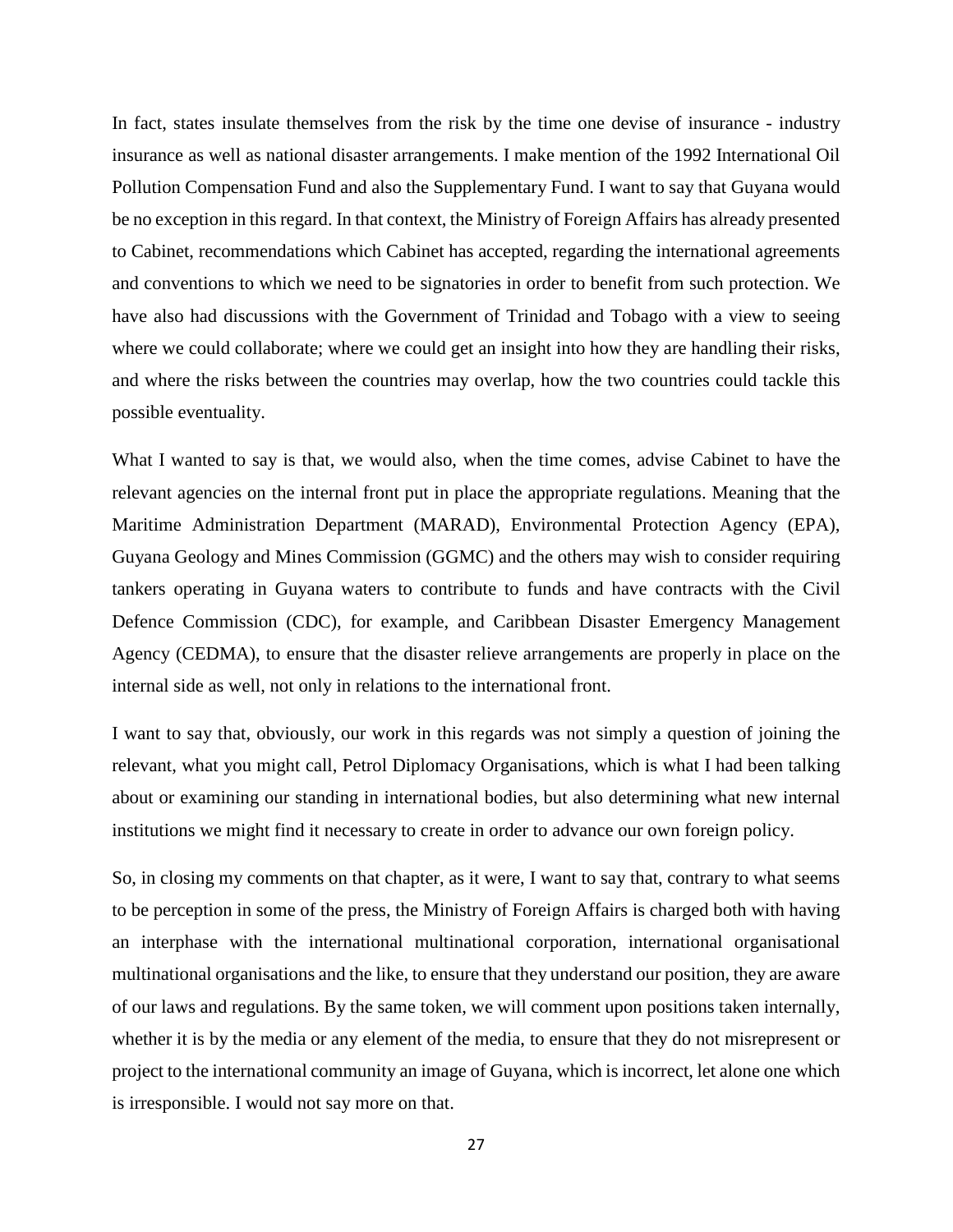In fact, states insulate themselves from the risk by the time one devise of insurance - industry insurance as well as national disaster arrangements. I make mention of the 1992 International Oil Pollution Compensation Fund and also the Supplementary Fund. I want to say that Guyana would be no exception in this regard. In that context, the Ministry of Foreign Affairs has already presented to Cabinet, recommendations which Cabinet has accepted, regarding the international agreements and conventions to which we need to be signatories in order to benefit from such protection. We have also had discussions with the Government of Trinidad and Tobago with a view to seeing where we could collaborate; where we could get an insight into how they are handling their risks, and where the risks between the countries may overlap, how the two countries could tackle this possible eventuality.

What I wanted to say is that, we would also, when the time comes, advise Cabinet to have the relevant agencies on the internal front put in place the appropriate regulations. Meaning that the Maritime Administration Department (MARAD), Environmental Protection Agency (EPA), Guyana Geology and Mines Commission (GGMC) and the others may wish to consider requiring tankers operating in Guyana waters to contribute to funds and have contracts with the Civil Defence Commission (CDC), for example, and Caribbean Disaster Emergency Management Agency (CEDMA), to ensure that the disaster relieve arrangements are properly in place on the internal side as well, not only in relations to the international front.

I want to say that, obviously, our work in this regards was not simply a question of joining the relevant, what you might call, Petrol Diplomacy Organisations, which is what I had been talking about or examining our standing in international bodies, but also determining what new internal institutions we might find it necessary to create in order to advance our own foreign policy.

So, in closing my comments on that chapter, as it were, I want to say that, contrary to what seems to be perception in some of the press, the Ministry of Foreign Affairs is charged both with having an interphase with the international multinational corporation, international organisational multinational organisations and the like, to ensure that they understand our position, they are aware of our laws and regulations. By the same token, we will comment upon positions taken internally, whether it is by the media or any element of the media, to ensure that they do not misrepresent or project to the international community an image of Guyana, which is incorrect, let alone one which is irresponsible. I would not say more on that.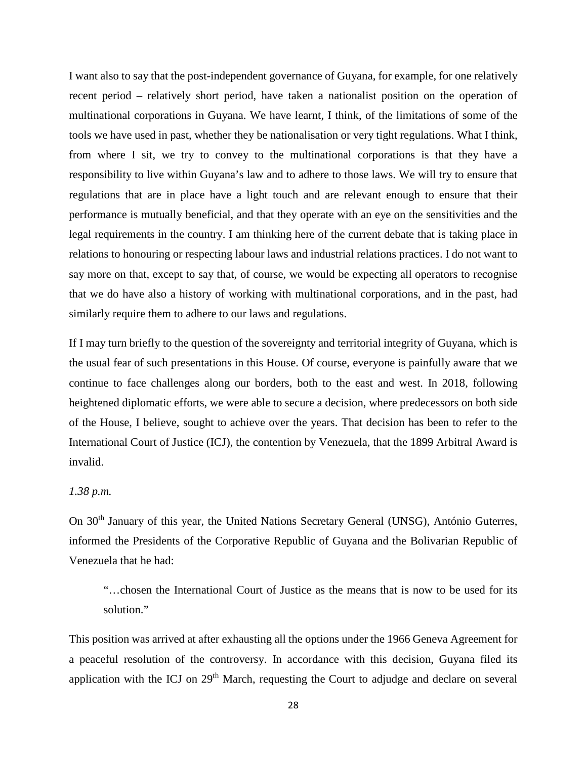I want also to say that the post-independent governance of Guyana, for example, for one relatively recent period – relatively short period, have taken a nationalist position on the operation of multinational corporations in Guyana. We have learnt, I think, of the limitations of some of the tools we have used in past, whether they be nationalisation or very tight regulations. What I think, from where I sit, we try to convey to the multinational corporations is that they have a responsibility to live within Guyana's law and to adhere to those laws. We will try to ensure that regulations that are in place have a light touch and are relevant enough to ensure that their performance is mutually beneficial, and that they operate with an eye on the sensitivities and the legal requirements in the country. I am thinking here of the current debate that is taking place in relations to honouring or respecting labour laws and industrial relations practices. I do not want to say more on that, except to say that, of course, we would be expecting all operators to recognise that we do have also a history of working with multinational corporations, and in the past, had similarly require them to adhere to our laws and regulations.

If I may turn briefly to the question of the sovereignty and territorial integrity of Guyana, which is the usual fear of such presentations in this House. Of course, everyone is painfully aware that we continue to face challenges along our borders, both to the east and west. In 2018, following heightened diplomatic efforts, we were able to secure a decision, where predecessors on both side of the House, I believe, sought to achieve over the years. That decision has been to refer to the International Court of Justice (ICJ), the contention by Venezuela, that the 1899 Arbitral Award is invalid.

*1.38 p.m.*

On 30th January of this year, the United Nations Secretary General (UNSG), António Guterres, informed the Presidents of the Corporative Republic of Guyana and the Bolivarian Republic of Venezuela that he had:

> "…chosen the International Court of Justice as the means that is now to be used for its solution."

This position was arrived at after exhausting all the options under the 1966 Geneva Agreement for a peaceful resolution of the controversy. In accordance with this decision, Guyana filed its application with the ICJ on 29th March, requesting the Court to adjudge and declare on several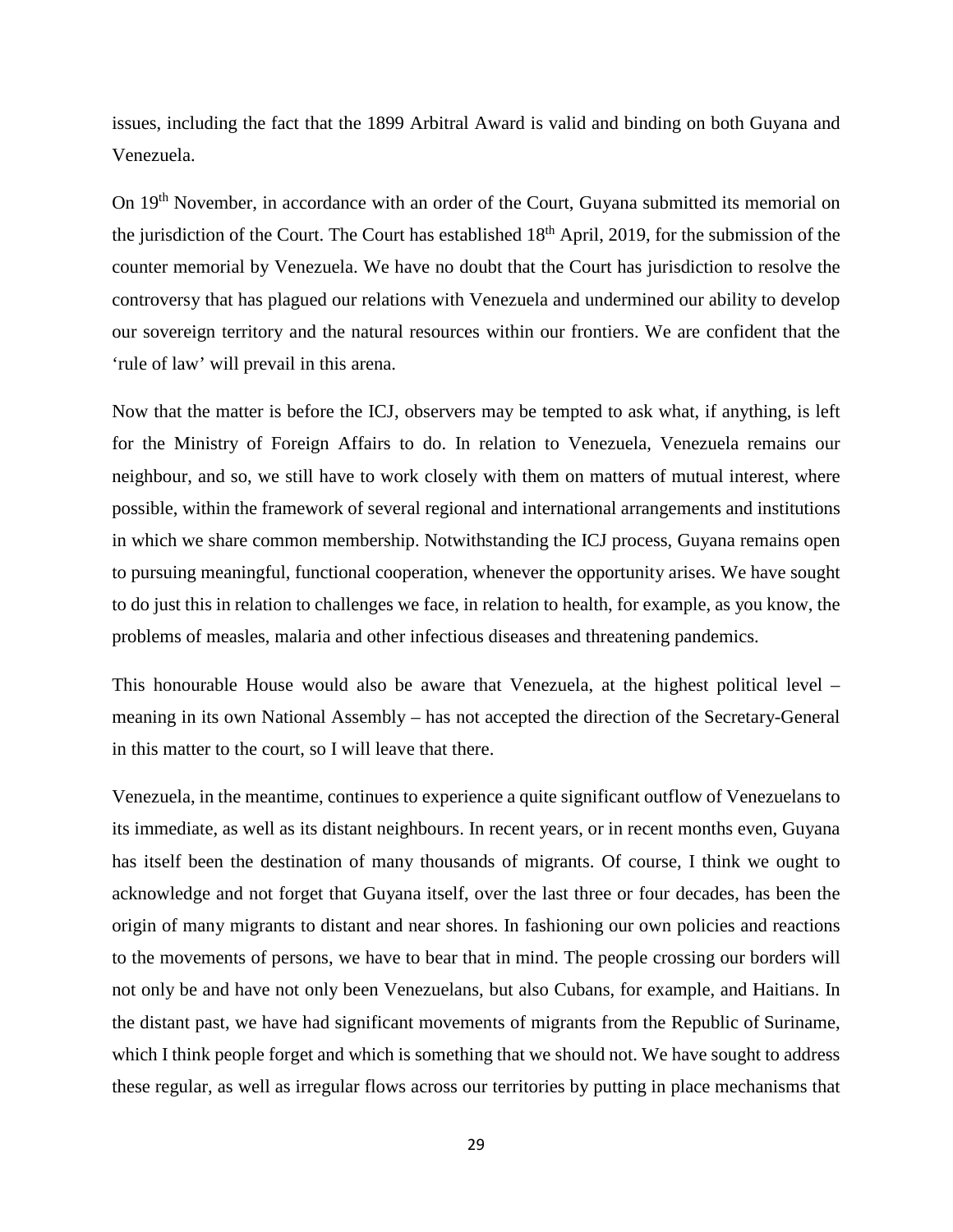issues, including the fact that the 1899 Arbitral Award is valid and binding on both Guyana and Venezuela.

On 19th November, in accordance with an order of the Court, Guyana submitted its memorial on the jurisdiction of the Court. The Court has established 18th April, 2019, for the submission of the counter memorial by Venezuela. We have no doubt that the Court has jurisdiction to resolve the controversy that has plagued our relations with Venezuela and undermined our ability to develop our sovereign territory and the natural resources within our frontiers. We are confident that the 'rule of law' will prevail in this arena.

Now that the matter is before the ICJ, observers may be tempted to ask what, if anything, is left for the Ministry of Foreign Affairs to do. In relation to Venezuela, Venezuela remains our neighbour, and so, we still have to work closely with them on matters of mutual interest, where possible, within the framework of several regional and international arrangements and institutions in which we share common membership. Notwithstanding the ICJ process, Guyana remains open to pursuing meaningful, functional cooperation, whenever the opportunity arises. We have sought to do just this in relation to challenges we face, in relation to health, for example, as you know, the problems of measles, malaria and other infectious diseases and threatening pandemics.

This honourable House would also be aware that Venezuela, at the highest political level – meaning in its own National Assembly – has not accepted the direction of the Secretary-General in this matter to the court, so I will leave that there.

Venezuela, in the meantime, continues to experience a quite significant outflow of Venezuelans to its immediate, as well as its distant neighbours. In recent years, or in recent months even, Guyana has itself been the destination of many thousands of migrants. Of course, I think we ought to acknowledge and not forget that Guyana itself, over the last three or four decades, has been the origin of many migrants to distant and near shores. In fashioning our own policies and reactions to the movements of persons, we have to bear that in mind. The people crossing our borders will not only be and have not only been Venezuelans, but also Cubans, for example, and Haitians. In the distant past, we have had significant movements of migrants from the Republic of Suriname, which I think people forget and which is something that we should not. We have sought to address these regular, as well as irregular flows across our territories by putting in place mechanisms that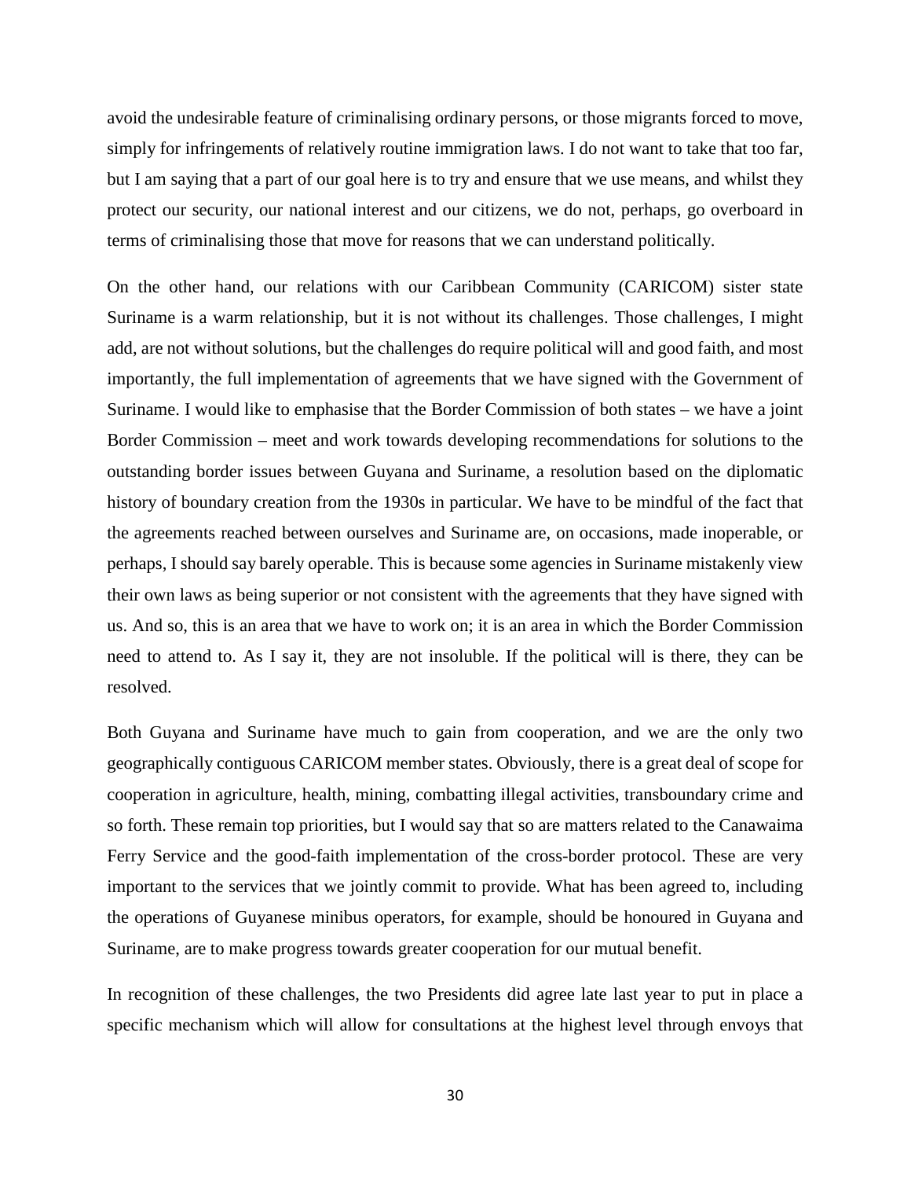avoid the undesirable feature of criminalising ordinary persons, or those migrants forced to move, simply for infringements of relatively routine immigration laws. I do not want to take that too far, but I am saying that a part of our goal here is to try and ensure that we use means, and whilst they protect our security, our national interest and our citizens, we do not, perhaps, go overboard in terms of criminalising those that move for reasons that we can understand politically.

On the other hand, our relations with our Caribbean Community (CARICOM) sister state Suriname is a warm relationship, but it is not without its challenges. Those challenges, I might add, are not without solutions, but the challenges do require political will and good faith, and most importantly, the full implementation of agreements that we have signed with the Government of Suriname. I would like to emphasise that the Border Commission of both states – we have a joint Border Commission – meet and work towards developing recommendations for solutions to the outstanding border issues between Guyana and Suriname, a resolution based on the diplomatic history of boundary creation from the 1930s in particular. We have to be mindful of the fact that the agreements reached between ourselves and Suriname are, on occasions, made inoperable, or perhaps, I should say barely operable. This is because some agencies in Suriname mistakenly view their own laws as being superior or not consistent with the agreements that they have signed with us. And so, this is an area that we have to work on; it is an area in which the Border Commission need to attend to. As I say it, they are not insoluble. If the political will is there, they can be resolved.

Both Guyana and Suriname have much to gain from cooperation, and we are the only two geographically contiguous CARICOM member states. Obviously, there is a great deal of scope for cooperation in agriculture, health, mining, combatting illegal activities, transboundary crime and so forth. These remain top priorities, but I would say that so are matters related to the Canawaima Ferry Service and the good-faith implementation of the cross-border protocol. These are very important to the services that we jointly commit to provide. What has been agreed to, including the operations of Guyanese minibus operators, for example, should be honoured in Guyana and Suriname, are to make progress towards greater cooperation for our mutual benefit.

In recognition of these challenges, the two Presidents did agree late last year to put in place a specific mechanism which will allow for consultations at the highest level through envoys that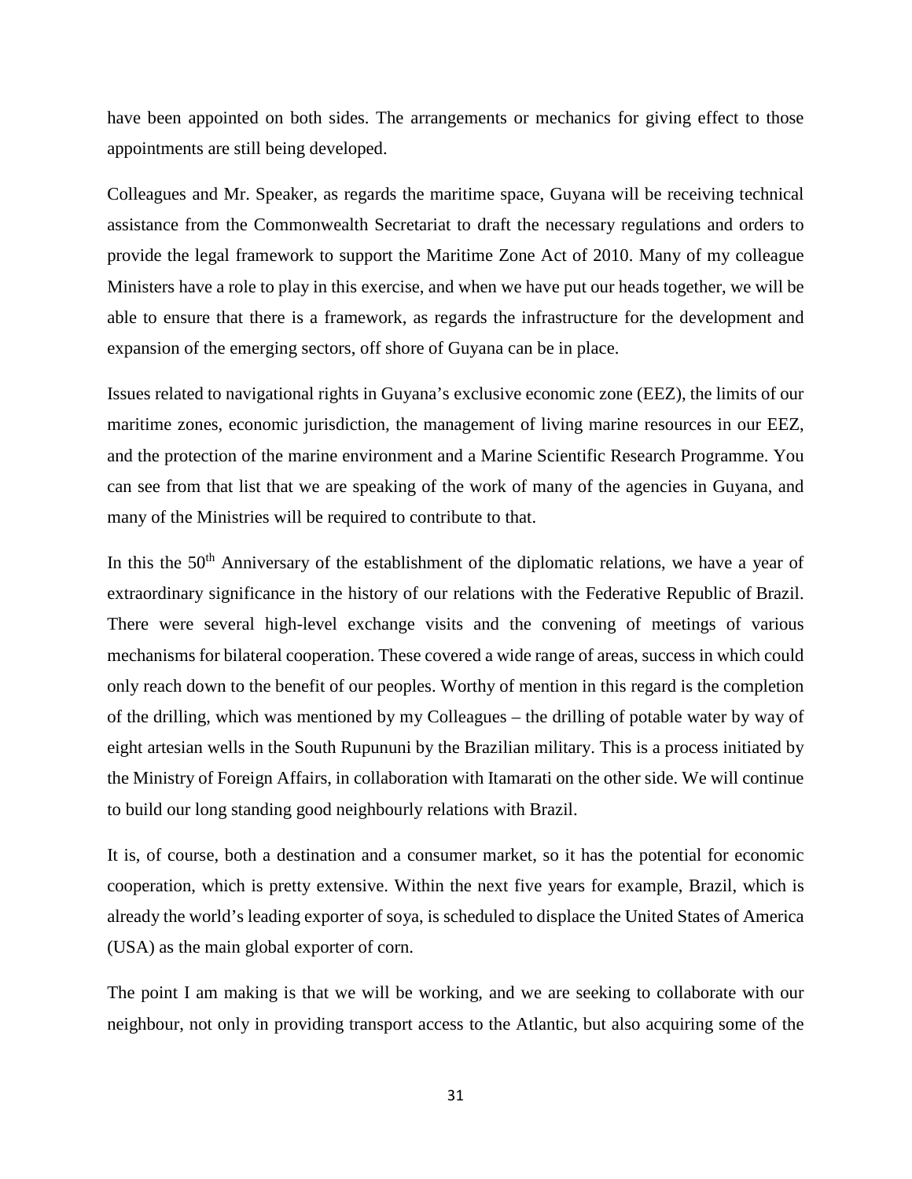have been appointed on both sides. The arrangements or mechanics for giving effect to those appointments are still being developed.

Colleagues and Mr. Speaker, as regards the maritime space, Guyana will be receiving technical assistance from the Commonwealth Secretariat to draft the necessary regulations and orders to provide the legal framework to support the Maritime Zone Act of 2010. Many of my colleague Ministers have a role to play in this exercise, and when we have put our heads together, we will be able to ensure that there is a framework, as regards the infrastructure for the development and expansion of the emerging sectors, off shore of Guyana can be in place.

Issues related to navigational rights in Guyana's exclusive economic zone (EEZ), the limits of our maritime zones, economic jurisdiction, the management of living marine resources in our EEZ, and the protection of the marine environment and a Marine Scientific Research Programme. You can see from that list that we are speaking of the work of many of the agencies in Guyana, and many of the Ministries will be required to contribute to that.

In this the 50th Anniversary of the establishment of the diplomatic relations, we have a year of extraordinary significance in the history of our relations with the Federative Republic of Brazil. There were several high-level exchange visits and the convening of meetings of various mechanisms for bilateral cooperation. These covered a wide range of areas, success in which could only reach down to the benefit of our peoples. Worthy of mention in this regard is the completion of the drilling, which was mentioned by my Colleagues – the drilling of potable water by way of eight artesian wells in the South Rupununi by the Brazilian military. This is a process initiated by the Ministry of Foreign Affairs, in collaboration with Itamarati on the other side. We will continue to build our long standing good neighbourly relations with Brazil.

It is, of course, both a destination and a consumer market, so it has the potential for economic cooperation, which is pretty extensive. Within the next five years for example, Brazil, which is already the world's leading exporter of soya, is scheduled to displace the United States of America (USA) as the main global exporter of corn.

The point I am making is that we will be working, and we are seeking to collaborate with our neighbour, not only in providing transport access to the Atlantic, but also acquiring some of the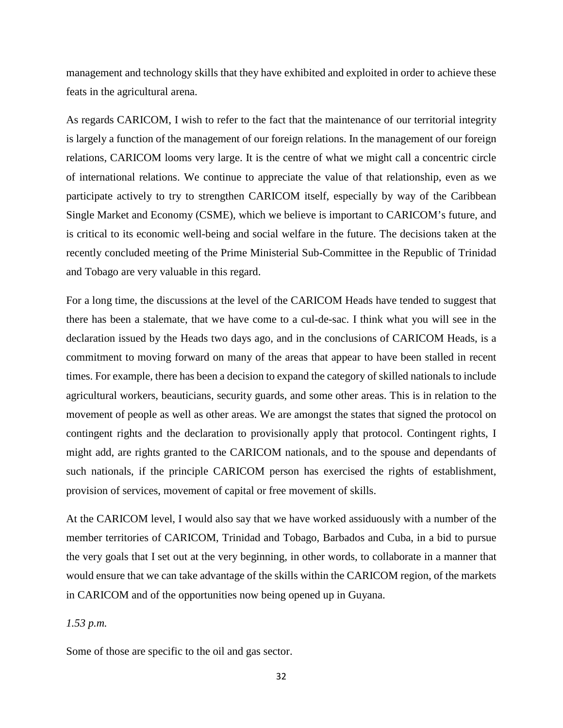management and technology skills that they have exhibited and exploited in order to achieve these feats in the agricultural arena.

As regards CARICOM, I wish to refer to the fact that the maintenance of our territorial integrity is largely a function of the management of our foreign relations. In the management of our foreign relations, CARICOM looms very large. It is the centre of what we might call a concentric circle of international relations. We continue to appreciate the value of that relationship, even as we participate actively to try to strengthen CARICOM itself, especially by way of the Caribbean Single Market and Economy (CSME), which we believe is important to CARICOM's future, and is critical to its economic well-being and social welfare in the future. The decisions taken at the recently concluded meeting of the Prime Ministerial Sub-Committee in the Republic of Trinidad and Tobago are very valuable in this regard.

For a long time, the discussions at the level of the CARICOM Heads have tended to suggest that there has been a stalemate, that we have come to a cul-de-sac. I think what you will see in the declaration issued by the Heads two days ago, and in the conclusions of CARICOM Heads, is a commitment to moving forward on many of the areas that appear to have been stalled in recent times. For example, there has been a decision to expand the category of skilled nationals to include agricultural workers, beauticians, security guards, and some other areas. This is in relation to the movement of people as well as other areas. We are amongst the states that signed the protocol on contingent rights and the declaration to provisionally apply that protocol. Contingent rights, I might add, are rights granted to the CARICOM nationals, and to the spouse and dependants of such nationals, if the principle CARICOM person has exercised the rights of establishment, provision of services, movement of capital or free movement of skills.

At the CARICOM level, I would also say that we have worked assiduously with a number of the member territories of CARICOM, Trinidad and Tobago, Barbados and Cuba, in a bid to pursue the very goals that I set out at the very beginning, in other words, to collaborate in a manner that would ensure that we can take advantage of the skills within the CARICOM region, of the markets in CARICOM and of the opportunities now being opened up in Guyana.

*1.53 p.m.*

Some of those are specific to the oil and gas sector.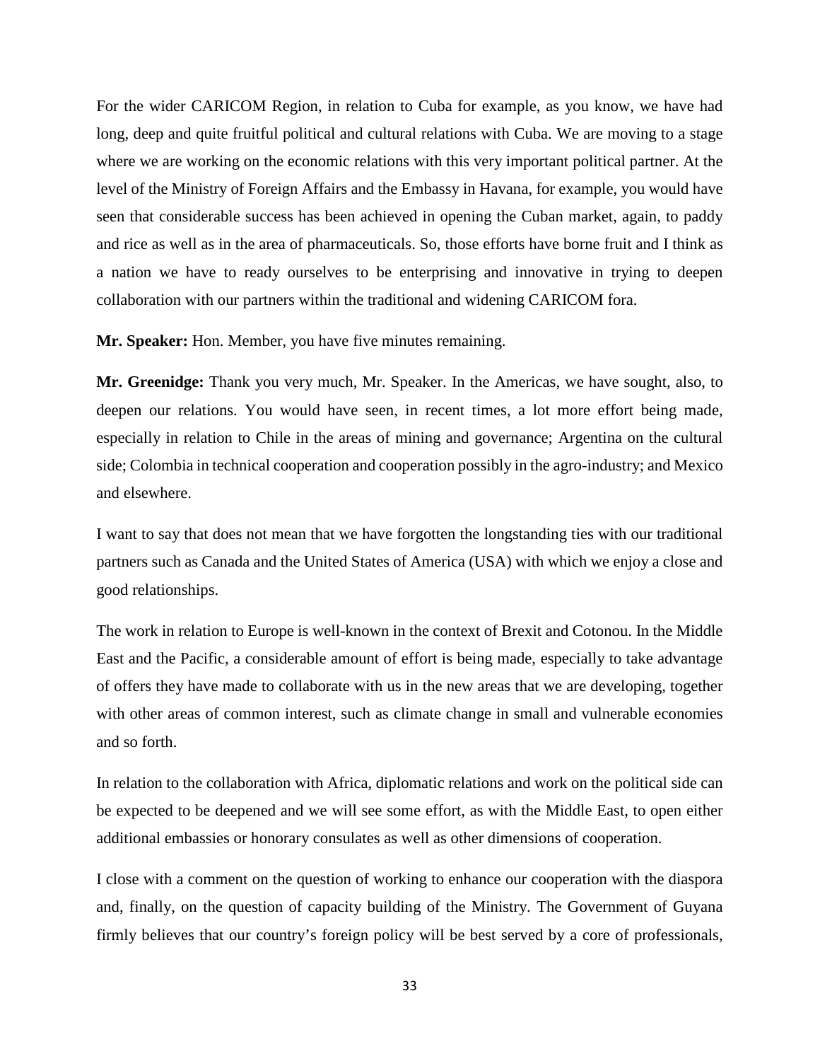For the wider CARICOM Region, in relation to Cuba for example, as you know, we have had long, deep and quite fruitful political and cultural relations with Cuba. We are moving to a stage where we are working on the economic relations with this very important political partner. At the level of the Ministry of Foreign Affairs and the Embassy in Havana, for example, you would have seen that considerable success has been achieved in opening the Cuban market, again, to paddy and rice as well as in the area of pharmaceuticals. So, those efforts have borne fruit and I think as a nation we have to ready ourselves to be enterprising and innovative in trying to deepen collaboration with our partners within the traditional and widening CARICOM fora.

**Mr. Speaker:** Hon. Member, you have five minutes remaining.

**Mr. Greenidge:** Thank you very much, Mr. Speaker. In the Americas, we have sought, also, to deepen our relations. You would have seen, in recent times, a lot more effort being made, especially in relation to Chile in the areas of mining and governance; Argentina on the cultural side; Colombia in technical cooperation and cooperation possibly in the agro-industry; and Mexico and elsewhere.

I want to say that does not mean that we have forgotten the longstanding ties with our traditional partners such as Canada and the United States of America (USA) with which we enjoy a close and good relationships.

The work in relation to Europe is well-known in the context of Brexit and Cotonou. In the Middle East and the Pacific, a considerable amount of effort is being made, especially to take advantage of offers they have made to collaborate with us in the new areas that we are developing, together with other areas of common interest, such as climate change in small and vulnerable economies and so forth.

In relation to the collaboration with Africa, diplomatic relations and work on the political side can be expected to be deepened and we will see some effort, as with the Middle East, to open either additional embassies or honorary consulates as well as other dimensions of cooperation.

I close with a comment on the question of working to enhance our cooperation with the diaspora and, finally, on the question of capacity building of the Ministry. The Government of Guyana firmly believes that our country's foreign policy will be best served by a core of professionals,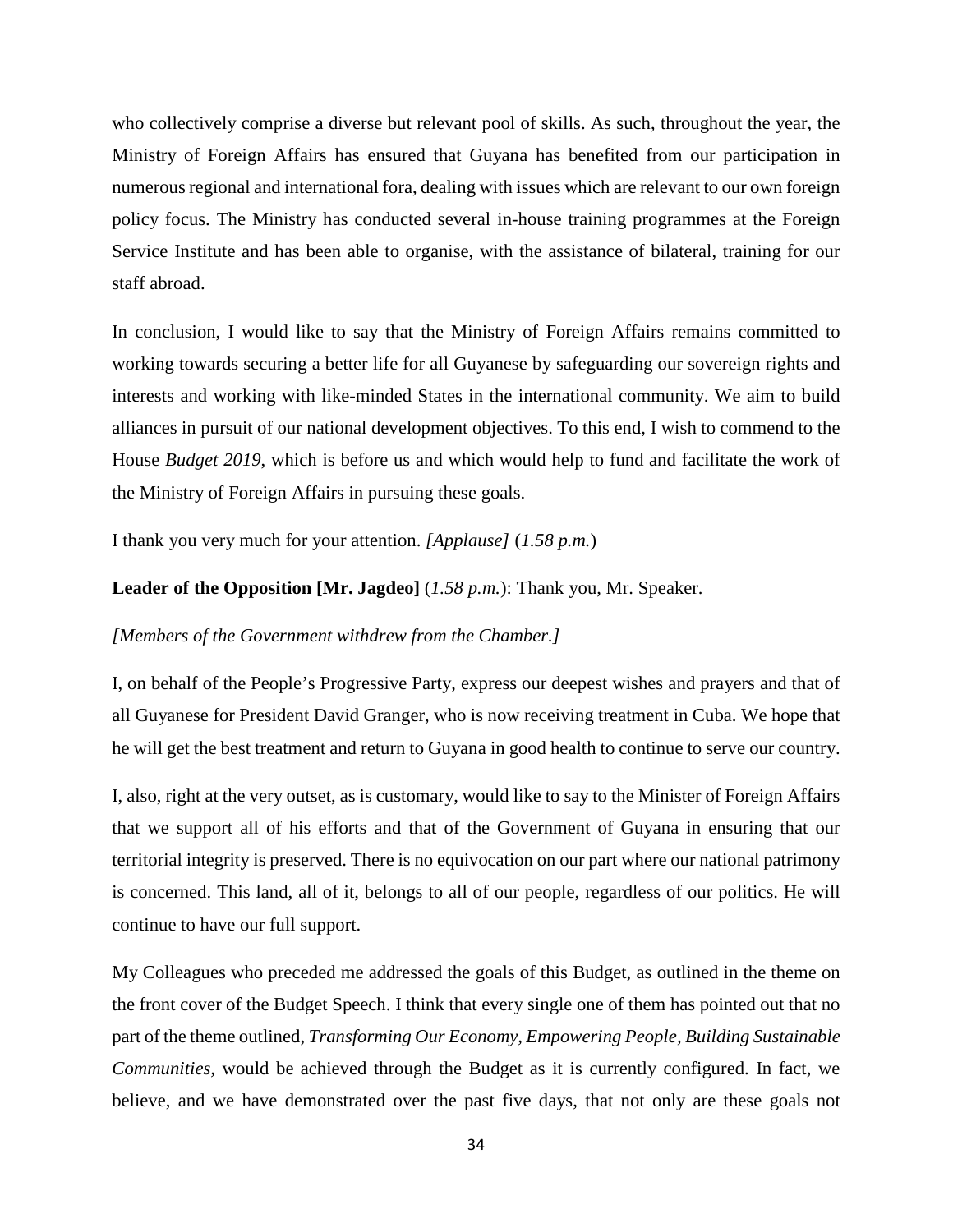who collectively comprise a diverse but relevant pool of skills. As such, throughout the year, the Ministry of Foreign Affairs has ensured that Guyana has benefited from our participation in numerous regional and international fora, dealing with issues which are relevant to our own foreign policy focus. The Ministry has conducted several in-house training programmes at the Foreign Service Institute and has been able to organise, with the assistance of bilateral, training for our staff abroad.

In conclusion, I would like to say that the Ministry of Foreign Affairs remains committed to working towards securing a better life for all Guyanese by safeguarding our sovereign rights and interests and working with like-minded States in the international community. We aim to build alliances in pursuit of our national development objectives. To this end, I wish to commend to the House *Budget 2019*, which is before us and which would help to fund and facilitate the work of the Ministry of Foreign Affairs in pursuing these goals.

I thank you very much for your attention. *[Applause]* (*1.58 p.m.*)

**Leader of the Opposition [Mr. Jagdeo]** (*1.58 p.m.*): Thank you, Mr. Speaker.

*[Members of the Government withdrew from the Chamber.]*

I, on behalf of the People's Progressive Party, express our deepest wishes and prayers and that of all Guyanese for President David Granger, who is now receiving treatment in Cuba. We hope that he will get the best treatment and return to Guyana in good health to continue to serve our country.

I, also, right at the very outset, as is customary, would like to say to the Minister of Foreign Affairs that we support all of his efforts and that of the Government of Guyana in ensuring that our territorial integrity is preserved. There is no equivocation on our part where our national patrimony is concerned. This land, all of it, belongs to all of our people, regardless of our politics. He will continue to have our full support.

My Colleagues who preceded me addressed the goals of this Budget, as outlined in the theme on the front cover of the Budget Speech. I think that every single one of them has pointed out that no part of the theme outlined, *Transforming Our Economy, Empowering People, Building Sustainable Communities*, would be achieved through the Budget as it is currently configured. In fact, we believe, and we have demonstrated over the past five days, that not only are these goals not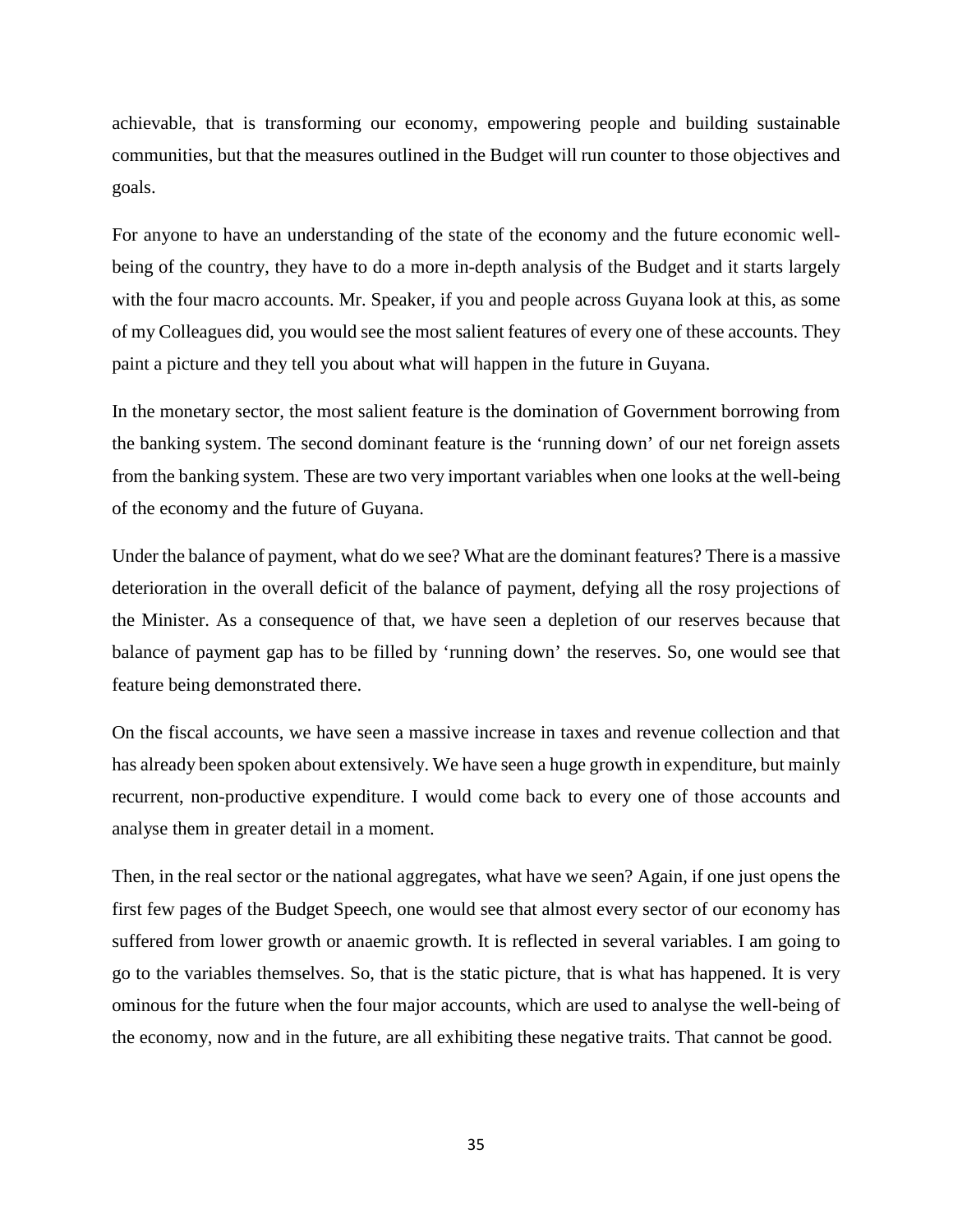achievable, that is transforming our economy, empowering people and building sustainable communities, but that the measures outlined in the Budget will run counter to those objectives and goals.

For anyone to have an understanding of the state of the economy and the future economic well-being of the country, they have to do a more in-depth analysis of the Budget and it starts largely with the four macro accounts. Mr. Speaker, if you and people across Guyana look at this, as some of my Colleagues did, you would see the most salient features of every one of these accounts. They paint a picture and they tell you about what will happen in the future in Guyana.

In the monetary sector, the most salient feature is the domination of Government borrowing from the banking system. The second dominant feature is the 'running down' of our net foreign assets from the banking system. These are two very important variables when one looks at the well-being of the economy and the future of Guyana.

Under the balance of payment, what do we see? What are the dominant features? There is a massive deterioration in the overall deficit of the balance of payment, defying all the rosy projections of the Minister. As a consequence of that, we have seen a depletion of our reserves because that balance of payment gap has to be filled by 'running down' the reserves. So, one would see that feature being demonstrated there.

On the fiscal accounts, we have seen a massive increase in taxes and revenue collection and that has already been spoken about extensively. We have seen a huge growth in expenditure, but mainly recurrent, non-productive expenditure. I would come back to every one of those accounts and analyse them in greater detail in a moment.

Then, in the real sector or the national aggregates, what have we seen? Again, if one just opens the first few pages of the Budget Speech, one would see that almost every sector of our economy has suffered from lower growth or anaemic growth. It is reflected in several variables. I am going to go to the variables themselves. So, that is the static picture, that is what has happened. It is very ominous for the future when the four major accounts, which are used to analyse the well-being of the economy, now and in the future, are all exhibiting these negative traits. That cannot be good.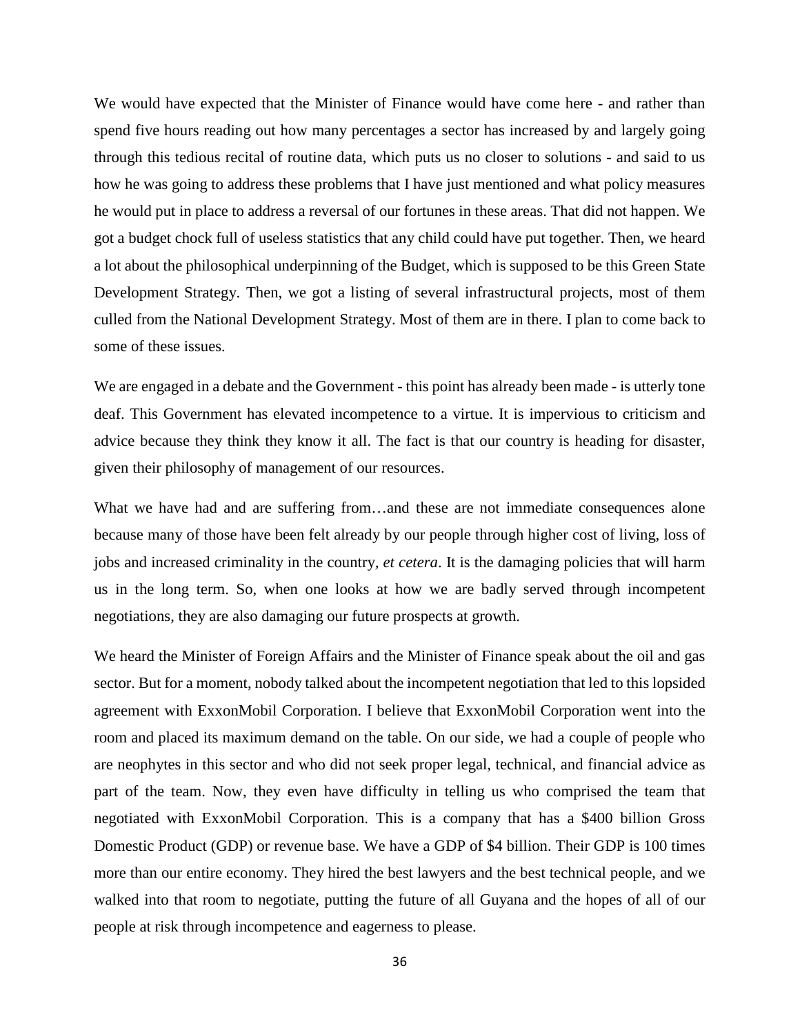We would have expected that the Minister of Finance would have come here - and rather than spend five hours reading out how many percentages a sector has increased by and largely going through this tedious recital of routine data, which puts us no closer to solutions - and said to us how he was going to address these problems that I have just mentioned and what policy measures he would put in place to address a reversal of our fortunes in these areas. That did not happen. We got a budget chock full of useless statistics that any child could have put together. Then, we heard a lot about the philosophical underpinning of the Budget, which is supposed to be this Green State Development Strategy. Then, we got a listing of several infrastructural projects, most of them culled from the National Development Strategy. Most of them are in there. I plan to come back to some of these issues.

We are engaged in a debate and the Government - this point has already been made - is utterly tone deaf. This Government has elevated incompetence to a virtue. It is impervious to criticism and advice because they think they know it all. The fact is that our country is heading for disaster, given their philosophy of management of our resources.

What we have had and are suffering from…and these are not immediate consequences alone because many of those have been felt already by our people through higher cost of living, loss of jobs and increased criminality in the country, *et cetera*. It is the damaging policies that will harm us in the long term. So, when one looks at how we are badly served through incompetent negotiations, they are also damaging our future prospects at growth.

We heard the Minister of Foreign Affairs and the Minister of Finance speak about the oil and gas sector. But for a moment, nobody talked about the incompetent negotiation that led to this lopsided agreement with ExxonMobil Corporation. I believe that ExxonMobil Corporation went into the room and placed its maximum demand on the table. On our side, we had a couple of people who are neophytes in this sector and who did not seek proper legal, technical, and financial advice as part of the team. Now, they even have difficulty in telling us who comprised the team that negotiated with ExxonMobil Corporation. This is a company that has a $400 billion Gross Domestic Product (GDP) or revenue base. We have a GDP of $4 billion. Their GDP is 100 times more than our entire economy. They hired the best lawyers and the best technical people, and we walked into that room to negotiate, putting the future of all Guyana and the hopes of all of our people at risk through incompetence and eagerness to please.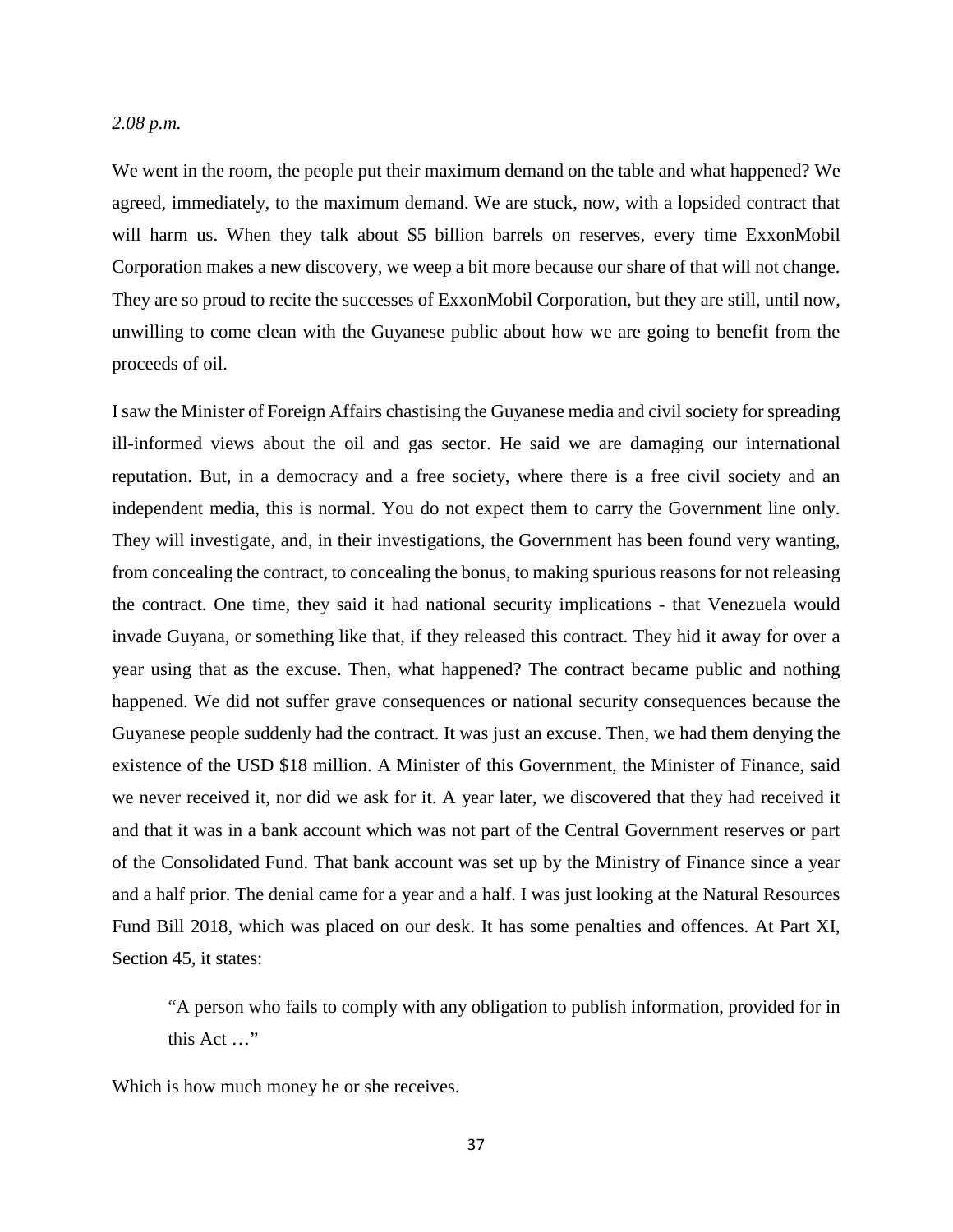*2.08 p.m.*

We went in the room, the people put their maximum demand on the table and what happened? We agreed, immediately, to the maximum demand. We are stuck, now, with a lopsided contract that will harm us. When they talk about $5 billion barrels on reserves, every time ExxonMobil Corporation makes a new discovery, we weep a bit more because our share of that will not change. They are so proud to recite the successes of ExxonMobil Corporation, but they are still, until now, unwilling to come clean with the Guyanese public about how we are going to benefit from the proceeds of oil.

I saw the Minister of Foreign Affairs chastising the Guyanese media and civil society for spreading ill-informed views about the oil and gas sector. He said we are damaging our international reputation. But, in a democracy and a free society, where there is a free civil society and an independent media, this is normal. You do not expect them to carry the Government line only. They will investigate, and, in their investigations, the Government has been found very wanting, from concealing the contract, to concealing the bonus, to making spurious reasons for not releasing the contract. One time, they said it had national security implications - that Venezuela would invade Guyana, or something like that, if they released this contract. They hid it away for over a year using that as the excuse. Then, what happened? The contract became public and nothing happened. We did not suffer grave consequences or national security consequences because the Guyanese people suddenly had the contract. It was just an excuse. Then, we had them denying the existence of the USD $18 million. A Minister of this Government, the Minister of Finance, said we never received it, nor did we ask for it. A year later, we discovered that they had received it and that it was in a bank account which was not part of the Central Government reserves or part of the Consolidated Fund. That bank account was set up by the Ministry of Finance since a year and a half prior. The denial came for a year and a half. I was just looking at the Natural Resources Fund Bill 2018, which was placed on our desk. It has some penalties and offences. At Part XI, Section 45, it states:

> "A person who fails to comply with any obligation to publish information, provided for in this Act …"

Which is how much money he or she receives.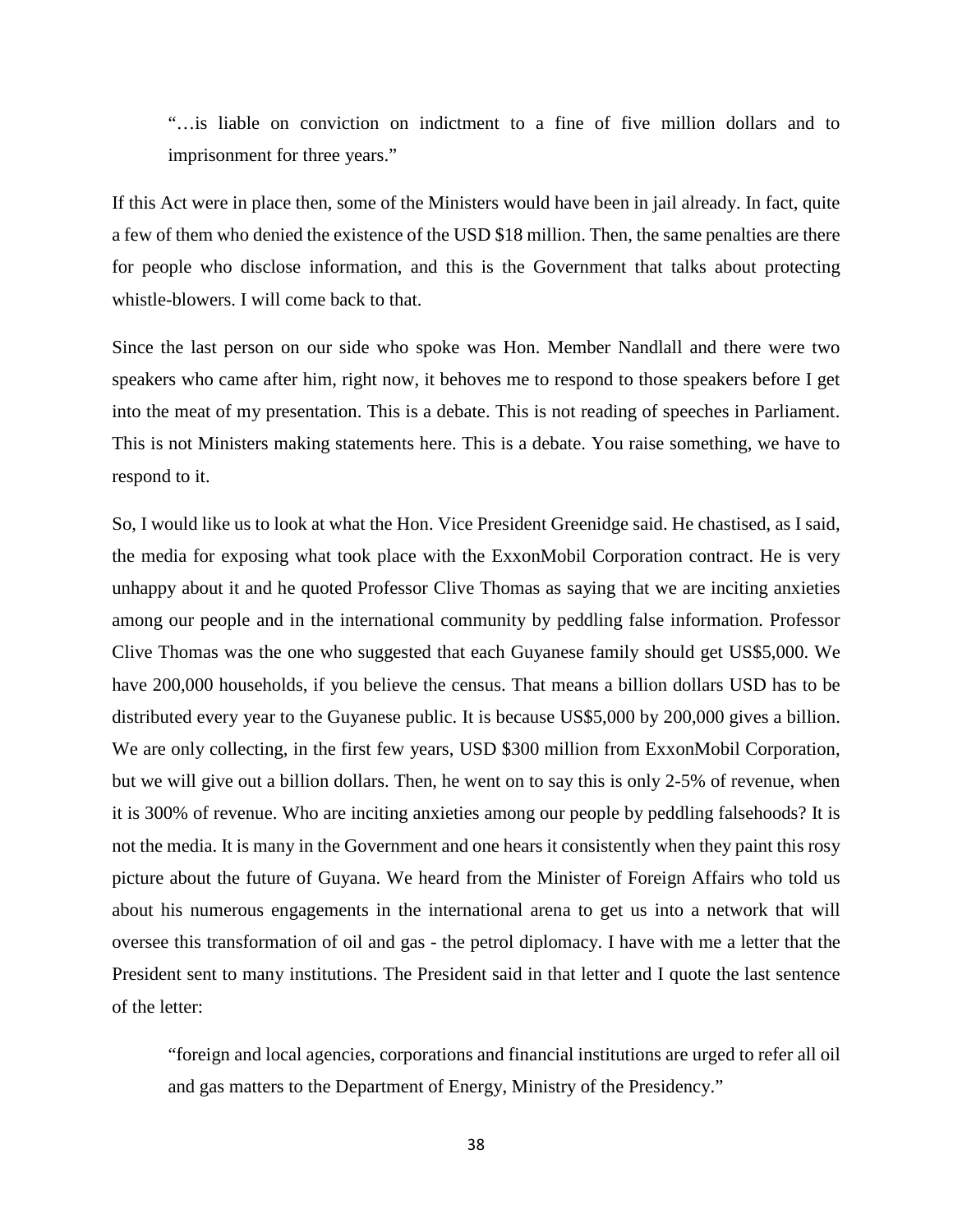> "…is liable on conviction on indictment to a fine of five million dollars and to imprisonment for three years."

If this Act were in place then, some of the Ministers would have been in jail already. In fact, quite a few of them who denied the existence of the USD $18 million. Then, the same penalties are there for people who disclose information, and this is the Government that talks about protecting whistle-blowers. I will come back to that.

Since the last person on our side who spoke was Hon. Member Nandlall and there were two speakers who came after him, right now, it behoves me to respond to those speakers before I get into the meat of my presentation. This is a debate. This is not reading of speeches in Parliament. This is not Ministers making statements here. This is a debate. You raise something, we have to respond to it.

So, I would like us to look at what the Hon. Vice President Greenidge said. He chastised, as I said, the media for exposing what took place with the ExxonMobil Corporation contract. He is very unhappy about it and he quoted Professor Clive Thomas as saying that we are inciting anxieties among our people and in the international community by peddling false information. Professor Clive Thomas was the one who suggested that each Guyanese family should get US$5,000. We have 200,000 households, if you believe the census. That means a billion dollars USD has to be distributed every year to the Guyanese public. It is because US$5,000 by 200,000 gives a billion. We are only collecting, in the first few years, USD $300 million from ExxonMobil Corporation, but we will give out a billion dollars. Then, he went on to say this is only 2-5% of revenue, when it is 300% of revenue. Who are inciting anxieties among our people by peddling falsehoods? It is not the media. It is many in the Government and one hears it consistently when they paint this rosy picture about the future of Guyana. We heard from the Minister of Foreign Affairs who told us about his numerous engagements in the international arena to get us into a network that will oversee this transformation of oil and gas - the petrol diplomacy. I have with me a letter that the President sent to many institutions. The President said in that letter and I quote the last sentence of the letter:

> "foreign and local agencies, corporations and financial institutions are urged to refer all oil and gas matters to the Department of Energy, Ministry of the Presidency."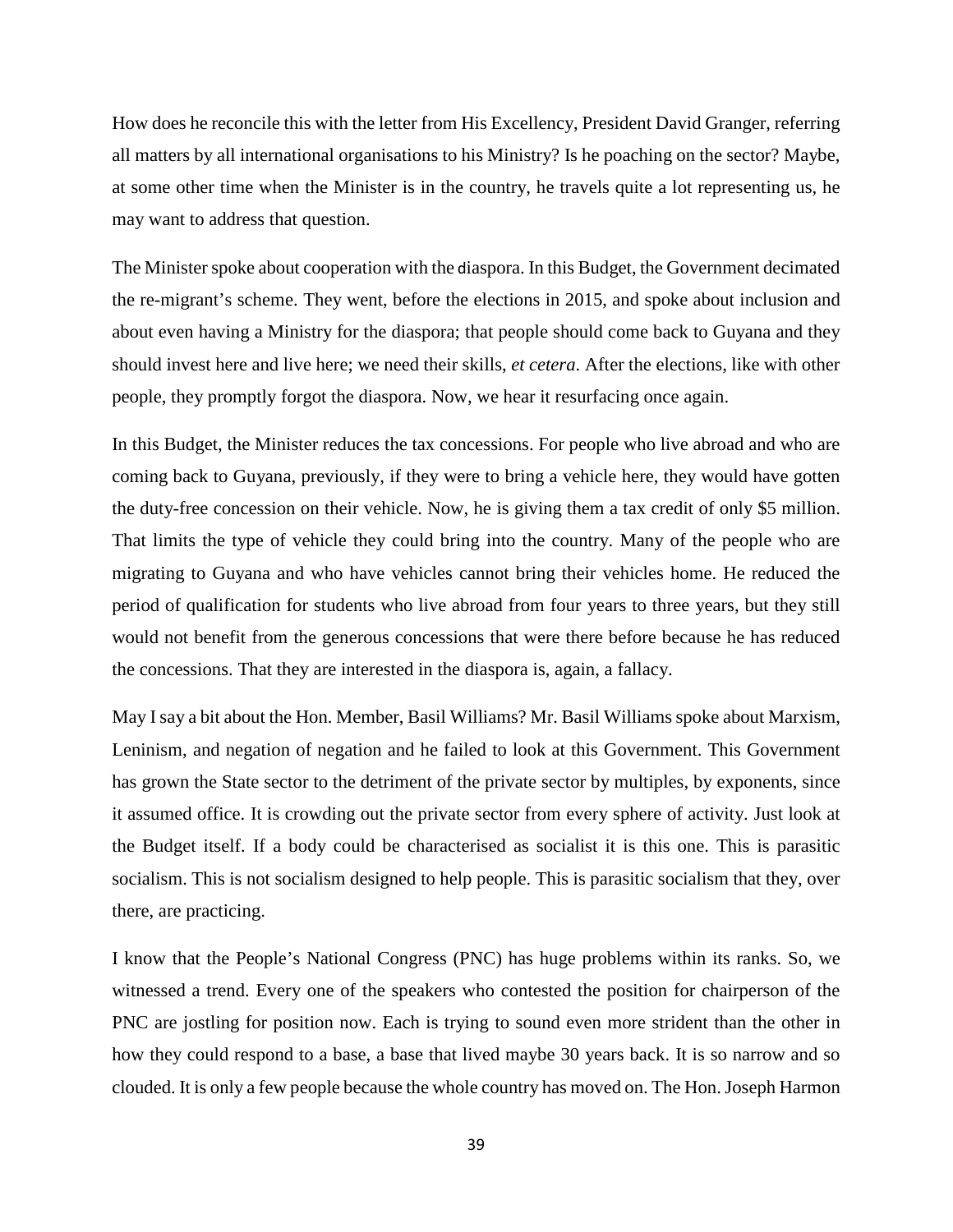How does he reconcile this with the letter from His Excellency, President David Granger, referring all matters by all international organisations to his Ministry? Is he poaching on the sector? Maybe, at some other time when the Minister is in the country, he travels quite a lot representing us, he may want to address that question.

The Minister spoke about cooperation with the diaspora. In this Budget, the Government decimated the re-migrant's scheme. They went, before the elections in 2015, and spoke about inclusion and about even having a Ministry for the diaspora; that people should come back to Guyana and they should invest here and live here; we need their skills, *et cetera*. After the elections, like with other people, they promptly forgot the diaspora. Now, we hear it resurfacing once again.

In this Budget, the Minister reduces the tax concessions. For people who live abroad and who are coming back to Guyana, previously, if they were to bring a vehicle here, they would have gotten the duty-free concession on their vehicle. Now, he is giving them a tax credit of only $5 million. That limits the type of vehicle they could bring into the country. Many of the people who are migrating to Guyana and who have vehicles cannot bring their vehicles home. He reduced the period of qualification for students who live abroad from four years to three years, but they still would not benefit from the generous concessions that were there before because he has reduced the concessions. That they are interested in the diaspora is, again, a fallacy.

May I say a bit about the Hon. Member, Basil Williams? Mr. Basil Williams spoke about Marxism, Leninism, and negation of negation and he failed to look at this Government. This Government has grown the State sector to the detriment of the private sector by multiples, by exponents, since it assumed office. It is crowding out the private sector from every sphere of activity. Just look at the Budget itself. If a body could be characterised as socialist it is this one. This is parasitic socialism. This is not socialism designed to help people. This is parasitic socialism that they, over there, are practicing.

I know that the People's National Congress (PNC) has huge problems within its ranks. So, we witnessed a trend. Every one of the speakers who contested the position for chairperson of the PNC are jostling for position now. Each is trying to sound even more strident than the other in how they could respond to a base, a base that lived maybe 30 years back. It is so narrow and so clouded. It is only a few people because the whole country has moved on. The Hon. Joseph Harmon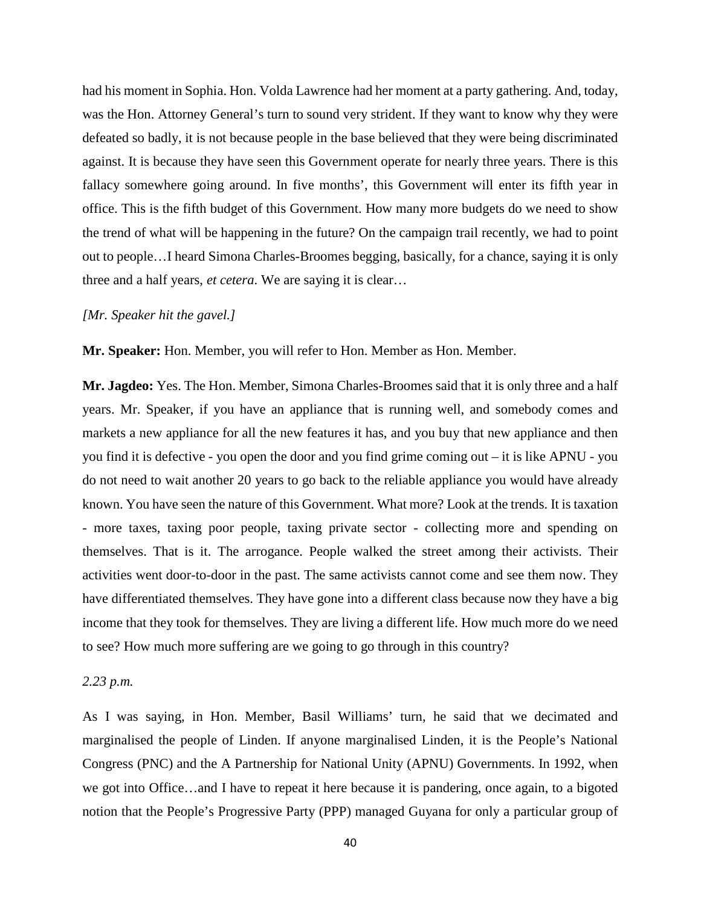had his moment in Sophia. Hon. Volda Lawrence had her moment at a party gathering. And, today, was the Hon. Attorney General's turn to sound very strident. If they want to know why they were defeated so badly, it is not because people in the base believed that they were being discriminated against. It is because they have seen this Government operate for nearly three years. There is this fallacy somewhere going around. In five months', this Government will enter its fifth year in office. This is the fifth budget of this Government. How many more budgets do we need to show the trend of what will be happening in the future? On the campaign trail recently, we had to point out to people…I heard Simona Charles-Broomes begging, basically, for a chance, saying it is only three and a half years, *et cetera*. We are saying it is clear…

*[Mr. Speaker hit the gavel.]*

**Mr. Speaker:** Hon. Member, you will refer to Hon. Member as Hon. Member.

**Mr. Jagdeo:** Yes. The Hon. Member, Simona Charles-Broomes said that it is only three and a half years. Mr. Speaker, if you have an appliance that is running well, and somebody comes and markets a new appliance for all the new features it has, and you buy that new appliance and then you find it is defective - you open the door and you find grime coming out – it is like APNU - you do not need to wait another 20 years to go back to the reliable appliance you would have already known. You have seen the nature of this Government. What more? Look at the trends. It is taxation - more taxes, taxing poor people, taxing private sector - collecting more and spending on themselves. That is it. The arrogance. People walked the street among their activists. Their activities went door-to-door in the past. The same activists cannot come and see them now. They have differentiated themselves. They have gone into a different class because now they have a big income that they took for themselves. They are living a different life. How much more do we need to see? How much more suffering are we going to go through in this country?

*2.23 p.m.*

As I was saying, in Hon. Member, Basil Williams' turn, he said that we decimated and marginalised the people of Linden. If anyone marginalised Linden, it is the People's National Congress (PNC) and the A Partnership for National Unity (APNU) Governments. In 1992, when we got into Office…and I have to repeat it here because it is pandering, once again, to a bigoted notion that the People's Progressive Party (PPP) managed Guyana for only a particular group of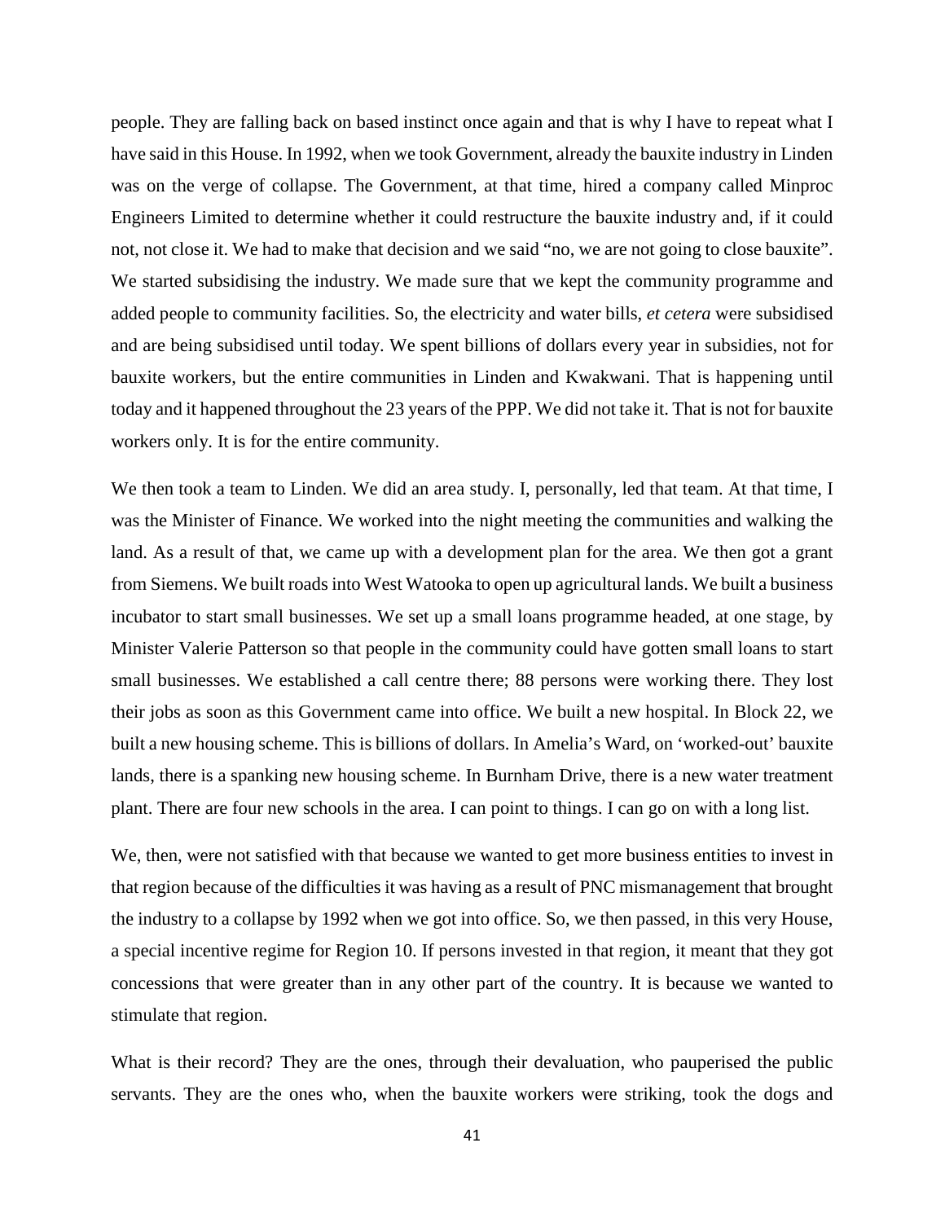people. They are falling back on based instinct once again and that is why I have to repeat what I have said in this House. In 1992, when we took Government, already the bauxite industry in Linden was on the verge of collapse. The Government, at that time, hired a company called Minproc Engineers Limited to determine whether it could restructure the bauxite industry and, if it could not, not close it. We had to make that decision and we said "no, we are not going to close bauxite". We started subsidising the industry. We made sure that we kept the community programme and added people to community facilities. So, the electricity and water bills, *et cetera* were subsidised and are being subsidised until today. We spent billions of dollars every year in subsidies, not for bauxite workers, but the entire communities in Linden and Kwakwani. That is happening until today and it happened throughout the 23 years of the PPP. We did not take it. That is not for bauxite workers only. It is for the entire community.

We then took a team to Linden. We did an area study. I, personally, led that team. At that time, I was the Minister of Finance. We worked into the night meeting the communities and walking the land. As a result of that, we came up with a development plan for the area. We then got a grant from Siemens. We built roads into West Watooka to open up agricultural lands. We built a business incubator to start small businesses. We set up a small loans programme headed, at one stage, by Minister Valerie Patterson so that people in the community could have gotten small loans to start small businesses. We established a call centre there; 88 persons were working there. They lost their jobs as soon as this Government came into office. We built a new hospital. In Block 22, we built a new housing scheme. This is billions of dollars. In Amelia's Ward, on 'worked-out' bauxite lands, there is a spanking new housing scheme. In Burnham Drive, there is a new water treatment plant. There are four new schools in the area. I can point to things. I can go on with a long list.

We, then, were not satisfied with that because we wanted to get more business entities to invest in that region because of the difficulties it was having as a result of PNC mismanagement that brought the industry to a collapse by 1992 when we got into office. So, we then passed, in this very House, a special incentive regime for Region 10. If persons invested in that region, it meant that they got concessions that were greater than in any other part of the country. It is because we wanted to stimulate that region.

What is their record? They are the ones, through their devaluation, who pauperised the public servants. They are the ones who, when the bauxite workers were striking, took the dogs and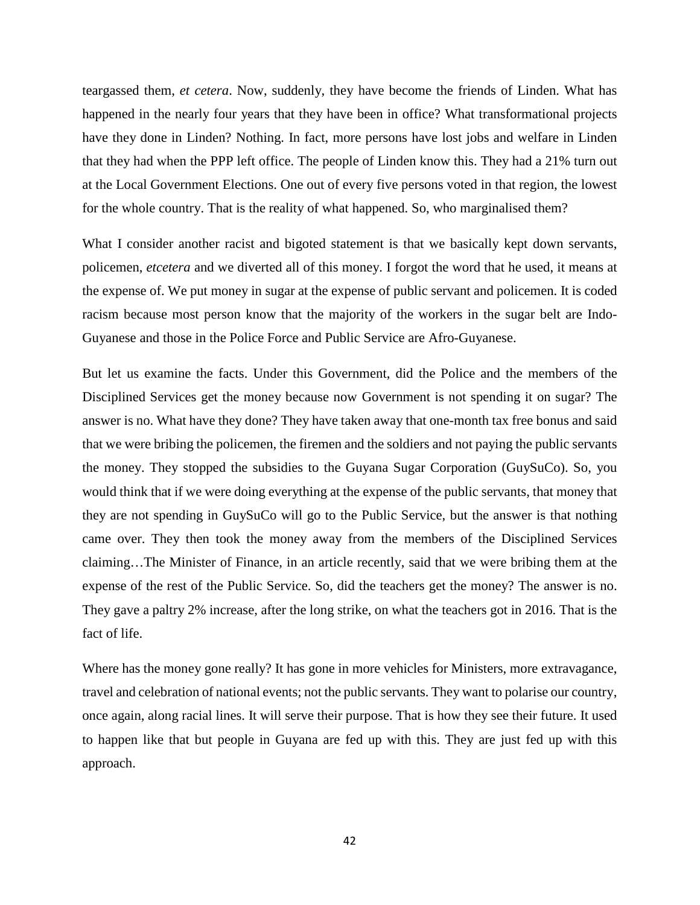teargassed them, *et cetera*. Now, suddenly, they have become the friends of Linden. What has happened in the nearly four years that they have been in office? What transformational projects have they done in Linden? Nothing. In fact, more persons have lost jobs and welfare in Linden that they had when the PPP left office. The people of Linden know this. They had a 21% turn out at the Local Government Elections. One out of every five persons voted in that region, the lowest for the whole country. That is the reality of what happened. So, who marginalised them?

What I consider another racist and bigoted statement is that we basically kept down servants, policemen, *etcetera* and we diverted all of this money. I forgot the word that he used, it means at the expense of. We put money in sugar at the expense of public servant and policemen. It is coded racism because most person know that the majority of the workers in the sugar belt are Indo-Guyanese and those in the Police Force and Public Service are Afro-Guyanese.

But let us examine the facts. Under this Government, did the Police and the members of the Disciplined Services get the money because now Government is not spending it on sugar? The answer is no. What have they done? They have taken away that one-month tax free bonus and said that we were bribing the policemen, the firemen and the soldiers and not paying the public servants the money. They stopped the subsidies to the Guyana Sugar Corporation (GuySuCo). So, you would think that if we were doing everything at the expense of the public servants, that money that they are not spending in GuySuCo will go to the Public Service, but the answer is that nothing came over. They then took the money away from the members of the Disciplined Services claiming…The Minister of Finance, in an article recently, said that we were bribing them at the expense of the rest of the Public Service. So, did the teachers get the money? The answer is no. They gave a paltry 2% increase, after the long strike, on what the teachers got in 2016. That is the fact of life.

Where has the money gone really? It has gone in more vehicles for Ministers, more extravagance, travel and celebration of national events; not the public servants. They want to polarise our country, once again, along racial lines. It will serve their purpose. That is how they see their future. It used to happen like that but people in Guyana are fed up with this. They are just fed up with this approach.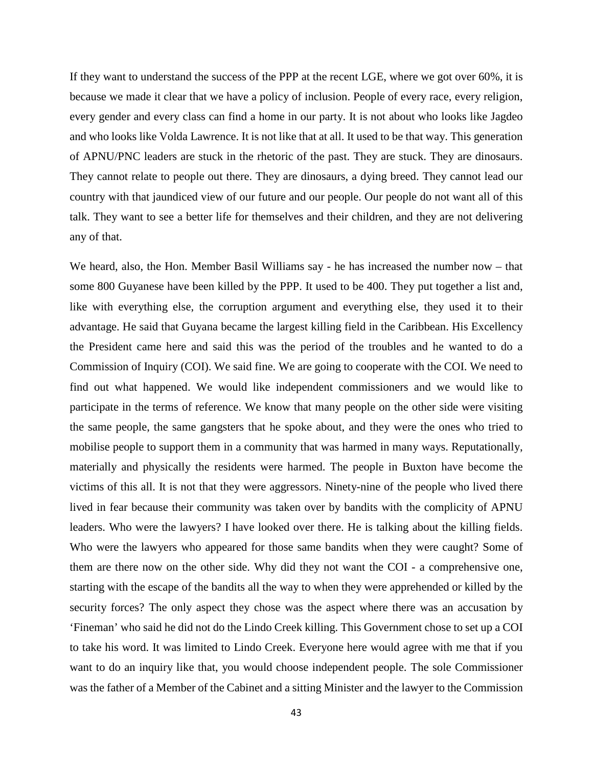If they want to understand the success of the PPP at the recent LGE, where we got over 60%, it is because we made it clear that we have a policy of inclusion. People of every race, every religion, every gender and every class can find a home in our party. It is not about who looks like Jagdeo and who looks like Volda Lawrence. It is not like that at all. It used to be that way. This generation of APNU/PNC leaders are stuck in the rhetoric of the past. They are stuck. They are dinosaurs. They cannot relate to people out there. They are dinosaurs, a dying breed. They cannot lead our country with that jaundiced view of our future and our people. Our people do not want all of this talk. They want to see a better life for themselves and their children, and they are not delivering any of that.

We heard, also, the Hon. Member Basil Williams say - he has increased the number now – that some 800 Guyanese have been killed by the PPP. It used to be 400. They put together a list and, like with everything else, the corruption argument and everything else, they used it to their advantage. He said that Guyana became the largest killing field in the Caribbean. His Excellency the President came here and said this was the period of the troubles and he wanted to do a Commission of Inquiry (COI). We said fine. We are going to cooperate with the COI. We need to find out what happened. We would like independent commissioners and we would like to participate in the terms of reference. We know that many people on the other side were visiting the same people, the same gangsters that he spoke about, and they were the ones who tried to mobilise people to support them in a community that was harmed in many ways. Reputationally, materially and physically the residents were harmed. The people in Buxton have become the victims of this all. It is not that they were aggressors. Ninety-nine of the people who lived there lived in fear because their community was taken over by bandits with the complicity of APNU leaders. Who were the lawyers? I have looked over there. He is talking about the killing fields. Who were the lawyers who appeared for those same bandits when they were caught? Some of them are there now on the other side. Why did they not want the COI - a comprehensive one, starting with the escape of the bandits all the way to when they were apprehended or killed by the security forces? The only aspect they chose was the aspect where there was an accusation by 'Fineman' who said he did not do the Lindo Creek killing. This Government chose to set up a COI to take his word. It was limited to Lindo Creek. Everyone here would agree with me that if you want to do an inquiry like that, you would choose independent people. The sole Commissioner was the father of a Member of the Cabinet and a sitting Minister and the lawyer to the Commission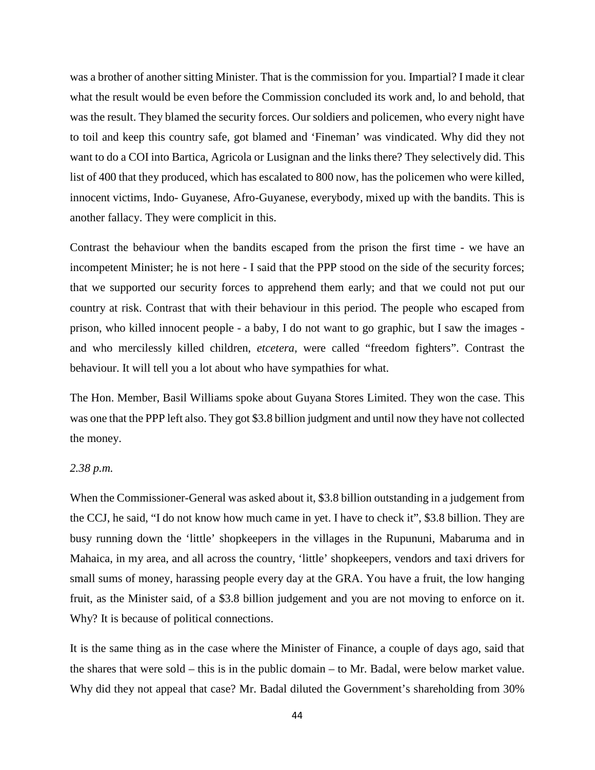was a brother of another sitting Minister. That is the commission for you. Impartial? I made it clear what the result would be even before the Commission concluded its work and, lo and behold, that was the result. They blamed the security forces. Our soldiers and policemen, who every night have to toil and keep this country safe, got blamed and 'Fineman' was vindicated. Why did they not want to do a COI into Bartica, Agricola or Lusignan and the links there? They selectively did. This list of 400 that they produced, which has escalated to 800 now, has the policemen who were killed, innocent victims, Indo- Guyanese, Afro-Guyanese, everybody, mixed up with the bandits. This is another fallacy. They were complicit in this.

Contrast the behaviour when the bandits escaped from the prison the first time - we have an incompetent Minister; he is not here - I said that the PPP stood on the side of the security forces; that we supported our security forces to apprehend them early; and that we could not put our country at risk. Contrast that with their behaviour in this period. The people who escaped from prison, who killed innocent people - a baby, I do not want to go graphic, but I saw the images - and who mercilessly killed children, *etcetera,* were called "freedom fighters". Contrast the behaviour. It will tell you a lot about who have sympathies for what.

The Hon. Member, Basil Williams spoke about Guyana Stores Limited. They won the case. This was one that the PPP left also. They got $3.8 billion judgment and until now they have not collected the money.

*2.38 p.m.*

When the Commissioner-General was asked about it, $3.8 billion outstanding in a judgement from the CCJ, he said, "I do not know how much came in yet. I have to check it", $3.8 billion. They are busy running down the 'little' shopkeepers in the villages in the Rupununi, Mabaruma and in Mahaica, in my area, and all across the country, 'little' shopkeepers, vendors and taxi drivers for small sums of money, harassing people every day at the GRA. You have a fruit, the low hanging fruit, as the Minister said, of a $3.8 billion judgement and you are not moving to enforce on it. Why? It is because of political connections.

It is the same thing as in the case where the Minister of Finance, a couple of days ago, said that the shares that were sold – this is in the public domain – to Mr. Badal, were below market value. Why did they not appeal that case? Mr. Badal diluted the Government's shareholding from 30%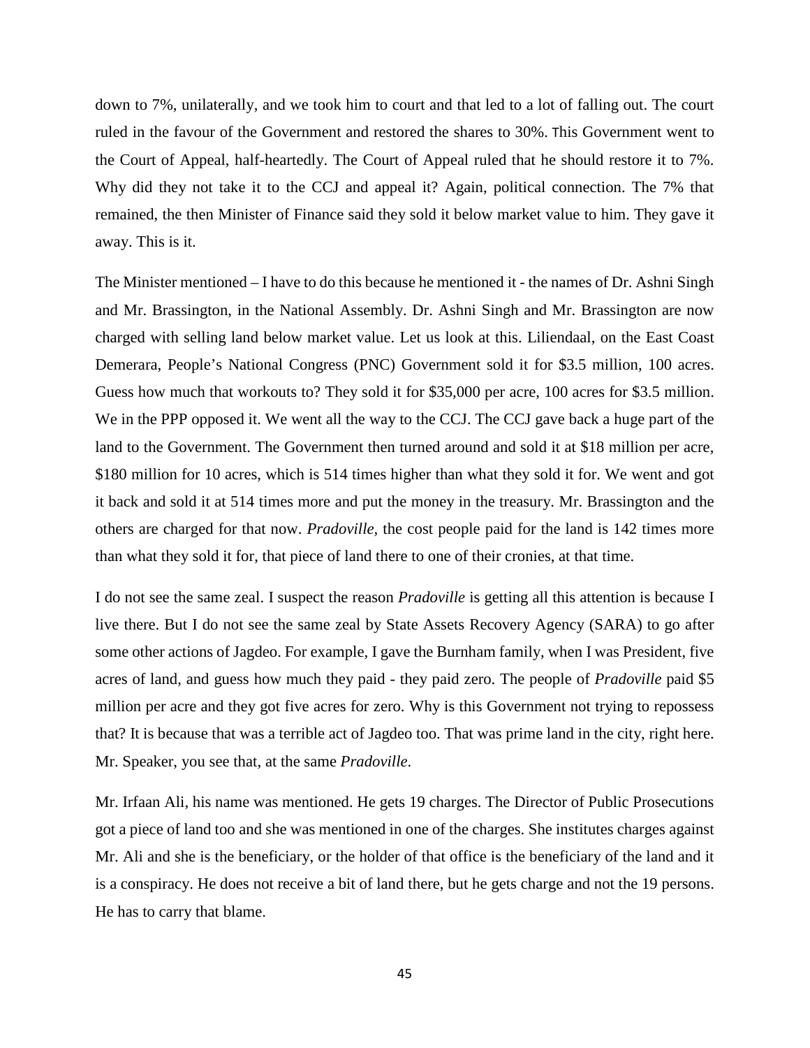down to 7%, unilaterally, and we took him to court and that led to a lot of falling out. The court ruled in the favour of the Government and restored the shares to 30%. This Government went to the Court of Appeal, half-heartedly. The Court of Appeal ruled that he should restore it to 7%. Why did they not take it to the CCJ and appeal it? Again, political connection. The 7% that remained, the then Minister of Finance said they sold it below market value to him. They gave it away. This is it.

The Minister mentioned – I have to do this because he mentioned it - the names of Dr. Ashni Singh and Mr. Brassington, in the National Assembly. Dr. Ashni Singh and Mr. Brassington are now charged with selling land below market value. Let us look at this. Liliendaal, on the East Coast Demerara, People's National Congress (PNC) Government sold it for $3.5 million, 100 acres. Guess how much that workouts to? They sold it for $35,000 per acre, 100 acres for $3.5 million. We in the PPP opposed it. We went all the way to the CCJ. The CCJ gave back a huge part of the land to the Government. The Government then turned around and sold it at $18 million per acre, $180 million for 10 acres, which is 514 times higher than what they sold it for. We went and got it back and sold it at 514 times more and put the money in the treasury. Mr. Brassington and the others are charged for that now. *Pradoville*, the cost people paid for the land is 142 times more than what they sold it for, that piece of land there to one of their cronies, at that time.

I do not see the same zeal. I suspect the reason *Pradoville* is getting all this attention is because I live there. But I do not see the same zeal by State Assets Recovery Agency (SARA) to go after some other actions of Jagdeo. For example, I gave the Burnham family, when I was President, five acres of land, and guess how much they paid - they paid zero. The people of *Pradoville* paid $5 million per acre and they got five acres for zero. Why is this Government not trying to repossess that? It is because that was a terrible act of Jagdeo too. That was prime land in the city, right here. Mr. Speaker, you see that, at the same *Pradoville*.

Mr. Irfaan Ali, his name was mentioned. He gets 19 charges. The Director of Public Prosecutions got a piece of land too and she was mentioned in one of the charges. She institutes charges against Mr. Ali and she is the beneficiary, or the holder of that office is the beneficiary of the land and it is a conspiracy. He does not receive a bit of land there, but he gets charge and not the 19 persons. He has to carry that blame.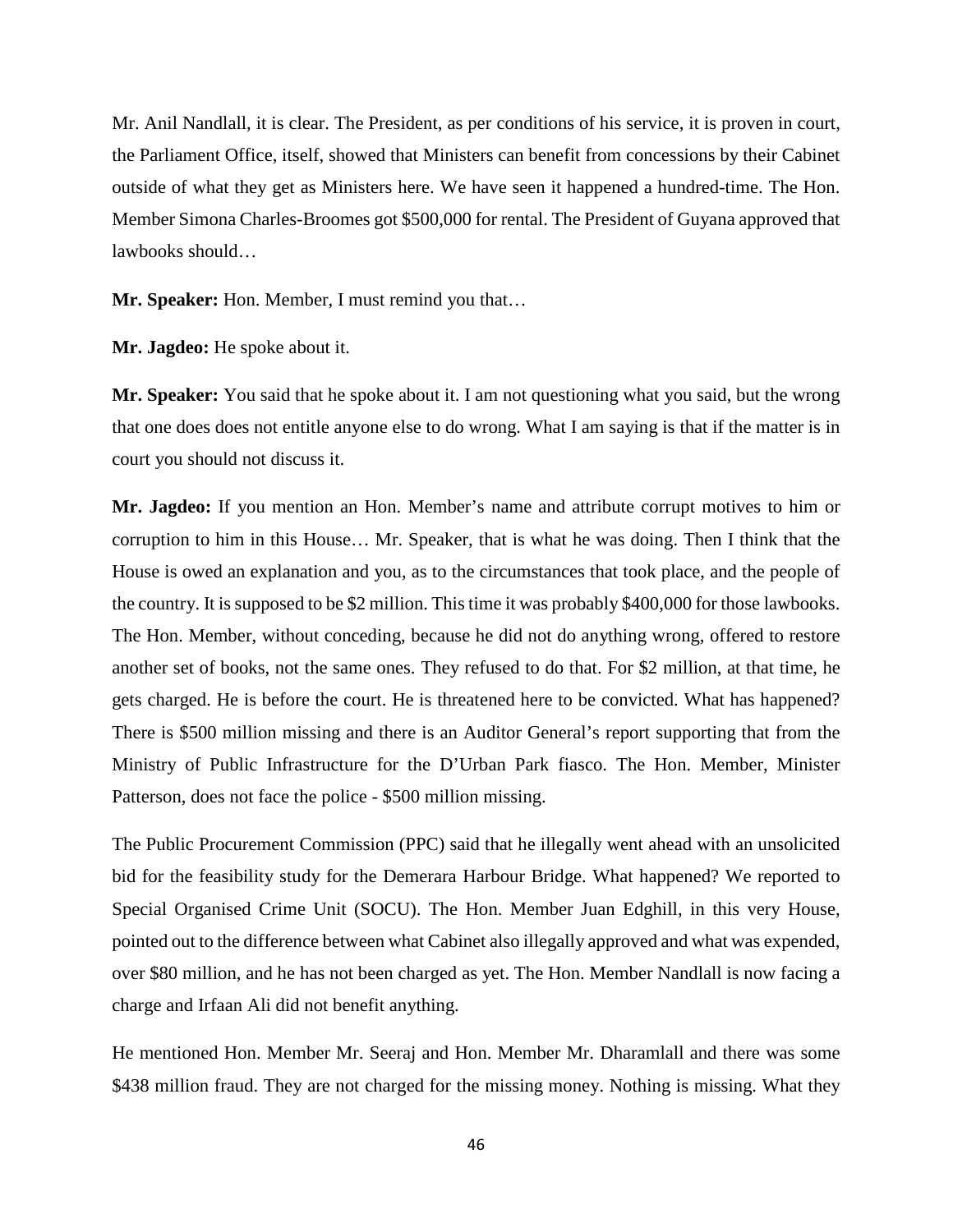Mr. Anil Nandlall, it is clear. The President, as per conditions of his service, it is proven in court, the Parliament Office, itself, showed that Ministers can benefit from concessions by their Cabinet outside of what they get as Ministers here. We have seen it happened a hundred-time. The Hon. Member Simona Charles-Broomes got $500,000 for rental. The President of Guyana approved that lawbooks should…

**Mr. Speaker:** Hon. Member, I must remind you that…

**Mr. Jagdeo:** He spoke about it.

**Mr. Speaker:** You said that he spoke about it. I am not questioning what you said, but the wrong that one does does not entitle anyone else to do wrong. What I am saying is that if the matter is in court you should not discuss it.

**Mr. Jagdeo:** If you mention an Hon. Member's name and attribute corrupt motives to him or corruption to him in this House… Mr. Speaker, that is what he was doing. Then I think that the House is owed an explanation and you, as to the circumstances that took place, and the people of the country. It is supposed to be $2 million. This time it was probably $400,000 for those lawbooks. The Hon. Member, without conceding, because he did not do anything wrong, offered to restore another set of books, not the same ones. They refused to do that. For $2 million, at that time, he gets charged. He is before the court. He is threatened here to be convicted. What has happened? There is $500 million missing and there is an Auditor General's report supporting that from the Ministry of Public Infrastructure for the D'Urban Park fiasco. The Hon. Member, Minister Patterson, does not face the police - $500 million missing.

The Public Procurement Commission (PPC) said that he illegally went ahead with an unsolicited bid for the feasibility study for the Demerara Harbour Bridge. What happened? We reported to Special Organised Crime Unit (SOCU). The Hon. Member Juan Edghill, in this very House, pointed out to the difference between what Cabinet also illegally approved and what was expended, over $80 million, and he has not been charged as yet. The Hon. Member Nandlall is now facing a charge and Irfaan Ali did not benefit anything.

He mentioned Hon. Member Mr. Seeraj and Hon. Member Mr. Dharamlall and there was some $438 million fraud. They are not charged for the missing money. Nothing is missing. What they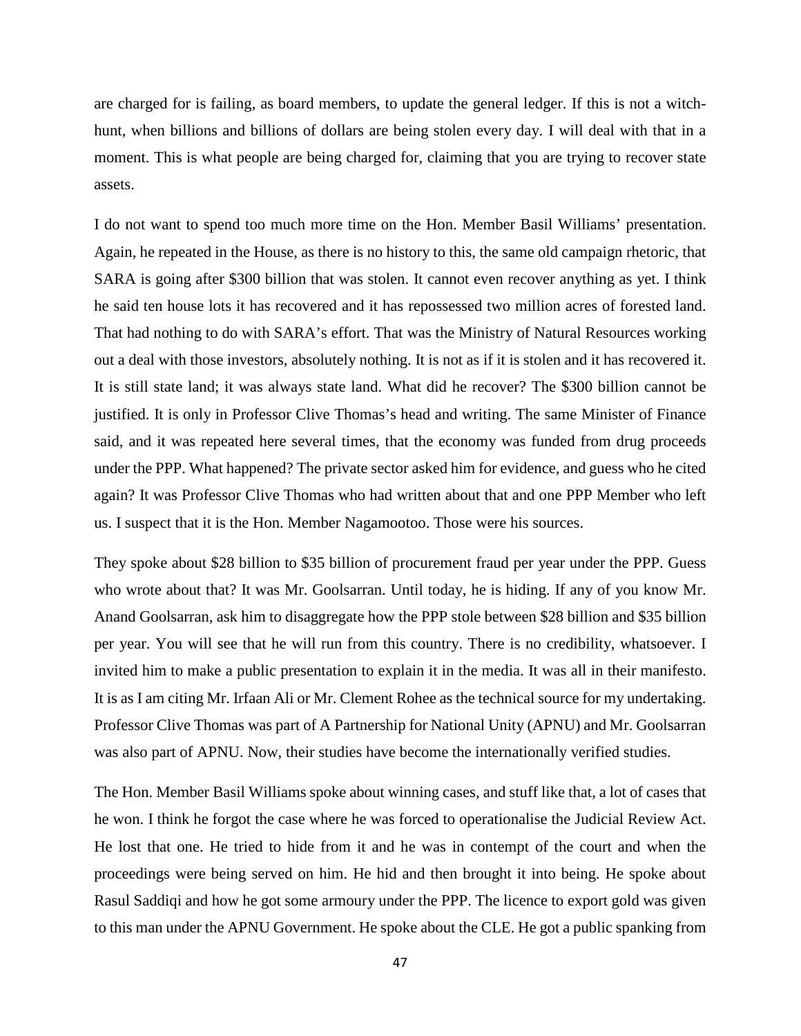are charged for is failing, as board members, to update the general ledger. If this is not a witch-hunt, when billions and billions of dollars are being stolen every day. I will deal with that in a moment. This is what people are being charged for, claiming that you are trying to recover state assets.

I do not want to spend too much more time on the Hon. Member Basil Williams' presentation. Again, he repeated in the House, as there is no history to this, the same old campaign rhetoric, that SARA is going after $300 billion that was stolen. It cannot even recover anything as yet. I think he said ten house lots it has recovered and it has repossessed two million acres of forested land. That had nothing to do with SARA's effort. That was the Ministry of Natural Resources working out a deal with those investors, absolutely nothing. It is not as if it is stolen and it has recovered it. It is still state land; it was always state land. What did he recover? The $300 billion cannot be justified. It is only in Professor Clive Thomas's head and writing. The same Minister of Finance said, and it was repeated here several times, that the economy was funded from drug proceeds under the PPP. What happened? The private sector asked him for evidence, and guess who he cited again? It was Professor Clive Thomas who had written about that and one PPP Member who left us. I suspect that it is the Hon. Member Nagamootoo. Those were his sources.

They spoke about $28 billion to $35 billion of procurement fraud per year under the PPP. Guess who wrote about that? It was Mr. Goolsarran. Until today, he is hiding. If any of you know Mr. Anand Goolsarran, ask him to disaggregate how the PPP stole between $28 billion and $35 billion per year. You will see that he will run from this country. There is no credibility, whatsoever. I invited him to make a public presentation to explain it in the media. It was all in their manifesto. It is as I am citing Mr. Irfaan Ali or Mr. Clement Rohee as the technical source for my undertaking. Professor Clive Thomas was part of A Partnership for National Unity (APNU) and Mr. Goolsarran was also part of APNU. Now, their studies have become the internationally verified studies.

The Hon. Member Basil Williams spoke about winning cases, and stuff like that, a lot of cases that he won. I think he forgot the case where he was forced to operationalise the Judicial Review Act. He lost that one. He tried to hide from it and he was in contempt of the court and when the proceedings were being served on him. He hid and then brought it into being. He spoke about Rasul Saddiqi and how he got some armoury under the PPP. The licence to export gold was given to this man under the APNU Government. He spoke about the CLE. He got a public spanking from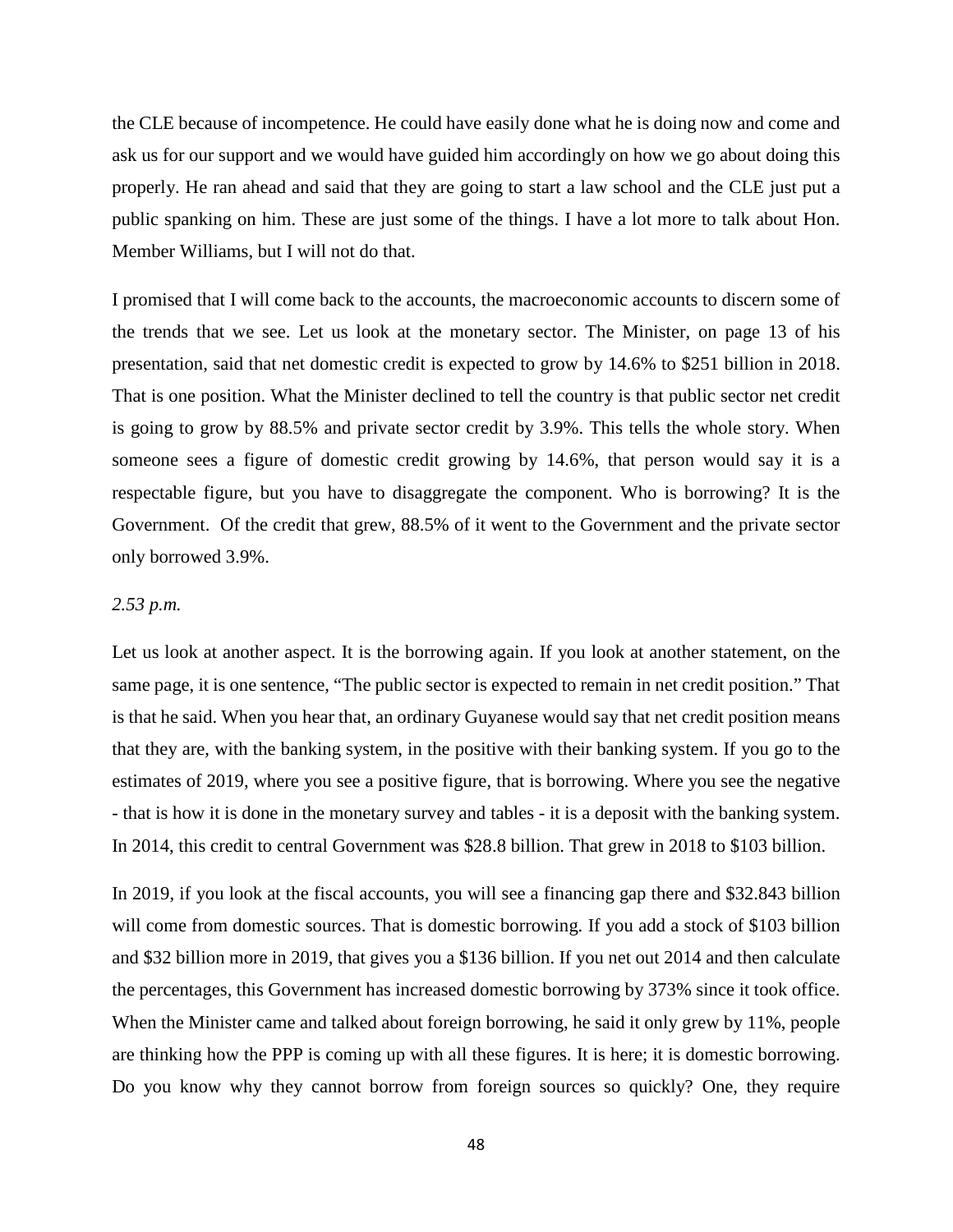the CLE because of incompetence. He could have easily done what he is doing now and come and ask us for our support and we would have guided him accordingly on how we go about doing this properly. He ran ahead and said that they are going to start a law school and the CLE just put a public spanking on him. These are just some of the things. I have a lot more to talk about Hon. Member Williams, but I will not do that.

I promised that I will come back to the accounts, the macroeconomic accounts to discern some of the trends that we see. Let us look at the monetary sector. The Minister, on page 13 of his presentation, said that net domestic credit is expected to grow by 14.6% to $251 billion in 2018. That is one position. What the Minister declined to tell the country is that public sector net credit is going to grow by 88.5% and private sector credit by 3.9%. This tells the whole story. When someone sees a figure of domestic credit growing by 14.6%, that person would say it is a respectable figure, but you have to disaggregate the component. Who is borrowing? It is the Government. Of the credit that grew, 88.5% of it went to the Government and the private sector only borrowed 3.9%.

*2.53 p.m.*

Let us look at another aspect. It is the borrowing again. If you look at another statement, on the same page, it is one sentence, "The public sector is expected to remain in net credit position." That is that he said. When you hear that, an ordinary Guyanese would say that net credit position means that they are, with the banking system, in the positive with their banking system. If you go to the estimates of 2019, where you see a positive figure, that is borrowing. Where you see the negative - that is how it is done in the monetary survey and tables - it is a deposit with the banking system. In 2014, this credit to central Government was $28.8 billion. That grew in 2018 to $103 billion.

In 2019, if you look at the fiscal accounts, you will see a financing gap there and $32.843 billion will come from domestic sources. That is domestic borrowing. If you add a stock of $103 billion and $32 billion more in 2019, that gives you a $136 billion. If you net out 2014 and then calculate the percentages, this Government has increased domestic borrowing by 373% since it took office. When the Minister came and talked about foreign borrowing, he said it only grew by 11%, people are thinking how the PPP is coming up with all these figures. It is here; it is domestic borrowing. Do you know why they cannot borrow from foreign sources so quickly? One, they require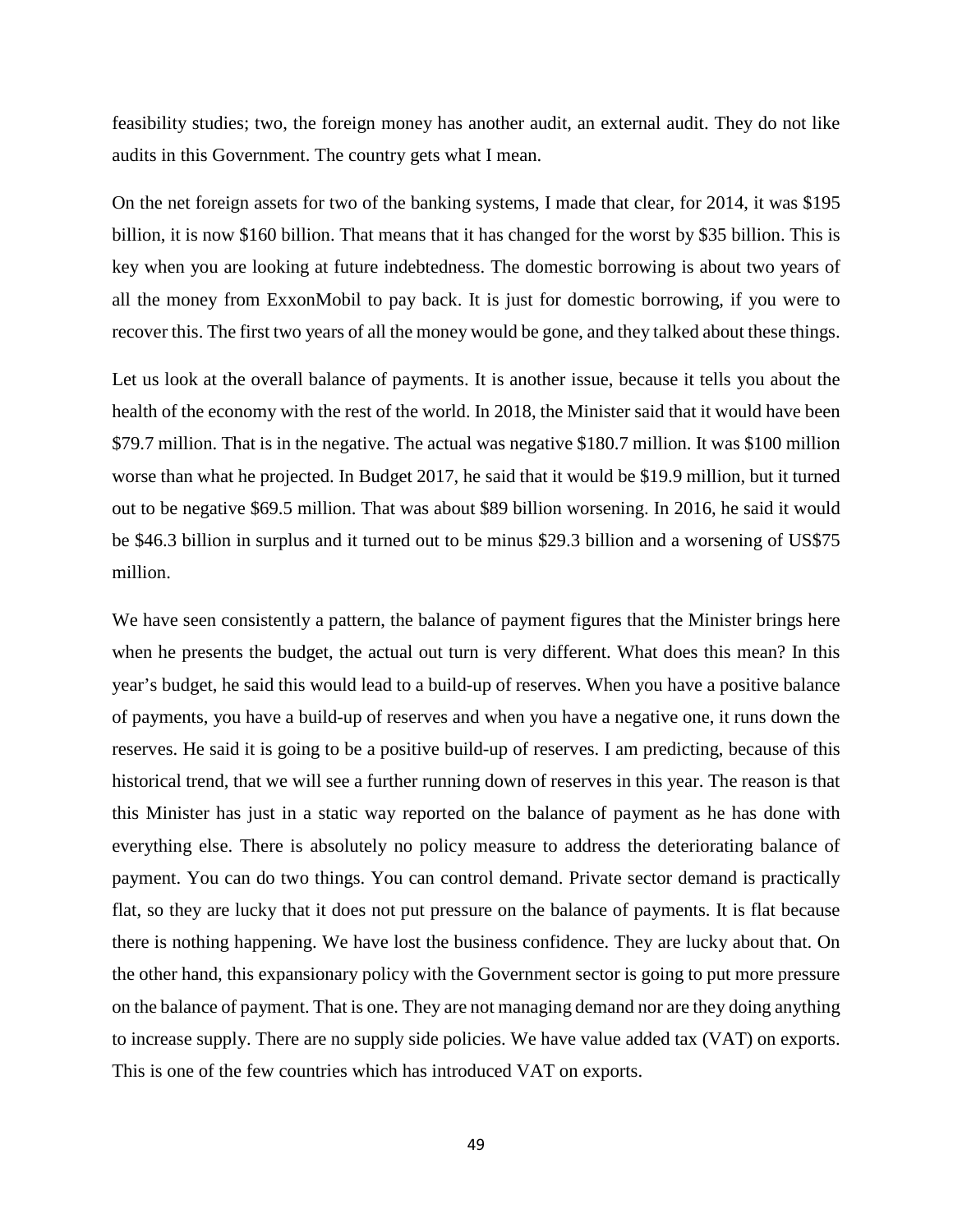feasibility studies; two, the foreign money has another audit, an external audit. They do not like audits in this Government. The country gets what I mean.

On the net foreign assets for two of the banking systems, I made that clear, for 2014, it was $195 billion, it is now $160 billion. That means that it has changed for the worst by $35 billion. This is key when you are looking at future indebtedness. The domestic borrowing is about two years of all the money from ExxonMobil to pay back. It is just for domestic borrowing, if you were to recover this. The first two years of all the money would be gone, and they talked about these things.

Let us look at the overall balance of payments. It is another issue, because it tells you about the health of the economy with the rest of the world. In 2018, the Minister said that it would have been $79.7 million. That is in the negative. The actual was negative $180.7 million. It was $100 million worse than what he projected. In Budget 2017, he said that it would be $19.9 million, but it turned out to be negative $69.5 million. That was about $89 billion worsening. In 2016, he said it would be $46.3 billion in surplus and it turned out to be minus $29.3 billion and a worsening of US$75 million.

We have seen consistently a pattern, the balance of payment figures that the Minister brings here when he presents the budget, the actual out turn is very different. What does this mean? In this year's budget, he said this would lead to a build-up of reserves. When you have a positive balance of payments, you have a build-up of reserves and when you have a negative one, it runs down the reserves. He said it is going to be a positive build-up of reserves. I am predicting, because of this historical trend, that we will see a further running down of reserves in this year. The reason is that this Minister has just in a static way reported on the balance of payment as he has done with everything else. There is absolutely no policy measure to address the deteriorating balance of payment. You can do two things. You can control demand. Private sector demand is practically flat, so they are lucky that it does not put pressure on the balance of payments. It is flat because there is nothing happening. We have lost the business confidence. They are lucky about that. On the other hand, this expansionary policy with the Government sector is going to put more pressure on the balance of payment. That is one. They are not managing demand nor are they doing anything to increase supply. There are no supply side policies. We have value added tax (VAT) on exports. This is one of the few countries which has introduced VAT on exports.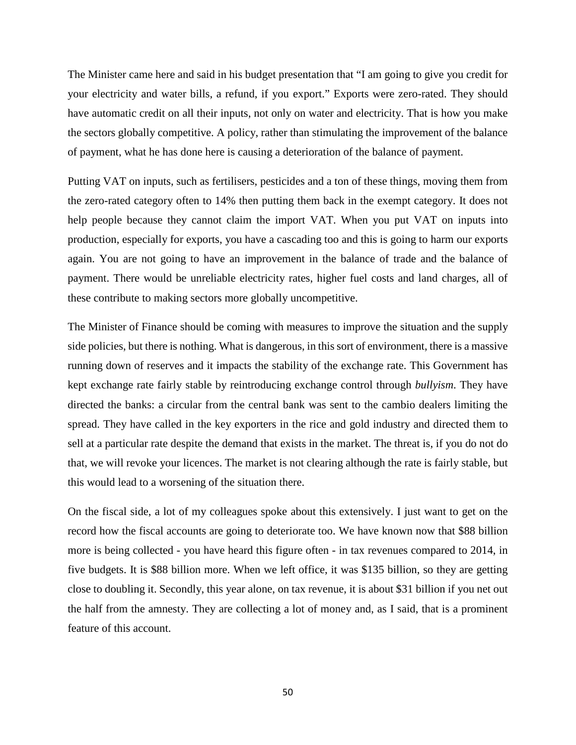The Minister came here and said in his budget presentation that "I am going to give you credit for your electricity and water bills, a refund, if you export." Exports were zero-rated. They should have automatic credit on all their inputs, not only on water and electricity. That is how you make the sectors globally competitive. A policy, rather than stimulating the improvement of the balance of payment, what he has done here is causing a deterioration of the balance of payment.

Putting VAT on inputs, such as fertilisers, pesticides and a ton of these things, moving them from the zero-rated category often to 14% then putting them back in the exempt category. It does not help people because they cannot claim the import VAT. When you put VAT on inputs into production, especially for exports, you have a cascading too and this is going to harm our exports again. You are not going to have an improvement in the balance of trade and the balance of payment. There would be unreliable electricity rates, higher fuel costs and land charges, all of these contribute to making sectors more globally uncompetitive.

The Minister of Finance should be coming with measures to improve the situation and the supply side policies, but there is nothing. What is dangerous, in this sort of environment, there is a massive running down of reserves and it impacts the stability of the exchange rate. This Government has kept exchange rate fairly stable by reintroducing exchange control through *bullyism*. They have directed the banks: a circular from the central bank was sent to the cambio dealers limiting the spread. They have called in the key exporters in the rice and gold industry and directed them to sell at a particular rate despite the demand that exists in the market. The threat is, if you do not do that, we will revoke your licences. The market is not clearing although the rate is fairly stable, but this would lead to a worsening of the situation there.

On the fiscal side, a lot of my colleagues spoke about this extensively. I just want to get on the record how the fiscal accounts are going to deteriorate too. We have known now that $88 billion more is being collected - you have heard this figure often - in tax revenues compared to 2014, in five budgets. It is $88 billion more. When we left office, it was $135 billion, so they are getting close to doubling it. Secondly, this year alone, on tax revenue, it is about $31 billion if you net out the half from the amnesty. They are collecting a lot of money and, as I said, that is a prominent feature of this account.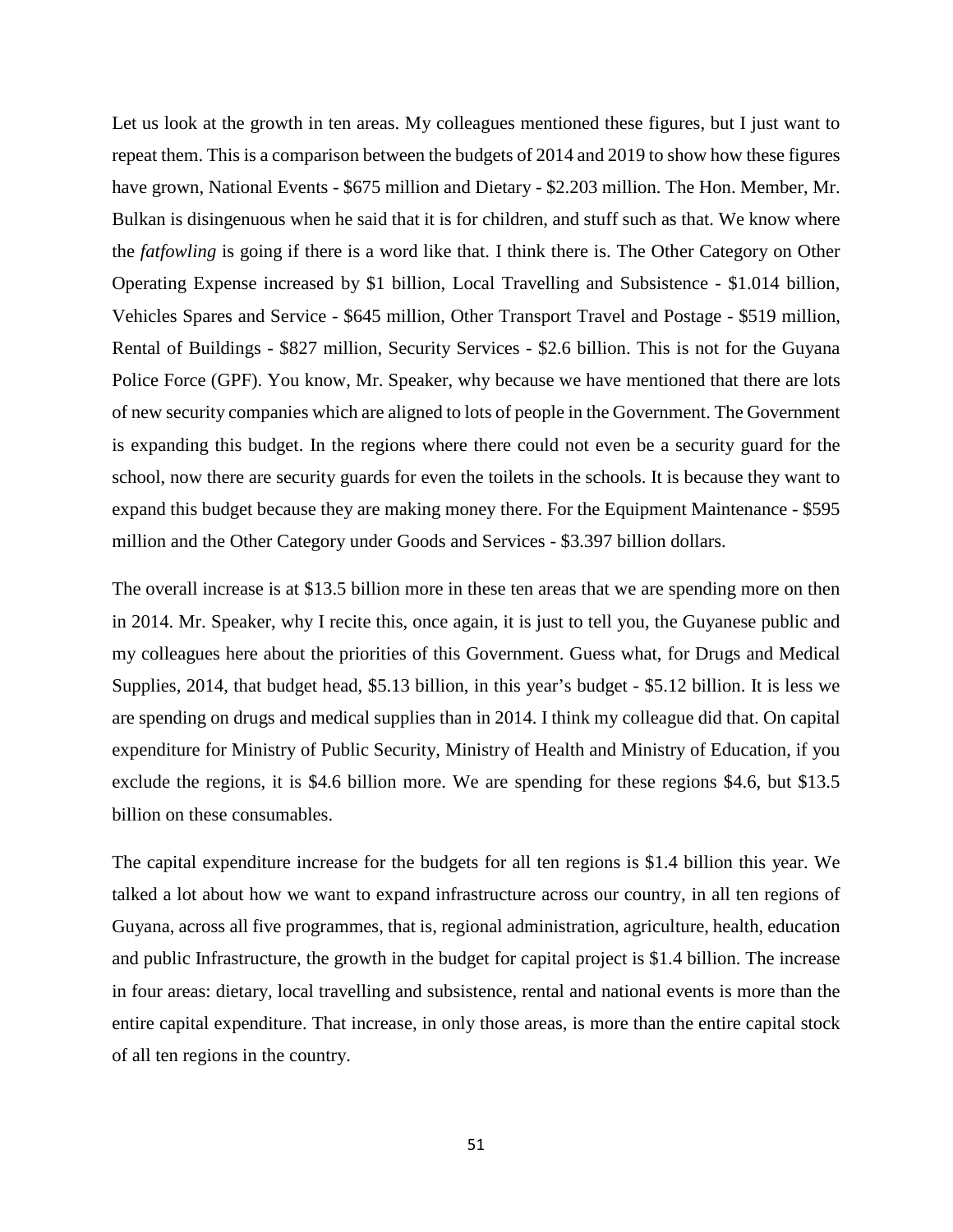Let us look at the growth in ten areas. My colleagues mentioned these figures, but I just want to repeat them. This is a comparison between the budgets of 2014 and 2019 to show how these figures have grown, National Events - $675 million and Dietary - $2.203 million. The Hon. Member, Mr. Bulkan is disingenuous when he said that it is for children, and stuff such as that. We know where the *fatfowling* is going if there is a word like that. I think there is. The Other Category on Other Operating Expense increased by $1 billion, Local Travelling and Subsistence - $1.014 billion, Vehicles Spares and Service - $645 million, Other Transport Travel and Postage - $519 million, Rental of Buildings - $827 million, Security Services - $2.6 billion. This is not for the Guyana Police Force (GPF). You know, Mr. Speaker, why because we have mentioned that there are lots of new security companies which are aligned to lots of people in the Government. The Government is expanding this budget. In the regions where there could not even be a security guard for the school, now there are security guards for even the toilets in the schools. It is because they want to expand this budget because they are making money there. For the Equipment Maintenance - $595 million and the Other Category under Goods and Services - $3.397 billion dollars.

The overall increase is at $13.5 billion more in these ten areas that we are spending more on then in 2014. Mr. Speaker, why I recite this, once again, it is just to tell you, the Guyanese public and my colleagues here about the priorities of this Government. Guess what, for Drugs and Medical Supplies, 2014, that budget head, $5.13 billion, in this year's budget - $5.12 billion. It is less we are spending on drugs and medical supplies than in 2014. I think my colleague did that. On capital expenditure for Ministry of Public Security, Ministry of Health and Ministry of Education, if you exclude the regions, it is $4.6 billion more. We are spending for these regions $4.6, but $13.5 billion on these consumables.

The capital expenditure increase for the budgets for all ten regions is $1.4 billion this year. We talked a lot about how we want to expand infrastructure across our country, in all ten regions of Guyana, across all five programmes, that is, regional administration, agriculture, health, education and public Infrastructure, the growth in the budget for capital project is $1.4 billion. The increase in four areas: dietary, local travelling and subsistence, rental and national events is more than the entire capital expenditure. That increase, in only those areas, is more than the entire capital stock of all ten regions in the country.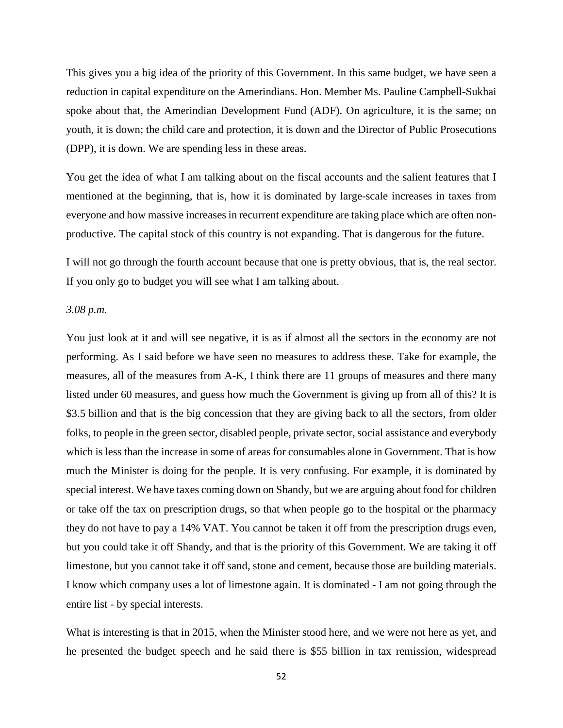This gives you a big idea of the priority of this Government. In this same budget, we have seen a reduction in capital expenditure on the Amerindians. Hon. Member Ms. Pauline Campbell-Sukhai spoke about that, the Amerindian Development Fund (ADF). On agriculture, it is the same; on youth, it is down; the child care and protection, it is down and the Director of Public Prosecutions (DPP), it is down. We are spending less in these areas.

You get the idea of what I am talking about on the fiscal accounts and the salient features that I mentioned at the beginning, that is, how it is dominated by large-scale increases in taxes from everyone and how massive increases in recurrent expenditure are taking place which are often non-productive. The capital stock of this country is not expanding. That is dangerous for the future.

I will not go through the fourth account because that one is pretty obvious, that is, the real sector. If you only go to budget you will see what I am talking about.

*3.08 p.m.*

You just look at it and will see negative, it is as if almost all the sectors in the economy are not performing. As I said before we have seen no measures to address these. Take for example, the measures, all of the measures from A-K, I think there are 11 groups of measures and there many listed under 60 measures, and guess how much the Government is giving up from all of this? It is $3.5 billion and that is the big concession that they are giving back to all the sectors, from older folks, to people in the green sector, disabled people, private sector, social assistance and everybody which is less than the increase in some of areas for consumables alone in Government. That is how much the Minister is doing for the people. It is very confusing. For example, it is dominated by special interest. We have taxes coming down on Shandy, but we are arguing about food for children or take off the tax on prescription drugs, so that when people go to the hospital or the pharmacy they do not have to pay a 14% VAT. You cannot be taken it off from the prescription drugs even, but you could take it off Shandy, and that is the priority of this Government. We are taking it off limestone, but you cannot take it off sand, stone and cement, because those are building materials. I know which company uses a lot of limestone again. It is dominated - I am not going through the entire list - by special interests.

What is interesting is that in 2015, when the Minister stood here, and we were not here as yet, and he presented the budget speech and he said there is $55 billion in tax remission, widespread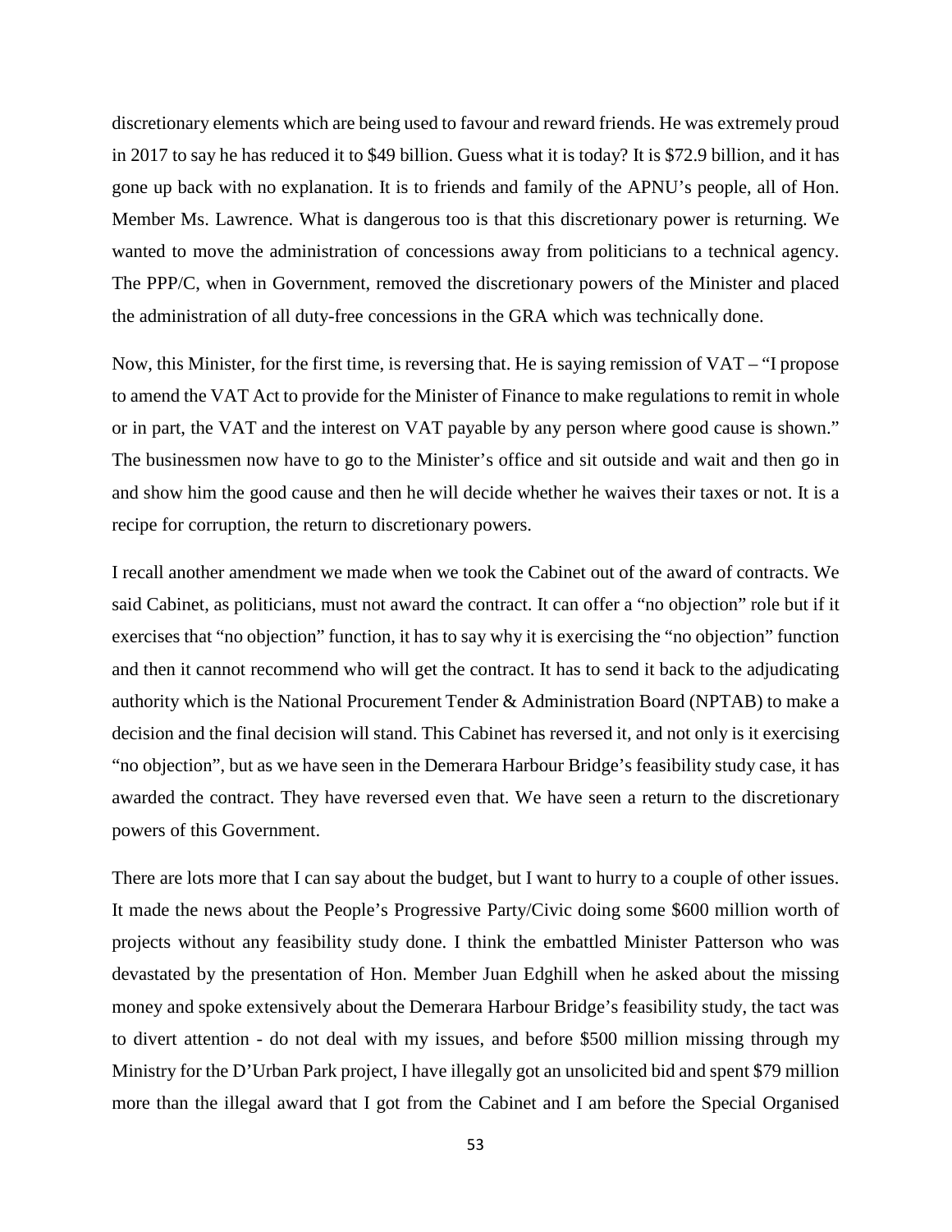discretionary elements which are being used to favour and reward friends. He was extremely proud in 2017 to say he has reduced it to $49 billion. Guess what it is today? It is $72.9 billion, and it has gone up back with no explanation. It is to friends and family of the APNU's people, all of Hon. Member Ms. Lawrence. What is dangerous too is that this discretionary power is returning. We wanted to move the administration of concessions away from politicians to a technical agency. The PPP/C, when in Government, removed the discretionary powers of the Minister and placed the administration of all duty-free concessions in the GRA which was technically done.

Now, this Minister, for the first time, is reversing that. He is saying remission of VAT – "I propose to amend the VAT Act to provide for the Minister of Finance to make regulations to remit in whole or in part, the VAT and the interest on VAT payable by any person where good cause is shown." The businessmen now have to go to the Minister's office and sit outside and wait and then go in and show him the good cause and then he will decide whether he waives their taxes or not. It is a recipe for corruption, the return to discretionary powers.

I recall another amendment we made when we took the Cabinet out of the award of contracts. We said Cabinet, as politicians, must not award the contract. It can offer a "no objection" role but if it exercises that "no objection" function, it has to say why it is exercising the "no objection" function and then it cannot recommend who will get the contract. It has to send it back to the adjudicating authority which is the National Procurement Tender & Administration Board (NPTAB) to make a decision and the final decision will stand. This Cabinet has reversed it, and not only is it exercising "no objection", but as we have seen in the Demerara Harbour Bridge's feasibility study case, it has awarded the contract. They have reversed even that. We have seen a return to the discretionary powers of this Government.

There are lots more that I can say about the budget, but I want to hurry to a couple of other issues. It made the news about the People's Progressive Party/Civic doing some $600 million worth of projects without any feasibility study done. I think the embattled Minister Patterson who was devastated by the presentation of Hon. Member Juan Edghill when he asked about the missing money and spoke extensively about the Demerara Harbour Bridge's feasibility study, the tact was to divert attention - do not deal with my issues, and before $500 million missing through my Ministry for the D'Urban Park project, I have illegally got an unsolicited bid and spent $79 million more than the illegal award that I got from the Cabinet and I am before the Special Organised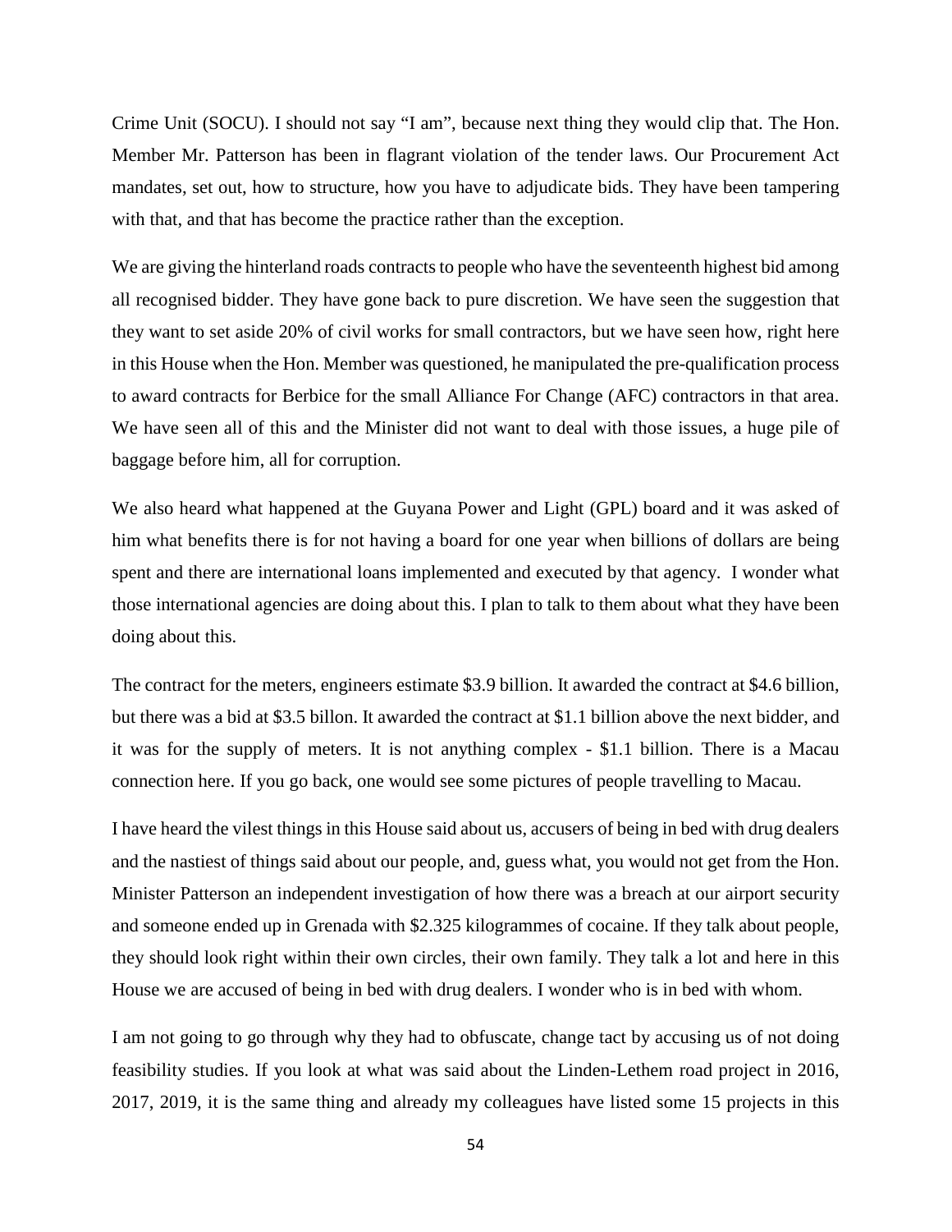Crime Unit (SOCU). I should not say "I am", because next thing they would clip that. The Hon. Member Mr. Patterson has been in flagrant violation of the tender laws. Our Procurement Act mandates, set out, how to structure, how you have to adjudicate bids. They have been tampering with that, and that has become the practice rather than the exception.

We are giving the hinterland roads contracts to people who have the seventeenth highest bid among all recognised bidder. They have gone back to pure discretion. We have seen the suggestion that they want to set aside 20% of civil works for small contractors, but we have seen how, right here in this House when the Hon. Member was questioned, he manipulated the pre-qualification process to award contracts for Berbice for the small Alliance For Change (AFC) contractors in that area. We have seen all of this and the Minister did not want to deal with those issues, a huge pile of baggage before him, all for corruption.

We also heard what happened at the Guyana Power and Light (GPL) board and it was asked of him what benefits there is for not having a board for one year when billions of dollars are being spent and there are international loans implemented and executed by that agency. I wonder what those international agencies are doing about this. I plan to talk to them about what they have been doing about this.

The contract for the meters, engineers estimate $3.9 billion. It awarded the contract at $4.6 billion, but there was a bid at $3.5 billon. It awarded the contract at $1.1 billion above the next bidder, and it was for the supply of meters. It is not anything complex - $1.1 billion. There is a Macau connection here. If you go back, one would see some pictures of people travelling to Macau.

I have heard the vilest things in this House said about us, accusers of being in bed with drug dealers and the nastiest of things said about our people, and, guess what, you would not get from the Hon. Minister Patterson an independent investigation of how there was a breach at our airport security and someone ended up in Grenada with $2.325 kilogrammes of cocaine. If they talk about people, they should look right within their own circles, their own family. They talk a lot and here in this House we are accused of being in bed with drug dealers. I wonder who is in bed with whom.

I am not going to go through why they had to obfuscate, change tact by accusing us of not doing feasibility studies. If you look at what was said about the Linden-Lethem road project in 2016, 2017, 2019, it is the same thing and already my colleagues have listed some 15 projects in this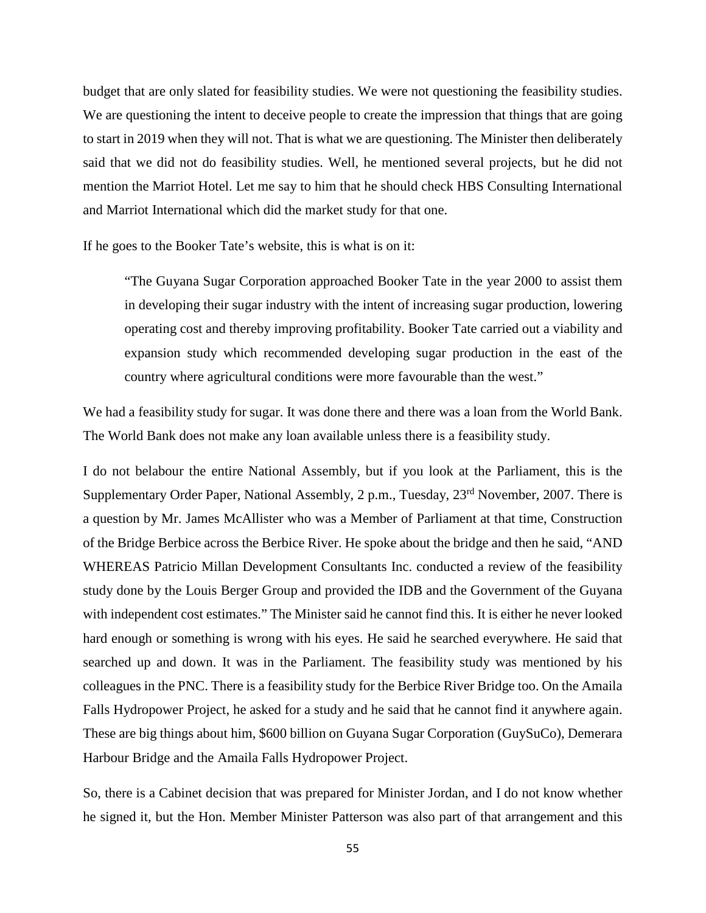budget that are only slated for feasibility studies. We were not questioning the feasibility studies. We are questioning the intent to deceive people to create the impression that things that are going to start in 2019 when they will not. That is what we are questioning. The Minister then deliberately said that we did not do feasibility studies. Well, he mentioned several projects, but he did not mention the Marriot Hotel. Let me say to him that he should check HBS Consulting International and Marriot International which did the market study for that one.

If he goes to the Booker Tate's website, this is what is on it:

> "The Guyana Sugar Corporation approached Booker Tate in the year 2000 to assist them in developing their sugar industry with the intent of increasing sugar production, lowering operating cost and thereby improving profitability. Booker Tate carried out a viability and expansion study which recommended developing sugar production in the east of the country where agricultural conditions were more favourable than the west."

We had a feasibility study for sugar. It was done there and there was a loan from the World Bank. The World Bank does not make any loan available unless there is a feasibility study.

I do not belabour the entire National Assembly, but if you look at the Parliament, this is the Supplementary Order Paper, National Assembly, 2 p.m., Tuesday, 23rd November, 2007. There is a question by Mr. James McAllister who was a Member of Parliament at that time, Construction of the Bridge Berbice across the Berbice River. He spoke about the bridge and then he said, "AND WHEREAS Patricio Millan Development Consultants Inc. conducted a review of the feasibility study done by the Louis Berger Group and provided the IDB and the Government of the Guyana with independent cost estimates." The Minister said he cannot find this. It is either he never looked hard enough or something is wrong with his eyes. He said he searched everywhere. He said that searched up and down. It was in the Parliament. The feasibility study was mentioned by his colleagues in the PNC. There is a feasibility study for the Berbice River Bridge too. On the Amaila Falls Hydropower Project, he asked for a study and he said that he cannot find it anywhere again. These are big things about him, $600 billion on Guyana Sugar Corporation (GuySuCo), Demerara Harbour Bridge and the Amaila Falls Hydropower Project.

So, there is a Cabinet decision that was prepared for Minister Jordan, and I do not know whether he signed it, but the Hon. Member Minister Patterson was also part of that arrangement and this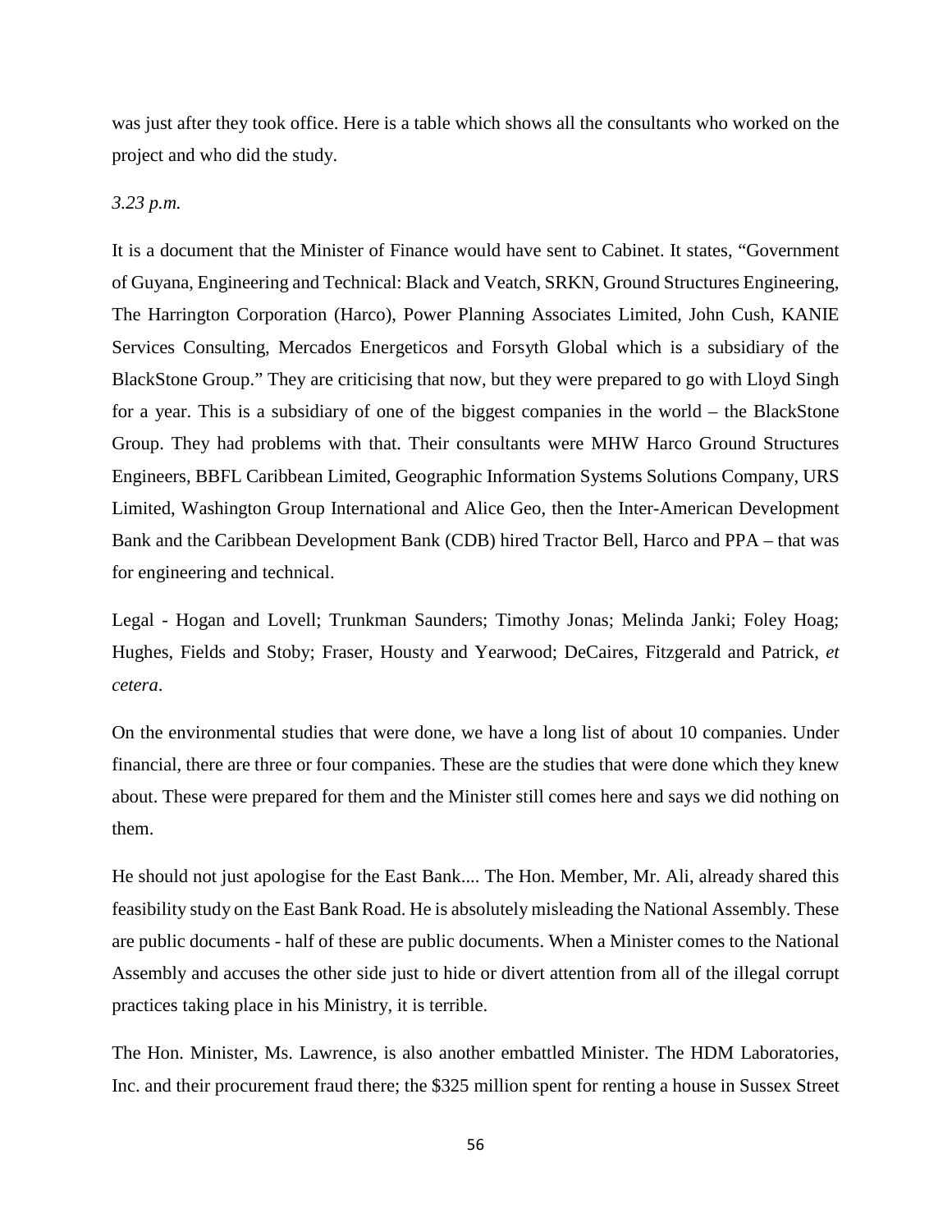was just after they took office. Here is a table which shows all the consultants who worked on the project and who did the study.

*3.23 p.m.*

It is a document that the Minister of Finance would have sent to Cabinet. It states, "Government of Guyana, Engineering and Technical: Black and Veatch, SRKN, Ground Structures Engineering, The Harrington Corporation (Harco), Power Planning Associates Limited, John Cush, KANIE Services Consulting, Mercados Energeticos and Forsyth Global which is a subsidiary of the BlackStone Group." They are criticising that now, but they were prepared to go with Lloyd Singh for a year. This is a subsidiary of one of the biggest companies in the world – the BlackStone Group. They had problems with that. Their consultants were MHW Harco Ground Structures Engineers, BBFL Caribbean Limited, Geographic Information Systems Solutions Company, URS Limited, Washington Group International and Alice Geo, then the Inter-American Development Bank and the Caribbean Development Bank (CDB) hired Tractor Bell, Harco and PPA – that was for engineering and technical.

Legal - Hogan and Lovell; Trunkman Saunders; Timothy Jonas; Melinda Janki; Foley Hoag; Hughes, Fields and Stoby; Fraser, Housty and Yearwood; DeCaires, Fitzgerald and Patrick, *et cetera*.

On the environmental studies that were done, we have a long list of about 10 companies. Under financial, there are three or four companies. These are the studies that were done which they knew about. These were prepared for them and the Minister still comes here and says we did nothing on them.

He should not just apologise for the East Bank.... The Hon. Member, Mr. Ali, already shared this feasibility study on the East Bank Road. He is absolutely misleading the National Assembly. These are public documents - half of these are public documents. When a Minister comes to the National Assembly and accuses the other side just to hide or divert attention from all of the illegal corrupt practices taking place in his Ministry, it is terrible.

The Hon. Minister, Ms. Lawrence, is also another embattled Minister. The HDM Laboratories, Inc. and their procurement fraud there; the $325 million spent for renting a house in Sussex Street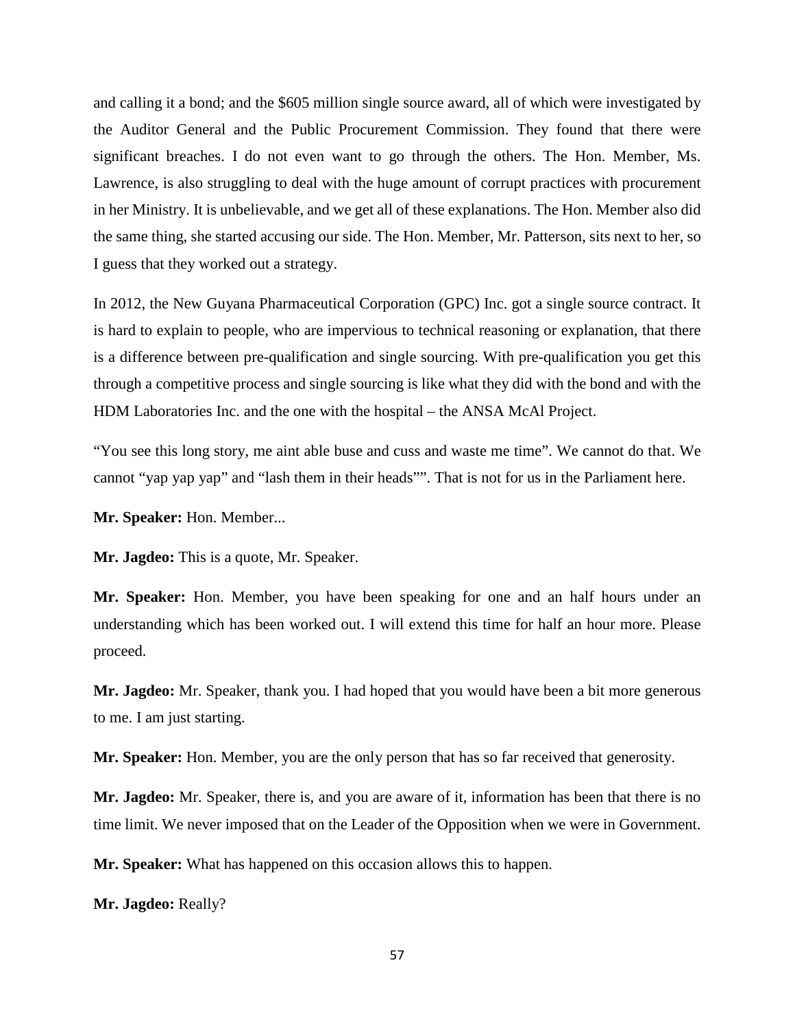and calling it a bond; and the $605 million single source award, all of which were investigated by the Auditor General and the Public Procurement Commission. They found that there were significant breaches. I do not even want to go through the others. The Hon. Member, Ms. Lawrence, is also struggling to deal with the huge amount of corrupt practices with procurement in her Ministry. It is unbelievable, and we get all of these explanations. The Hon. Member also did the same thing, she started accusing our side. The Hon. Member, Mr. Patterson, sits next to her, so I guess that they worked out a strategy.

In 2012, the New Guyana Pharmaceutical Corporation (GPC) Inc. got a single source contract. It is hard to explain to people, who are impervious to technical reasoning or explanation, that there is a difference between pre-qualification and single sourcing. With pre-qualification you get this through a competitive process and single sourcing is like what they did with the bond and with the HDM Laboratories Inc. and the one with the hospital – the ANSA McAl Project.

"You see this long story, me aint able buse and cuss and waste me time". We cannot do that. We cannot "yap yap yap" and "lash them in their heads"". That is not for us in the Parliament here.

**Mr. Speaker:** Hon. Member...

**Mr. Jagdeo:** This is a quote, Mr. Speaker.

**Mr. Speaker:** Hon. Member, you have been speaking for one and an half hours under an understanding which has been worked out. I will extend this time for half an hour more. Please proceed.

**Mr. Jagdeo:** Mr. Speaker, thank you. I had hoped that you would have been a bit more generous to me. I am just starting.

**Mr. Speaker:** Hon. Member, you are the only person that has so far received that generosity.

**Mr. Jagdeo:** Mr. Speaker, there is, and you are aware of it, information has been that there is no time limit. We never imposed that on the Leader of the Opposition when we were in Government.

**Mr. Speaker:** What has happened on this occasion allows this to happen.

**Mr. Jagdeo:** Really?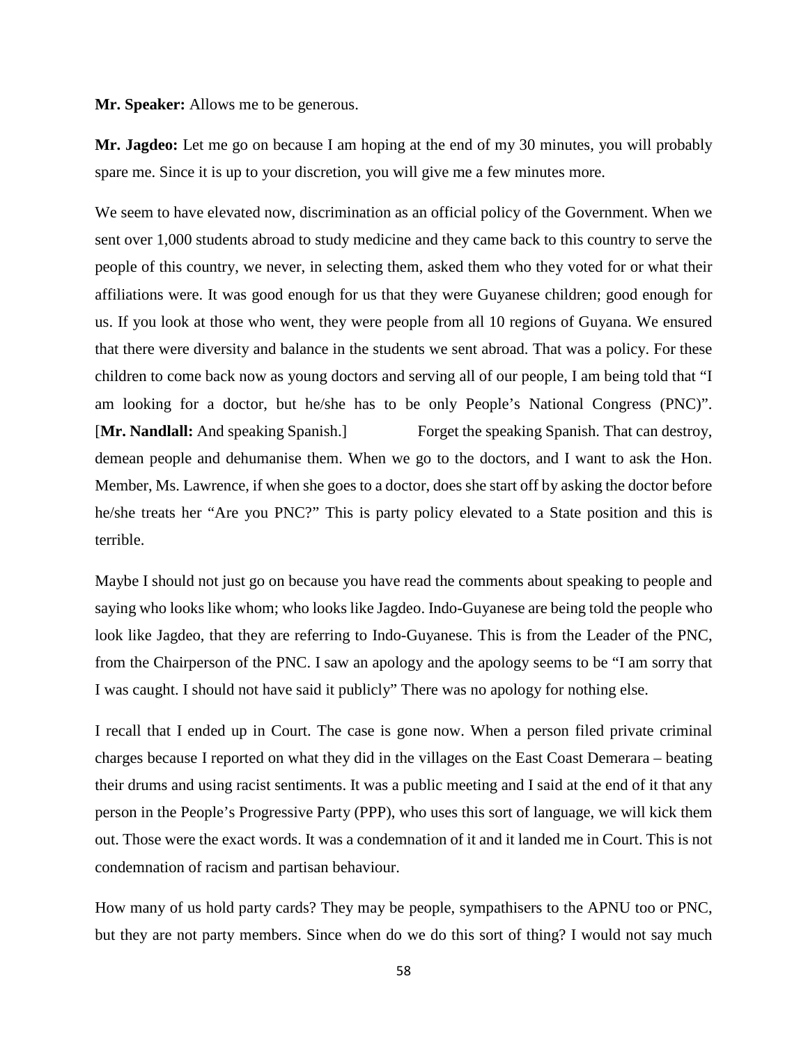**Mr. Speaker:** Allows me to be generous.

**Mr. Jagdeo:** Let me go on because I am hoping at the end of my 30 minutes, you will probably spare me. Since it is up to your discretion, you will give me a few minutes more.

We seem to have elevated now, discrimination as an official policy of the Government. When we sent over 1,000 students abroad to study medicine and they came back to this country to serve the people of this country, we never, in selecting them, asked them who they voted for or what their affiliations were. It was good enough for us that they were Guyanese children; good enough for us. If you look at those who went, they were people from all 10 regions of Guyana. We ensured that there were diversity and balance in the students we sent abroad. That was a policy. For these children to come back now as young doctors and serving all of our people, I am being told that "I am looking for a doctor, but he/she has to be only People's National Congress (PNC)". [**Mr. Nandlall:** And speaking Spanish.] Forget the speaking Spanish. That can destroy, demean people and dehumanise them. When we go to the doctors, and I want to ask the Hon. Member, Ms. Lawrence, if when she goes to a doctor, does she start off by asking the doctor before he/she treats her "Are you PNC?" This is party policy elevated to a State position and this is terrible.

Maybe I should not just go on because you have read the comments about speaking to people and saying who looks like whom; who looks like Jagdeo. Indo-Guyanese are being told the people who look like Jagdeo, that they are referring to Indo-Guyanese. This is from the Leader of the PNC, from the Chairperson of the PNC. I saw an apology and the apology seems to be "I am sorry that I was caught. I should not have said it publicly" There was no apology for nothing else.

I recall that I ended up in Court. The case is gone now. When a person filed private criminal charges because I reported on what they did in the villages on the East Coast Demerara – beating their drums and using racist sentiments. It was a public meeting and I said at the end of it that any person in the People's Progressive Party (PPP), who uses this sort of language, we will kick them out. Those were the exact words. It was a condemnation of it and it landed me in Court. This is not condemnation of racism and partisan behaviour.

How many of us hold party cards? They may be people, sympathisers to the APNU too or PNC, but they are not party members. Since when do we do this sort of thing? I would not say much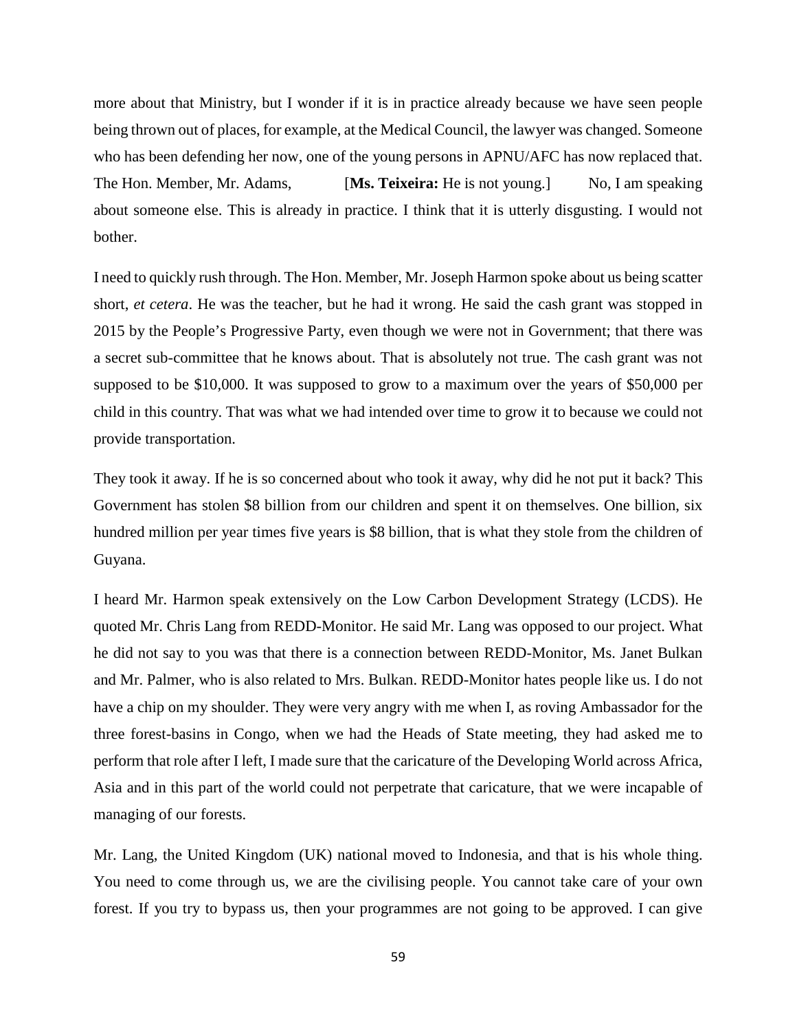more about that Ministry, but I wonder if it is in practice already because we have seen people being thrown out of places, for example, at the Medical Council, the lawyer was changed. Someone who has been defending her now, one of the young persons in APNU/AFC has now replaced that. The Hon. Member, Mr. Adams, [**Ms. Teixeira:** He is not young.] No, I am speaking about someone else. This is already in practice. I think that it is utterly disgusting. I would not bother.

I need to quickly rush through. The Hon. Member, Mr. Joseph Harmon spoke about us being scatter short, *et cetera*. He was the teacher, but he had it wrong. He said the cash grant was stopped in 2015 by the People's Progressive Party, even though we were not in Government; that there was a secret sub-committee that he knows about. That is absolutely not true. The cash grant was not supposed to be $10,000. It was supposed to grow to a maximum over the years of $50,000 per child in this country. That was what we had intended over time to grow it to because we could not provide transportation.

They took it away. If he is so concerned about who took it away, why did he not put it back? This Government has stolen $8 billion from our children and spent it on themselves. One billion, six hundred million per year times five years is $8 billion, that is what they stole from the children of Guyana.

I heard Mr. Harmon speak extensively on the Low Carbon Development Strategy (LCDS). He quoted Mr. Chris Lang from REDD-Monitor. He said Mr. Lang was opposed to our project. What he did not say to you was that there is a connection between REDD-Monitor, Ms. Janet Bulkan and Mr. Palmer, who is also related to Mrs. Bulkan. REDD-Monitor hates people like us. I do not have a chip on my shoulder. They were very angry with me when I, as roving Ambassador for the three forest-basins in Congo, when we had the Heads of State meeting, they had asked me to perform that role after I left, I made sure that the caricature of the Developing World across Africa, Asia and in this part of the world could not perpetrate that caricature, that we were incapable of managing of our forests.

Mr. Lang, the United Kingdom (UK) national moved to Indonesia, and that is his whole thing. You need to come through us, we are the civilising people. You cannot take care of your own forest. If you try to bypass us, then your programmes are not going to be approved. I can give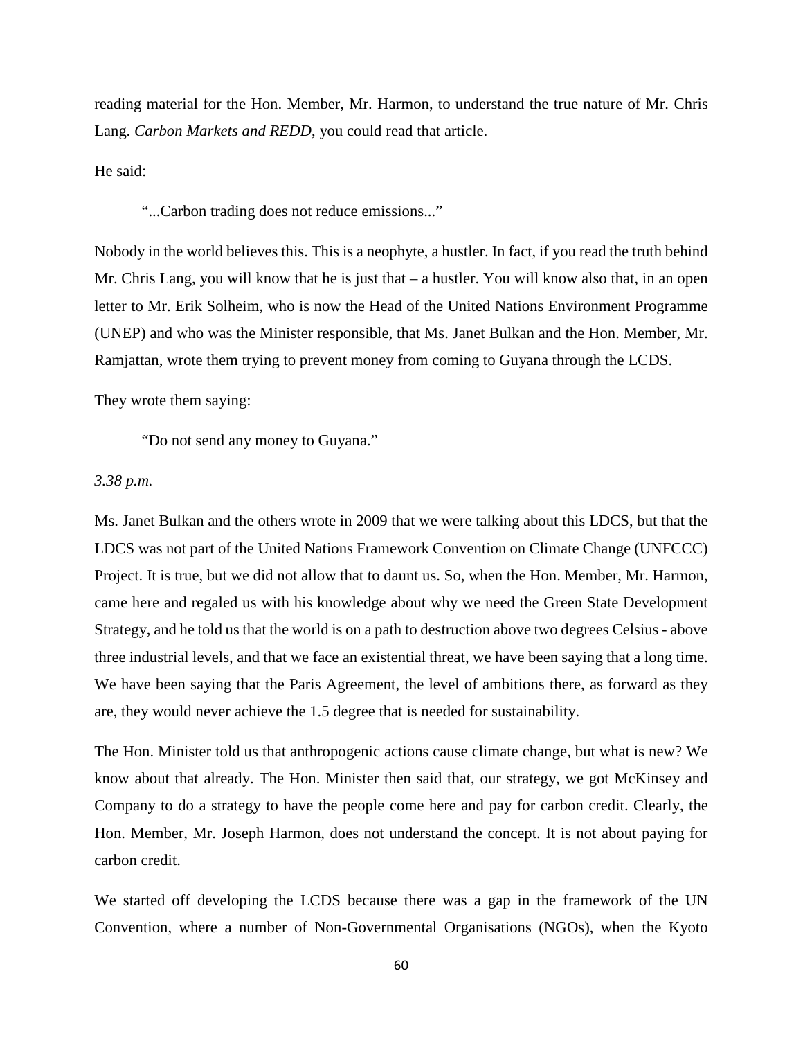reading material for the Hon. Member, Mr. Harmon, to understand the true nature of Mr. Chris Lang. *Carbon Markets and REDD*, you could read that article.

He said:

> "...Carbon trading does not reduce emissions..."

Nobody in the world believes this. This is a neophyte, a hustler. In fact, if you read the truth behind Mr. Chris Lang, you will know that he is just that – a hustler. You will know also that, in an open letter to Mr. Erik Solheim, who is now the Head of the United Nations Environment Programme (UNEP) and who was the Minister responsible, that Ms. Janet Bulkan and the Hon. Member, Mr. Ramjattan, wrote them trying to prevent money from coming to Guyana through the LCDS.

They wrote them saying:

> "Do not send any money to Guyana."

*3.38 p.m.*

Ms. Janet Bulkan and the others wrote in 2009 that we were talking about this LDCS, but that the LDCS was not part of the United Nations Framework Convention on Climate Change (UNFCCC) Project. It is true, but we did not allow that to daunt us. So, when the Hon. Member, Mr. Harmon, came here and regaled us with his knowledge about why we need the Green State Development Strategy, and he told us that the world is on a path to destruction above two degrees Celsius - above three industrial levels, and that we face an existential threat, we have been saying that a long time. We have been saying that the Paris Agreement, the level of ambitions there, as forward as they are, they would never achieve the 1.5 degree that is needed for sustainability.

The Hon. Minister told us that anthropogenic actions cause climate change, but what is new? We know about that already. The Hon. Minister then said that, our strategy, we got McKinsey and Company to do a strategy to have the people come here and pay for carbon credit. Clearly, the Hon. Member, Mr. Joseph Harmon, does not understand the concept. It is not about paying for carbon credit.

We started off developing the LCDS because there was a gap in the framework of the UN Convention, where a number of Non-Governmental Organisations (NGOs), when the Kyoto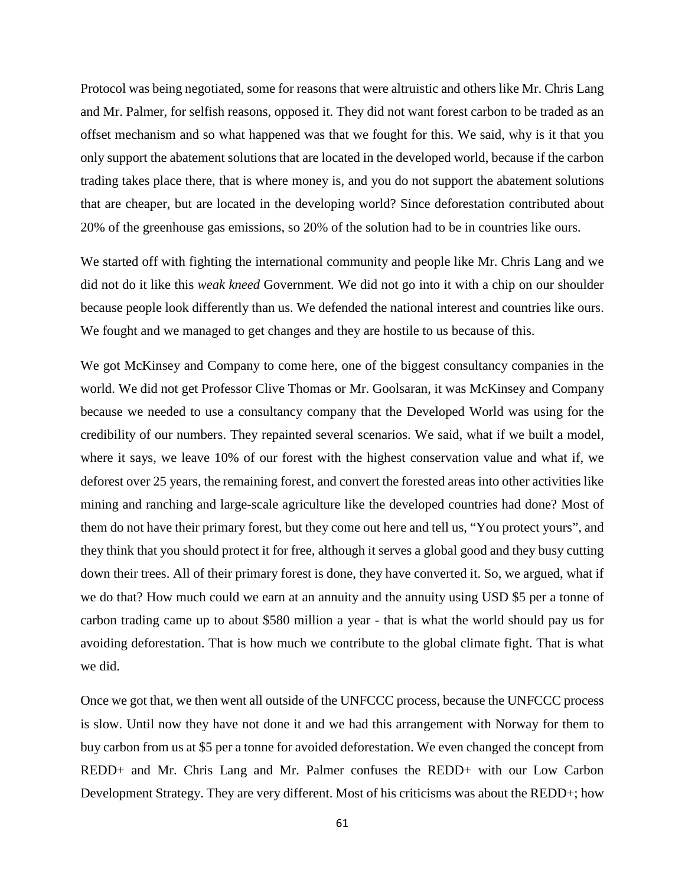Protocol was being negotiated, some for reasons that were altruistic and others like Mr. Chris Lang and Mr. Palmer, for selfish reasons, opposed it. They did not want forest carbon to be traded as an offset mechanism and so what happened was that we fought for this. We said, why is it that you only support the abatement solutions that are located in the developed world, because if the carbon trading takes place there, that is where money is, and you do not support the abatement solutions that are cheaper, but are located in the developing world? Since deforestation contributed about 20% of the greenhouse gas emissions, so 20% of the solution had to be in countries like ours.

We started off with fighting the international community and people like Mr. Chris Lang and we did not do it like this *weak kneed* Government. We did not go into it with a chip on our shoulder because people look differently than us. We defended the national interest and countries like ours. We fought and we managed to get changes and they are hostile to us because of this.

We got McKinsey and Company to come here, one of the biggest consultancy companies in the world. We did not get Professor Clive Thomas or Mr. Goolsaran, it was McKinsey and Company because we needed to use a consultancy company that the Developed World was using for the credibility of our numbers. They repainted several scenarios. We said, what if we built a model, where it says, we leave 10% of our forest with the highest conservation value and what if, we deforest over 25 years, the remaining forest, and convert the forested areas into other activities like mining and ranching and large-scale agriculture like the developed countries had done? Most of them do not have their primary forest, but they come out here and tell us, "You protect yours", and they think that you should protect it for free, although it serves a global good and they busy cutting down their trees. All of their primary forest is done, they have converted it. So, we argued, what if we do that? How much could we earn at an annuity and the annuity using USD $5 per a tonne of carbon trading came up to about $580 million a year - that is what the world should pay us for avoiding deforestation. That is how much we contribute to the global climate fight. That is what we did.

Once we got that, we then went all outside of the UNFCCC process, because the UNFCCC process is slow. Until now they have not done it and we had this arrangement with Norway for them to buy carbon from us at $5 per a tonne for avoided deforestation. We even changed the concept from REDD+ and Mr. Chris Lang and Mr. Palmer confuses the REDD+ with our Low Carbon Development Strategy. They are very different. Most of his criticisms was about the REDD+; how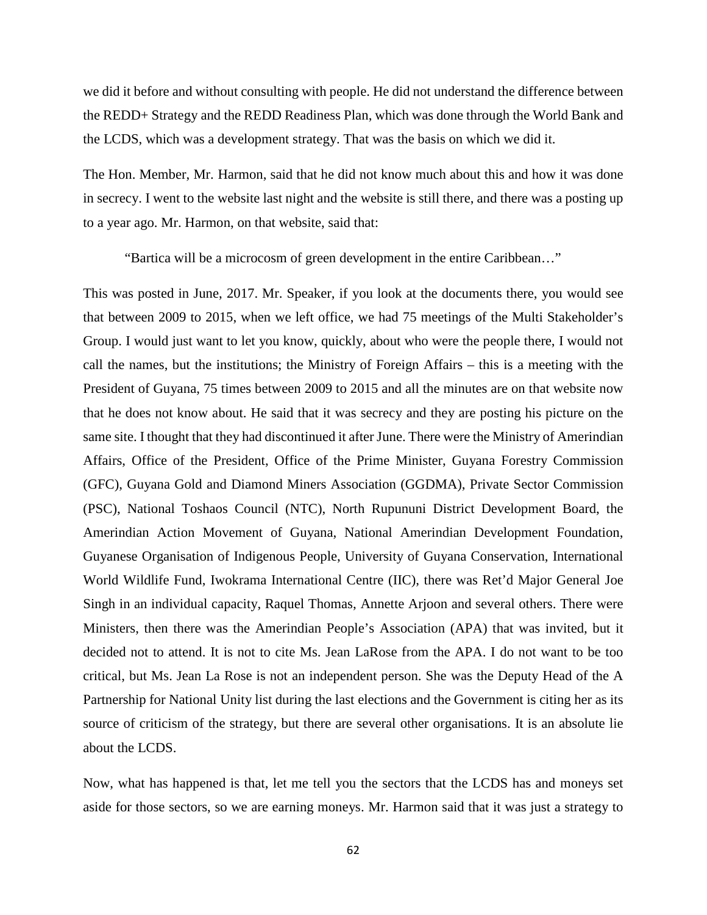we did it before and without consulting with people. He did not understand the difference between the REDD+ Strategy and the REDD Readiness Plan, which was done through the World Bank and the LCDS, which was a development strategy. That was the basis on which we did it.

The Hon. Member, Mr. Harmon, said that he did not know much about this and how it was done in secrecy. I went to the website last night and the website is still there, and there was a posting up to a year ago. Mr. Harmon, on that website, said that:

> "Bartica will be a microcosm of green development in the entire Caribbean…"

This was posted in June, 2017. Mr. Speaker, if you look at the documents there, you would see that between 2009 to 2015, when we left office, we had 75 meetings of the Multi Stakeholder's Group. I would just want to let you know, quickly, about who were the people there, I would not call the names, but the institutions; the Ministry of Foreign Affairs – this is a meeting with the President of Guyana, 75 times between 2009 to 2015 and all the minutes are on that website now that he does not know about. He said that it was secrecy and they are posting his picture on the same site. I thought that they had discontinued it after June. There were the Ministry of Amerindian Affairs, Office of the President, Office of the Prime Minister, Guyana Forestry Commission (GFC), Guyana Gold and Diamond Miners Association (GGDMA), Private Sector Commission (PSC), National Toshaos Council (NTC), North Rupununi District Development Board, the Amerindian Action Movement of Guyana, National Amerindian Development Foundation, Guyanese Organisation of Indigenous People, University of Guyana Conservation, International World Wildlife Fund, Iwokrama International Centre (IIC), there was Ret'd Major General Joe Singh in an individual capacity, Raquel Thomas, Annette Arjoon and several others. There were Ministers, then there was the Amerindian People's Association (APA) that was invited, but it decided not to attend. It is not to cite Ms. Jean LaRose from the APA. I do not want to be too critical, but Ms. Jean La Rose is not an independent person. She was the Deputy Head of the A Partnership for National Unity list during the last elections and the Government is citing her as its source of criticism of the strategy, but there are several other organisations. It is an absolute lie about the LCDS.

Now, what has happened is that, let me tell you the sectors that the LCDS has and moneys set aside for those sectors, so we are earning moneys. Mr. Harmon said that it was just a strategy to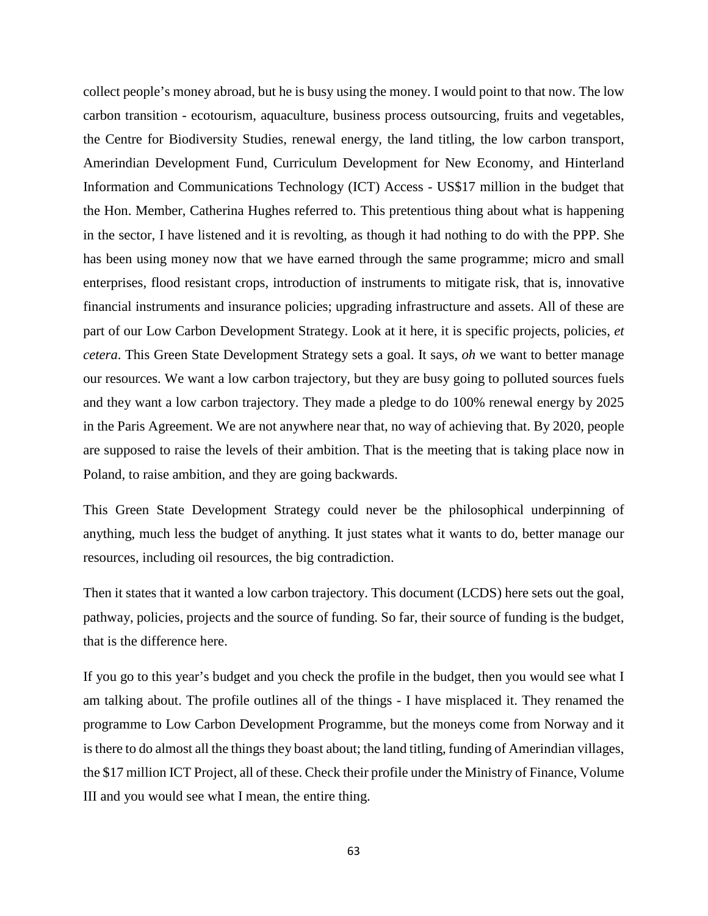collect people's money abroad, but he is busy using the money. I would point to that now. The low carbon transition - ecotourism, aquaculture, business process outsourcing, fruits and vegetables, the Centre for Biodiversity Studies, renewal energy, the land titling, the low carbon transport, Amerindian Development Fund, Curriculum Development for New Economy, and Hinterland Information and Communications Technology (ICT) Access - US$17 million in the budget that the Hon. Member, Catherina Hughes referred to. This pretentious thing about what is happening in the sector, I have listened and it is revolting, as though it had nothing to do with the PPP. She has been using money now that we have earned through the same programme; micro and small enterprises, flood resistant crops, introduction of instruments to mitigate risk, that is, innovative financial instruments and insurance policies; upgrading infrastructure and assets. All of these are part of our Low Carbon Development Strategy. Look at it here, it is specific projects, policies, *et cetera*. This Green State Development Strategy sets a goal. It says, *oh* we want to better manage our resources. We want a low carbon trajectory, but they are busy going to polluted sources fuels and they want a low carbon trajectory. They made a pledge to do 100% renewal energy by 2025 in the Paris Agreement. We are not anywhere near that, no way of achieving that. By 2020, people are supposed to raise the levels of their ambition. That is the meeting that is taking place now in Poland, to raise ambition, and they are going backwards.

This Green State Development Strategy could never be the philosophical underpinning of anything, much less the budget of anything. It just states what it wants to do, better manage our resources, including oil resources, the big contradiction.

Then it states that it wanted a low carbon trajectory. This document (LCDS) here sets out the goal, pathway, policies, projects and the source of funding. So far, their source of funding is the budget, that is the difference here.

If you go to this year's budget and you check the profile in the budget, then you would see what I am talking about. The profile outlines all of the things - I have misplaced it. They renamed the programme to Low Carbon Development Programme, but the moneys come from Norway and it is there to do almost all the things they boast about; the land titling, funding of Amerindian villages, the $17 million ICT Project, all of these. Check their profile under the Ministry of Finance, Volume III and you would see what I mean, the entire thing.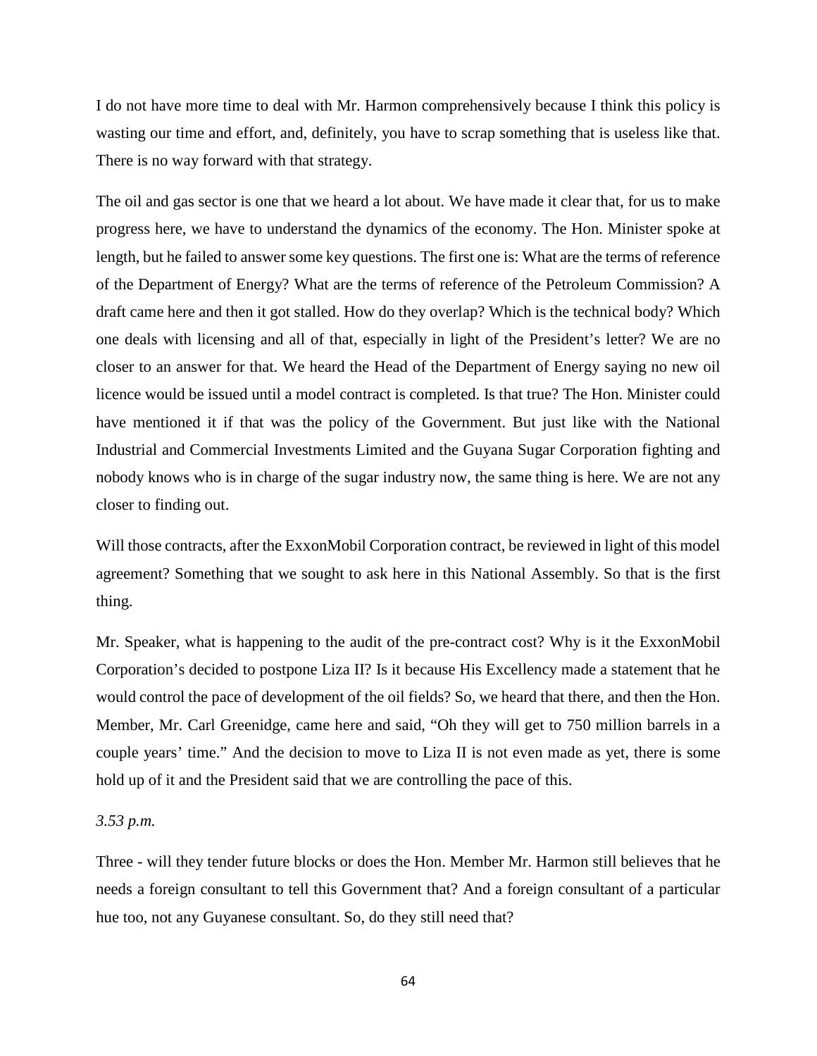I do not have more time to deal with Mr. Harmon comprehensively because I think this policy is wasting our time and effort, and, definitely, you have to scrap something that is useless like that. There is no way forward with that strategy.

The oil and gas sector is one that we heard a lot about. We have made it clear that, for us to make progress here, we have to understand the dynamics of the economy. The Hon. Minister spoke at length, but he failed to answer some key questions. The first one is: What are the terms of reference of the Department of Energy? What are the terms of reference of the Petroleum Commission? A draft came here and then it got stalled. How do they overlap? Which is the technical body? Which one deals with licensing and all of that, especially in light of the President's letter? We are no closer to an answer for that. We heard the Head of the Department of Energy saying no new oil licence would be issued until a model contract is completed. Is that true? The Hon. Minister could have mentioned it if that was the policy of the Government. But just like with the National Industrial and Commercial Investments Limited and the Guyana Sugar Corporation fighting and nobody knows who is in charge of the sugar industry now, the same thing is here. We are not any closer to finding out.

Will those contracts, after the ExxonMobil Corporation contract, be reviewed in light of this model agreement? Something that we sought to ask here in this National Assembly. So that is the first thing.

Mr. Speaker, what is happening to the audit of the pre-contract cost? Why is it the ExxonMobil Corporation's decided to postpone Liza II? Is it because His Excellency made a statement that he would control the pace of development of the oil fields? So, we heard that there, and then the Hon. Member, Mr. Carl Greenidge, came here and said, "Oh they will get to 750 million barrels in a couple years' time." And the decision to move to Liza II is not even made as yet, there is some hold up of it and the President said that we are controlling the pace of this.

*3.53 p.m.*

Three - will they tender future blocks or does the Hon. Member Mr. Harmon still believes that he needs a foreign consultant to tell this Government that? And a foreign consultant of a particular hue too, not any Guyanese consultant. So, do they still need that?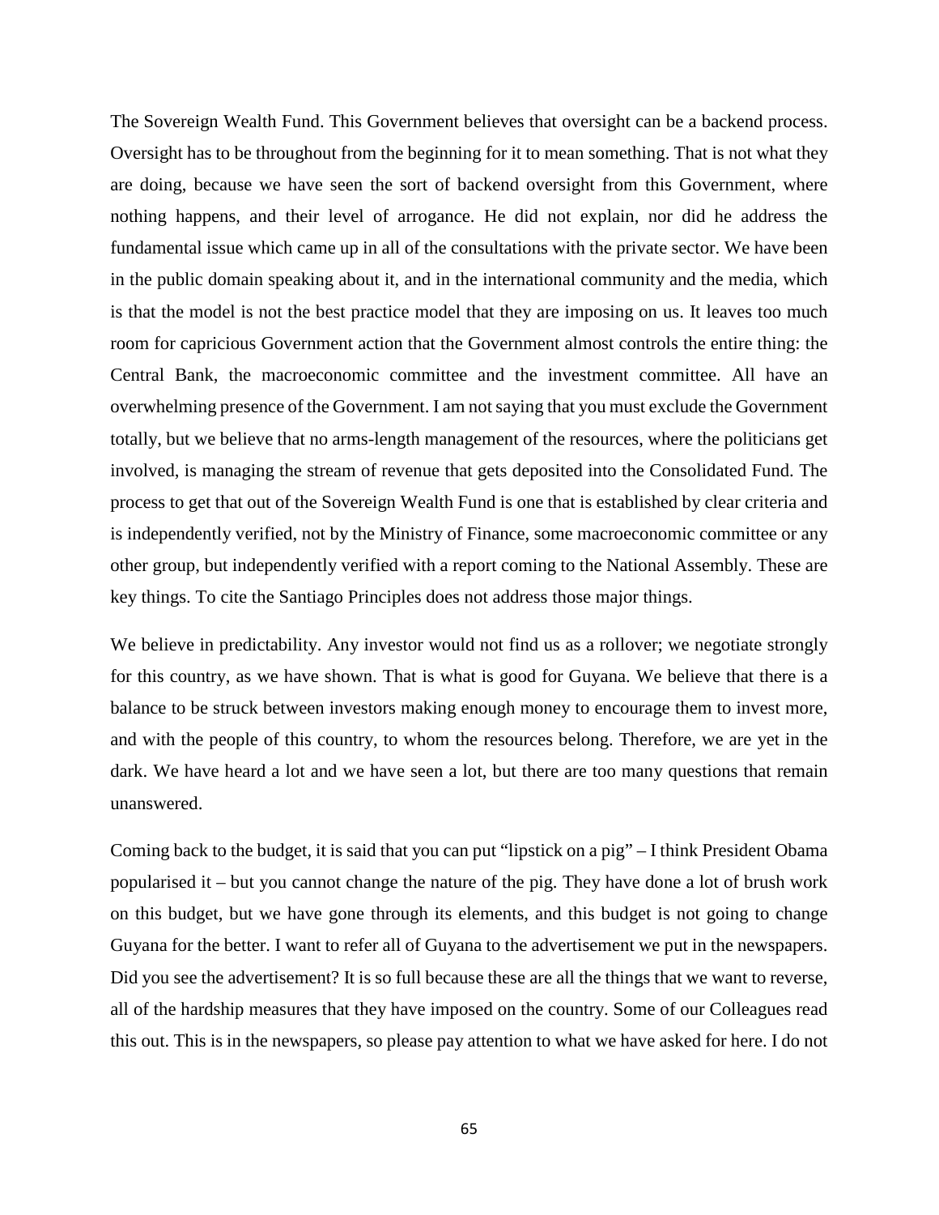The Sovereign Wealth Fund. This Government believes that oversight can be a backend process. Oversight has to be throughout from the beginning for it to mean something. That is not what they are doing, because we have seen the sort of backend oversight from this Government, where nothing happens, and their level of arrogance. He did not explain, nor did he address the fundamental issue which came up in all of the consultations with the private sector. We have been in the public domain speaking about it, and in the international community and the media, which is that the model is not the best practice model that they are imposing on us. It leaves too much room for capricious Government action that the Government almost controls the entire thing: the Central Bank, the macroeconomic committee and the investment committee. All have an overwhelming presence of the Government. I am not saying that you must exclude the Government totally, but we believe that no arms-length management of the resources, where the politicians get involved, is managing the stream of revenue that gets deposited into the Consolidated Fund. The process to get that out of the Sovereign Wealth Fund is one that is established by clear criteria and is independently verified, not by the Ministry of Finance, some macroeconomic committee or any other group, but independently verified with a report coming to the National Assembly. These are key things. To cite the Santiago Principles does not address those major things.

We believe in predictability. Any investor would not find us as a rollover; we negotiate strongly for this country, as we have shown. That is what is good for Guyana. We believe that there is a balance to be struck between investors making enough money to encourage them to invest more, and with the people of this country, to whom the resources belong. Therefore, we are yet in the dark. We have heard a lot and we have seen a lot, but there are too many questions that remain unanswered.

Coming back to the budget, it is said that you can put "lipstick on a pig" – I think President Obama popularised it – but you cannot change the nature of the pig. They have done a lot of brush work on this budget, but we have gone through its elements, and this budget is not going to change Guyana for the better. I want to refer all of Guyana to the advertisement we put in the newspapers. Did you see the advertisement? It is so full because these are all the things that we want to reverse, all of the hardship measures that they have imposed on the country. Some of our Colleagues read this out. This is in the newspapers, so please pay attention to what we have asked for here. I do not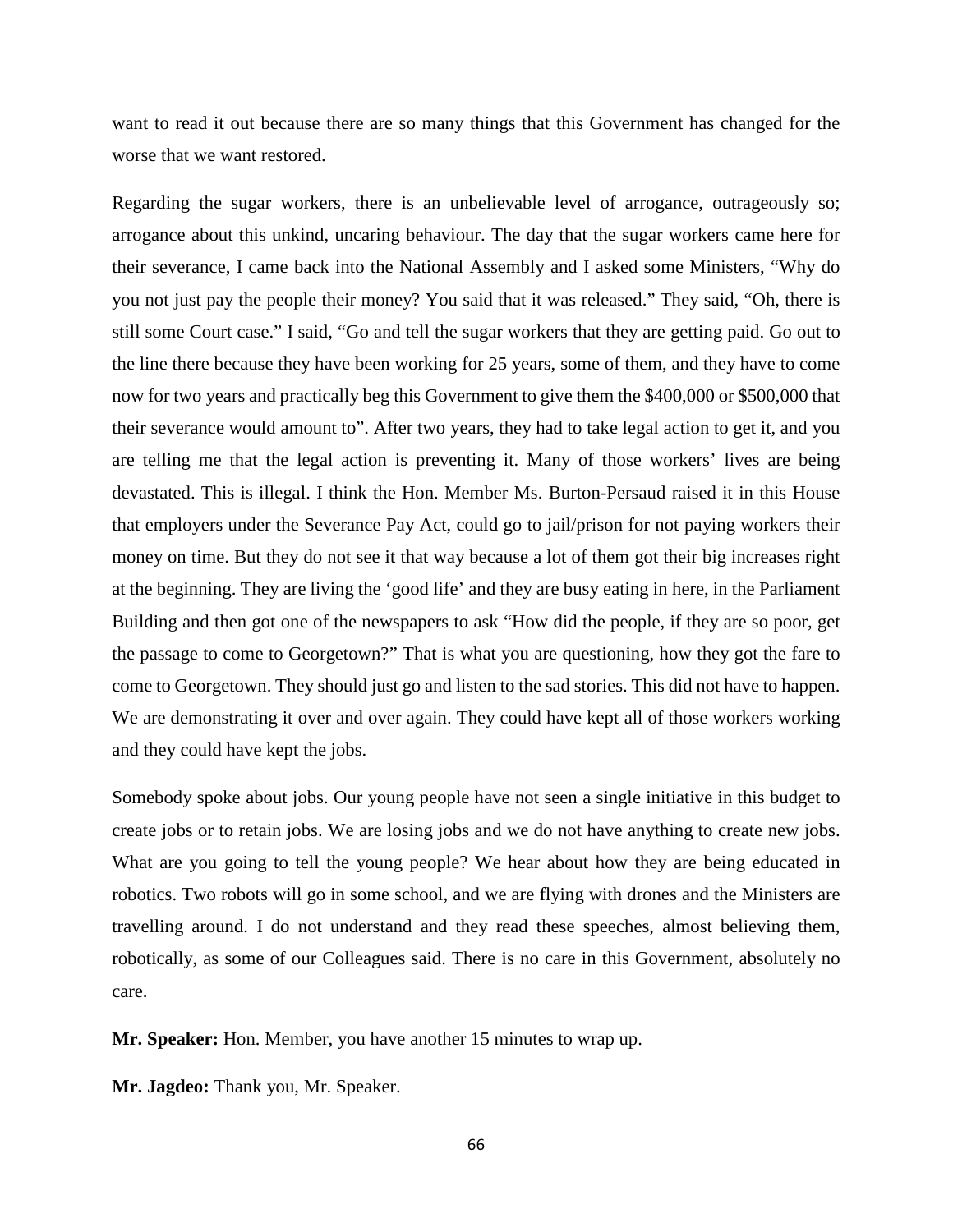want to read it out because there are so many things that this Government has changed for the worse that we want restored.

Regarding the sugar workers, there is an unbelievable level of arrogance, outrageously so; arrogance about this unkind, uncaring behaviour. The day that the sugar workers came here for their severance, I came back into the National Assembly and I asked some Ministers, "Why do you not just pay the people their money? You said that it was released." They said, "Oh, there is still some Court case." I said, "Go and tell the sugar workers that they are getting paid. Go out to the line there because they have been working for 25 years, some of them, and they have to come now for two years and practically beg this Government to give them the $400,000 or $500,000 that their severance would amount to". After two years, they had to take legal action to get it, and you are telling me that the legal action is preventing it. Many of those workers' lives are being devastated. This is illegal. I think the Hon. Member Ms. Burton-Persaud raised it in this House that employers under the Severance Pay Act, could go to jail/prison for not paying workers their money on time. But they do not see it that way because a lot of them got their big increases right at the beginning. They are living the 'good life' and they are busy eating in here, in the Parliament Building and then got one of the newspapers to ask "How did the people, if they are so poor, get the passage to come to Georgetown?" That is what you are questioning, how they got the fare to come to Georgetown. They should just go and listen to the sad stories. This did not have to happen. We are demonstrating it over and over again. They could have kept all of those workers working and they could have kept the jobs.

Somebody spoke about jobs. Our young people have not seen a single initiative in this budget to create jobs or to retain jobs. We are losing jobs and we do not have anything to create new jobs. What are you going to tell the young people? We hear about how they are being educated in robotics. Two robots will go in some school, and we are flying with drones and the Ministers are travelling around. I do not understand and they read these speeches, almost believing them, robotically, as some of our Colleagues said. There is no care in this Government, absolutely no care.

**Mr. Speaker:** Hon. Member, you have another 15 minutes to wrap up.

**Mr. Jagdeo:** Thank you, Mr. Speaker.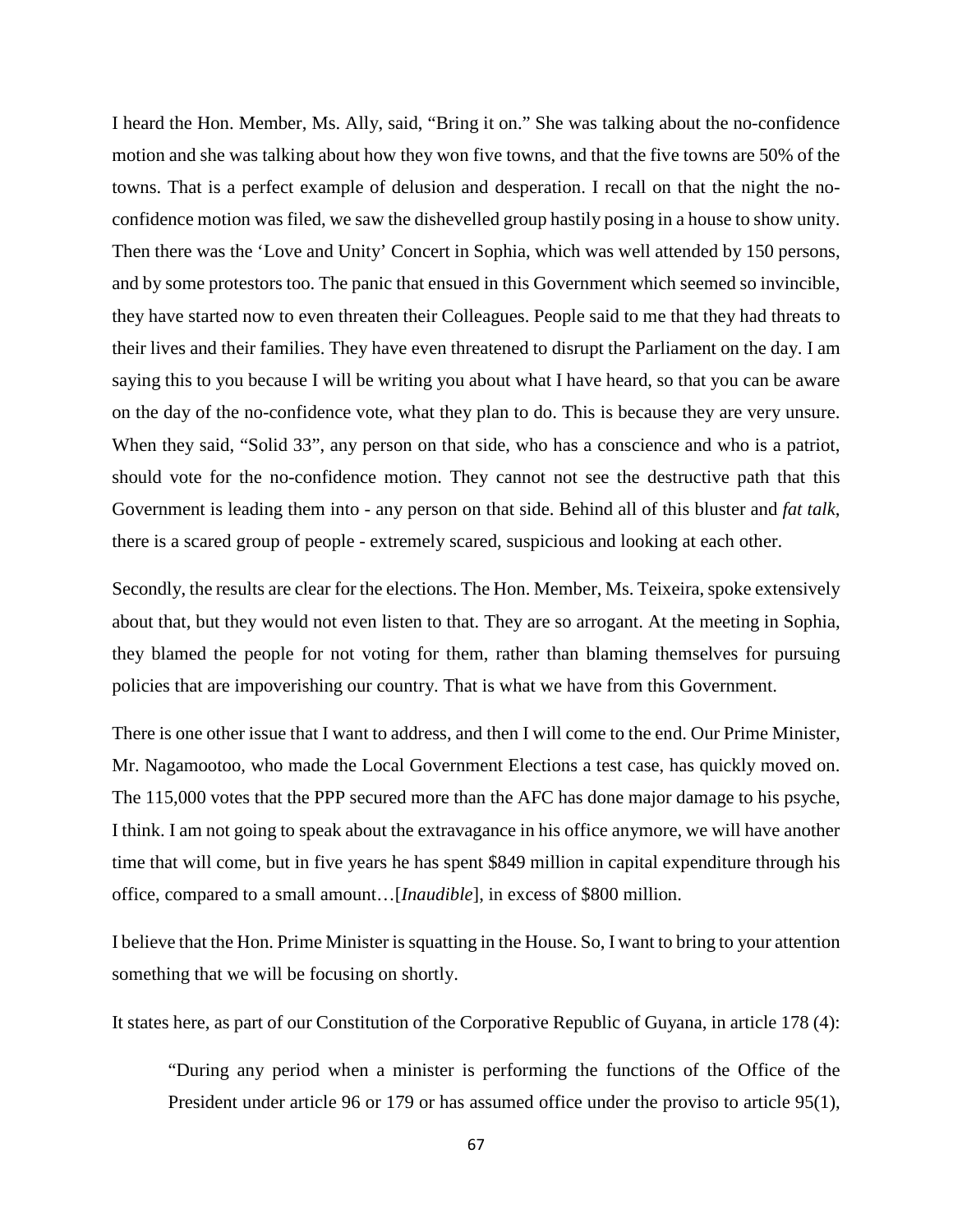I heard the Hon. Member, Ms. Ally, said, "Bring it on." She was talking about the no-confidence motion and she was talking about how they won five towns, and that the five towns are 50% of the towns. That is a perfect example of delusion and desperation. I recall on that the night the no-confidence motion was filed, we saw the dishevelled group hastily posing in a house to show unity. Then there was the 'Love and Unity' Concert in Sophia, which was well attended by 150 persons, and by some protestors too. The panic that ensued in this Government which seemed so invincible, they have started now to even threaten their Colleagues. People said to me that they had threats to their lives and their families. They have even threatened to disrupt the Parliament on the day. I am saying this to you because I will be writing you about what I have heard, so that you can be aware on the day of the no-confidence vote, what they plan to do. This is because they are very unsure. When they said, "Solid 33", any person on that side, who has a conscience and who is a patriot, should vote for the no-confidence motion. They cannot not see the destructive path that this Government is leading them into - any person on that side. Behind all of this bluster and *fat talk*, there is a scared group of people - extremely scared, suspicious and looking at each other.

Secondly, the results are clear for the elections. The Hon. Member, Ms. Teixeira, spoke extensively about that, but they would not even listen to that. They are so arrogant. At the meeting in Sophia, they blamed the people for not voting for them, rather than blaming themselves for pursuing policies that are impoverishing our country. That is what we have from this Government.

There is one other issue that I want to address, and then I will come to the end. Our Prime Minister, Mr. Nagamootoo, who made the Local Government Elections a test case, has quickly moved on. The 115,000 votes that the PPP secured more than the AFC has done major damage to his psyche, I think. I am not going to speak about the extravagance in his office anymore, we will have another time that will come, but in five years he has spent $849 million in capital expenditure through his office, compared to a small amount…[*Inaudible*], in excess of $800 million.

I believe that the Hon. Prime Minister is squatting in the House. So, I want to bring to your attention something that we will be focusing on shortly.

It states here, as part of our Constitution of the Corporative Republic of Guyana, in article 178 (4):

> "During any period when a minister is performing the functions of the Office of the President under article 96 or 179 or has assumed office under the proviso to article 95(1),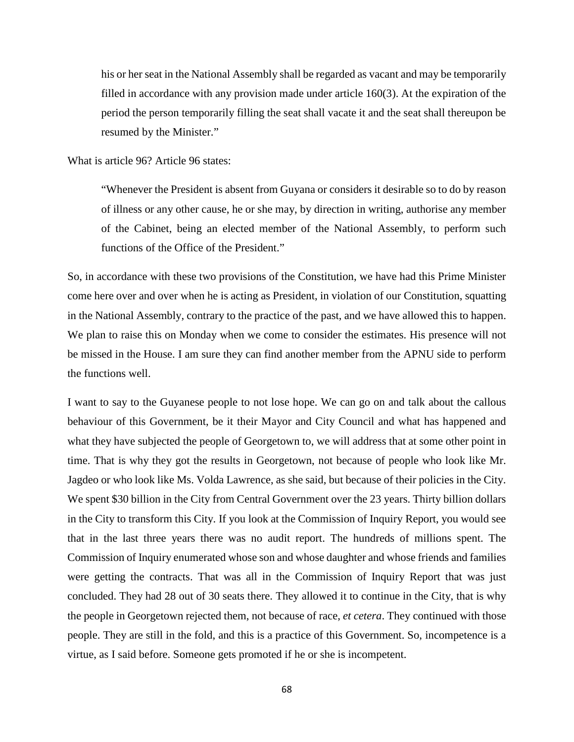> his or her seat in the National Assembly shall be regarded as vacant and may be temporarily filled in accordance with any provision made under article 160(3). At the expiration of the period the person temporarily filling the seat shall vacate it and the seat shall thereupon be resumed by the Minister."

What is article 96? Article 96 states:

> "Whenever the President is absent from Guyana or considers it desirable so to do by reason of illness or any other cause, he or she may, by direction in writing, authorise any member of the Cabinet, being an elected member of the National Assembly, to perform such functions of the Office of the President."

So, in accordance with these two provisions of the Constitution, we have had this Prime Minister come here over and over when he is acting as President, in violation of our Constitution, squatting in the National Assembly, contrary to the practice of the past, and we have allowed this to happen. We plan to raise this on Monday when we come to consider the estimates. His presence will not be missed in the House. I am sure they can find another member from the APNU side to perform the functions well.

I want to say to the Guyanese people to not lose hope. We can go on and talk about the callous behaviour of this Government, be it their Mayor and City Council and what has happened and what they have subjected the people of Georgetown to, we will address that at some other point in time. That is why they got the results in Georgetown, not because of people who look like Mr. Jagdeo or who look like Ms. Volda Lawrence, as she said, but because of their policies in the City. We spent $30 billion in the City from Central Government over the 23 years. Thirty billion dollars in the City to transform this City. If you look at the Commission of Inquiry Report, you would see that in the last three years there was no audit report. The hundreds of millions spent. The Commission of Inquiry enumerated whose son and whose daughter and whose friends and families were getting the contracts. That was all in the Commission of Inquiry Report that was just concluded. They had 28 out of 30 seats there. They allowed it to continue in the City, that is why the people in Georgetown rejected them, not because of race, *et cetera*. They continued with those people. They are still in the fold, and this is a practice of this Government. So, incompetence is a virtue, as I said before. Someone gets promoted if he or she is incompetent.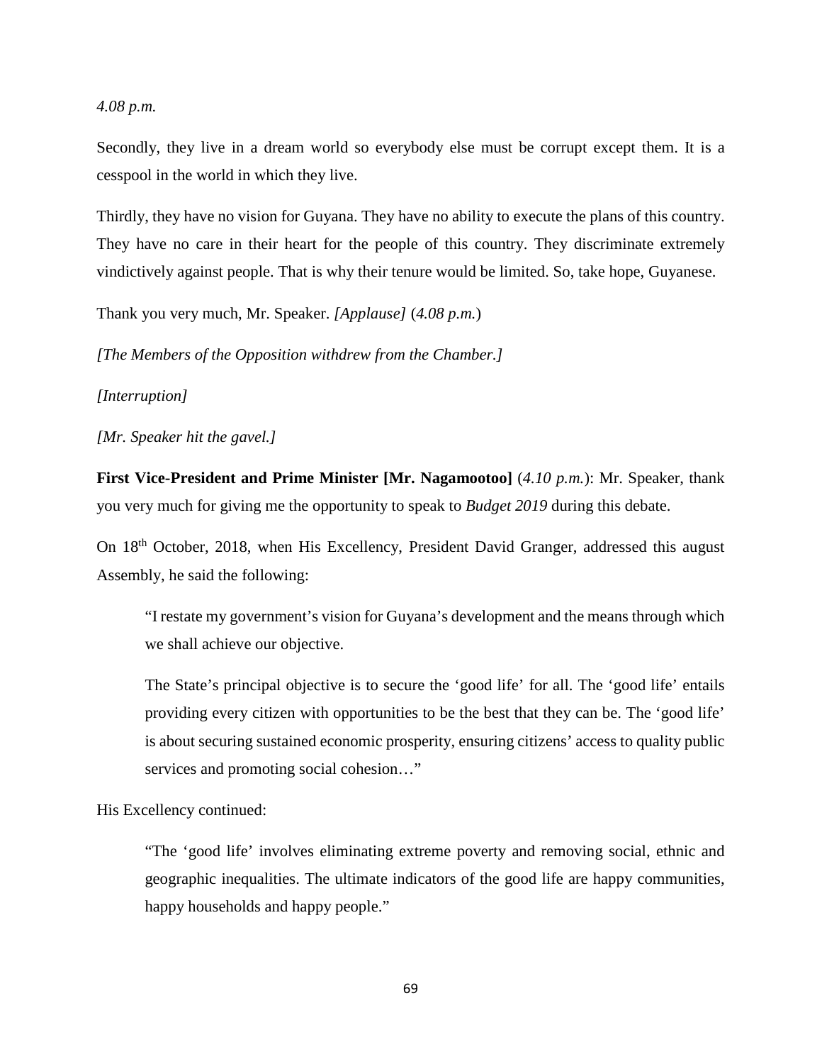*4.08 p.m.*

Secondly, they live in a dream world so everybody else must be corrupt except them. It is a cesspool in the world in which they live.

Thirdly, they have no vision for Guyana. They have no ability to execute the plans of this country. They have no care in their heart for the people of this country. They discriminate extremely vindictively against people. That is why their tenure would be limited. So, take hope, Guyanese.

Thank you very much, Mr. Speaker. *[Applause]* (*4.08 p.m.*)

*[The Members of the Opposition withdrew from the Chamber.]*

*[Interruption]*

*[Mr. Speaker hit the gavel.]*

**First Vice-President and Prime Minister [Mr. Nagamootoo]** (*4.10 p.m.*): Mr. Speaker, thank you very much for giving me the opportunity to speak to *Budget 2019* during this debate.

On 18th October, 2018, when His Excellency, President David Granger, addressed this august Assembly, he said the following:

> "I restate my government's vision for Guyana's development and the means through which we shall achieve our objective.
>
> The State's principal objective is to secure the 'good life' for all. The 'good life' entails providing every citizen with opportunities to be the best that they can be. The 'good life' is about securing sustained economic prosperity, ensuring citizens' access to quality public services and promoting social cohesion…"

His Excellency continued:

> "The 'good life' involves eliminating extreme poverty and removing social, ethnic and geographic inequalities. The ultimate indicators of the good life are happy communities, happy households and happy people."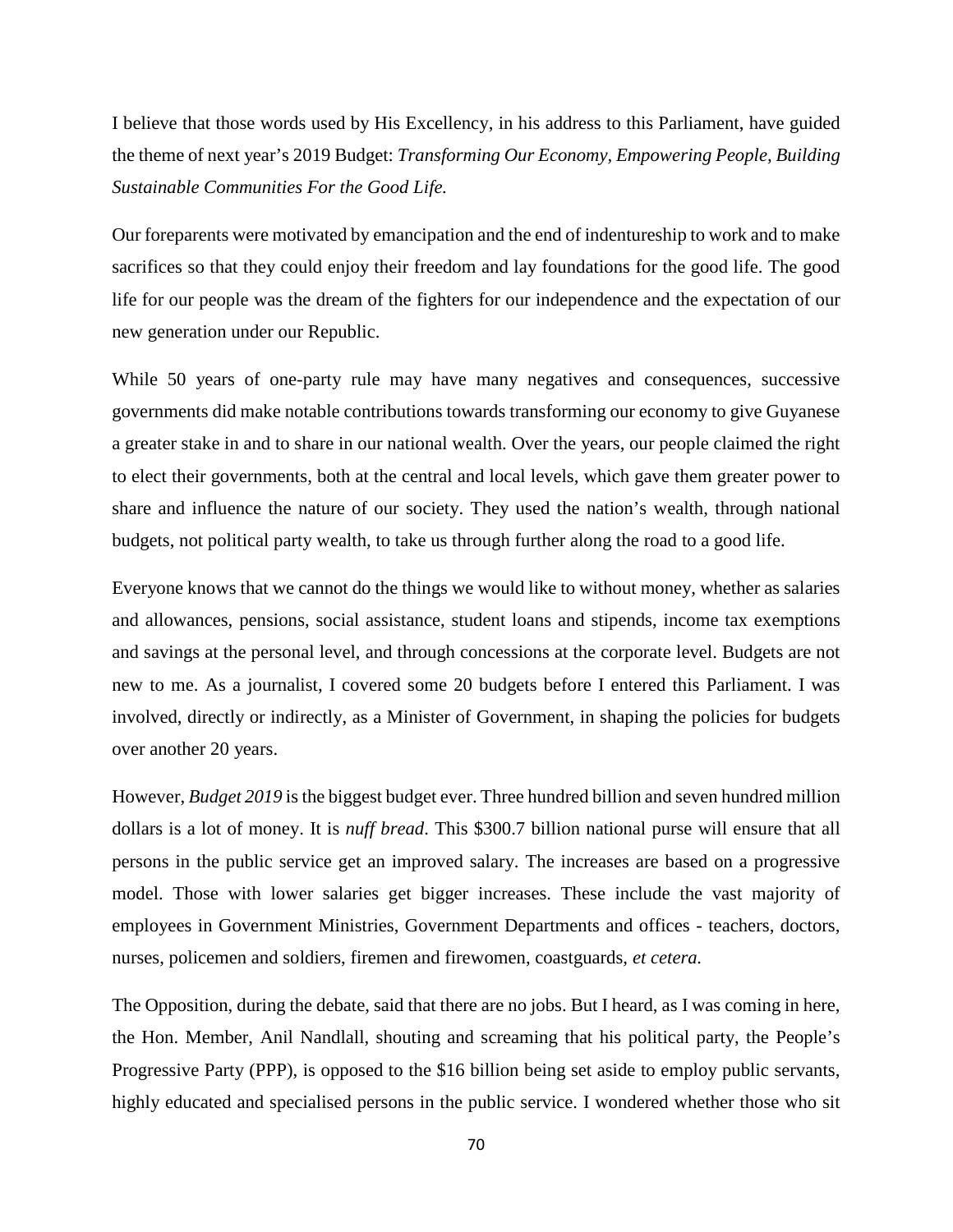I believe that those words used by His Excellency, in his address to this Parliament, have guided the theme of next year's 2019 Budget: *Transforming Our Economy, Empowering People, Building Sustainable Communities For the Good Life.*

Our foreparents were motivated by emancipation and the end of indentureship to work and to make sacrifices so that they could enjoy their freedom and lay foundations for the good life. The good life for our people was the dream of the fighters for our independence and the expectation of our new generation under our Republic.

While 50 years of one-party rule may have many negatives and consequences, successive governments did make notable contributions towards transforming our economy to give Guyanese a greater stake in and to share in our national wealth. Over the years, our people claimed the right to elect their governments, both at the central and local levels, which gave them greater power to share and influence the nature of our society. They used the nation's wealth, through national budgets, not political party wealth, to take us through further along the road to a good life.

Everyone knows that we cannot do the things we would like to without money, whether as salaries and allowances, pensions, social assistance, student loans and stipends, income tax exemptions and savings at the personal level, and through concessions at the corporate level. Budgets are not new to me. As a journalist, I covered some 20 budgets before I entered this Parliament. I was involved, directly or indirectly, as a Minister of Government, in shaping the policies for budgets over another 20 years.

However, *Budget 2019* is the biggest budget ever. Three hundred billion and seven hundred million dollars is a lot of money. It is *nuff bread*. This $300.7 billion national purse will ensure that all persons in the public service get an improved salary. The increases are based on a progressive model. Those with lower salaries get bigger increases. These include the vast majority of employees in Government Ministries, Government Departments and offices - teachers, doctors, nurses, policemen and soldiers, firemen and firewomen, coastguards, *et cetera.*

The Opposition, during the debate, said that there are no jobs. But I heard, as I was coming in here, the Hon. Member, Anil Nandlall, shouting and screaming that his political party, the People's Progressive Party (PPP), is opposed to the $16 billion being set aside to employ public servants, highly educated and specialised persons in the public service. I wondered whether those who sit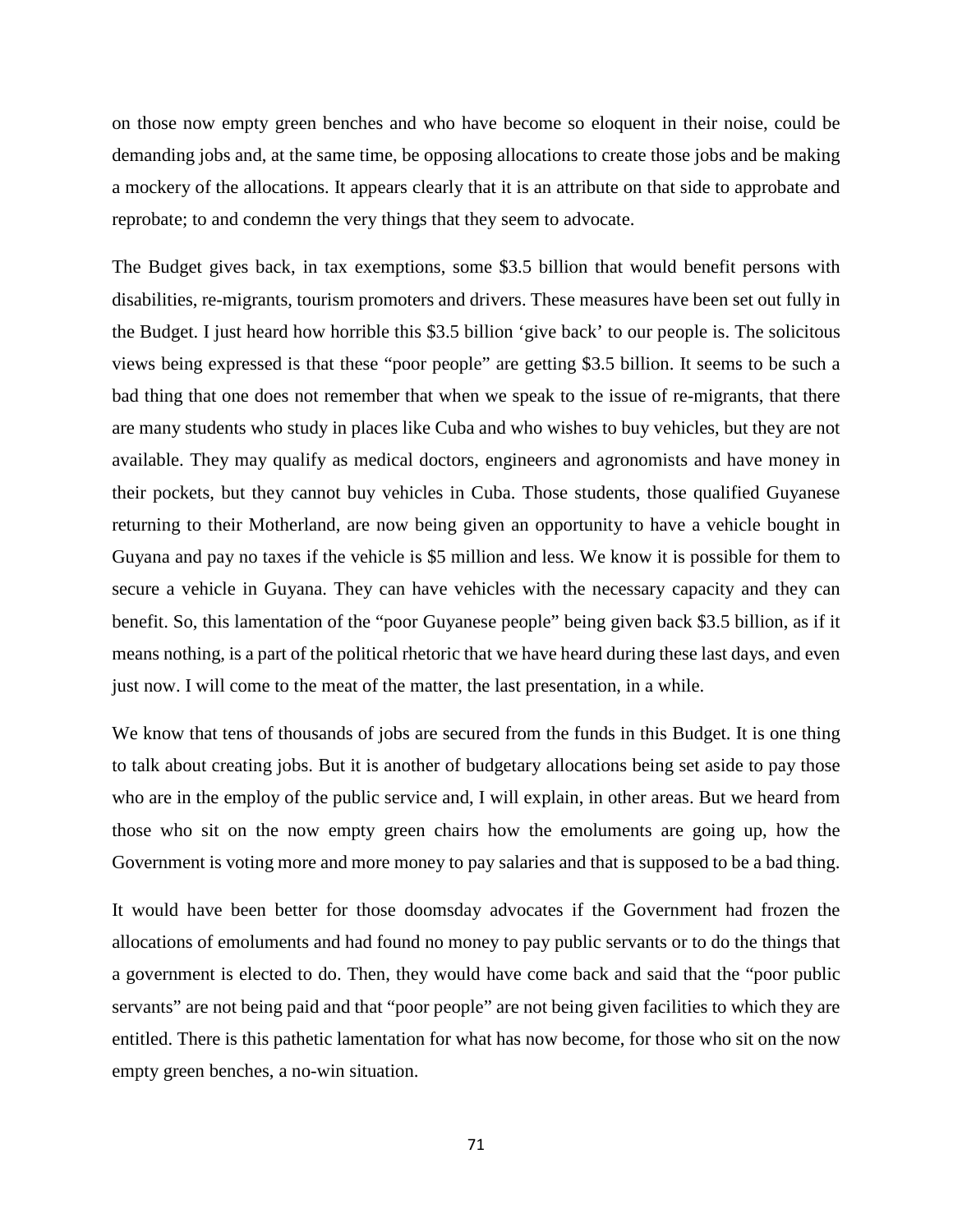on those now empty green benches and who have become so eloquent in their noise, could be demanding jobs and, at the same time, be opposing allocations to create those jobs and be making a mockery of the allocations. It appears clearly that it is an attribute on that side to approbate and reprobate; to and condemn the very things that they seem to advocate.

The Budget gives back, in tax exemptions, some $3.5 billion that would benefit persons with disabilities, re-migrants, tourism promoters and drivers. These measures have been set out fully in the Budget. I just heard how horrible this $3.5 billion 'give back' to our people is. The solicitous views being expressed is that these "poor people" are getting $3.5 billion. It seems to be such a bad thing that one does not remember that when we speak to the issue of re-migrants, that there are many students who study in places like Cuba and who wishes to buy vehicles, but they are not available. They may qualify as medical doctors, engineers and agronomists and have money in their pockets, but they cannot buy vehicles in Cuba. Those students, those qualified Guyanese returning to their Motherland, are now being given an opportunity to have a vehicle bought in Guyana and pay no taxes if the vehicle is $5 million and less. We know it is possible for them to secure a vehicle in Guyana. They can have vehicles with the necessary capacity and they can benefit. So, this lamentation of the "poor Guyanese people" being given back $3.5 billion, as if it means nothing, is a part of the political rhetoric that we have heard during these last days, and even just now. I will come to the meat of the matter, the last presentation, in a while.

We know that tens of thousands of jobs are secured from the funds in this Budget. It is one thing to talk about creating jobs. But it is another of budgetary allocations being set aside to pay those who are in the employ of the public service and, I will explain, in other areas. But we heard from those who sit on the now empty green chairs how the emoluments are going up, how the Government is voting more and more money to pay salaries and that is supposed to be a bad thing.

It would have been better for those doomsday advocates if the Government had frozen the allocations of emoluments and had found no money to pay public servants or to do the things that a government is elected to do. Then, they would have come back and said that the "poor public servants" are not being paid and that "poor people" are not being given facilities to which they are entitled. There is this pathetic lamentation for what has now become, for those who sit on the now empty green benches, a no-win situation.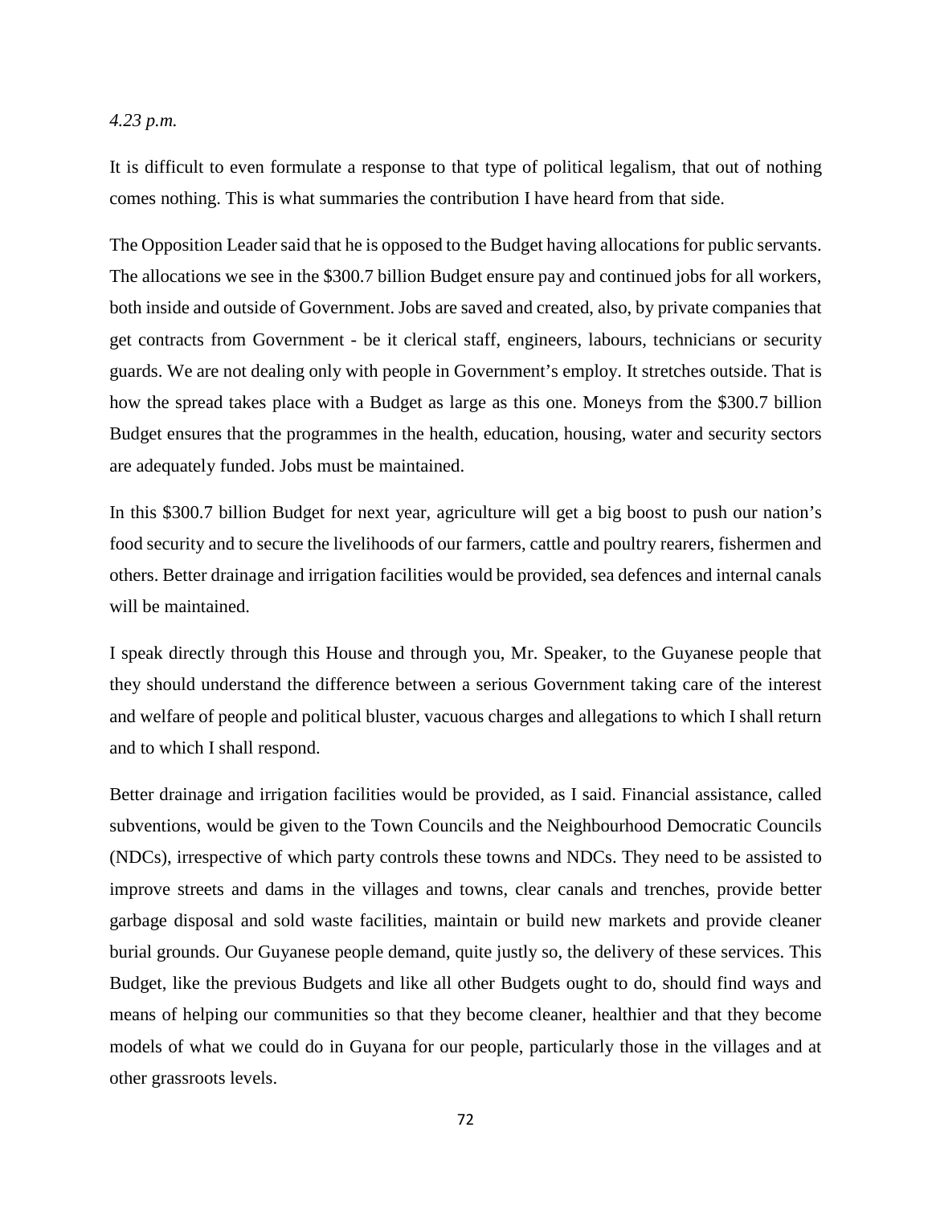*4.23 p.m.*

It is difficult to even formulate a response to that type of political legalism, that out of nothing comes nothing. This is what summaries the contribution I have heard from that side.

The Opposition Leader said that he is opposed to the Budget having allocations for public servants. The allocations we see in the $300.7 billion Budget ensure pay and continued jobs for all workers, both inside and outside of Government. Jobs are saved and created, also, by private companies that get contracts from Government - be it clerical staff, engineers, labours, technicians or security guards. We are not dealing only with people in Government's employ. It stretches outside. That is how the spread takes place with a Budget as large as this one. Moneys from the $300.7 billion Budget ensures that the programmes in the health, education, housing, water and security sectors are adequately funded. Jobs must be maintained.

In this $300.7 billion Budget for next year, agriculture will get a big boost to push our nation's food security and to secure the livelihoods of our farmers, cattle and poultry rearers, fishermen and others. Better drainage and irrigation facilities would be provided, sea defences and internal canals will be maintained.

I speak directly through this House and through you, Mr. Speaker, to the Guyanese people that they should understand the difference between a serious Government taking care of the interest and welfare of people and political bluster, vacuous charges and allegations to which I shall return and to which I shall respond.

Better drainage and irrigation facilities would be provided, as I said. Financial assistance, called subventions, would be given to the Town Councils and the Neighbourhood Democratic Councils (NDCs), irrespective of which party controls these towns and NDCs. They need to be assisted to improve streets and dams in the villages and towns, clear canals and trenches, provide better garbage disposal and sold waste facilities, maintain or build new markets and provide cleaner burial grounds. Our Guyanese people demand, quite justly so, the delivery of these services. This Budget, like the previous Budgets and like all other Budgets ought to do, should find ways and means of helping our communities so that they become cleaner, healthier and that they become models of what we could do in Guyana for our people, particularly those in the villages and at other grassroots levels.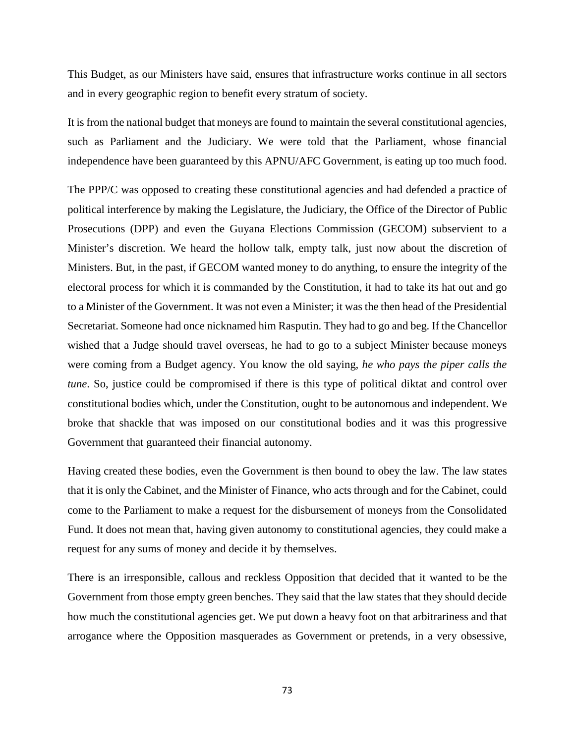This Budget, as our Ministers have said, ensures that infrastructure works continue in all sectors and in every geographic region to benefit every stratum of society.

It is from the national budget that moneys are found to maintain the several constitutional agencies, such as Parliament and the Judiciary. We were told that the Parliament, whose financial independence have been guaranteed by this APNU/AFC Government, is eating up too much food.

The PPP/C was opposed to creating these constitutional agencies and had defended a practice of political interference by making the Legislature, the Judiciary, the Office of the Director of Public Prosecutions (DPP) and even the Guyana Elections Commission (GECOM) subservient to a Minister's discretion. We heard the hollow talk, empty talk, just now about the discretion of Ministers. But, in the past, if GECOM wanted money to do anything, to ensure the integrity of the electoral process for which it is commanded by the Constitution, it had to take its hat out and go to a Minister of the Government. It was not even a Minister; it was the then head of the Presidential Secretariat. Someone had once nicknamed him Rasputin. They had to go and beg. If the Chancellor wished that a Judge should travel overseas, he had to go to a subject Minister because moneys were coming from a Budget agency. You know the old saying, *he who pays the piper calls the tune*. So, justice could be compromised if there is this type of political diktat and control over constitutional bodies which, under the Constitution, ought to be autonomous and independent. We broke that shackle that was imposed on our constitutional bodies and it was this progressive Government that guaranteed their financial autonomy.

Having created these bodies, even the Government is then bound to obey the law. The law states that it is only the Cabinet, and the Minister of Finance, who acts through and for the Cabinet, could come to the Parliament to make a request for the disbursement of moneys from the Consolidated Fund. It does not mean that, having given autonomy to constitutional agencies, they could make a request for any sums of money and decide it by themselves.

There is an irresponsible, callous and reckless Opposition that decided that it wanted to be the Government from those empty green benches. They said that the law states that they should decide how much the constitutional agencies get. We put down a heavy foot on that arbitrariness and that arrogance where the Opposition masquerades as Government or pretends, in a very obsessive,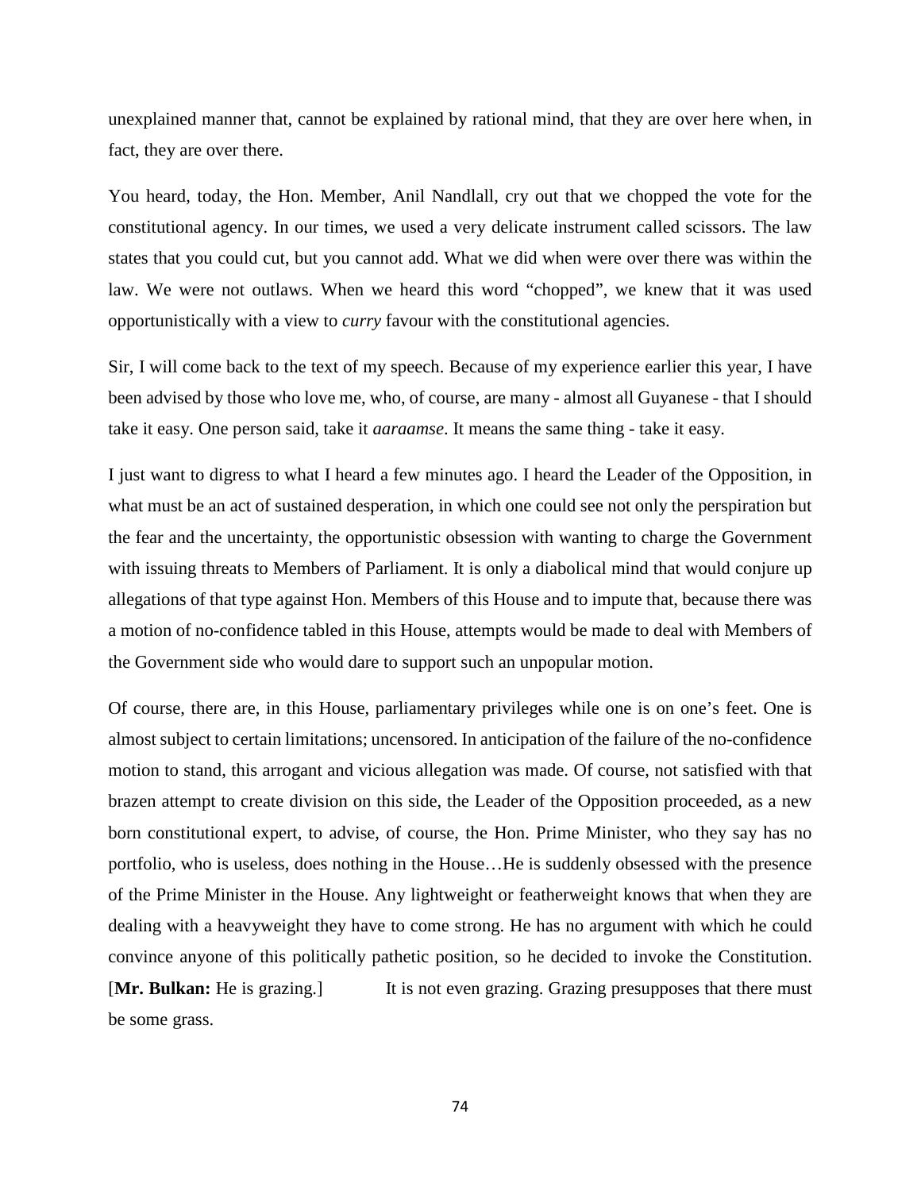unexplained manner that, cannot be explained by rational mind, that they are over here when, in fact, they are over there.

You heard, today, the Hon. Member, Anil Nandlall, cry out that we chopped the vote for the constitutional agency. In our times, we used a very delicate instrument called scissors. The law states that you could cut, but you cannot add. What we did when were over there was within the law. We were not outlaws. When we heard this word "chopped", we knew that it was used opportunistically with a view to *curry* favour with the constitutional agencies.

Sir, I will come back to the text of my speech. Because of my experience earlier this year, I have been advised by those who love me, who, of course, are many - almost all Guyanese - that I should take it easy. One person said, take it *aaraamse*. It means the same thing - take it easy.

I just want to digress to what I heard a few minutes ago. I heard the Leader of the Opposition, in what must be an act of sustained desperation, in which one could see not only the perspiration but the fear and the uncertainty, the opportunistic obsession with wanting to charge the Government with issuing threats to Members of Parliament. It is only a diabolical mind that would conjure up allegations of that type against Hon. Members of this House and to impute that, because there was a motion of no-confidence tabled in this House, attempts would be made to deal with Members of the Government side who would dare to support such an unpopular motion.

Of course, there are, in this House, parliamentary privileges while one is on one's feet. One is almost subject to certain limitations; uncensored. In anticipation of the failure of the no-confidence motion to stand, this arrogant and vicious allegation was made. Of course, not satisfied with that brazen attempt to create division on this side, the Leader of the Opposition proceeded, as a new born constitutional expert, to advise, of course, the Hon. Prime Minister, who they say has no portfolio, who is useless, does nothing in the House…He is suddenly obsessed with the presence of the Prime Minister in the House. Any lightweight or featherweight knows that when they are dealing with a heavyweight they have to come strong. He has no argument with which he could convince anyone of this politically pathetic position, so he decided to invoke the Constitution. [**Mr. Bulkan:** He is grazing.] It is not even grazing. Grazing presupposes that there must be some grass.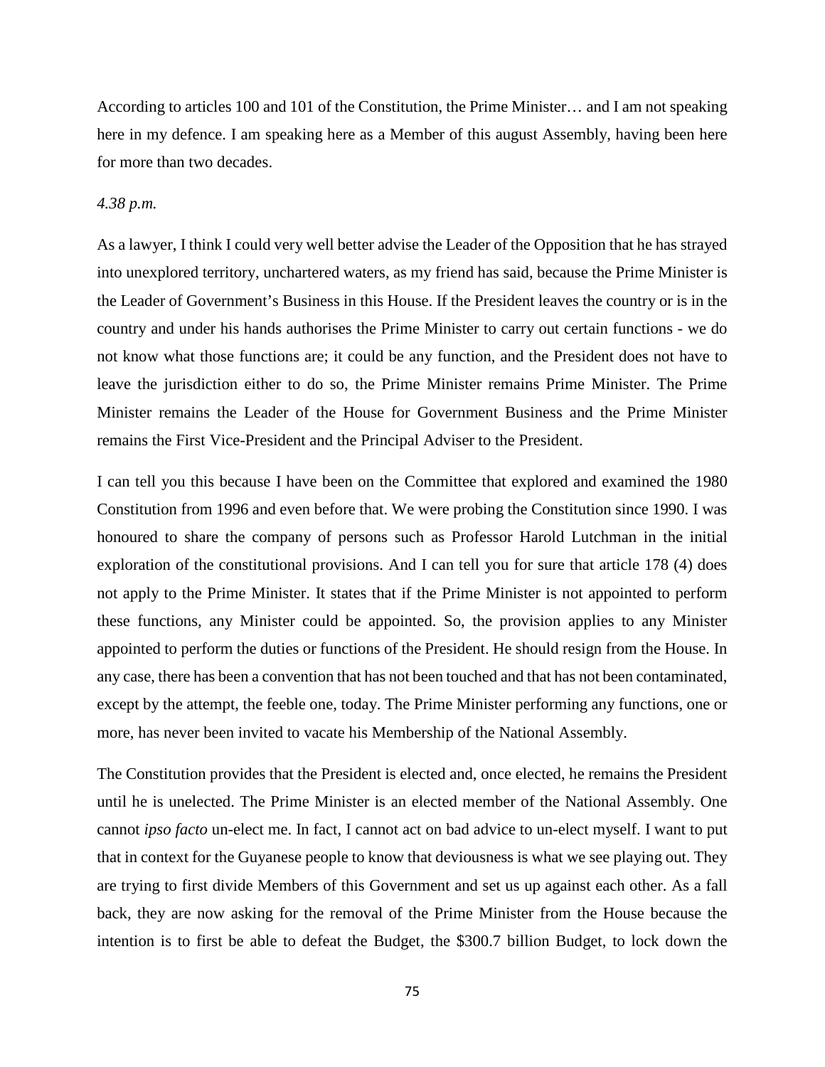According to articles 100 and 101 of the Constitution, the Prime Minister… and I am not speaking here in my defence. I am speaking here as a Member of this august Assembly, having been here for more than two decades.

*4.38 p.m.*

As a lawyer, I think I could very well better advise the Leader of the Opposition that he has strayed into unexplored territory, unchartered waters, as my friend has said, because the Prime Minister is the Leader of Government's Business in this House. If the President leaves the country or is in the country and under his hands authorises the Prime Minister to carry out certain functions - we do not know what those functions are; it could be any function, and the President does not have to leave the jurisdiction either to do so, the Prime Minister remains Prime Minister. The Prime Minister remains the Leader of the House for Government Business and the Prime Minister remains the First Vice-President and the Principal Adviser to the President.

I can tell you this because I have been on the Committee that explored and examined the 1980 Constitution from 1996 and even before that. We were probing the Constitution since 1990. I was honoured to share the company of persons such as Professor Harold Lutchman in the initial exploration of the constitutional provisions. And I can tell you for sure that article 178 (4) does not apply to the Prime Minister. It states that if the Prime Minister is not appointed to perform these functions, any Minister could be appointed. So, the provision applies to any Minister appointed to perform the duties or functions of the President. He should resign from the House. In any case, there has been a convention that has not been touched and that has not been contaminated, except by the attempt, the feeble one, today. The Prime Minister performing any functions, one or more, has never been invited to vacate his Membership of the National Assembly.

The Constitution provides that the President is elected and, once elected, he remains the President until he is unelected. The Prime Minister is an elected member of the National Assembly. One cannot *ipso facto* un-elect me. In fact, I cannot act on bad advice to un-elect myself. I want to put that in context for the Guyanese people to know that deviousness is what we see playing out. They are trying to first divide Members of this Government and set us up against each other. As a fall back, they are now asking for the removal of the Prime Minister from the House because the intention is to first be able to defeat the Budget, the \$300.7 billion Budget, to lock down the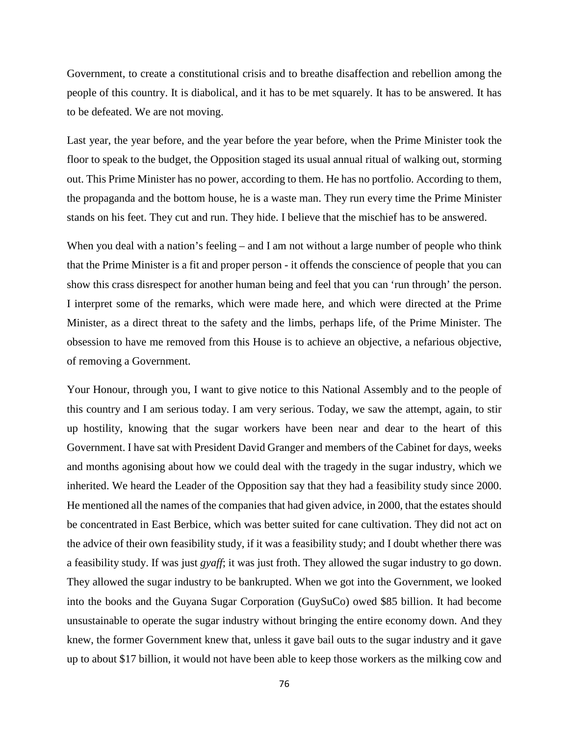Government, to create a constitutional crisis and to breathe disaffection and rebellion among the people of this country. It is diabolical, and it has to be met squarely. It has to be answered. It has to be defeated. We are not moving.

Last year, the year before, and the year before the year before, when the Prime Minister took the floor to speak to the budget, the Opposition staged its usual annual ritual of walking out, storming out. This Prime Minister has no power, according to them. He has no portfolio. According to them, the propaganda and the bottom house, he is a waste man. They run every time the Prime Minister stands on his feet. They cut and run. They hide. I believe that the mischief has to be answered.

When you deal with a nation's feeling – and I am not without a large number of people who think that the Prime Minister is a fit and proper person - it offends the conscience of people that you can show this crass disrespect for another human being and feel that you can 'run through' the person. I interpret some of the remarks, which were made here, and which were directed at the Prime Minister, as a direct threat to the safety and the limbs, perhaps life, of the Prime Minister. The obsession to have me removed from this House is to achieve an objective, a nefarious objective, of removing a Government.

Your Honour, through you, I want to give notice to this National Assembly and to the people of this country and I am serious today. I am very serious. Today, we saw the attempt, again, to stir up hostility, knowing that the sugar workers have been near and dear to the heart of this Government. I have sat with President David Granger and members of the Cabinet for days, weeks and months agonising about how we could deal with the tragedy in the sugar industry, which we inherited. We heard the Leader of the Opposition say that they had a feasibility study since 2000. He mentioned all the names of the companies that had given advice, in 2000, that the estates should be concentrated in East Berbice, which was better suited for cane cultivation. They did not act on the advice of their own feasibility study, if it was a feasibility study; and I doubt whether there was a feasibility study. If was just *gyaff*; it was just froth. They allowed the sugar industry to go down. They allowed the sugar industry to be bankrupted. When we got into the Government, we looked into the books and the Guyana Sugar Corporation (GuySuCo) owed $85 billion. It had become unsustainable to operate the sugar industry without bringing the entire economy down. And they knew, the former Government knew that, unless it gave bail outs to the sugar industry and it gave up to about $17 billion, it would not have been able to keep those workers as the milking cow and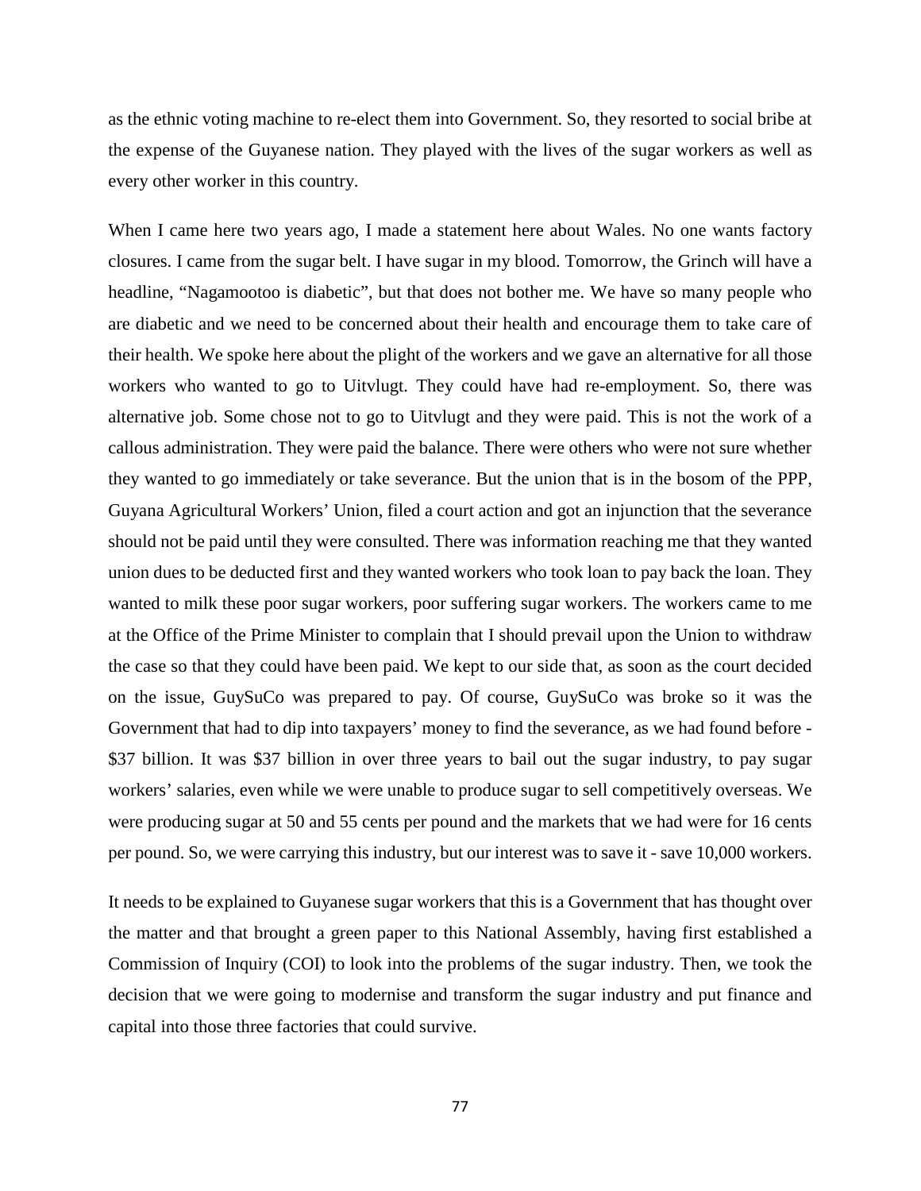as the ethnic voting machine to re-elect them into Government. So, they resorted to social bribe at the expense of the Guyanese nation. They played with the lives of the sugar workers as well as every other worker in this country.

When I came here two years ago, I made a statement here about Wales. No one wants factory closures. I came from the sugar belt. I have sugar in my blood. Tomorrow, the Grinch will have a headline, "Nagamootoo is diabetic", but that does not bother me. We have so many people who are diabetic and we need to be concerned about their health and encourage them to take care of their health. We spoke here about the plight of the workers and we gave an alternative for all those workers who wanted to go to Uitvlugt. They could have had re-employment. So, there was alternative job. Some chose not to go to Uitvlugt and they were paid. This is not the work of a callous administration. They were paid the balance. There were others who were not sure whether they wanted to go immediately or take severance. But the union that is in the bosom of the PPP, Guyana Agricultural Workers' Union, filed a court action and got an injunction that the severance should not be paid until they were consulted. There was information reaching me that they wanted union dues to be deducted first and they wanted workers who took loan to pay back the loan. They wanted to milk these poor sugar workers, poor suffering sugar workers. The workers came to me at the Office of the Prime Minister to complain that I should prevail upon the Union to withdraw the case so that they could have been paid. We kept to our side that, as soon as the court decided on the issue, GuySuCo was prepared to pay. Of course, GuySuCo was broke so it was the Government that had to dip into taxpayers' money to find the severance, as we had found before - $37 billion. It was $37 billion in over three years to bail out the sugar industry, to pay sugar workers' salaries, even while we were unable to produce sugar to sell competitively overseas. We were producing sugar at 50 and 55 cents per pound and the markets that we had were for 16 cents per pound. So, we were carrying this industry, but our interest was to save it - save 10,000 workers.

It needs to be explained to Guyanese sugar workers that this is a Government that has thought over the matter and that brought a green paper to this National Assembly, having first established a Commission of Inquiry (COI) to look into the problems of the sugar industry. Then, we took the decision that we were going to modernise and transform the sugar industry and put finance and capital into those three factories that could survive.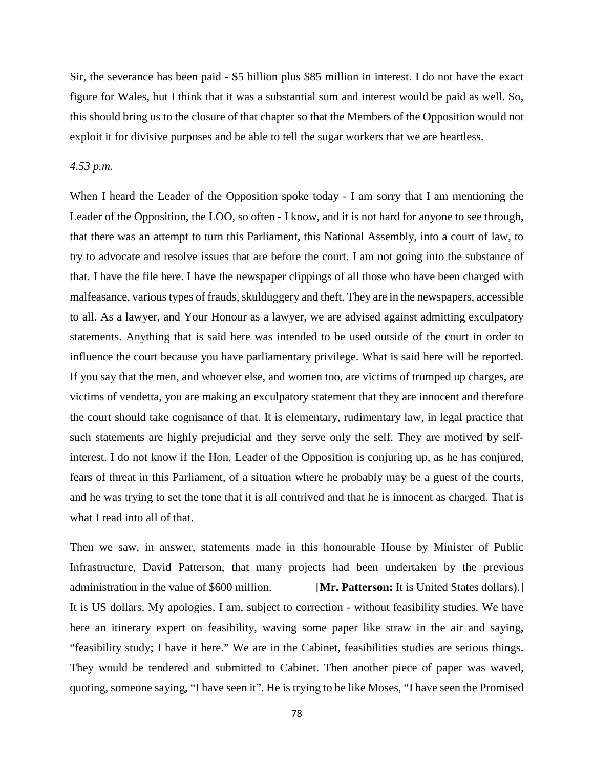Sir, the severance has been paid - $5 billion plus $85 million in interest. I do not have the exact figure for Wales, but I think that it was a substantial sum and interest would be paid as well. So, this should bring us to the closure of that chapter so that the Members of the Opposition would not exploit it for divisive purposes and be able to tell the sugar workers that we are heartless.

*4.53 p.m.*

When I heard the Leader of the Opposition spoke today - I am sorry that I am mentioning the Leader of the Opposition, the LOO, so often - I know, and it is not hard for anyone to see through, that there was an attempt to turn this Parliament, this National Assembly, into a court of law, to try to advocate and resolve issues that are before the court. I am not going into the substance of that. I have the file here. I have the newspaper clippings of all those who have been charged with malfeasance, various types of frauds, skulduggery and theft. They are in the newspapers, accessible to all. As a lawyer, and Your Honour as a lawyer, we are advised against admitting exculpatory statements. Anything that is said here was intended to be used outside of the court in order to influence the court because you have parliamentary privilege. What is said here will be reported. If you say that the men, and whoever else, and women too, are victims of trumped up charges, are victims of vendetta, you are making an exculpatory statement that they are innocent and therefore the court should take cognisance of that. It is elementary, rudimentary law, in legal practice that such statements are highly prejudicial and they serve only the self. They are motived by self-interest. I do not know if the Hon. Leader of the Opposition is conjuring up, as he has conjured, fears of threat in this Parliament, of a situation where he probably may be a guest of the courts, and he was trying to set the tone that it is all contrived and that he is innocent as charged. That is what I read into all of that.

Then we saw, in answer, statements made in this honourable House by Minister of Public Infrastructure, David Patterson, that many projects had been undertaken by the previous administration in the value of $600 million. [**Mr. Patterson:** It is United States dollars).] It is US dollars. My apologies. I am, subject to correction - without feasibility studies. We have here an itinerary expert on feasibility, waving some paper like straw in the air and saying, "feasibility study; I have it here." We are in the Cabinet, feasibilities studies are serious things. They would be tendered and submitted to Cabinet. Then another piece of paper was waved, quoting, someone saying, "I have seen it". He is trying to be like Moses, "I have seen the Promised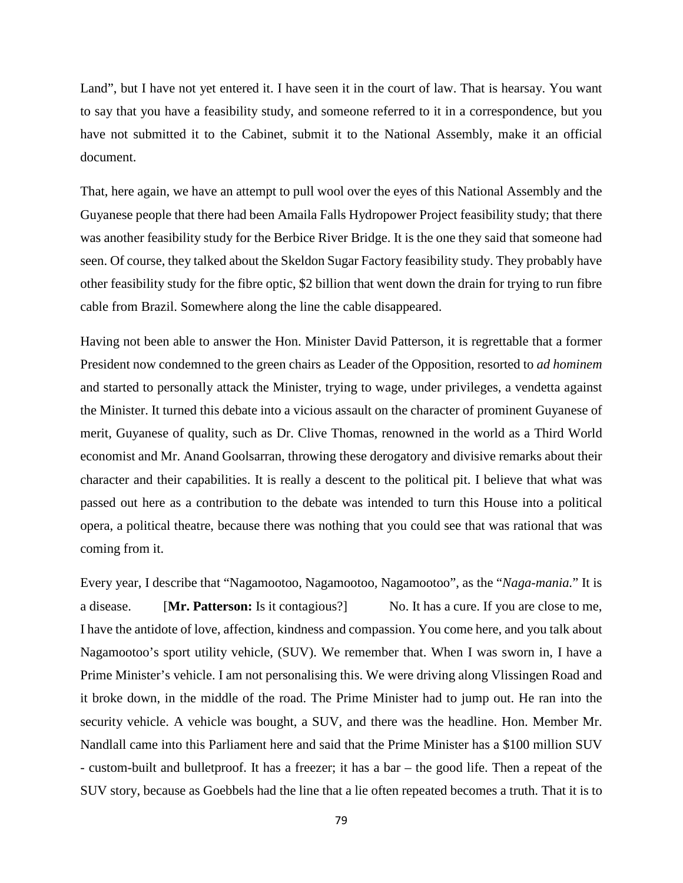Land", but I have not yet entered it. I have seen it in the court of law. That is hearsay. You want to say that you have a feasibility study, and someone referred to it in a correspondence, but you have not submitted it to the Cabinet, submit it to the National Assembly, make it an official document.

That, here again, we have an attempt to pull wool over the eyes of this National Assembly and the Guyanese people that there had been Amaila Falls Hydropower Project feasibility study; that there was another feasibility study for the Berbice River Bridge. It is the one they said that someone had seen. Of course, they talked about the Skeldon Sugar Factory feasibility study. They probably have other feasibility study for the fibre optic, $2 billion that went down the drain for trying to run fibre cable from Brazil. Somewhere along the line the cable disappeared.

Having not been able to answer the Hon. Minister David Patterson, it is regrettable that a former President now condemned to the green chairs as Leader of the Opposition, resorted to *ad hominem* and started to personally attack the Minister, trying to wage, under privileges, a vendetta against the Minister. It turned this debate into a vicious assault on the character of prominent Guyanese of merit, Guyanese of quality, such as Dr. Clive Thomas, renowned in the world as a Third World economist and Mr. Anand Goolsarran, throwing these derogatory and divisive remarks about their character and their capabilities. It is really a descent to the political pit. I believe that what was passed out here as a contribution to the debate was intended to turn this House into a political opera, a political theatre, because there was nothing that you could see that was rational that was coming from it.

Every year, I describe that "Nagamootoo, Nagamootoo, Nagamootoo", as the "*Naga-mania.*" It is a disease. [**Mr. Patterson:** Is it contagious?] No. It has a cure. If you are close to me, I have the antidote of love, affection, kindness and compassion. You come here, and you talk about Nagamootoo's sport utility vehicle, (SUV). We remember that. When I was sworn in, I have a Prime Minister's vehicle. I am not personalising this. We were driving along Vlissingen Road and it broke down, in the middle of the road. The Prime Minister had to jump out. He ran into the security vehicle. A vehicle was bought, a SUV, and there was the headline. Hon. Member Mr. Nandlall came into this Parliament here and said that the Prime Minister has a $100 million SUV - custom-built and bulletproof. It has a freezer; it has a bar – the good life. Then a repeat of the SUV story, because as Goebbels had the line that a lie often repeated becomes a truth. That it is to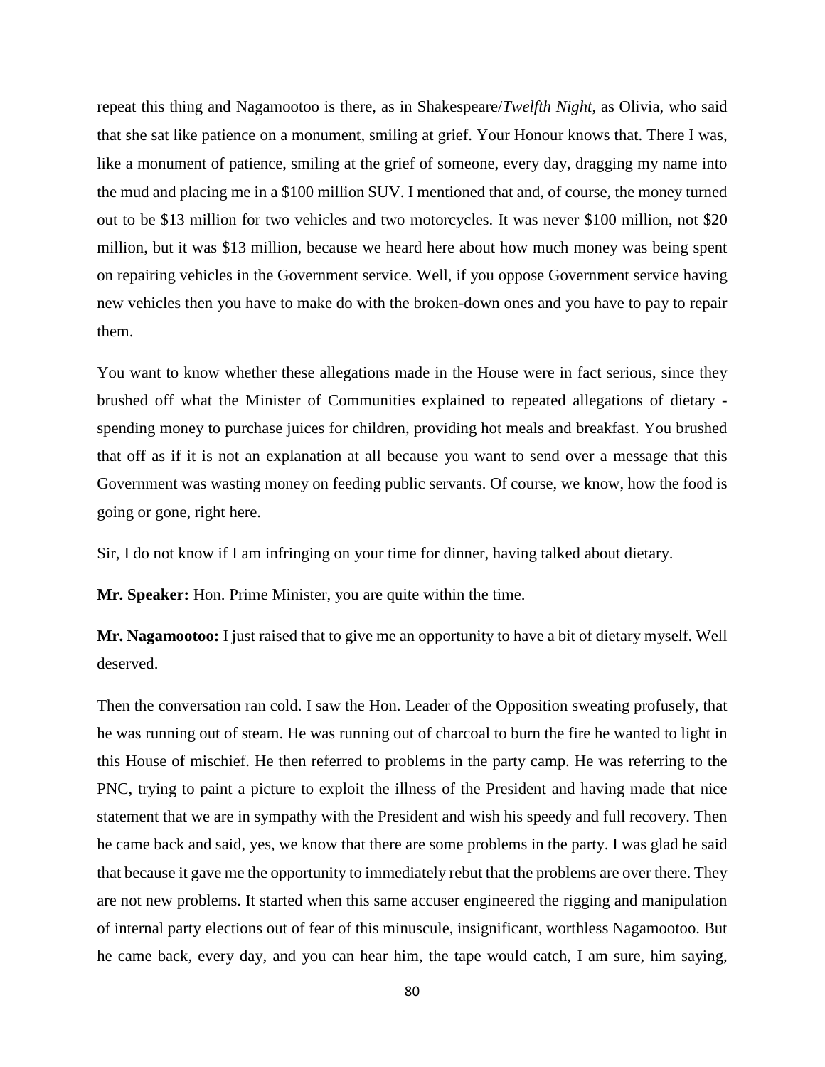repeat this thing and Nagamootoo is there, as in Shakespeare/*Twelfth Night*, as Olivia, who said that she sat like patience on a monument, smiling at grief. Your Honour knows that. There I was, like a monument of patience, smiling at the grief of someone, every day, dragging my name into the mud and placing me in a $100 million SUV. I mentioned that and, of course, the money turned out to be $13 million for two vehicles and two motorcycles. It was never $100 million, not $20 million, but it was $13 million, because we heard here about how much money was being spent on repairing vehicles in the Government service. Well, if you oppose Government service having new vehicles then you have to make do with the broken-down ones and you have to pay to repair them.

You want to know whether these allegations made in the House were in fact serious, since they brushed off what the Minister of Communities explained to repeated allegations of dietary - spending money to purchase juices for children, providing hot meals and breakfast. You brushed that off as if it is not an explanation at all because you want to send over a message that this Government was wasting money on feeding public servants. Of course, we know, how the food is going or gone, right here.

Sir, I do not know if I am infringing on your time for dinner, having talked about dietary.

**Mr. Speaker:** Hon. Prime Minister, you are quite within the time.

**Mr. Nagamootoo:** I just raised that to give me an opportunity to have a bit of dietary myself. Well deserved.

Then the conversation ran cold. I saw the Hon. Leader of the Opposition sweating profusely, that he was running out of steam. He was running out of charcoal to burn the fire he wanted to light in this House of mischief. He then referred to problems in the party camp. He was referring to the PNC, trying to paint a picture to exploit the illness of the President and having made that nice statement that we are in sympathy with the President and wish his speedy and full recovery. Then he came back and said, yes, we know that there are some problems in the party. I was glad he said that because it gave me the opportunity to immediately rebut that the problems are over there. They are not new problems. It started when this same accuser engineered the rigging and manipulation of internal party elections out of fear of this minuscule, insignificant, worthless Nagamootoo. But he came back, every day, and you can hear him, the tape would catch, I am sure, him saying,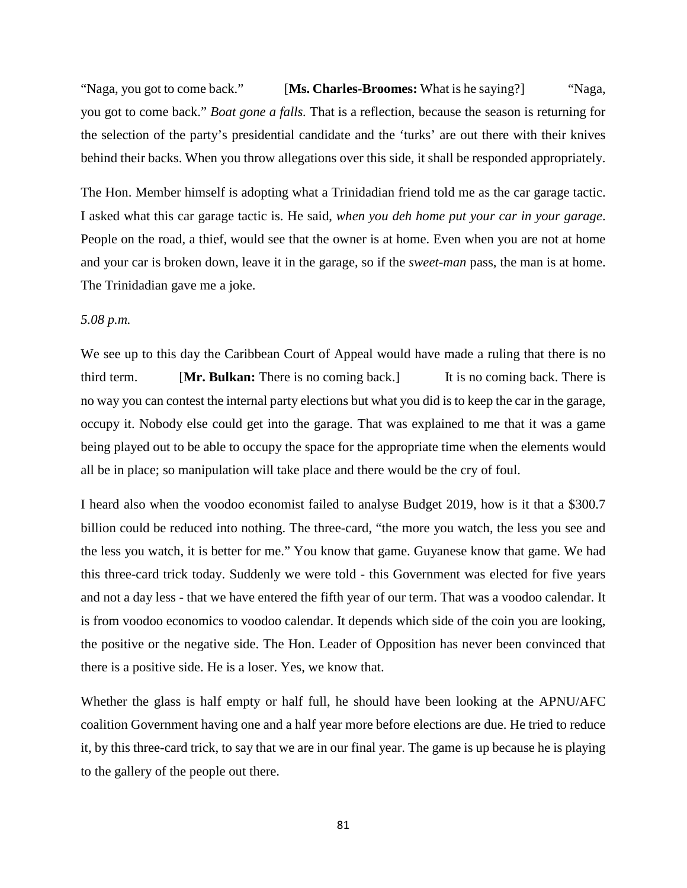"Naga, you got to come back." [**Ms. Charles-Broomes:** What is he saying?] "Naga, you got to come back." *Boat gone a falls.* That is a reflection, because the season is returning for the selection of the party's presidential candidate and the 'turks' are out there with their knives behind their backs. When you throw allegations over this side, it shall be responded appropriately.

The Hon. Member himself is adopting what a Trinidadian friend told me as the car garage tactic. I asked what this car garage tactic is. He said, *when you deh home put your car in your garage*. People on the road, a thief, would see that the owner is at home. Even when you are not at home and your car is broken down, leave it in the garage, so if the *sweet-man* pass, the man is at home. The Trinidadian gave me a joke.

*5.08 p.m.*

We see up to this day the Caribbean Court of Appeal would have made a ruling that there is no third term. [**Mr. Bulkan:** There is no coming back.] It is no coming back. There is no way you can contest the internal party elections but what you did is to keep the car in the garage, occupy it. Nobody else could get into the garage. That was explained to me that it was a game being played out to be able to occupy the space for the appropriate time when the elements would all be in place; so manipulation will take place and there would be the cry of foul.

I heard also when the voodoo economist failed to analyse Budget 2019, how is it that a $300.7 billion could be reduced into nothing. The three-card, "the more you watch, the less you see and the less you watch, it is better for me." You know that game. Guyanese know that game. We had this three-card trick today. Suddenly we were told - this Government was elected for five years and not a day less - that we have entered the fifth year of our term. That was a voodoo calendar. It is from voodoo economics to voodoo calendar. It depends which side of the coin you are looking, the positive or the negative side. The Hon. Leader of Opposition has never been convinced that there is a positive side. He is a loser. Yes, we know that.

Whether the glass is half empty or half full, he should have been looking at the APNU/AFC coalition Government having one and a half year more before elections are due. He tried to reduce it, by this three-card trick, to say that we are in our final year. The game is up because he is playing to the gallery of the people out there.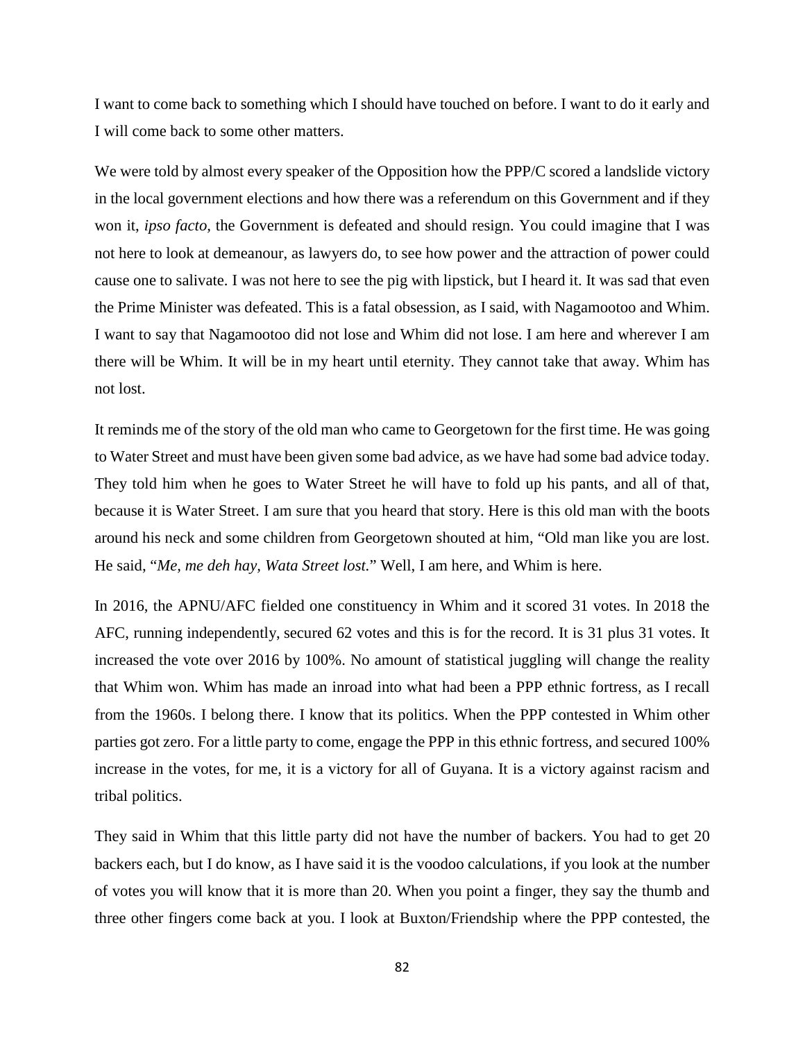I want to come back to something which I should have touched on before. I want to do it early and I will come back to some other matters.

We were told by almost every speaker of the Opposition how the PPP/C scored a landslide victory in the local government elections and how there was a referendum on this Government and if they won it, *ipso facto,* the Government is defeated and should resign. You could imagine that I was not here to look at demeanour, as lawyers do, to see how power and the attraction of power could cause one to salivate. I was not here to see the pig with lipstick, but I heard it. It was sad that even the Prime Minister was defeated. This is a fatal obsession, as I said, with Nagamootoo and Whim. I want to say that Nagamootoo did not lose and Whim did not lose. I am here and wherever I am there will be Whim. It will be in my heart until eternity. They cannot take that away. Whim has not lost.

It reminds me of the story of the old man who came to Georgetown for the first time. He was going to Water Street and must have been given some bad advice, as we have had some bad advice today. They told him when he goes to Water Street he will have to fold up his pants, and all of that, because it is Water Street. I am sure that you heard that story. Here is this old man with the boots around his neck and some children from Georgetown shouted at him, "Old man like you are lost. He said, "*Me, me deh hay, Wata Street lost.*" Well, I am here, and Whim is here.

In 2016, the APNU/AFC fielded one constituency in Whim and it scored 31 votes. In 2018 the AFC, running independently, secured 62 votes and this is for the record. It is 31 plus 31 votes. It increased the vote over 2016 by 100%. No amount of statistical juggling will change the reality that Whim won. Whim has made an inroad into what had been a PPP ethnic fortress, as I recall from the 1960s. I belong there. I know that its politics. When the PPP contested in Whim other parties got zero. For a little party to come, engage the PPP in this ethnic fortress, and secured 100% increase in the votes, for me, it is a victory for all of Guyana. It is a victory against racism and tribal politics.

They said in Whim that this little party did not have the number of backers. You had to get 20 backers each, but I do know, as I have said it is the voodoo calculations, if you look at the number of votes you will know that it is more than 20. When you point a finger, they say the thumb and three other fingers come back at you. I look at Buxton/Friendship where the PPP contested, the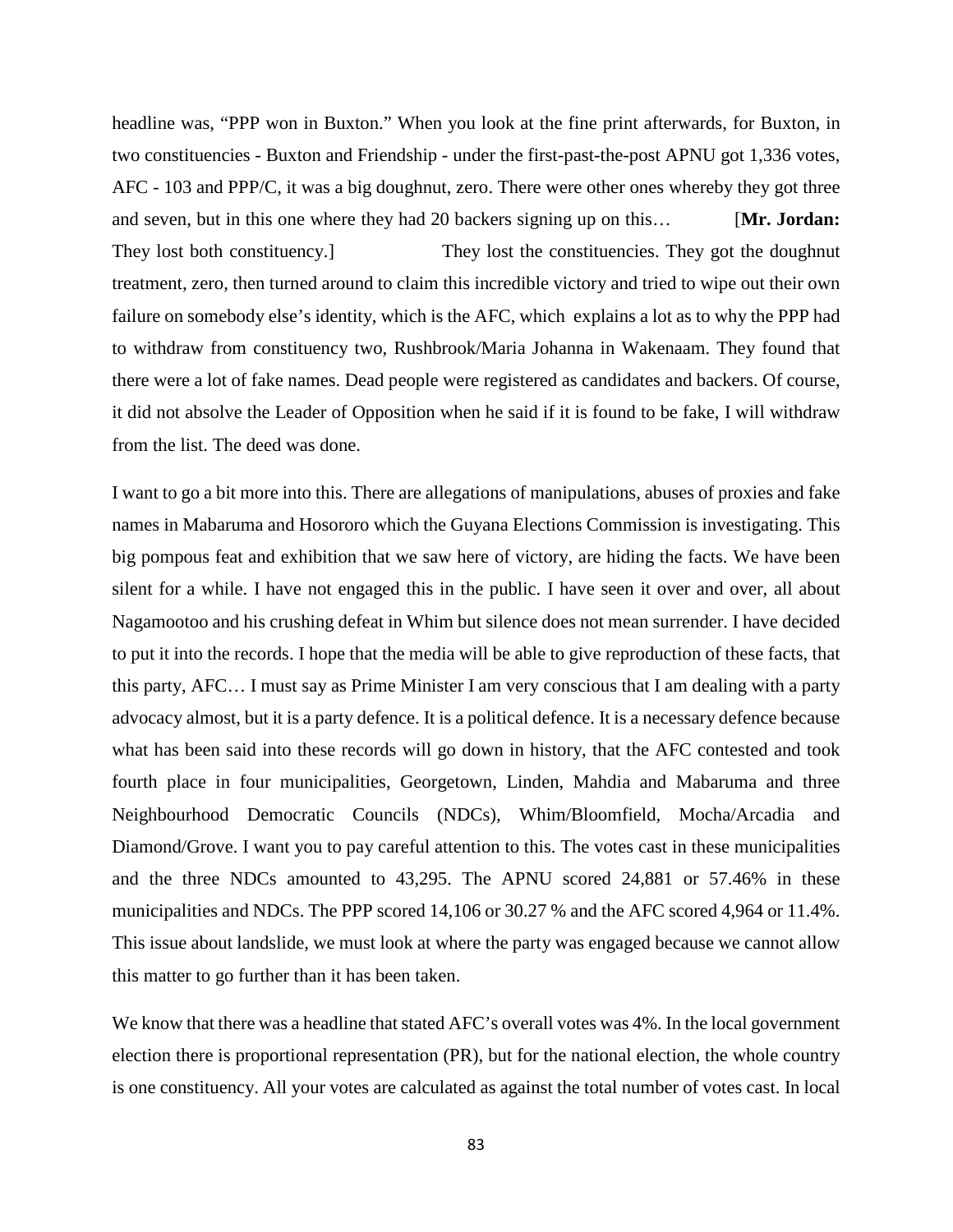headline was, "PPP won in Buxton." When you look at the fine print afterwards, for Buxton, in two constituencies - Buxton and Friendship - under the first-past-the-post APNU got 1,336 votes, AFC - 103 and PPP/C, it was a big doughnut, zero. There were other ones whereby they got three and seven, but in this one where they had 20 backers signing up on this… [**Mr. Jordan:** They lost both constituency.] They lost the constituencies. They got the doughnut treatment, zero, then turned around to claim this incredible victory and tried to wipe out their own failure on somebody else's identity, which is the AFC, which explains a lot as to why the PPP had to withdraw from constituency two, Rushbrook/Maria Johanna in Wakenaam. They found that there were a lot of fake names. Dead people were registered as candidates and backers. Of course, it did not absolve the Leader of Opposition when he said if it is found to be fake, I will withdraw from the list. The deed was done.

I want to go a bit more into this. There are allegations of manipulations, abuses of proxies and fake names in Mabaruma and Hosororo which the Guyana Elections Commission is investigating. This big pompous feat and exhibition that we saw here of victory, are hiding the facts. We have been silent for a while. I have not engaged this in the public. I have seen it over and over, all about Nagamootoo and his crushing defeat in Whim but silence does not mean surrender. I have decided to put it into the records. I hope that the media will be able to give reproduction of these facts, that this party, AFC… I must say as Prime Minister I am very conscious that I am dealing with a party advocacy almost, but it is a party defence. It is a political defence. It is a necessary defence because what has been said into these records will go down in history, that the AFC contested and took fourth place in four municipalities, Georgetown, Linden, Mahdia and Mabaruma and three Neighbourhood Democratic Councils (NDCs), Whim/Bloomfield, Mocha/Arcadia and Diamond/Grove. I want you to pay careful attention to this. The votes cast in these municipalities and the three NDCs amounted to 43,295. The APNU scored 24,881 or 57.46% in these municipalities and NDCs. The PPP scored 14,106 or 30.27 % and the AFC scored 4,964 or 11.4%. This issue about landslide, we must look at where the party was engaged because we cannot allow this matter to go further than it has been taken.

We know that there was a headline that stated AFC's overall votes was 4%. In the local government election there is proportional representation (PR), but for the national election, the whole country is one constituency. All your votes are calculated as against the total number of votes cast. In local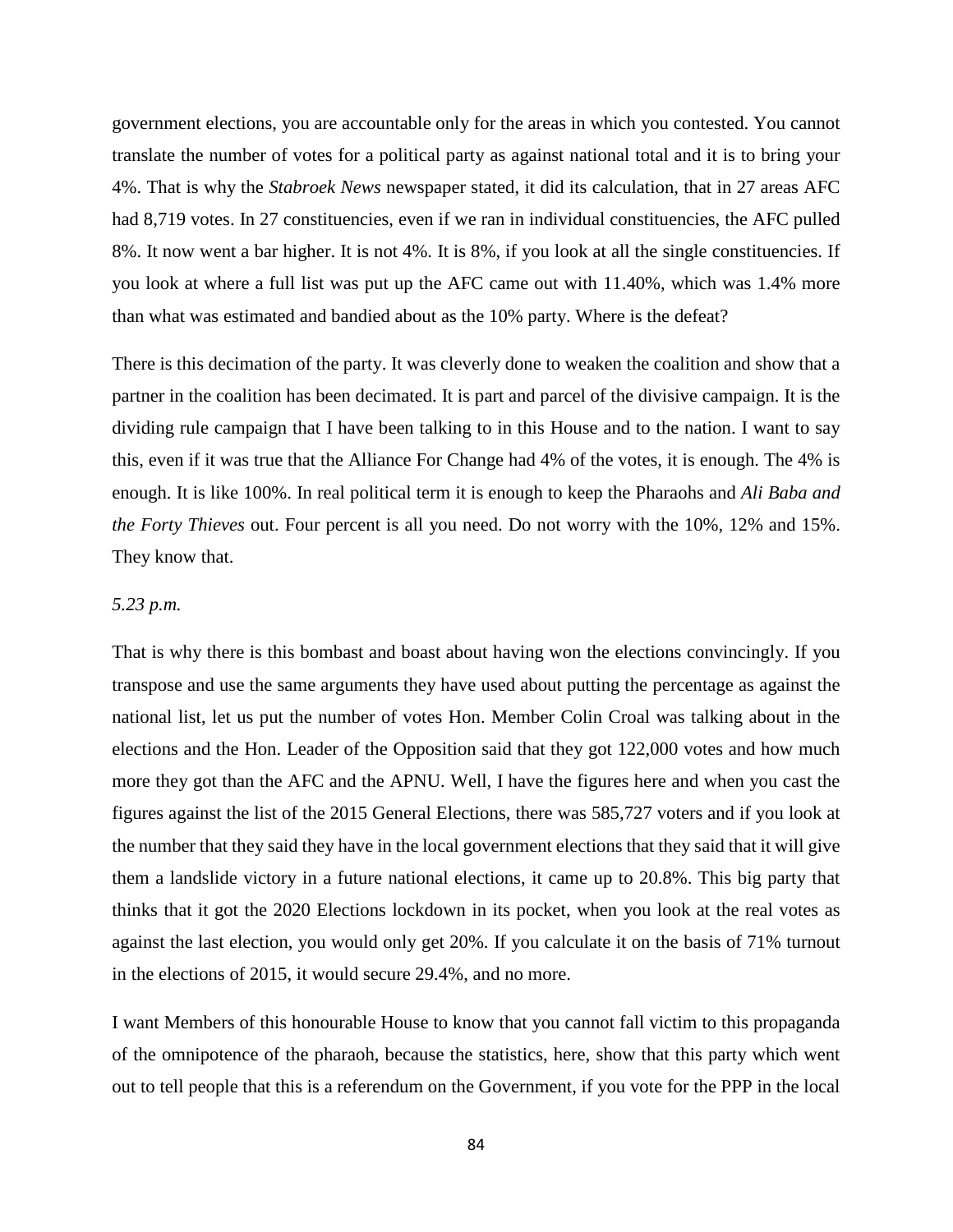government elections, you are accountable only for the areas in which you contested. You cannot translate the number of votes for a political party as against national total and it is to bring your 4%. That is why the *Stabroek News* newspaper stated, it did its calculation, that in 27 areas AFC had 8,719 votes. In 27 constituencies, even if we ran in individual constituencies, the AFC pulled 8%. It now went a bar higher. It is not 4%. It is 8%, if you look at all the single constituencies. If you look at where a full list was put up the AFC came out with 11.40%, which was 1.4% more than what was estimated and bandied about as the 10% party. Where is the defeat?

There is this decimation of the party. It was cleverly done to weaken the coalition and show that a partner in the coalition has been decimated. It is part and parcel of the divisive campaign. It is the dividing rule campaign that I have been talking to in this House and to the nation. I want to say this, even if it was true that the Alliance For Change had 4% of the votes, it is enough. The 4% is enough. It is like 100%. In real political term it is enough to keep the Pharaohs and *Ali Baba and the Forty Thieves* out. Four percent is all you need. Do not worry with the 10%, 12% and 15%. They know that.

*5.23 p.m.*

That is why there is this bombast and boast about having won the elections convincingly. If you transpose and use the same arguments they have used about putting the percentage as against the national list, let us put the number of votes Hon. Member Colin Croal was talking about in the elections and the Hon. Leader of the Opposition said that they got 122,000 votes and how much more they got than the AFC and the APNU. Well, I have the figures here and when you cast the figures against the list of the 2015 General Elections, there was 585,727 voters and if you look at the number that they said they have in the local government elections that they said that it will give them a landslide victory in a future national elections, it came up to 20.8%. This big party that thinks that it got the 2020 Elections lockdown in its pocket, when you look at the real votes as against the last election, you would only get 20%. If you calculate it on the basis of 71% turnout in the elections of 2015, it would secure 29.4%, and no more.

I want Members of this honourable House to know that you cannot fall victim to this propaganda of the omnipotence of the pharaoh, because the statistics, here, show that this party which went out to tell people that this is a referendum on the Government, if you vote for the PPP in the local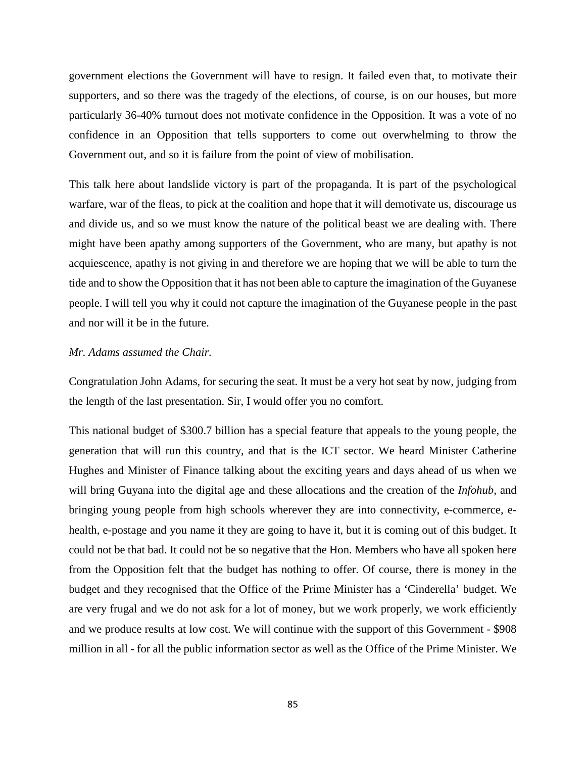government elections the Government will have to resign. It failed even that, to motivate their supporters, and so there was the tragedy of the elections, of course, is on our houses, but more particularly 36-40% turnout does not motivate confidence in the Opposition. It was a vote of no confidence in an Opposition that tells supporters to come out overwhelming to throw the Government out, and so it is failure from the point of view of mobilisation.

This talk here about landslide victory is part of the propaganda. It is part of the psychological warfare, war of the fleas, to pick at the coalition and hope that it will demotivate us, discourage us and divide us, and so we must know the nature of the political beast we are dealing with. There might have been apathy among supporters of the Government, who are many, but apathy is not acquiescence, apathy is not giving in and therefore we are hoping that we will be able to turn the tide and to show the Opposition that it has not been able to capture the imagination of the Guyanese people. I will tell you why it could not capture the imagination of the Guyanese people in the past and nor will it be in the future.

*Mr. Adams assumed the Chair.*

Congratulation John Adams, for securing the seat. It must be a very hot seat by now, judging from the length of the last presentation. Sir, I would offer you no comfort.

This national budget of $300.7 billion has a special feature that appeals to the young people, the generation that will run this country, and that is the ICT sector. We heard Minister Catherine Hughes and Minister of Finance talking about the exciting years and days ahead of us when we will bring Guyana into the digital age and these allocations and the creation of the *Infohub*, and bringing young people from high schools wherever they are into connectivity, e-commerce, e-health, e-postage and you name it they are going to have it, but it is coming out of this budget. It could not be that bad. It could not be so negative that the Hon. Members who have all spoken here from the Opposition felt that the budget has nothing to offer. Of course, there is money in the budget and they recognised that the Office of the Prime Minister has a 'Cinderella' budget. We are very frugal and we do not ask for a lot of money, but we work properly, we work efficiently and we produce results at low cost. We will continue with the support of this Government - $908 million in all - for all the public information sector as well as the Office of the Prime Minister. We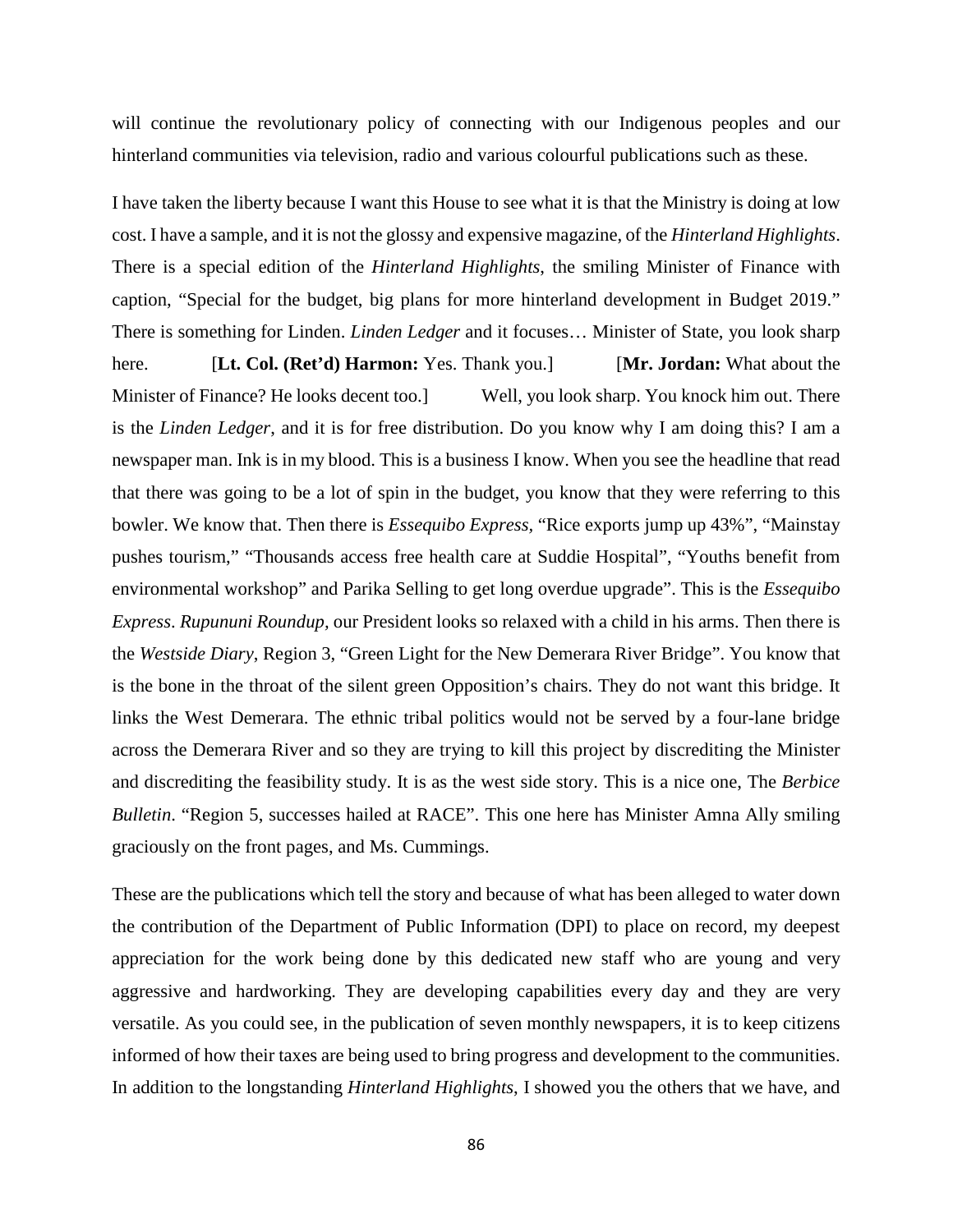will continue the revolutionary policy of connecting with our Indigenous peoples and our hinterland communities via television, radio and various colourful publications such as these.

I have taken the liberty because I want this House to see what it is that the Ministry is doing at low cost. I have a sample, and it is not the glossy and expensive magazine, of the *Hinterland Highlights*. There is a special edition of the *Hinterland Highlights*, the smiling Minister of Finance with caption, "Special for the budget, big plans for more hinterland development in Budget 2019." There is something for Linden. *Linden Ledger* and it focuses… Minister of State, you look sharp here. [**Lt. Col. (Ret'd) Harmon:** Yes. Thank you.] [**Mr. Jordan:** What about the Minister of Finance? He looks decent too.] Well, you look sharp. You knock him out. There is the *Linden Ledger*, and it is for free distribution. Do you know why I am doing this? I am a newspaper man. Ink is in my blood. This is a business I know. When you see the headline that read that there was going to be a lot of spin in the budget, you know that they were referring to this bowler. We know that. Then there is *Essequibo Express*, "Rice exports jump up 43%", "Mainstay pushes tourism," "Thousands access free health care at Suddie Hospital", "Youths benefit from environmental workshop" and Parika Selling to get long overdue upgrade". This is the *Essequibo Express*. *Rupununi Roundup*, our President looks so relaxed with a child in his arms. Then there is the *Westside Diary*, Region 3, "Green Light for the New Demerara River Bridge". You know that is the bone in the throat of the silent green Opposition's chairs. They do not want this bridge. It links the West Demerara. The ethnic tribal politics would not be served by a four-lane bridge across the Demerara River and so they are trying to kill this project by discrediting the Minister and discrediting the feasibility study. It is as the west side story. This is a nice one, The *Berbice Bulletin*. "Region 5, successes hailed at RACE". This one here has Minister Amna Ally smiling graciously on the front pages, and Ms. Cummings.

These are the publications which tell the story and because of what has been alleged to water down the contribution of the Department of Public Information (DPI) to place on record, my deepest appreciation for the work being done by this dedicated new staff who are young and very aggressive and hardworking. They are developing capabilities every day and they are very versatile. As you could see, in the publication of seven monthly newspapers, it is to keep citizens informed of how their taxes are being used to bring progress and development to the communities. In addition to the longstanding *Hinterland Highlights*, I showed you the others that we have, and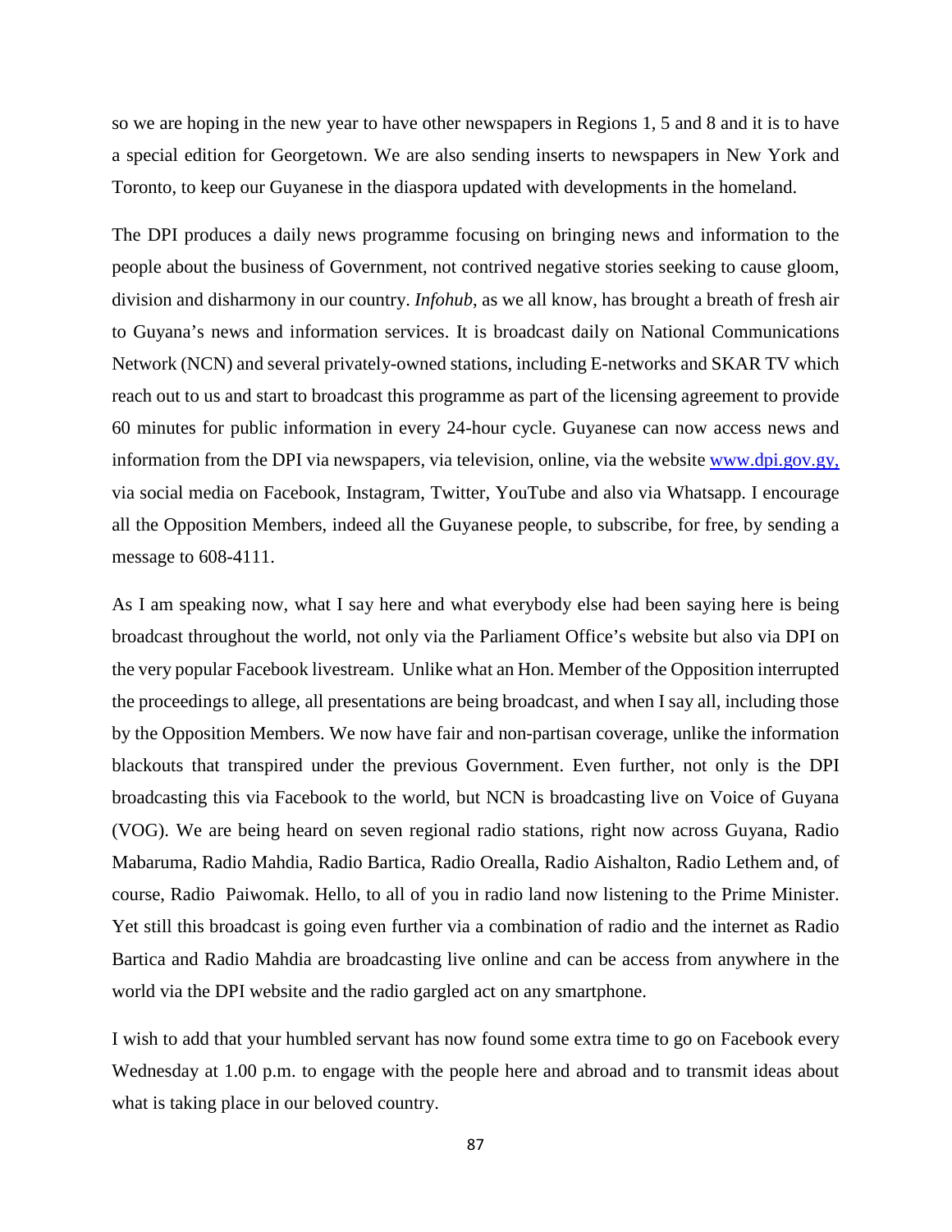so we are hoping in the new year to have other newspapers in Regions 1, 5 and 8 and it is to have a special edition for Georgetown. We are also sending inserts to newspapers in New York and Toronto, to keep our Guyanese in the diaspora updated with developments in the homeland.

The DPI produces a daily news programme focusing on bringing news and information to the people about the business of Government, not contrived negative stories seeking to cause gloom, division and disharmony in our country. *Infohub*, as we all know, has brought a breath of fresh air to Guyana's news and information services. It is broadcast daily on National Communications Network (NCN) and several privately-owned stations, including E-networks and SKAR TV which reach out to us and start to broadcast this programme as part of the licensing agreement to provide 60 minutes for public information in every 24-hour cycle. Guyanese can now access news and information from the DPI via newspapers, via television, online, via the website [www.dpi.gov.gy,](www.dpi.gov.gy) via social media on Facebook, Instagram, Twitter, YouTube and also via Whatsapp. I encourage all the Opposition Members, indeed all the Guyanese people, to subscribe, for free, by sending a message to 608-4111.

As I am speaking now, what I say here and what everybody else had been saying here is being broadcast throughout the world, not only via the Parliament Office's website but also via DPI on the very popular Facebook livestream. Unlike what an Hon. Member of the Opposition interrupted the proceedings to allege, all presentations are being broadcast, and when I say all, including those by the Opposition Members. We now have fair and non-partisan coverage, unlike the information blackouts that transpired under the previous Government. Even further, not only is the DPI broadcasting this via Facebook to the world, but NCN is broadcasting live on Voice of Guyana (VOG). We are being heard on seven regional radio stations, right now across Guyana, Radio Mabaruma, Radio Mahdia, Radio Bartica, Radio Orealla, Radio Aishalton, Radio Lethem and, of course, Radio Paiwomak. Hello, to all of you in radio land now listening to the Prime Minister. Yet still this broadcast is going even further via a combination of radio and the internet as Radio Bartica and Radio Mahdia are broadcasting live online and can be access from anywhere in the world via the DPI website and the radio gargled act on any smartphone.

I wish to add that your humbled servant has now found some extra time to go on Facebook every Wednesday at 1.00 p.m. to engage with the people here and abroad and to transmit ideas about what is taking place in our beloved country.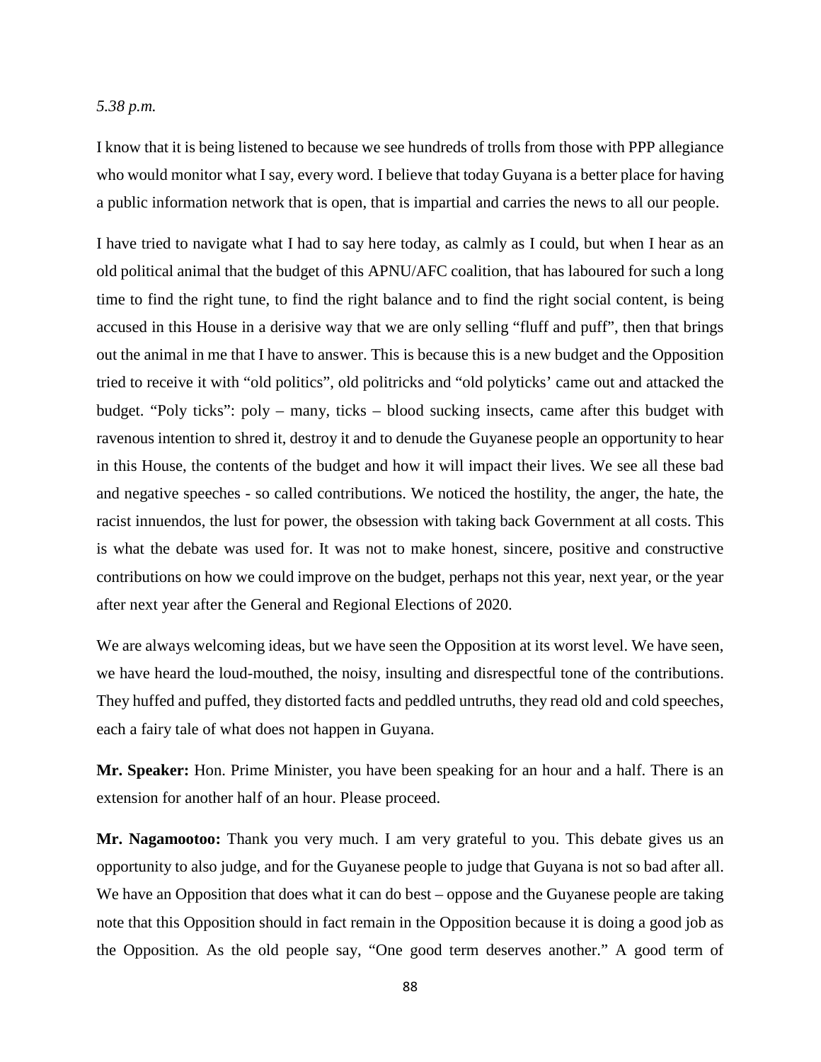*5.38 p.m.*

I know that it is being listened to because we see hundreds of trolls from those with PPP allegiance who would monitor what I say, every word. I believe that today Guyana is a better place for having a public information network that is open, that is impartial and carries the news to all our people.

I have tried to navigate what I had to say here today, as calmly as I could, but when I hear as an old political animal that the budget of this APNU/AFC coalition, that has laboured for such a long time to find the right tune, to find the right balance and to find the right social content, is being accused in this House in a derisive way that we are only selling "fluff and puff", then that brings out the animal in me that I have to answer. This is because this is a new budget and the Opposition tried to receive it with "old politics", old politricks and "old polyticks' came out and attacked the budget. "Poly ticks": poly – many, ticks – blood sucking insects, came after this budget with ravenous intention to shred it, destroy it and to denude the Guyanese people an opportunity to hear in this House, the contents of the budget and how it will impact their lives. We see all these bad and negative speeches - so called contributions. We noticed the hostility, the anger, the hate, the racist innuendos, the lust for power, the obsession with taking back Government at all costs. This is what the debate was used for. It was not to make honest, sincere, positive and constructive contributions on how we could improve on the budget, perhaps not this year, next year, or the year after next year after the General and Regional Elections of 2020.

We are always welcoming ideas, but we have seen the Opposition at its worst level. We have seen, we have heard the loud-mouthed, the noisy, insulting and disrespectful tone of the contributions. They huffed and puffed, they distorted facts and peddled untruths, they read old and cold speeches, each a fairy tale of what does not happen in Guyana.

**Mr. Speaker:** Hon. Prime Minister, you have been speaking for an hour and a half. There is an extension for another half of an hour. Please proceed.

**Mr. Nagamootoo:** Thank you very much. I am very grateful to you. This debate gives us an opportunity to also judge, and for the Guyanese people to judge that Guyana is not so bad after all. We have an Opposition that does what it can do best – oppose and the Guyanese people are taking note that this Opposition should in fact remain in the Opposition because it is doing a good job as the Opposition. As the old people say, "One good term deserves another." A good term of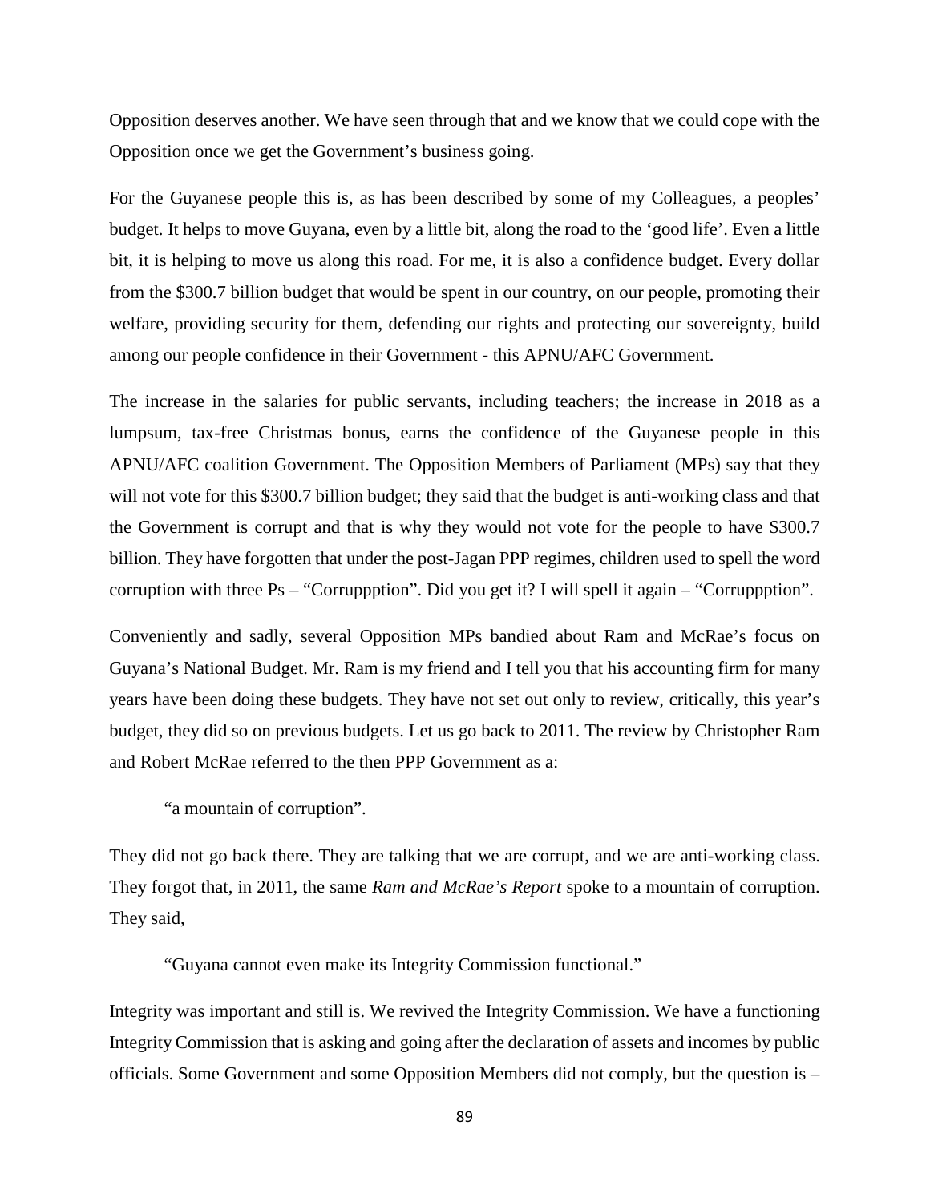Opposition deserves another. We have seen through that and we know that we could cope with the Opposition once we get the Government's business going.

For the Guyanese people this is, as has been described by some of my Colleagues, a peoples' budget. It helps to move Guyana, even by a little bit, along the road to the 'good life'. Even a little bit, it is helping to move us along this road. For me, it is also a confidence budget. Every dollar from the $300.7 billion budget that would be spent in our country, on our people, promoting their welfare, providing security for them, defending our rights and protecting our sovereignty, build among our people confidence in their Government - this APNU/AFC Government.

The increase in the salaries for public servants, including teachers; the increase in 2018 as a lumpsum, tax-free Christmas bonus, earns the confidence of the Guyanese people in this APNU/AFC coalition Government. The Opposition Members of Parliament (MPs) say that they will not vote for this $300.7 billion budget; they said that the budget is anti-working class and that the Government is corrupt and that is why they would not vote for the people to have $300.7 billion. They have forgotten that under the post-Jagan PPP regimes, children used to spell the word corruption with three Ps – "Corruppption". Did you get it? I will spell it again – "Corruppption".

Conveniently and sadly, several Opposition MPs bandied about Ram and McRae's focus on Guyana's National Budget. Mr. Ram is my friend and I tell you that his accounting firm for many years have been doing these budgets. They have not set out only to review, critically, this year's budget, they did so on previous budgets. Let us go back to 2011. The review by Christopher Ram and Robert McRae referred to the then PPP Government as a:

> "a mountain of corruption".

They did not go back there. They are talking that we are corrupt, and we are anti-working class. They forgot that, in 2011, the same *Ram and McRae's Report* spoke to a mountain of corruption. They said,

> "Guyana cannot even make its Integrity Commission functional."

Integrity was important and still is. We revived the Integrity Commission. We have a functioning Integrity Commission that is asking and going after the declaration of assets and incomes by public officials. Some Government and some Opposition Members did not comply, but the question is –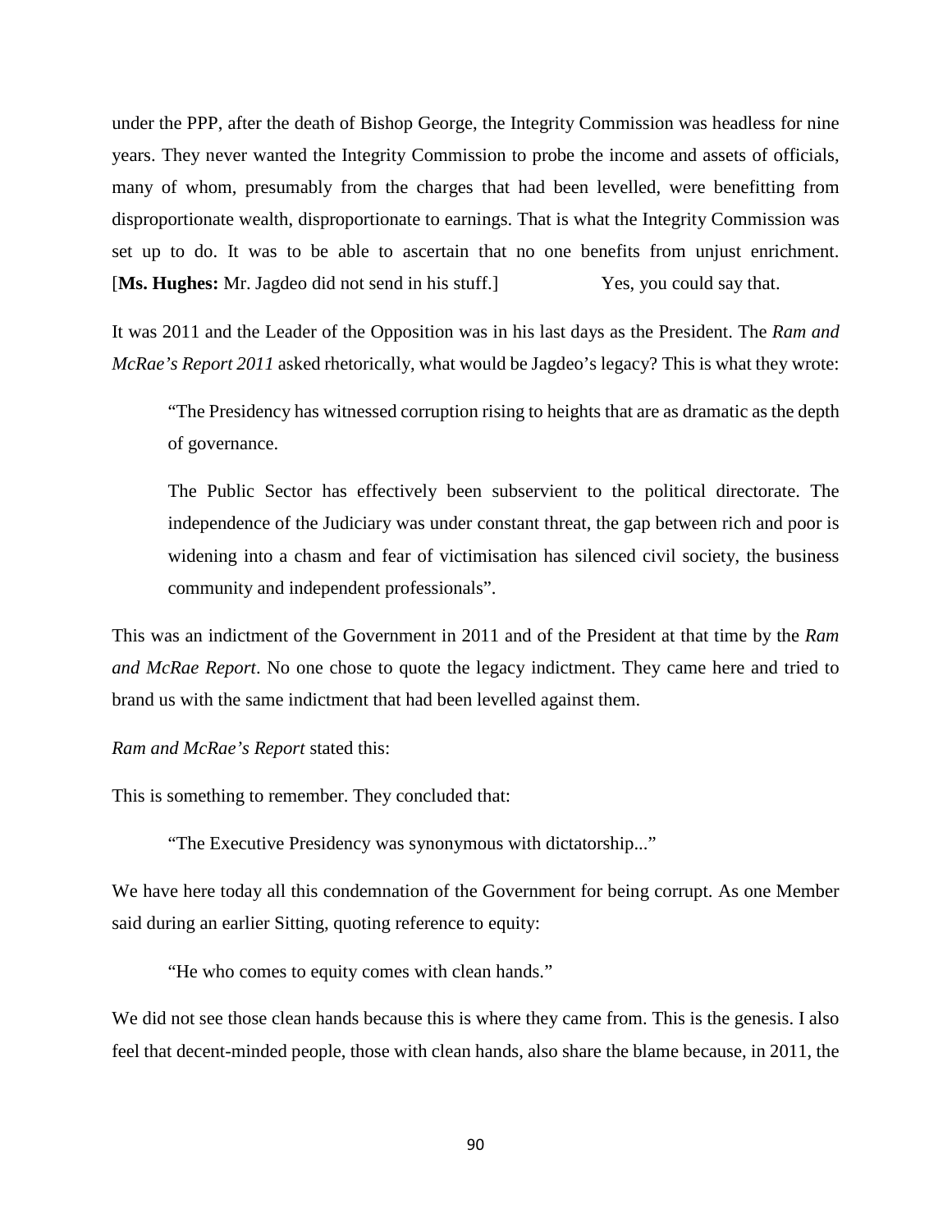under the PPP, after the death of Bishop George, the Integrity Commission was headless for nine years. They never wanted the Integrity Commission to probe the income and assets of officials, many of whom, presumably from the charges that had been levelled, were benefitting from disproportionate wealth, disproportionate to earnings. That is what the Integrity Commission was set up to do. It was to be able to ascertain that no one benefits from unjust enrichment. [**Ms. Hughes:** Mr. Jagdeo did not send in his stuff.] Yes, you could say that.

It was 2011 and the Leader of the Opposition was in his last days as the President. The *Ram and McRae's Report 2011* asked rhetorically, what would be Jagdeo's legacy? This is what they wrote:

> "The Presidency has witnessed corruption rising to heights that are as dramatic as the depth of governance.
>
> The Public Sector has effectively been subservient to the political directorate. The independence of the Judiciary was under constant threat, the gap between rich and poor is widening into a chasm and fear of victimisation has silenced civil society, the business community and independent professionals".

This was an indictment of the Government in 2011 and of the President at that time by the *Ram and McRae Report*. No one chose to quote the legacy indictment. They came here and tried to brand us with the same indictment that had been levelled against them.

*Ram and McRae's Report* stated this:

This is something to remember. They concluded that:

> "The Executive Presidency was synonymous with dictatorship..."

We have here today all this condemnation of the Government for being corrupt. As one Member said during an earlier Sitting, quoting reference to equity:

> "He who comes to equity comes with clean hands."

We did not see those clean hands because this is where they came from. This is the genesis. I also feel that decent-minded people, those with clean hands, also share the blame because, in 2011, the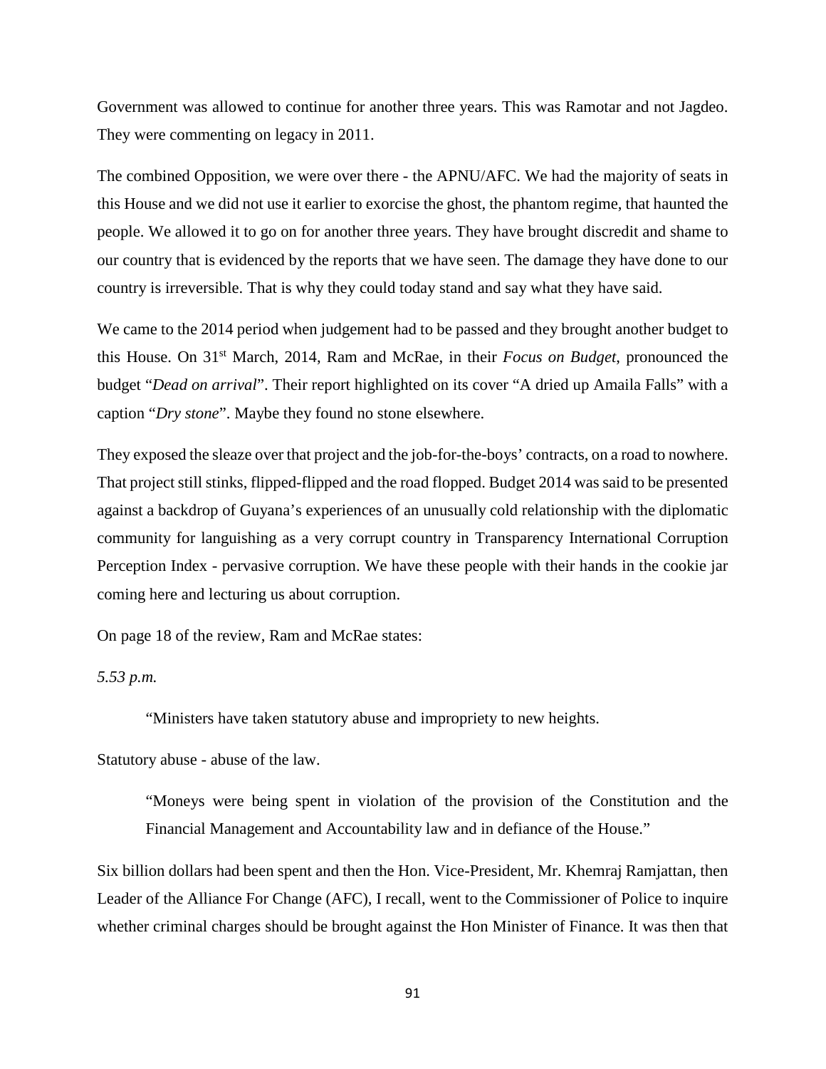Government was allowed to continue for another three years. This was Ramotar and not Jagdeo. They were commenting on legacy in 2011.

The combined Opposition, we were over there - the APNU/AFC. We had the majority of seats in this House and we did not use it earlier to exorcise the ghost, the phantom regime, that haunted the people. We allowed it to go on for another three years. They have brought discredit and shame to our country that is evidenced by the reports that we have seen. The damage they have done to our country is irreversible. That is why they could today stand and say what they have said.

We came to the 2014 period when judgement had to be passed and they brought another budget to this House. On 31st March, 2014, Ram and McRae, in their *Focus on Budget*, pronounced the budget "*Dead on arrival*". Their report highlighted on its cover "A dried up Amaila Falls" with a caption "*Dry stone*". Maybe they found no stone elsewhere.

They exposed the sleaze over that project and the job-for-the-boys' contracts, on a road to nowhere. That project still stinks, flipped-flipped and the road flopped. Budget 2014 was said to be presented against a backdrop of Guyana's experiences of an unusually cold relationship with the diplomatic community for languishing as a very corrupt country in Transparency International Corruption Perception Index - pervasive corruption. We have these people with their hands in the cookie jar coming here and lecturing us about corruption.

On page 18 of the review, Ram and McRae states:

*5.53 p.m.*

> "Ministers have taken statutory abuse and impropriety to new heights.

Statutory abuse - abuse of the law.

> "Moneys were being spent in violation of the provision of the Constitution and the Financial Management and Accountability law and in defiance of the House."

Six billion dollars had been spent and then the Hon. Vice-President, Mr. Khemraj Ramjattan, then Leader of the Alliance For Change (AFC), I recall, went to the Commissioner of Police to inquire whether criminal charges should be brought against the Hon Minister of Finance. It was then that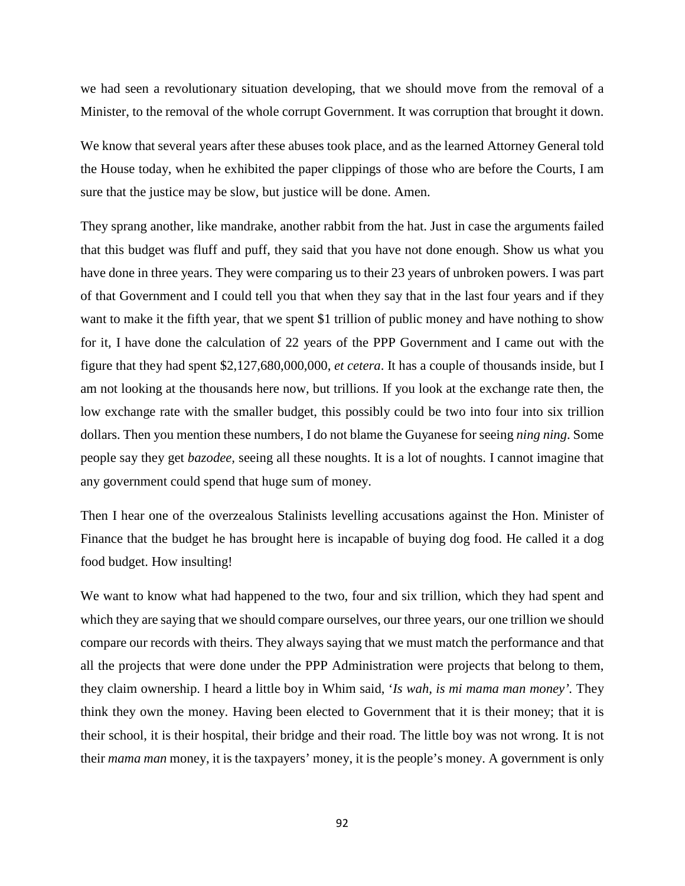we had seen a revolutionary situation developing, that we should move from the removal of a Minister, to the removal of the whole corrupt Government. It was corruption that brought it down.

We know that several years after these abuses took place, and as the learned Attorney General told the House today, when he exhibited the paper clippings of those who are before the Courts, I am sure that the justice may be slow, but justice will be done. Amen.

They sprang another, like mandrake, another rabbit from the hat. Just in case the arguments failed that this budget was fluff and puff, they said that you have not done enough. Show us what you have done in three years. They were comparing us to their 23 years of unbroken powers. I was part of that Government and I could tell you that when they say that in the last four years and if they want to make it the fifth year, that we spent $1 trillion of public money and have nothing to show for it, I have done the calculation of 22 years of the PPP Government and I came out with the figure that they had spent $2,127,680,000,000, *et cetera*. It has a couple of thousands inside, but I am not looking at the thousands here now, but trillions. If you look at the exchange rate then, the low exchange rate with the smaller budget, this possibly could be two into four into six trillion dollars. Then you mention these numbers, I do not blame the Guyanese for seeing *ning ning*. Some people say they get *bazodee*, seeing all these noughts. It is a lot of noughts. I cannot imagine that any government could spend that huge sum of money.

Then I hear one of the overzealous Stalinists levelling accusations against the Hon. Minister of Finance that the budget he has brought here is incapable of buying dog food. He called it a dog food budget. How insulting!

We want to know what had happened to the two, four and six trillion, which they had spent and which they are saying that we should compare ourselves, our three years, our one trillion we should compare our records with theirs. They always saying that we must match the performance and that all the projects that were done under the PPP Administration were projects that belong to them, they claim ownership. I heard a little boy in Whim said, '*Is wah, is mi mama man money'*. They think they own the money. Having been elected to Government that it is their money; that it is their school, it is their hospital, their bridge and their road. The little boy was not wrong. It is not their *mama man* money, it is the taxpayers' money, it is the people's money. A government is only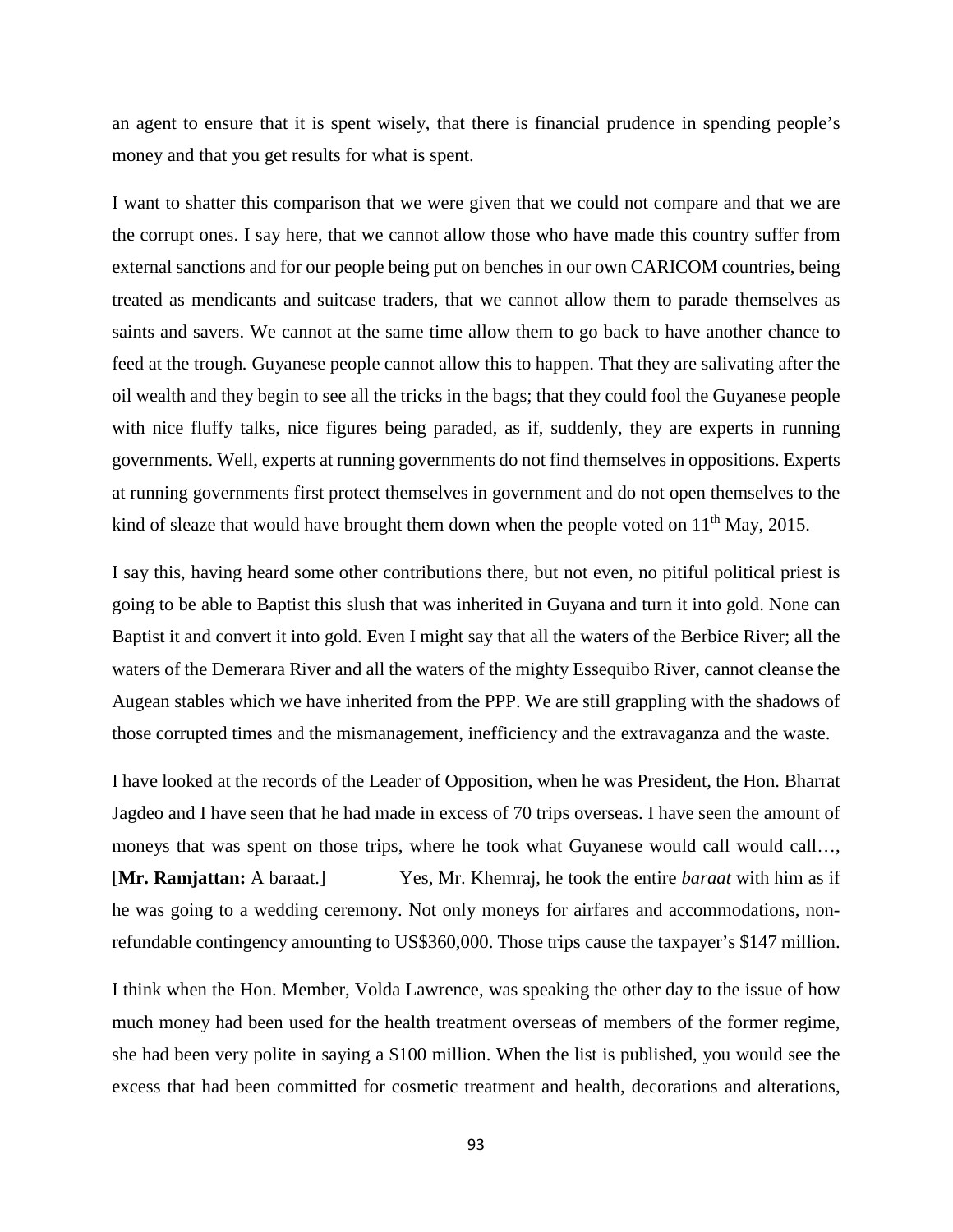an agent to ensure that it is spent wisely, that there is financial prudence in spending people's money and that you get results for what is spent.

I want to shatter this comparison that we were given that we could not compare and that we are the corrupt ones. I say here, that we cannot allow those who have made this country suffer from external sanctions and for our people being put on benches in our own CARICOM countries, being treated as mendicants and suitcase traders, that we cannot allow them to parade themselves as saints and savers. We cannot at the same time allow them to go back to have another chance to feed at the trough. Guyanese people cannot allow this to happen. That they are salivating after the oil wealth and they begin to see all the tricks in the bags; that they could fool the Guyanese people with nice fluffy talks, nice figures being paraded, as if, suddenly, they are experts in running governments. Well, experts at running governments do not find themselves in oppositions. Experts at running governments first protect themselves in government and do not open themselves to the kind of sleaze that would have brought them down when the people voted on 11th May, 2015.

I say this, having heard some other contributions there, but not even, no pitiful political priest is going to be able to Baptist this slush that was inherited in Guyana and turn it into gold. None can Baptist it and convert it into gold. Even I might say that all the waters of the Berbice River; all the waters of the Demerara River and all the waters of the mighty Essequibo River, cannot cleanse the Augean stables which we have inherited from the PPP. We are still grappling with the shadows of those corrupted times and the mismanagement, inefficiency and the extravaganza and the waste.

I have looked at the records of the Leader of Opposition, when he was President, the Hon. Bharrat Jagdeo and I have seen that he had made in excess of 70 trips overseas. I have seen the amount of moneys that was spent on those trips, where he took what Guyanese would call would call…, [**Mr. Ramjattan:** A baraat.] Yes, Mr. Khemraj, he took the entire *baraat* with him as if he was going to a wedding ceremony. Not only moneys for airfares and accommodations, non-refundable contingency amounting to US$360,000. Those trips cause the taxpayer's $147 million.

I think when the Hon. Member, Volda Lawrence, was speaking the other day to the issue of how much money had been used for the health treatment overseas of members of the former regime, she had been very polite in saying a $100 million. When the list is published, you would see the excess that had been committed for cosmetic treatment and health, decorations and alterations,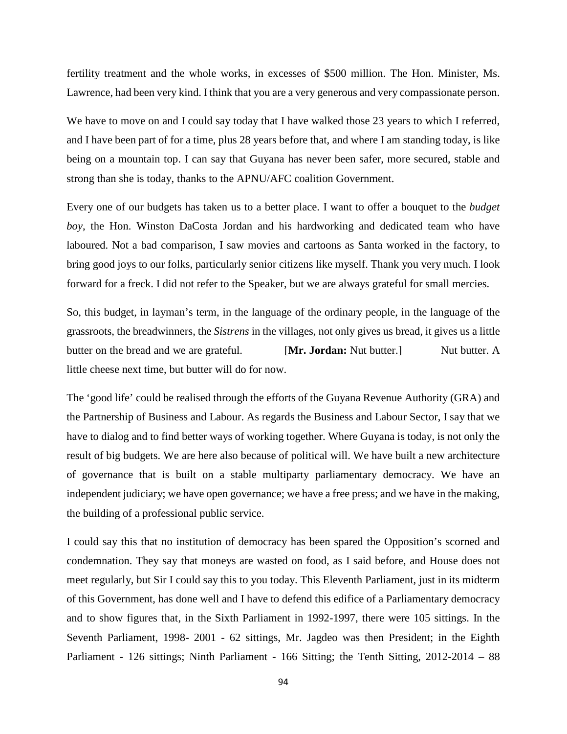fertility treatment and the whole works, in excesses of $500 million. The Hon. Minister, Ms. Lawrence, had been very kind. I think that you are a very generous and very compassionate person.

We have to move on and I could say today that I have walked those 23 years to which I referred, and I have been part of for a time, plus 28 years before that, and where I am standing today, is like being on a mountain top. I can say that Guyana has never been safer, more secured, stable and strong than she is today, thanks to the APNU/AFC coalition Government.

Every one of our budgets has taken us to a better place. I want to offer a bouquet to the *budget boy*, the Hon. Winston DaCosta Jordan and his hardworking and dedicated team who have laboured. Not a bad comparison, I saw movies and cartoons as Santa worked in the factory, to bring good joys to our folks, particularly senior citizens like myself. Thank you very much. I look forward for a freck. I did not refer to the Speaker, but we are always grateful for small mercies.

So, this budget, in layman's term, in the language of the ordinary people, in the language of the grassroots, the breadwinners, the *Sistrens* in the villages, not only gives us bread, it gives us a little butter on the bread and we are grateful. [**Mr. Jordan:** Nut butter.] Nut butter. A little cheese next time, but butter will do for now.

The 'good life' could be realised through the efforts of the Guyana Revenue Authority (GRA) and the Partnership of Business and Labour. As regards the Business and Labour Sector, I say that we have to dialog and to find better ways of working together. Where Guyana is today, is not only the result of big budgets. We are here also because of political will. We have built a new architecture of governance that is built on a stable multiparty parliamentary democracy. We have an independent judiciary; we have open governance; we have a free press; and we have in the making, the building of a professional public service.

I could say this that no institution of democracy has been spared the Opposition's scorned and condemnation. They say that moneys are wasted on food, as I said before, and House does not meet regularly, but Sir I could say this to you today. This Eleventh Parliament, just in its midterm of this Government, has done well and I have to defend this edifice of a Parliamentary democracy and to show figures that, in the Sixth Parliament in 1992-1997, there were 105 sittings. In the Seventh Parliament, 1998- 2001 - 62 sittings, Mr. Jagdeo was then President; in the Eighth Parliament - 126 sittings; Ninth Parliament - 166 Sitting; the Tenth Sitting, 2012-2014 – 88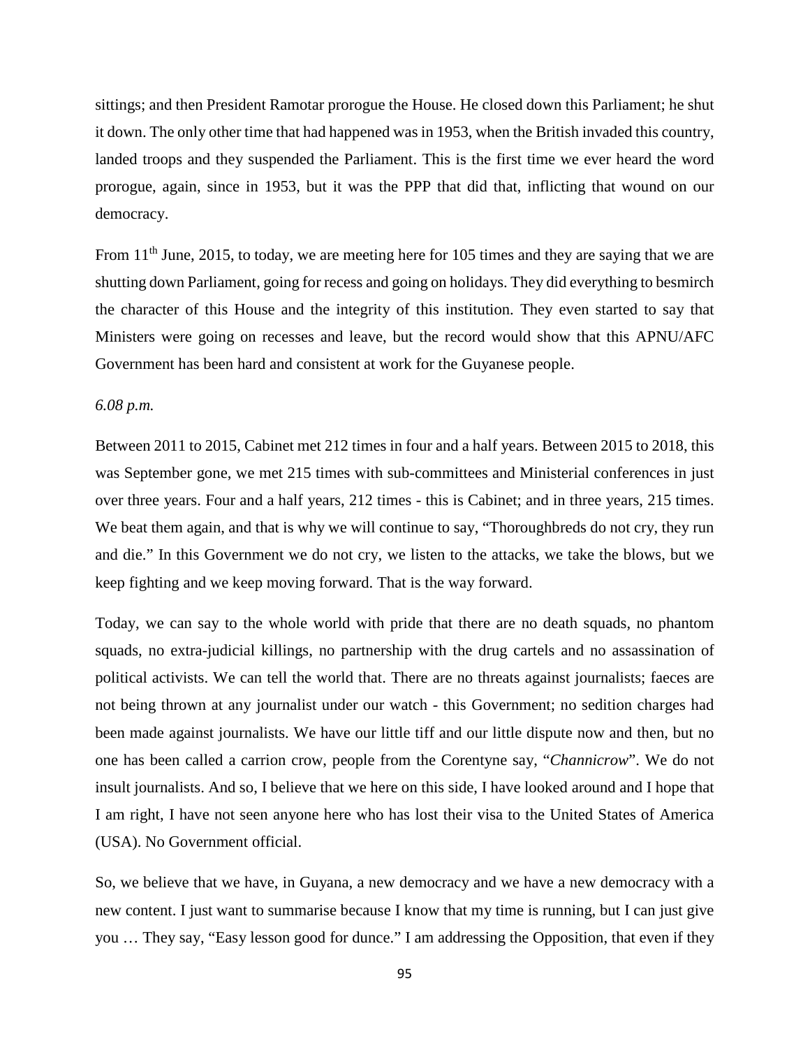sittings; and then President Ramotar prorogue the House. He closed down this Parliament; he shut it down. The only other time that had happened was in 1953, when the British invaded this country, landed troops and they suspended the Parliament. This is the first time we ever heard the word prorogue, again, since in 1953, but it was the PPP that did that, inflicting that wound on our democracy.

From 11th June, 2015, to today, we are meeting here for 105 times and they are saying that we are shutting down Parliament, going for recess and going on holidays. They did everything to besmirch the character of this House and the integrity of this institution. They even started to say that Ministers were going on recesses and leave, but the record would show that this APNU/AFC Government has been hard and consistent at work for the Guyanese people.

*6.08 p.m.*

Between 2011 to 2015, Cabinet met 212 times in four and a half years. Between 2015 to 2018, this was September gone, we met 215 times with sub-committees and Ministerial conferences in just over three years. Four and a half years, 212 times - this is Cabinet; and in three years, 215 times. We beat them again, and that is why we will continue to say, "Thoroughbreds do not cry, they run and die." In this Government we do not cry, we listen to the attacks, we take the blows, but we keep fighting and we keep moving forward. That is the way forward.

Today, we can say to the whole world with pride that there are no death squads, no phantom squads, no extra-judicial killings, no partnership with the drug cartels and no assassination of political activists. We can tell the world that. There are no threats against journalists; faeces are not being thrown at any journalist under our watch - this Government; no sedition charges had been made against journalists. We have our little tiff and our little dispute now and then, but no one has been called a carrion crow, people from the Corentyne say, "*Channicrow*". We do not insult journalists. And so, I believe that we here on this side, I have looked around and I hope that I am right, I have not seen anyone here who has lost their visa to the United States of America (USA). No Government official.

So, we believe that we have, in Guyana, a new democracy and we have a new democracy with a new content. I just want to summarise because I know that my time is running, but I can just give you … They say, "Easy lesson good for dunce." I am addressing the Opposition, that even if they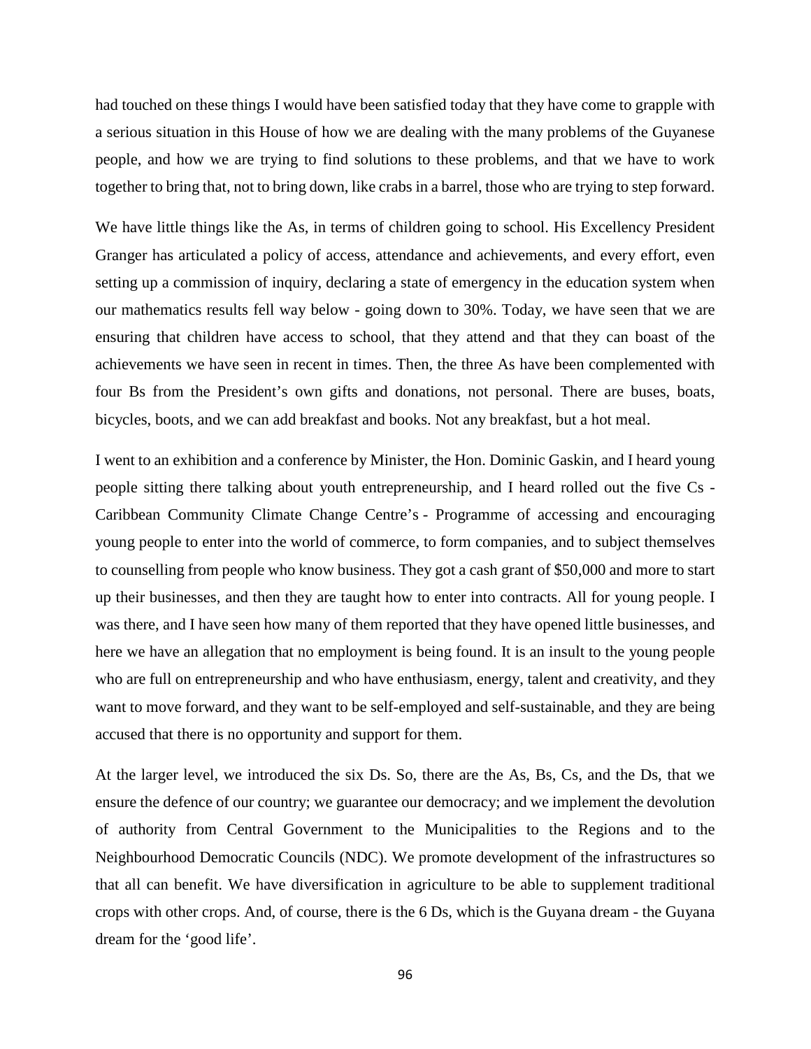had touched on these things I would have been satisfied today that they have come to grapple with a serious situation in this House of how we are dealing with the many problems of the Guyanese people, and how we are trying to find solutions to these problems, and that we have to work together to bring that, not to bring down, like crabs in a barrel, those who are trying to step forward.

We have little things like the As, in terms of children going to school. His Excellency President Granger has articulated a policy of access, attendance and achievements, and every effort, even setting up a commission of inquiry, declaring a state of emergency in the education system when our mathematics results fell way below - going down to 30%. Today, we have seen that we are ensuring that children have access to school, that they attend and that they can boast of the achievements we have seen in recent in times. Then, the three As have been complemented with four Bs from the President's own gifts and donations, not personal. There are buses, boats, bicycles, boots, and we can add breakfast and books. Not any breakfast, but a hot meal.

I went to an exhibition and a conference by Minister, the Hon. Dominic Gaskin, and I heard young people sitting there talking about youth entrepreneurship, and I heard rolled out the five Cs - Caribbean Community Climate Change Centre's - Programme of accessing and encouraging young people to enter into the world of commerce, to form companies, and to subject themselves to counselling from people who know business. They got a cash grant of $50,000 and more to start up their businesses, and then they are taught how to enter into contracts. All for young people. I was there, and I have seen how many of them reported that they have opened little businesses, and here we have an allegation that no employment is being found. It is an insult to the young people who are full on entrepreneurship and who have enthusiasm, energy, talent and creativity, and they want to move forward, and they want to be self-employed and self-sustainable, and they are being accused that there is no opportunity and support for them.

At the larger level, we introduced the six Ds. So, there are the As, Bs, Cs, and the Ds, that we ensure the defence of our country; we guarantee our democracy; and we implement the devolution of authority from Central Government to the Municipalities to the Regions and to the Neighbourhood Democratic Councils (NDC). We promote development of the infrastructures so that all can benefit. We have diversification in agriculture to be able to supplement traditional crops with other crops. And, of course, there is the 6 Ds, which is the Guyana dream - the Guyana dream for the 'good life'.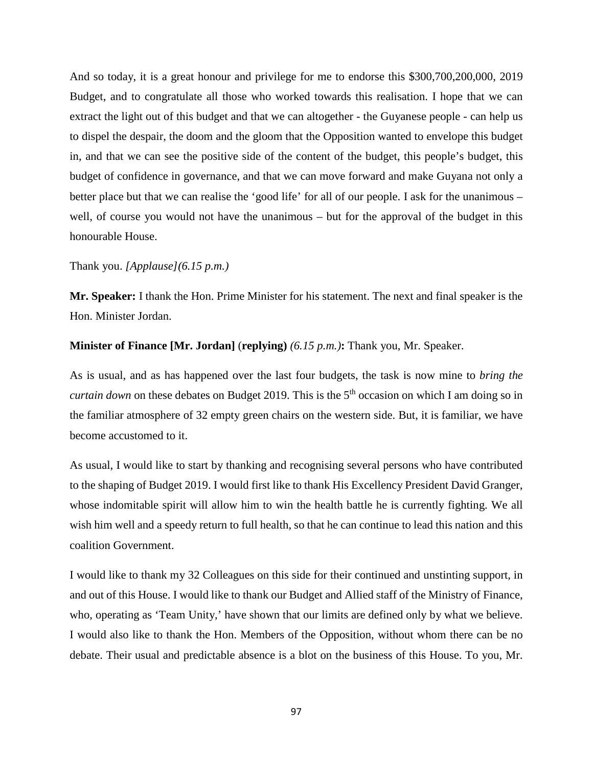And so today, it is a great honour and privilege for me to endorse this $300,700,200,000, 2019 Budget, and to congratulate all those who worked towards this realisation. I hope that we can extract the light out of this budget and that we can altogether - the Guyanese people - can help us to dispel the despair, the doom and the gloom that the Opposition wanted to envelope this budget in, and that we can see the positive side of the content of the budget, this people's budget, this budget of confidence in governance, and that we can move forward and make Guyana not only a better place but that we can realise the 'good life' for all of our people. I ask for the unanimous – well, of course you would not have the unanimous – but for the approval of the budget in this honourable House.

Thank you. *[Applause](6.15 p.m.)*

**Mr. Speaker:** I thank the Hon. Prime Minister for his statement. The next and final speaker is the Hon. Minister Jordan.

**Minister of Finance [Mr. Jordan]** (**replying**) *(6.15 p.m.)***:** Thank you, Mr. Speaker.

As is usual, and as has happened over the last four budgets, the task is now mine to *bring the curtain down* on these debates on Budget 2019. This is the 5th occasion on which I am doing so in the familiar atmosphere of 32 empty green chairs on the western side. But, it is familiar, we have become accustomed to it.

As usual, I would like to start by thanking and recognising several persons who have contributed to the shaping of Budget 2019. I would first like to thank His Excellency President David Granger, whose indomitable spirit will allow him to win the health battle he is currently fighting. We all wish him well and a speedy return to full health, so that he can continue to lead this nation and this coalition Government.

I would like to thank my 32 Colleagues on this side for their continued and unstinting support, in and out of this House. I would like to thank our Budget and Allied staff of the Ministry of Finance, who, operating as 'Team Unity,' have shown that our limits are defined only by what we believe. I would also like to thank the Hon. Members of the Opposition, without whom there can be no debate. Their usual and predictable absence is a blot on the business of this House. To you, Mr.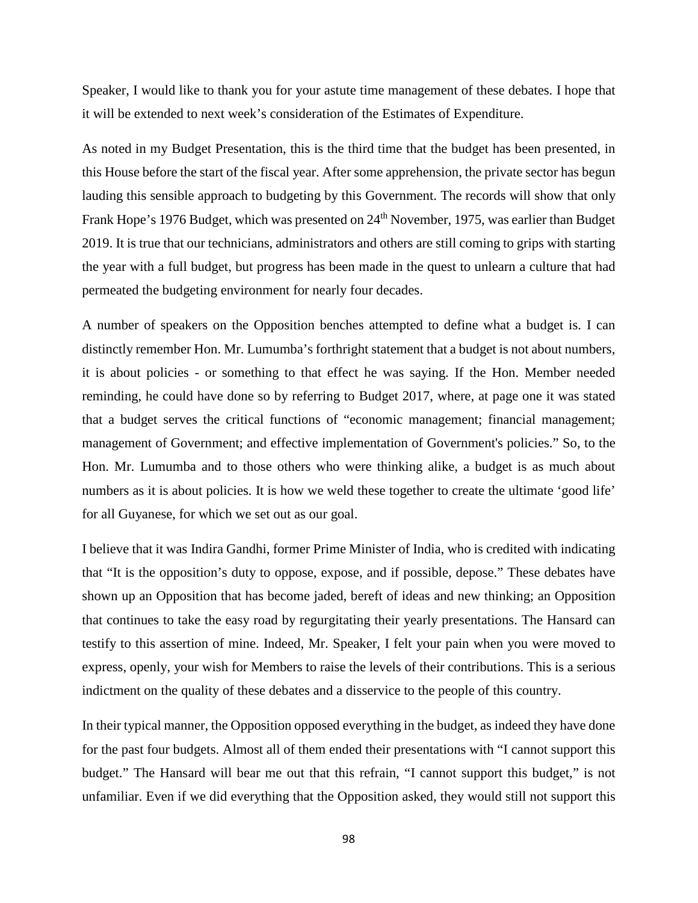Speaker, I would like to thank you for your astute time management of these debates. I hope that it will be extended to next week's consideration of the Estimates of Expenditure.

As noted in my Budget Presentation, this is the third time that the budget has been presented, in this House before the start of the fiscal year. After some apprehension, the private sector has begun lauding this sensible approach to budgeting by this Government. The records will show that only Frank Hope's 1976 Budget, which was presented on 24th November, 1975, was earlier than Budget 2019. It is true that our technicians, administrators and others are still coming to grips with starting the year with a full budget, but progress has been made in the quest to unlearn a culture that had permeated the budgeting environment for nearly four decades.

A number of speakers on the Opposition benches attempted to define what a budget is. I can distinctly remember Hon. Mr. Lumumba's forthright statement that a budget is not about numbers, it is about policies - or something to that effect he was saying. If the Hon. Member needed reminding, he could have done so by referring to Budget 2017, where, at page one it was stated that a budget serves the critical functions of "economic management; financial management; management of Government; and effective implementation of Government's policies." So, to the Hon. Mr. Lumumba and to those others who were thinking alike, a budget is as much about numbers as it is about policies. It is how we weld these together to create the ultimate 'good life' for all Guyanese, for which we set out as our goal.

I believe that it was Indira Gandhi, former Prime Minister of India, who is credited with indicating that "It is the opposition's duty to oppose, expose, and if possible, depose." These debates have shown up an Opposition that has become jaded, bereft of ideas and new thinking; an Opposition that continues to take the easy road by regurgitating their yearly presentations. The Hansard can testify to this assertion of mine. Indeed, Mr. Speaker, I felt your pain when you were moved to express, openly, your wish for Members to raise the levels of their contributions. This is a serious indictment on the quality of these debates and a disservice to the people of this country.

In their typical manner, the Opposition opposed everything in the budget, as indeed they have done for the past four budgets. Almost all of them ended their presentations with "I cannot support this budget." The Hansard will bear me out that this refrain, "I cannot support this budget," is not unfamiliar. Even if we did everything that the Opposition asked, they would still not support this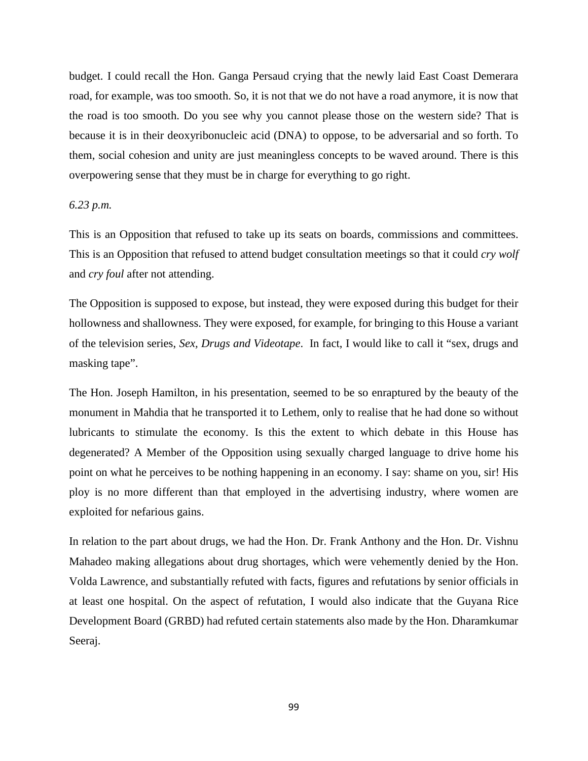budget. I could recall the Hon. Ganga Persaud crying that the newly laid East Coast Demerara road, for example, was too smooth. So, it is not that we do not have a road anymore, it is now that the road is too smooth. Do you see why you cannot please those on the western side? That is because it is in their deoxyribonucleic acid (DNA) to oppose, to be adversarial and so forth. To them, social cohesion and unity are just meaningless concepts to be waved around. There is this overpowering sense that they must be in charge for everything to go right.

*6.23 p.m.*

This is an Opposition that refused to take up its seats on boards, commissions and committees. This is an Opposition that refused to attend budget consultation meetings so that it could *cry wolf* and *cry foul* after not attending.

The Opposition is supposed to expose, but instead, they were exposed during this budget for their hollowness and shallowness. They were exposed, for example, for bringing to this House a variant of the television series, *Sex, Drugs and Videotape*. In fact, I would like to call it "sex, drugs and masking tape".

The Hon. Joseph Hamilton, in his presentation, seemed to be so enraptured by the beauty of the monument in Mahdia that he transported it to Lethem, only to realise that he had done so without lubricants to stimulate the economy. Is this the extent to which debate in this House has degenerated? A Member of the Opposition using sexually charged language to drive home his point on what he perceives to be nothing happening in an economy. I say: shame on you, sir! His ploy is no more different than that employed in the advertising industry, where women are exploited for nefarious gains.

In relation to the part about drugs, we had the Hon. Dr. Frank Anthony and the Hon. Dr. Vishnu Mahadeo making allegations about drug shortages, which were vehemently denied by the Hon. Volda Lawrence, and substantially refuted with facts, figures and refutations by senior officials in at least one hospital. On the aspect of refutation, I would also indicate that the Guyana Rice Development Board (GRBD) had refuted certain statements also made by the Hon. Dharamkumar Seeraj.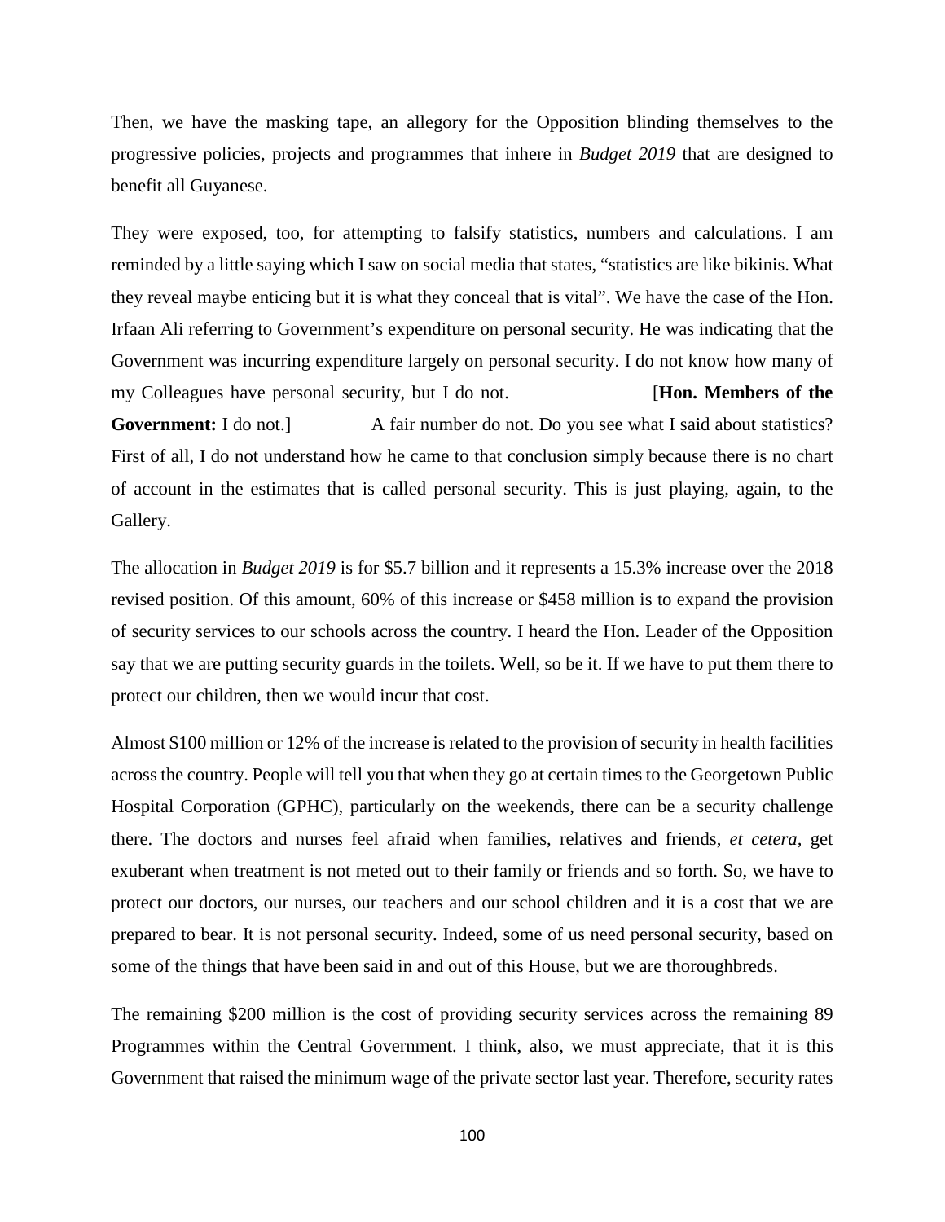Then, we have the masking tape, an allegory for the Opposition blinding themselves to the progressive policies, projects and programmes that inhere in *Budget 2019* that are designed to benefit all Guyanese.

They were exposed, too, for attempting to falsify statistics, numbers and calculations. I am reminded by a little saying which I saw on social media that states, "statistics are like bikinis. What they reveal maybe enticing but it is what they conceal that is vital". We have the case of the Hon. Irfaan Ali referring to Government's expenditure on personal security. He was indicating that the Government was incurring expenditure largely on personal security. I do not know how many of my Colleagues have personal security, but I do not. [**Hon. Members of the Government:** I do not.] A fair number do not. Do you see what I said about statistics? First of all, I do not understand how he came to that conclusion simply because there is no chart of account in the estimates that is called personal security. This is just playing, again, to the Gallery.

The allocation in *Budget 2019* is for $5.7 billion and it represents a 15.3% increase over the 2018 revised position. Of this amount, 60% of this increase or $458 million is to expand the provision of security services to our schools across the country. I heard the Hon. Leader of the Opposition say that we are putting security guards in the toilets. Well, so be it. If we have to put them there to protect our children, then we would incur that cost.

Almost $100 million or 12% of the increase is related to the provision of security in health facilities across the country. People will tell you that when they go at certain times to the Georgetown Public Hospital Corporation (GPHC), particularly on the weekends, there can be a security challenge there. The doctors and nurses feel afraid when families, relatives and friends, *et cetera*, get exuberant when treatment is not meted out to their family or friends and so forth. So, we have to protect our doctors, our nurses, our teachers and our school children and it is a cost that we are prepared to bear. It is not personal security. Indeed, some of us need personal security, based on some of the things that have been said in and out of this House, but we are thoroughbreds.

The remaining $200 million is the cost of providing security services across the remaining 89 Programmes within the Central Government. I think, also, we must appreciate, that it is this Government that raised the minimum wage of the private sector last year. Therefore, security rates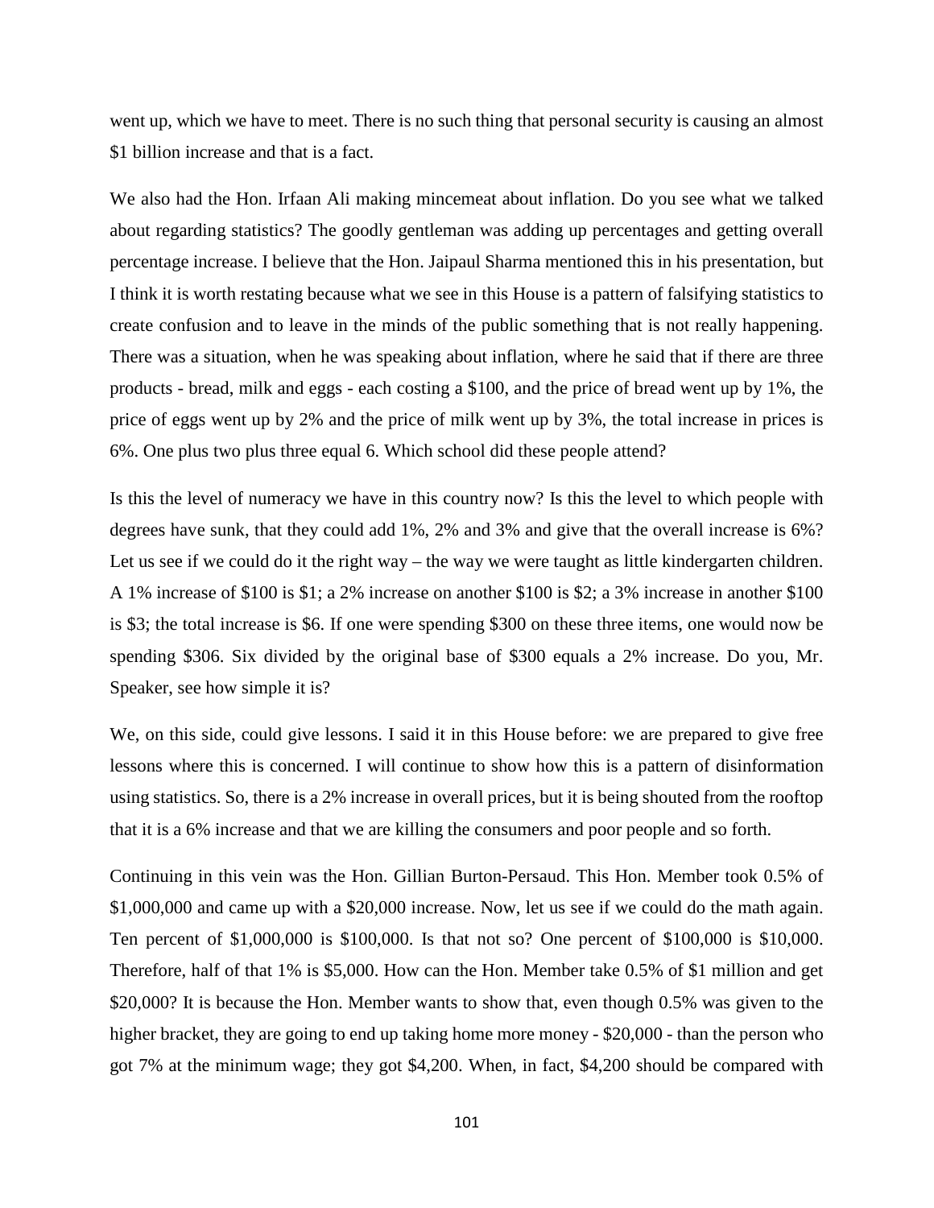went up, which we have to meet. There is no such thing that personal security is causing an almost $1 billion increase and that is a fact.

We also had the Hon. Irfaan Ali making mincemeat about inflation. Do you see what we talked about regarding statistics? The goodly gentleman was adding up percentages and getting overall percentage increase. I believe that the Hon. Jaipaul Sharma mentioned this in his presentation, but I think it is worth restating because what we see in this House is a pattern of falsifying statistics to create confusion and to leave in the minds of the public something that is not really happening. There was a situation, when he was speaking about inflation, where he said that if there are three products - bread, milk and eggs - each costing a $100, and the price of bread went up by 1%, the price of eggs went up by 2% and the price of milk went up by 3%, the total increase in prices is 6%. One plus two plus three equal 6. Which school did these people attend?

Is this the level of numeracy we have in this country now? Is this the level to which people with degrees have sunk, that they could add 1%, 2% and 3% and give that the overall increase is 6%? Let us see if we could do it the right way – the way we were taught as little kindergarten children. A 1% increase of $100 is $1; a 2% increase on another $100 is $2; a 3% increase in another $100 is $3; the total increase is $6. If one were spending $300 on these three items, one would now be spending $306. Six divided by the original base of $300 equals a 2% increase. Do you, Mr. Speaker, see how simple it is?

We, on this side, could give lessons. I said it in this House before: we are prepared to give free lessons where this is concerned. I will continue to show how this is a pattern of disinformation using statistics. So, there is a 2% increase in overall prices, but it is being shouted from the rooftop that it is a 6% increase and that we are killing the consumers and poor people and so forth.

Continuing in this vein was the Hon. Gillian Burton-Persaud. This Hon. Member took 0.5% of $1,000,000 and came up with a $20,000 increase. Now, let us see if we could do the math again. Ten percent of $1,000,000 is $100,000. Is that not so? One percent of $100,000 is $10,000. Therefore, half of that 1% is $5,000. How can the Hon. Member take 0.5% of $1 million and get $20,000? It is because the Hon. Member wants to show that, even though 0.5% was given to the higher bracket, they are going to end up taking home more money - $20,000 - than the person who got 7% at the minimum wage; they got $4,200. When, in fact, $4,200 should be compared with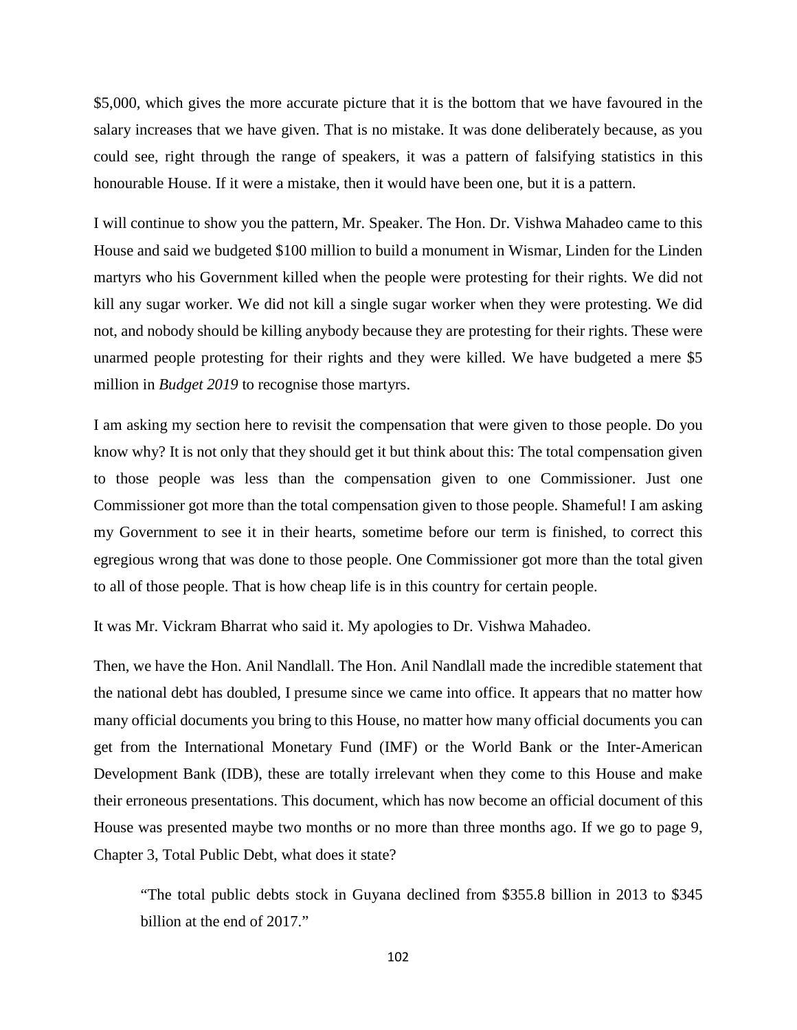$5,000, which gives the more accurate picture that it is the bottom that we have favoured in the salary increases that we have given. That is no mistake. It was done deliberately because, as you could see, right through the range of speakers, it was a pattern of falsifying statistics in this honourable House. If it were a mistake, then it would have been one, but it is a pattern.

I will continue to show you the pattern, Mr. Speaker. The Hon. Dr. Vishwa Mahadeo came to this House and said we budgeted $100 million to build a monument in Wismar, Linden for the Linden martyrs who his Government killed when the people were protesting for their rights. We did not kill any sugar worker. We did not kill a single sugar worker when they were protesting. We did not, and nobody should be killing anybody because they are protesting for their rights. These were unarmed people protesting for their rights and they were killed. We have budgeted a mere $5 million in *Budget 2019* to recognise those martyrs.

I am asking my section here to revisit the compensation that were given to those people. Do you know why? It is not only that they should get it but think about this: The total compensation given to those people was less than the compensation given to one Commissioner. Just one Commissioner got more than the total compensation given to those people. Shameful! I am asking my Government to see it in their hearts, sometime before our term is finished, to correct this egregious wrong that was done to those people. One Commissioner got more than the total given to all of those people. That is how cheap life is in this country for certain people.

It was Mr. Vickram Bharrat who said it. My apologies to Dr. Vishwa Mahadeo.

Then, we have the Hon. Anil Nandlall. The Hon. Anil Nandlall made the incredible statement that the national debt has doubled, I presume since we came into office. It appears that no matter how many official documents you bring to this House, no matter how many official documents you can get from the International Monetary Fund (IMF) or the World Bank or the Inter-American Development Bank (IDB), these are totally irrelevant when they come to this House and make their erroneous presentations. This document, which has now become an official document of this House was presented maybe two months or no more than three months ago. If we go to page 9, Chapter 3, Total Public Debt, what does it state?

> "The total public debts stock in Guyana declined from $355.8 billion in 2013 to $345 billion at the end of 2017."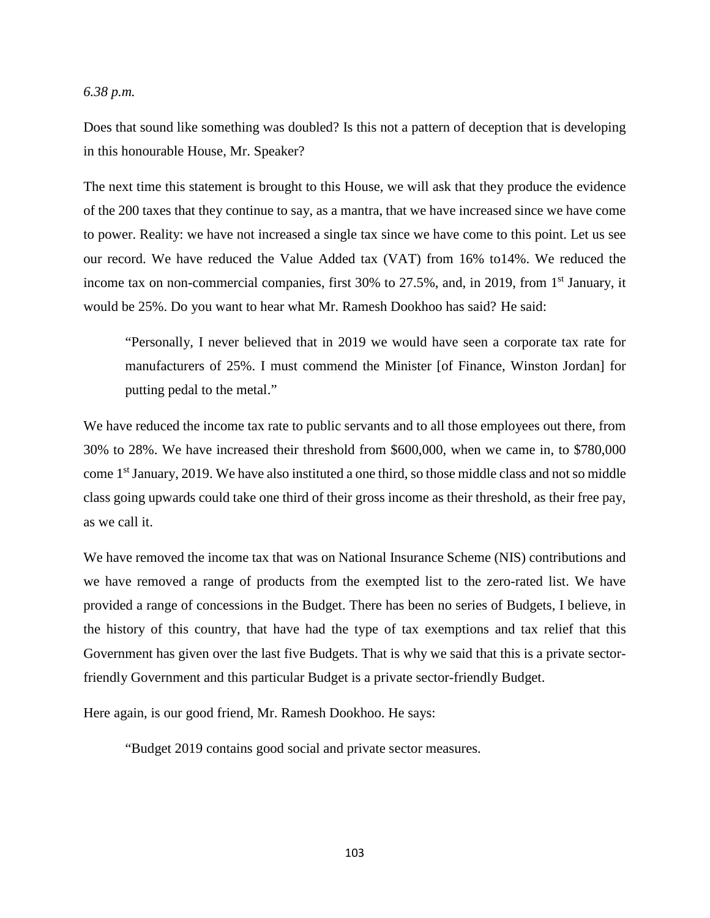*6.38 p.m.*

Does that sound like something was doubled? Is this not a pattern of deception that is developing in this honourable House, Mr. Speaker?

The next time this statement is brought to this House, we will ask that they produce the evidence of the 200 taxes that they continue to say, as a mantra, that we have increased since we have come to power. Reality: we have not increased a single tax since we have come to this point. Let us see our record. We have reduced the Value Added tax (VAT) from 16% to14%. We reduced the income tax on non-commercial companies, first 30% to 27.5%, and, in 2019, from 1st January, it would be 25%. Do you want to hear what Mr. Ramesh Dookhoo has said? He said:

> "Personally, I never believed that in 2019 we would have seen a corporate tax rate for manufacturers of 25%. I must commend the Minister [of Finance, Winston Jordan] for putting pedal to the metal."

We have reduced the income tax rate to public servants and to all those employees out there, from 30% to 28%. We have increased their threshold from $600,000, when we came in, to $780,000 come 1st January, 2019. We have also instituted a one third, so those middle class and not so middle class going upwards could take one third of their gross income as their threshold, as their free pay, as we call it.

We have removed the income tax that was on National Insurance Scheme (NIS) contributions and we have removed a range of products from the exempted list to the zero-rated list. We have provided a range of concessions in the Budget. There has been no series of Budgets, I believe, in the history of this country, that have had the type of tax exemptions and tax relief that this Government has given over the last five Budgets. That is why we said that this is a private sector-friendly Government and this particular Budget is a private sector-friendly Budget.

Here again, is our good friend, Mr. Ramesh Dookhoo. He says:

> "Budget 2019 contains good social and private sector measures.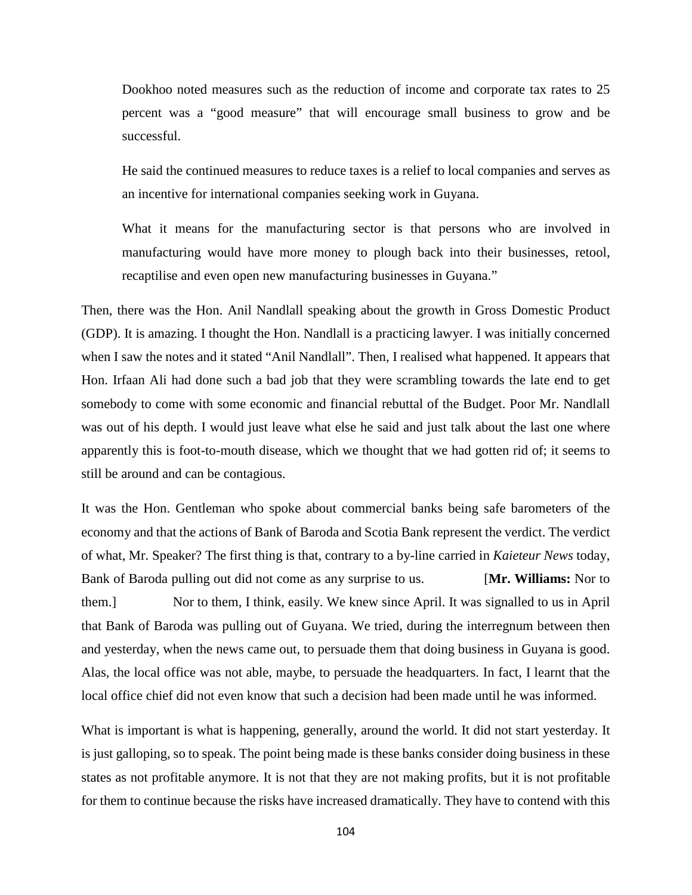> Dookhoo noted measures such as the reduction of income and corporate tax rates to 25 percent was a "good measure" that will encourage small business to grow and be successful.
>
> He said the continued measures to reduce taxes is a relief to local companies and serves as an incentive for international companies seeking work in Guyana.
>
> What it means for the manufacturing sector is that persons who are involved in manufacturing would have more money to plough back into their businesses, retool, recaptilise and even open new manufacturing businesses in Guyana."

Then, there was the Hon. Anil Nandlall speaking about the growth in Gross Domestic Product (GDP). It is amazing. I thought the Hon. Nandlall is a practicing lawyer. I was initially concerned when I saw the notes and it stated "Anil Nandlall". Then, I realised what happened. It appears that Hon. Irfaan Ali had done such a bad job that they were scrambling towards the late end to get somebody to come with some economic and financial rebuttal of the Budget. Poor Mr. Nandlall was out of his depth. I would just leave what else he said and just talk about the last one where apparently this is foot-to-mouth disease, which we thought that we had gotten rid of; it seems to still be around and can be contagious.

It was the Hon. Gentleman who spoke about commercial banks being safe barometers of the economy and that the actions of Bank of Baroda and Scotia Bank represent the verdict. The verdict of what, Mr. Speaker? The first thing is that, contrary to a by-line carried in *Kaieteur News* today, Bank of Baroda pulling out did not come as any surprise to us. [**Mr. Williams:** Nor to them.] Nor to them, I think, easily. We knew since April. It was signalled to us in April that Bank of Baroda was pulling out of Guyana. We tried, during the interregnum between then and yesterday, when the news came out, to persuade them that doing business in Guyana is good. Alas, the local office was not able, maybe, to persuade the headquarters. In fact, I learnt that the local office chief did not even know that such a decision had been made until he was informed.

What is important is what is happening, generally, around the world. It did not start yesterday. It is just galloping, so to speak. The point being made is these banks consider doing business in these states as not profitable anymore. It is not that they are not making profits, but it is not profitable for them to continue because the risks have increased dramatically. They have to contend with this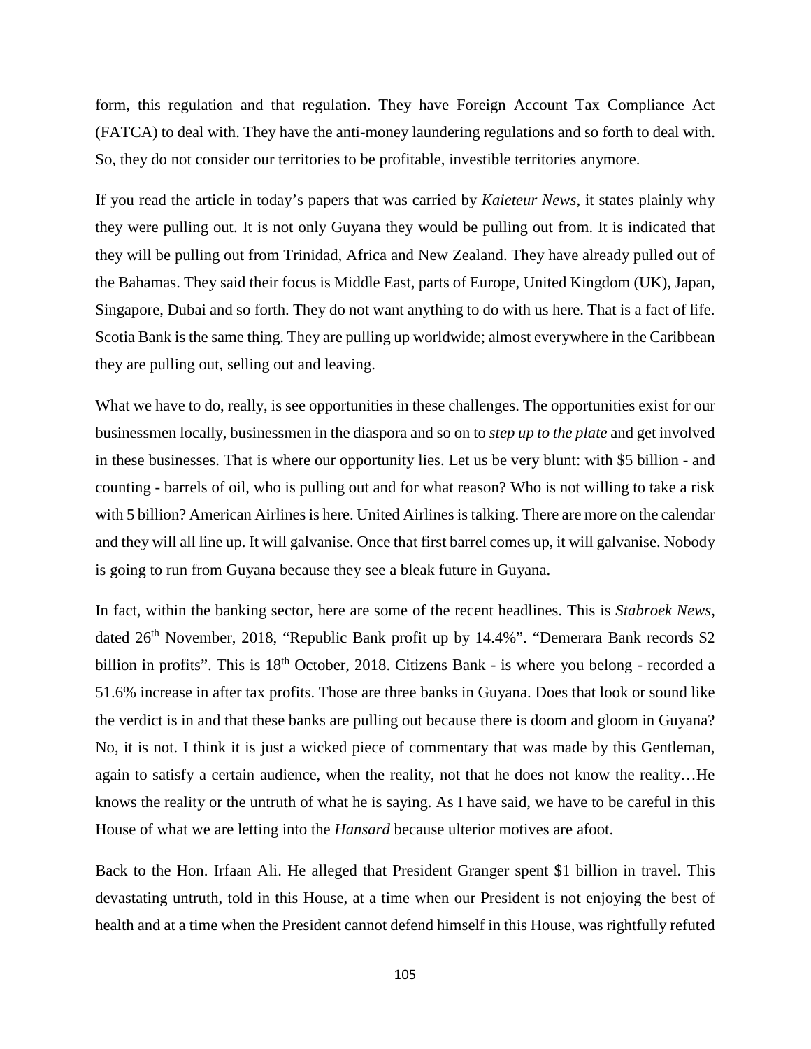form, this regulation and that regulation. They have Foreign Account Tax Compliance Act (FATCA) to deal with. They have the anti-money laundering regulations and so forth to deal with. So, they do not consider our territories to be profitable, investible territories anymore.

If you read the article in today's papers that was carried by *Kaieteur News*, it states plainly why they were pulling out. It is not only Guyana they would be pulling out from. It is indicated that they will be pulling out from Trinidad, Africa and New Zealand. They have already pulled out of the Bahamas. They said their focus is Middle East, parts of Europe, United Kingdom (UK), Japan, Singapore, Dubai and so forth. They do not want anything to do with us here. That is a fact of life. Scotia Bank is the same thing. They are pulling up worldwide; almost everywhere in the Caribbean they are pulling out, selling out and leaving.

What we have to do, really, is see opportunities in these challenges. The opportunities exist for our businessmen locally, businessmen in the diaspora and so on to *step up to the plate* and get involved in these businesses. That is where our opportunity lies. Let us be very blunt: with $5 billion - and counting - barrels of oil, who is pulling out and for what reason? Who is not willing to take a risk with 5 billion? American Airlines is here. United Airlines is talking. There are more on the calendar and they will all line up. It will galvanise. Once that first barrel comes up, it will galvanise. Nobody is going to run from Guyana because they see a bleak future in Guyana.

In fact, within the banking sector, here are some of the recent headlines. This is *Stabroek News*, dated 26th November, 2018, "Republic Bank profit up by 14.4%". "Demerara Bank records $2 billion in profits". This is 18th October, 2018. Citizens Bank - is where you belong - recorded a 51.6% increase in after tax profits. Those are three banks in Guyana. Does that look or sound like the verdict is in and that these banks are pulling out because there is doom and gloom in Guyana? No, it is not. I think it is just a wicked piece of commentary that was made by this Gentleman, again to satisfy a certain audience, when the reality, not that he does not know the reality…He knows the reality or the untruth of what he is saying. As I have said, we have to be careful in this House of what we are letting into the *Hansard* because ulterior motives are afoot.

Back to the Hon. Irfaan Ali. He alleged that President Granger spent $1 billion in travel. This devastating untruth, told in this House, at a time when our President is not enjoying the best of health and at a time when the President cannot defend himself in this House, was rightfully refuted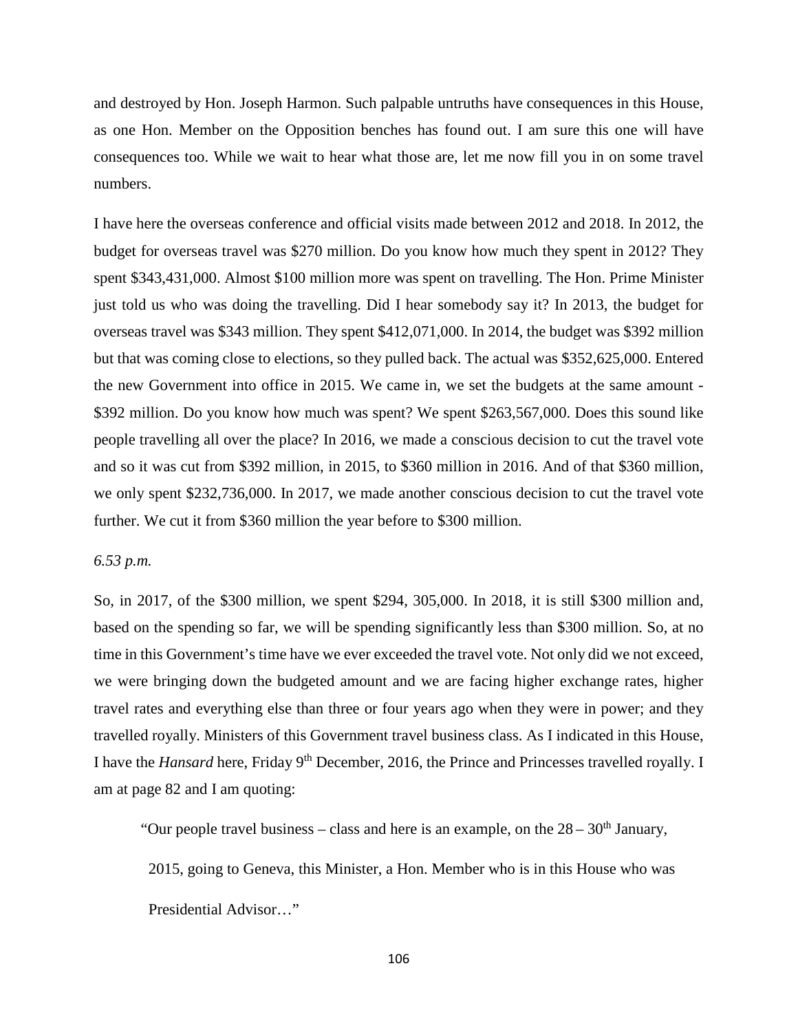and destroyed by Hon. Joseph Harmon. Such palpable untruths have consequences in this House, as one Hon. Member on the Opposition benches has found out. I am sure this one will have consequences too. While we wait to hear what those are, let me now fill you in on some travel numbers.

I have here the overseas conference and official visits made between 2012 and 2018. In 2012, the budget for overseas travel was $270 million. Do you know how much they spent in 2012? They spent $343,431,000. Almost $100 million more was spent on travelling. The Hon. Prime Minister just told us who was doing the travelling. Did I hear somebody say it? In 2013, the budget for overseas travel was $343 million. They spent $412,071,000. In 2014, the budget was $392 million but that was coming close to elections, so they pulled back. The actual was $352,625,000. Entered the new Government into office in 2015. We came in, we set the budgets at the same amount - $392 million. Do you know how much was spent? We spent $263,567,000. Does this sound like people travelling all over the place? In 2016, we made a conscious decision to cut the travel vote and so it was cut from $392 million, in 2015, to $360 million in 2016. And of that $360 million, we only spent $232,736,000. In 2017, we made another conscious decision to cut the travel vote further. We cut it from $360 million the year before to $300 million.

*6.53 p.m.*

So, in 2017, of the $300 million, we spent $294, 305,000. In 2018, it is still $300 million and, based on the spending so far, we will be spending significantly less than $300 million. So, at no time in this Government's time have we ever exceeded the travel vote. Not only did we not exceed, we were bringing down the budgeted amount and we are facing higher exchange rates, higher travel rates and everything else than three or four years ago when they were in power; and they travelled royally. Ministers of this Government travel business class. As I indicated in this House, I have the *Hansard* here, Friday 9th December, 2016, the Prince and Princesses travelled royally. I am at page 82 and I am quoting:

> "Our people travel business – class and here is an example, on the 28 – 30th January, 2015, going to Geneva, this Minister, a Hon. Member who is in this House who was Presidential Advisor…"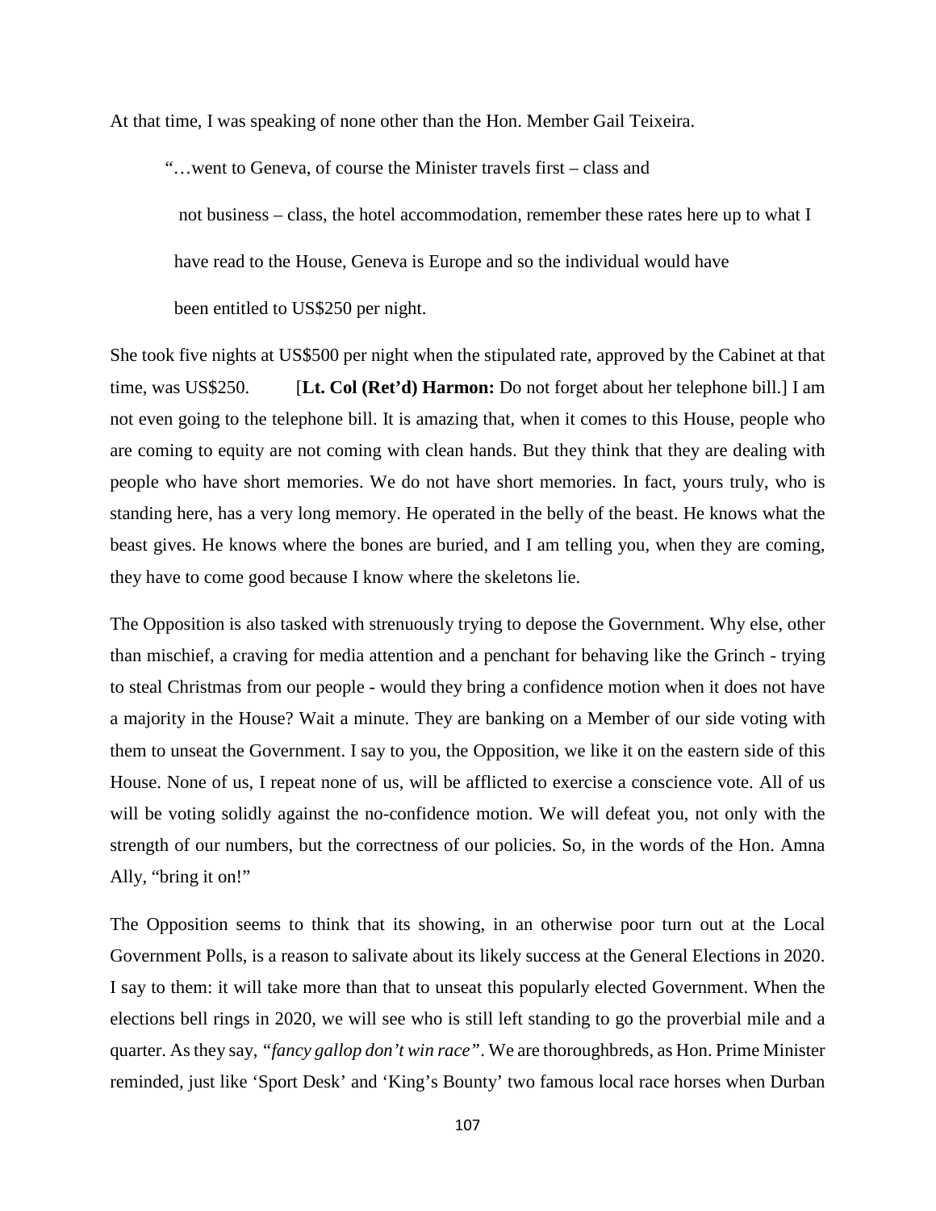At that time, I was speaking of none other than the Hon. Member Gail Teixeira.

> "…went to Geneva, of course the Minister travels first – class and not business – class, the hotel accommodation, remember these rates here up to what I have read to the House, Geneva is Europe and so the individual would have been entitled to US$250 per night.

She took five nights at US$500 per night when the stipulated rate, approved by the Cabinet at that time, was US$250. [**Lt. Col (Ret'd) Harmon:** Do not forget about her telephone bill.] I am not even going to the telephone bill. It is amazing that, when it comes to this House, people who are coming to equity are not coming with clean hands. But they think that they are dealing with people who have short memories. We do not have short memories. In fact, yours truly, who is standing here, has a very long memory. He operated in the belly of the beast. He knows what the beast gives. He knows where the bones are buried, and I am telling you, when they are coming, they have to come good because I know where the skeletons lie.

The Opposition is also tasked with strenuously trying to depose the Government. Why else, other than mischief, a craving for media attention and a penchant for behaving like the Grinch - trying to steal Christmas from our people - would they bring a confidence motion when it does not have a majority in the House? Wait a minute. They are banking on a Member of our side voting with them to unseat the Government. I say to you, the Opposition, we like it on the eastern side of this House. None of us, I repeat none of us, will be afflicted to exercise a conscience vote. All of us will be voting solidly against the no-confidence motion. We will defeat you, not only with the strength of our numbers, but the correctness of our policies. So, in the words of the Hon. Amna Ally, "bring it on!"

The Opposition seems to think that its showing, in an otherwise poor turn out at the Local Government Polls, is a reason to salivate about its likely success at the General Elections in 2020. I say to them: it will take more than that to unseat this popularly elected Government. When the elections bell rings in 2020, we will see who is still left standing to go the proverbial mile and a quarter. As they say, "*fancy gallop don't win race*". We are thoroughbreds, as Hon. Prime Minister reminded, just like 'Sport Desk' and 'King's Bounty' two famous local race horses when Durban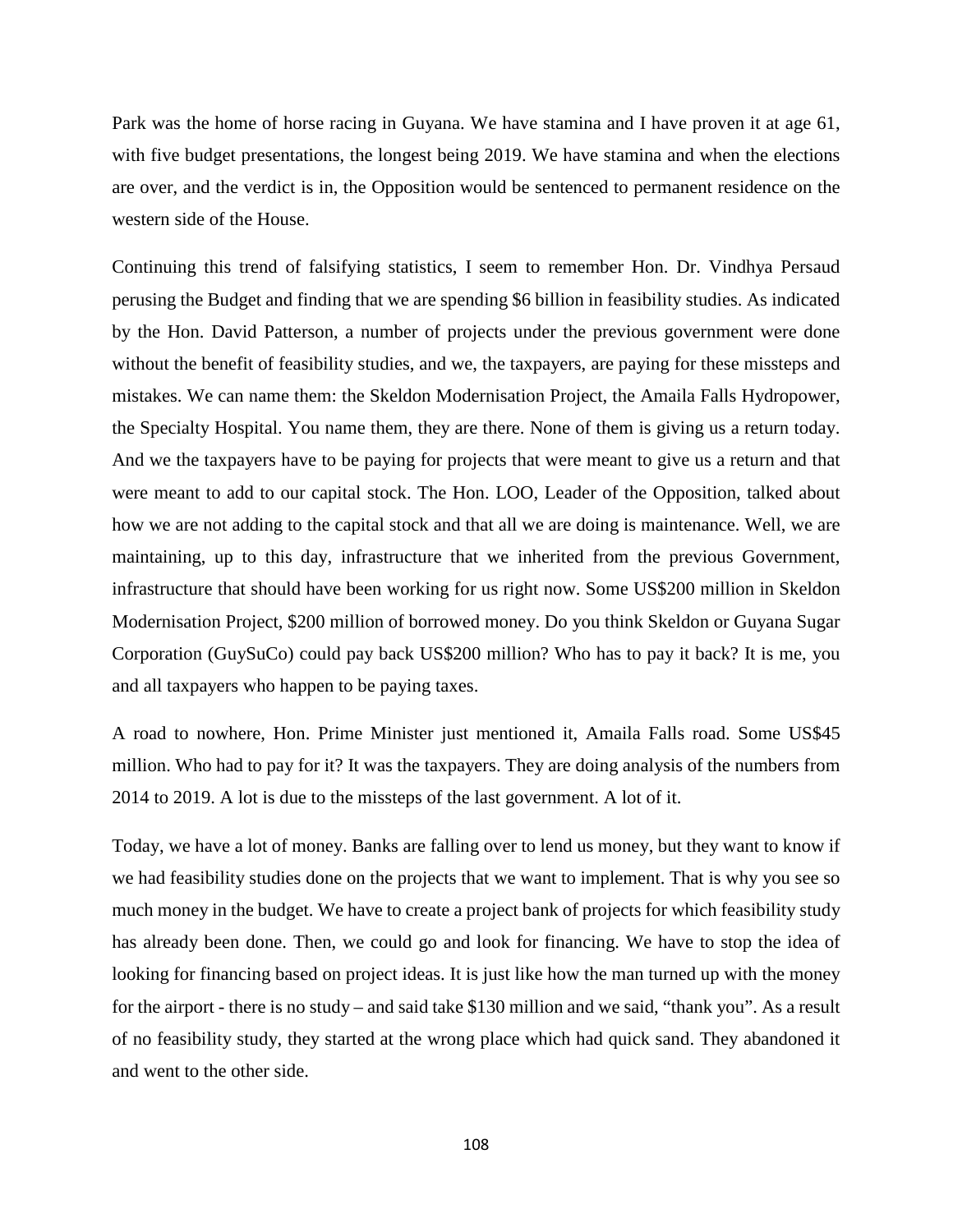Park was the home of horse racing in Guyana. We have stamina and I have proven it at age 61, with five budget presentations, the longest being 2019. We have stamina and when the elections are over, and the verdict is in, the Opposition would be sentenced to permanent residence on the western side of the House.

Continuing this trend of falsifying statistics, I seem to remember Hon. Dr. Vindhya Persaud perusing the Budget and finding that we are spending $6 billion in feasibility studies. As indicated by the Hon. David Patterson, a number of projects under the previous government were done without the benefit of feasibility studies, and we, the taxpayers, are paying for these missteps and mistakes. We can name them: the Skeldon Modernisation Project, the Amaila Falls Hydropower, the Specialty Hospital. You name them, they are there. None of them is giving us a return today. And we the taxpayers have to be paying for projects that were meant to give us a return and that were meant to add to our capital stock. The Hon. LOO, Leader of the Opposition, talked about how we are not adding to the capital stock and that all we are doing is maintenance. Well, we are maintaining, up to this day, infrastructure that we inherited from the previous Government, infrastructure that should have been working for us right now. Some US$200 million in Skeldon Modernisation Project, $200 million of borrowed money. Do you think Skeldon or Guyana Sugar Corporation (GuySuCo) could pay back US$200 million? Who has to pay it back? It is me, you and all taxpayers who happen to be paying taxes.

A road to nowhere, Hon. Prime Minister just mentioned it, Amaila Falls road. Some US$45 million. Who had to pay for it? It was the taxpayers. They are doing analysis of the numbers from 2014 to 2019. A lot is due to the missteps of the last government. A lot of it.

Today, we have a lot of money. Banks are falling over to lend us money, but they want to know if we had feasibility studies done on the projects that we want to implement. That is why you see so much money in the budget. We have to create a project bank of projects for which feasibility study has already been done. Then, we could go and look for financing. We have to stop the idea of looking for financing based on project ideas. It is just like how the man turned up with the money for the airport - there is no study – and said take $130 million and we said, "thank you". As a result of no feasibility study, they started at the wrong place which had quick sand. They abandoned it and went to the other side.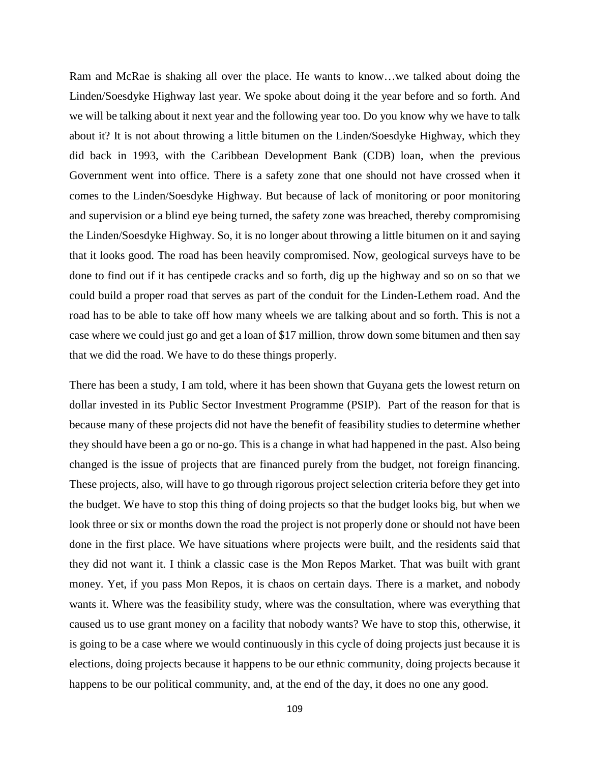Ram and McRae is shaking all over the place. He wants to know…we talked about doing the Linden/Soesdyke Highway last year. We spoke about doing it the year before and so forth. And we will be talking about it next year and the following year too. Do you know why we have to talk about it? It is not about throwing a little bitumen on the Linden/Soesdyke Highway, which they did back in 1993, with the Caribbean Development Bank (CDB) loan, when the previous Government went into office. There is a safety zone that one should not have crossed when it comes to the Linden/Soesdyke Highway. But because of lack of monitoring or poor monitoring and supervision or a blind eye being turned, the safety zone was breached, thereby compromising the Linden/Soesdyke Highway. So, it is no longer about throwing a little bitumen on it and saying that it looks good. The road has been heavily compromised. Now, geological surveys have to be done to find out if it has centipede cracks and so forth, dig up the highway and so on so that we could build a proper road that serves as part of the conduit for the Linden-Lethem road. And the road has to be able to take off how many wheels we are talking about and so forth. This is not a case where we could just go and get a loan of $17 million, throw down some bitumen and then say that we did the road. We have to do these things properly.

There has been a study, I am told, where it has been shown that Guyana gets the lowest return on dollar invested in its Public Sector Investment Programme (PSIP). Part of the reason for that is because many of these projects did not have the benefit of feasibility studies to determine whether they should have been a go or no-go. This is a change in what had happened in the past. Also being changed is the issue of projects that are financed purely from the budget, not foreign financing. These projects, also, will have to go through rigorous project selection criteria before they get into the budget. We have to stop this thing of doing projects so that the budget looks big, but when we look three or six or months down the road the project is not properly done or should not have been done in the first place. We have situations where projects were built, and the residents said that they did not want it. I think a classic case is the Mon Repos Market. That was built with grant money. Yet, if you pass Mon Repos, it is chaos on certain days. There is a market, and nobody wants it. Where was the feasibility study, where was the consultation, where was everything that caused us to use grant money on a facility that nobody wants? We have to stop this, otherwise, it is going to be a case where we would continuously in this cycle of doing projects just because it is elections, doing projects because it happens to be our ethnic community, doing projects because it happens to be our political community, and, at the end of the day, it does no one any good.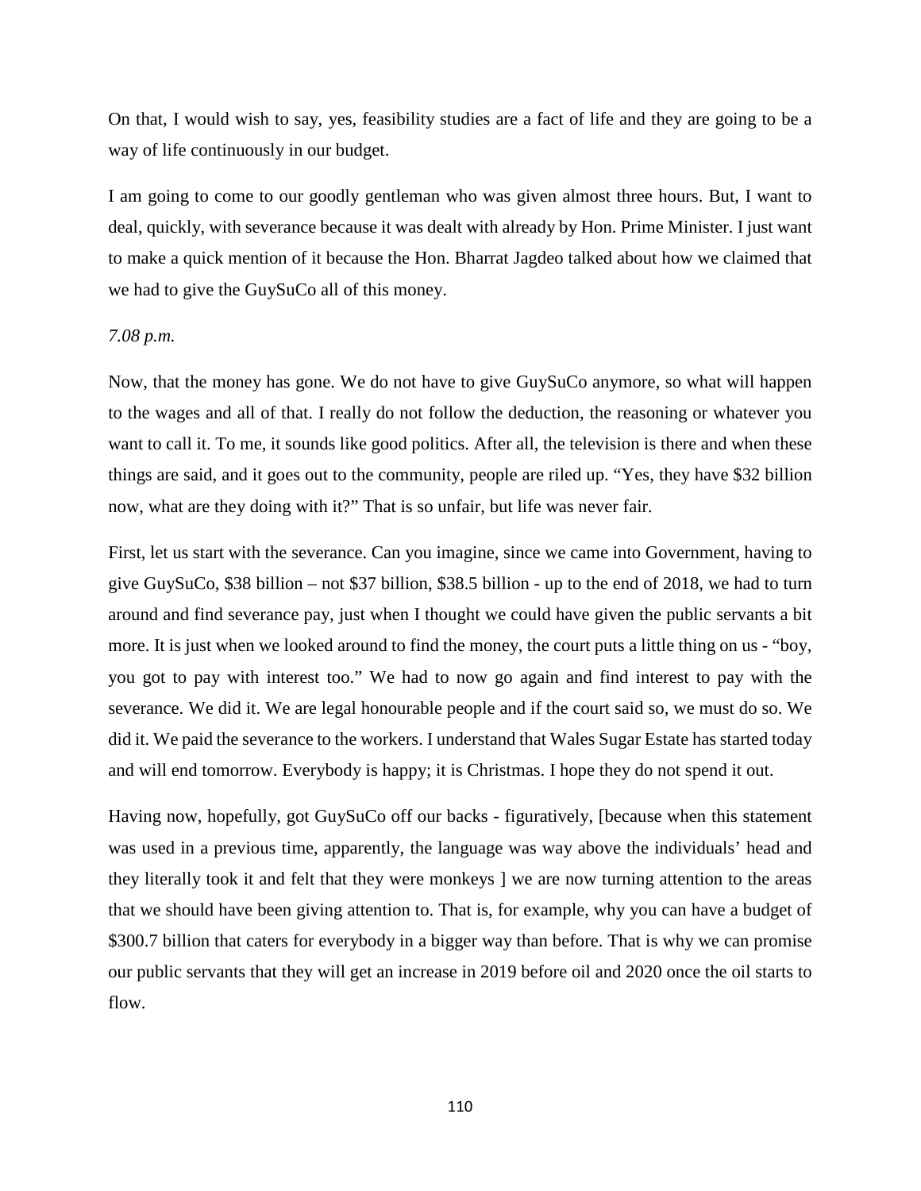On that, I would wish to say, yes, feasibility studies are a fact of life and they are going to be a way of life continuously in our budget.

I am going to come to our goodly gentleman who was given almost three hours. But, I want to deal, quickly, with severance because it was dealt with already by Hon. Prime Minister. I just want to make a quick mention of it because the Hon. Bharrat Jagdeo talked about how we claimed that we had to give the GuySuCo all of this money.

*7.08 p.m.*

Now, that the money has gone. We do not have to give GuySuCo anymore, so what will happen to the wages and all of that. I really do not follow the deduction, the reasoning or whatever you want to call it. To me, it sounds like good politics. After all, the television is there and when these things are said, and it goes out to the community, people are riled up. "Yes, they have $32 billion now, what are they doing with it?" That is so unfair, but life was never fair.

First, let us start with the severance. Can you imagine, since we came into Government, having to give GuySuCo, $38 billion – not $37 billion, $38.5 billion - up to the end of 2018, we had to turn around and find severance pay, just when I thought we could have given the public servants a bit more. It is just when we looked around to find the money, the court puts a little thing on us - "boy, you got to pay with interest too." We had to now go again and find interest to pay with the severance. We did it. We are legal honourable people and if the court said so, we must do so. We did it. We paid the severance to the workers. I understand that Wales Sugar Estate has started today and will end tomorrow. Everybody is happy; it is Christmas. I hope they do not spend it out.

Having now, hopefully, got GuySuCo off our backs - figuratively, [because when this statement was used in a previous time, apparently, the language was way above the individuals' head and they literally took it and felt that they were monkeys ] we are now turning attention to the areas that we should have been giving attention to. That is, for example, why you can have a budget of $300.7 billion that caters for everybody in a bigger way than before. That is why we can promise our public servants that they will get an increase in 2019 before oil and 2020 once the oil starts to flow.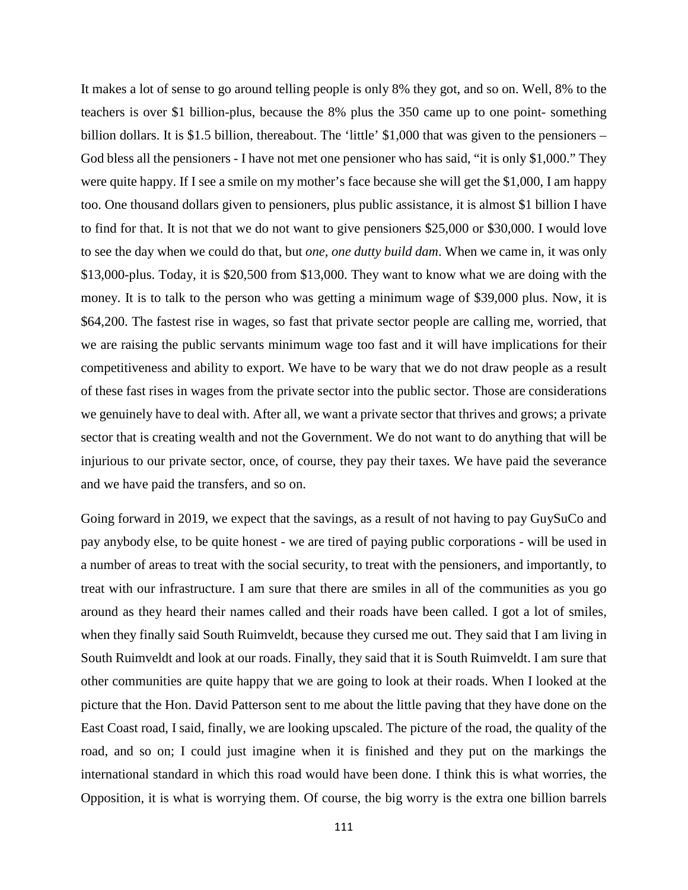It makes a lot of sense to go around telling people is only 8% they got, and so on. Well, 8% to the teachers is over $1 billion-plus, because the 8% plus the 350 came up to one point- something billion dollars. It is $1.5 billion, thereabout. The 'little' $1,000 that was given to the pensioners – God bless all the pensioners - I have not met one pensioner who has said, "it is only $1,000." They were quite happy. If I see a smile on my mother's face because she will get the $1,000, I am happy too. One thousand dollars given to pensioners, plus public assistance, it is almost $1 billion I have to find for that. It is not that we do not want to give pensioners $25,000 or $30,000. I would love to see the day when we could do that, but *one, one dutty build dam*. When we came in, it was only $13,000-plus. Today, it is $20,500 from $13,000. They want to know what we are doing with the money. It is to talk to the person who was getting a minimum wage of $39,000 plus. Now, it is $64,200. The fastest rise in wages, so fast that private sector people are calling me, worried, that we are raising the public servants minimum wage too fast and it will have implications for their competitiveness and ability to export. We have to be wary that we do not draw people as a result of these fast rises in wages from the private sector into the public sector. Those are considerations we genuinely have to deal with. After all, we want a private sector that thrives and grows; a private sector that is creating wealth and not the Government. We do not want to do anything that will be injurious to our private sector, once, of course, they pay their taxes. We have paid the severance and we have paid the transfers, and so on.

Going forward in 2019, we expect that the savings, as a result of not having to pay GuySuCo and pay anybody else, to be quite honest - we are tired of paying public corporations - will be used in a number of areas to treat with the social security, to treat with the pensioners, and importantly, to treat with our infrastructure. I am sure that there are smiles in all of the communities as you go around as they heard their names called and their roads have been called. I got a lot of smiles, when they finally said South Ruimveldt, because they cursed me out. They said that I am living in South Ruimveldt and look at our roads. Finally, they said that it is South Ruimveldt. I am sure that other communities are quite happy that we are going to look at their roads. When I looked at the picture that the Hon. David Patterson sent to me about the little paving that they have done on the East Coast road, I said, finally, we are looking upscaled. The picture of the road, the quality of the road, and so on; I could just imagine when it is finished and they put on the markings the international standard in which this road would have been done. I think this is what worries, the Opposition, it is what is worrying them. Of course, the big worry is the extra one billion barrels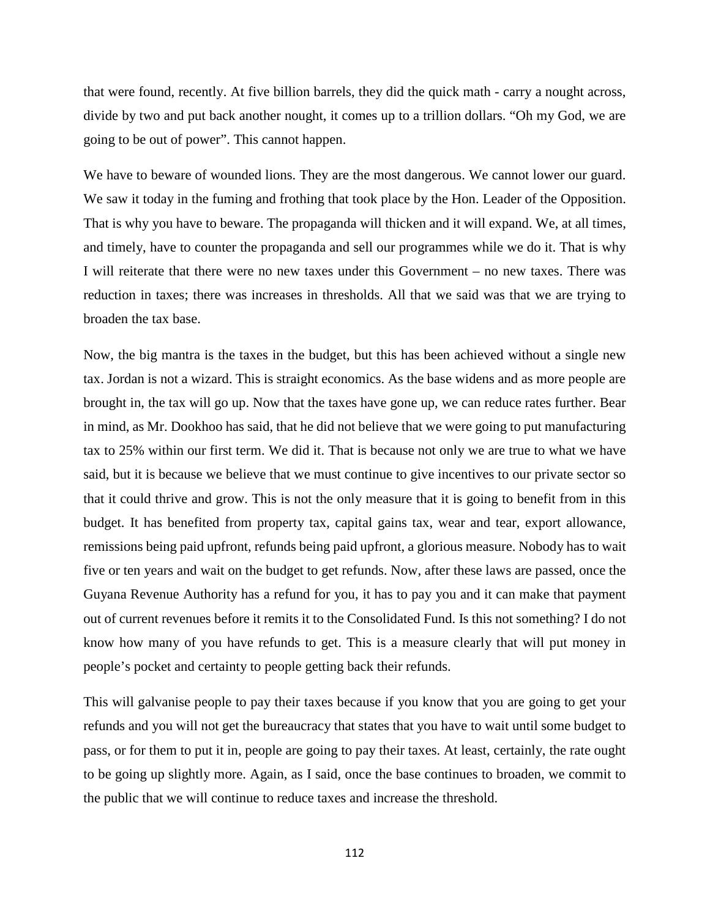that were found, recently. At five billion barrels, they did the quick math - carry a nought across, divide by two and put back another nought, it comes up to a trillion dollars. "Oh my God, we are going to be out of power". This cannot happen.

We have to beware of wounded lions. They are the most dangerous. We cannot lower our guard. We saw it today in the fuming and frothing that took place by the Hon. Leader of the Opposition. That is why you have to beware. The propaganda will thicken and it will expand. We, at all times, and timely, have to counter the propaganda and sell our programmes while we do it. That is why I will reiterate that there were no new taxes under this Government – no new taxes. There was reduction in taxes; there was increases in thresholds. All that we said was that we are trying to broaden the tax base.

Now, the big mantra is the taxes in the budget, but this has been achieved without a single new tax. Jordan is not a wizard. This is straight economics. As the base widens and as more people are brought in, the tax will go up. Now that the taxes have gone up, we can reduce rates further. Bear in mind, as Mr. Dookhoo has said, that he did not believe that we were going to put manufacturing tax to 25% within our first term. We did it. That is because not only we are true to what we have said, but it is because we believe that we must continue to give incentives to our private sector so that it could thrive and grow. This is not the only measure that it is going to benefit from in this budget. It has benefited from property tax, capital gains tax, wear and tear, export allowance, remissions being paid upfront, refunds being paid upfront, a glorious measure. Nobody has to wait five or ten years and wait on the budget to get refunds. Now, after these laws are passed, once the Guyana Revenue Authority has a refund for you, it has to pay you and it can make that payment out of current revenues before it remits it to the Consolidated Fund. Is this not something? I do not know how many of you have refunds to get. This is a measure clearly that will put money in people's pocket and certainty to people getting back their refunds.

This will galvanise people to pay their taxes because if you know that you are going to get your refunds and you will not get the bureaucracy that states that you have to wait until some budget to pass, or for them to put it in, people are going to pay their taxes. At least, certainly, the rate ought to be going up slightly more. Again, as I said, once the base continues to broaden, we commit to the public that we will continue to reduce taxes and increase the threshold.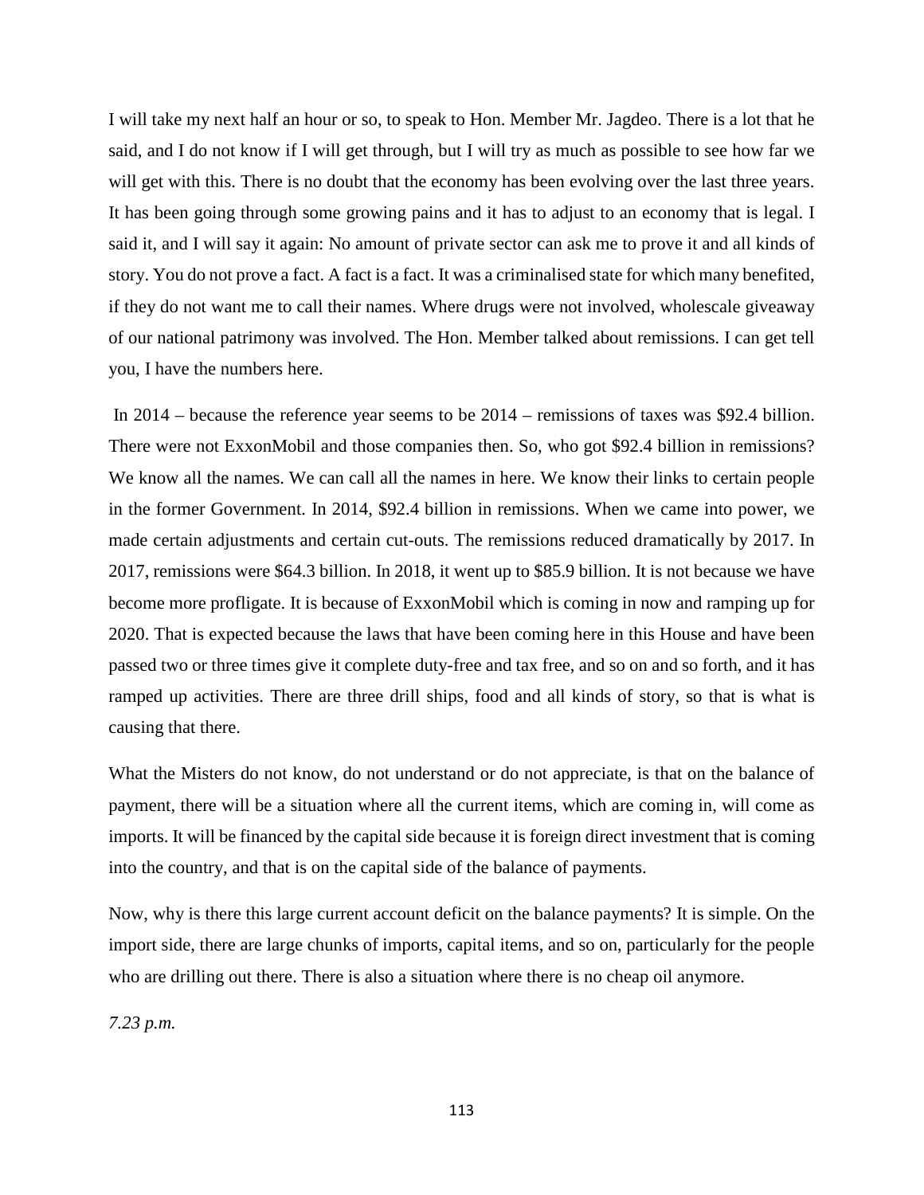I will take my next half an hour or so, to speak to Hon. Member Mr. Jagdeo. There is a lot that he said, and I do not know if I will get through, but I will try as much as possible to see how far we will get with this. There is no doubt that the economy has been evolving over the last three years. It has been going through some growing pains and it has to adjust to an economy that is legal. I said it, and I will say it again: No amount of private sector can ask me to prove it and all kinds of story. You do not prove a fact. A fact is a fact. It was a criminalised state for which many benefited, if they do not want me to call their names. Where drugs were not involved, wholescale giveaway of our national patrimony was involved. The Hon. Member talked about remissions. I can get tell you, I have the numbers here.

In 2014 – because the reference year seems to be 2014 – remissions of taxes was $92.4 billion. There were not ExxonMobil and those companies then. So, who got $92.4 billion in remissions? We know all the names. We can call all the names in here. We know their links to certain people in the former Government. In 2014, $92.4 billion in remissions. When we came into power, we made certain adjustments and certain cut-outs. The remissions reduced dramatically by 2017. In 2017, remissions were $64.3 billion. In 2018, it went up to $85.9 billion. It is not because we have become more profligate. It is because of ExxonMobil which is coming in now and ramping up for 2020. That is expected because the laws that have been coming here in this House and have been passed two or three times give it complete duty-free and tax free, and so on and so forth, and it has ramped up activities. There are three drill ships, food and all kinds of story, so that is what is causing that there.

What the Misters do not know, do not understand or do not appreciate, is that on the balance of payment, there will be a situation where all the current items, which are coming in, will come as imports. It will be financed by the capital side because it is foreign direct investment that is coming into the country, and that is on the capital side of the balance of payments.

Now, why is there this large current account deficit on the balance payments? It is simple. On the import side, there are large chunks of imports, capital items, and so on, particularly for the people who are drilling out there. There is also a situation where there is no cheap oil anymore.

*7.23 p.m.*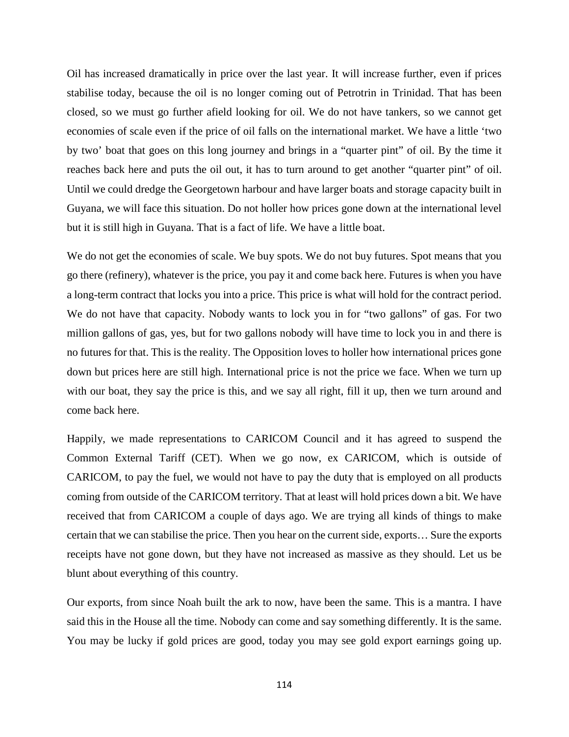Oil has increased dramatically in price over the last year. It will increase further, even if prices stabilise today, because the oil is no longer coming out of Petrotrin in Trinidad. That has been closed, so we must go further afield looking for oil. We do not have tankers, so we cannot get economies of scale even if the price of oil falls on the international market. We have a little 'two by two' boat that goes on this long journey and brings in a "quarter pint" of oil. By the time it reaches back here and puts the oil out, it has to turn around to get another "quarter pint" of oil. Until we could dredge the Georgetown harbour and have larger boats and storage capacity built in Guyana, we will face this situation. Do not holler how prices gone down at the international level but it is still high in Guyana. That is a fact of life. We have a little boat.

We do not get the economies of scale. We buy spots. We do not buy futures. Spot means that you go there (refinery), whatever is the price, you pay it and come back here. Futures is when you have a long-term contract that locks you into a price. This price is what will hold for the contract period. We do not have that capacity. Nobody wants to lock you in for "two gallons" of gas. For two million gallons of gas, yes, but for two gallons nobody will have time to lock you in and there is no futures for that. This is the reality. The Opposition loves to holler how international prices gone down but prices here are still high. International price is not the price we face. When we turn up with our boat, they say the price is this, and we say all right, fill it up, then we turn around and come back here.

Happily, we made representations to CARICOM Council and it has agreed to suspend the Common External Tariff (CET). When we go now, ex CARICOM, which is outside of CARICOM, to pay the fuel, we would not have to pay the duty that is employed on all products coming from outside of the CARICOM territory. That at least will hold prices down a bit. We have received that from CARICOM a couple of days ago. We are trying all kinds of things to make certain that we can stabilise the price. Then you hear on the current side, exports… Sure the exports receipts have not gone down, but they have not increased as massive as they should. Let us be blunt about everything of this country.

Our exports, from since Noah built the ark to now, have been the same. This is a mantra. I have said this in the House all the time. Nobody can come and say something differently. It is the same. You may be lucky if gold prices are good, today you may see gold export earnings going up.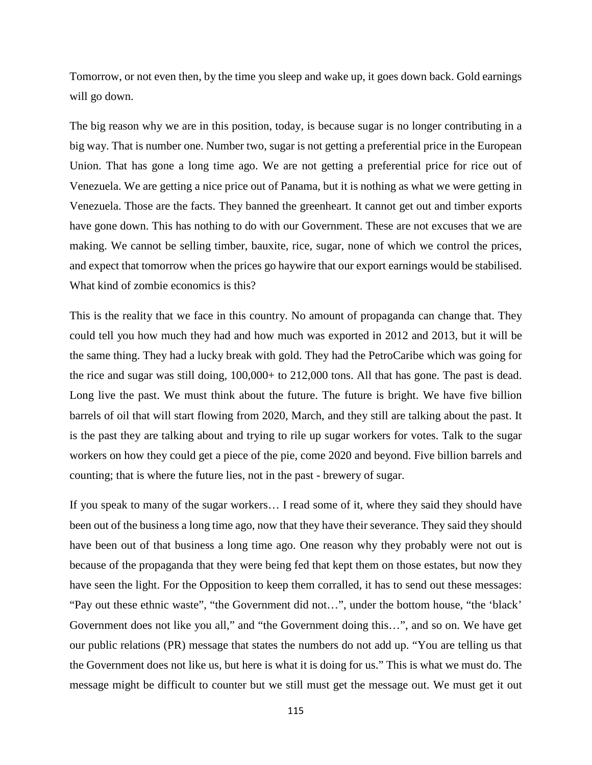Tomorrow, or not even then, by the time you sleep and wake up, it goes down back. Gold earnings will go down.

The big reason why we are in this position, today, is because sugar is no longer contributing in a big way. That is number one. Number two, sugar is not getting a preferential price in the European Union. That has gone a long time ago. We are not getting a preferential price for rice out of Venezuela. We are getting a nice price out of Panama, but it is nothing as what we were getting in Venezuela. Those are the facts. They banned the greenheart. It cannot get out and timber exports have gone down. This has nothing to do with our Government. These are not excuses that we are making. We cannot be selling timber, bauxite, rice, sugar, none of which we control the prices, and expect that tomorrow when the prices go haywire that our export earnings would be stabilised. What kind of zombie economics is this?

This is the reality that we face in this country. No amount of propaganda can change that. They could tell you how much they had and how much was exported in 2012 and 2013, but it will be the same thing. They had a lucky break with gold. They had the PetroCaribe which was going for the rice and sugar was still doing, 100,000+ to 212,000 tons. All that has gone. The past is dead. Long live the past. We must think about the future. The future is bright. We have five billion barrels of oil that will start flowing from 2020, March, and they still are talking about the past. It is the past they are talking about and trying to rile up sugar workers for votes. Talk to the sugar workers on how they could get a piece of the pie, come 2020 and beyond. Five billion barrels and counting; that is where the future lies, not in the past - brewery of sugar.

If you speak to many of the sugar workers… I read some of it, where they said they should have been out of the business a long time ago, now that they have their severance. They said they should have been out of that business a long time ago. One reason why they probably were not out is because of the propaganda that they were being fed that kept them on those estates, but now they have seen the light. For the Opposition to keep them corralled, it has to send out these messages: "Pay out these ethnic waste", "the Government did not…", under the bottom house, "the 'black' Government does not like you all," and "the Government doing this…", and so on. We have get our public relations (PR) message that states the numbers do not add up. "You are telling us that the Government does not like us, but here is what it is doing for us." This is what we must do. The message might be difficult to counter but we still must get the message out. We must get it out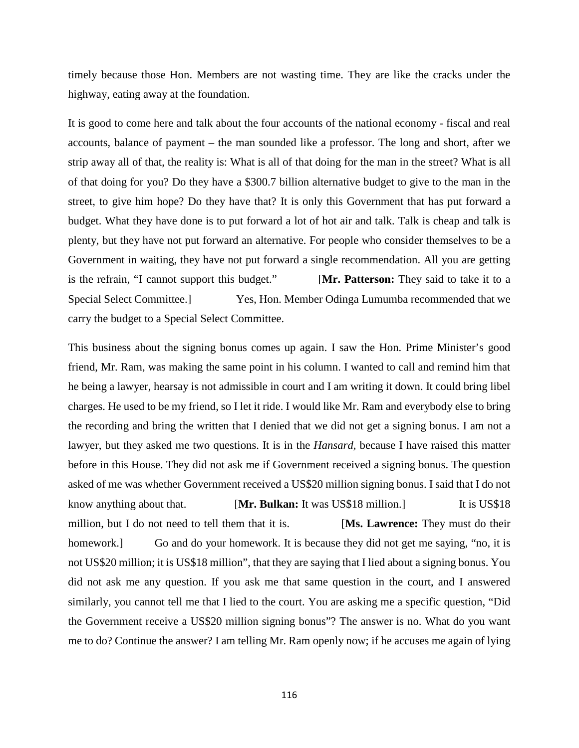timely because those Hon. Members are not wasting time. They are like the cracks under the highway, eating away at the foundation.

It is good to come here and talk about the four accounts of the national economy - fiscal and real accounts, balance of payment – the man sounded like a professor. The long and short, after we strip away all of that, the reality is: What is all of that doing for the man in the street? What is all of that doing for you? Do they have a $300.7 billion alternative budget to give to the man in the street, to give him hope? Do they have that? It is only this Government that has put forward a budget. What they have done is to put forward a lot of hot air and talk. Talk is cheap and talk is plenty, but they have not put forward an alternative. For people who consider themselves to be a Government in waiting, they have not put forward a single recommendation. All you are getting is the refrain, "I cannot support this budget." [**Mr. Patterson:** They said to take it to a Special Select Committee.] Yes, Hon. Member Odinga Lumumba recommended that we carry the budget to a Special Select Committee.

This business about the signing bonus comes up again. I saw the Hon. Prime Minister's good friend, Mr. Ram, was making the same point in his column. I wanted to call and remind him that he being a lawyer, hearsay is not admissible in court and I am writing it down. It could bring libel charges. He used to be my friend, so I let it ride. I would like Mr. Ram and everybody else to bring the recording and bring the written that I denied that we did not get a signing bonus. I am not a lawyer, but they asked me two questions. It is in the *Hansard,* because I have raised this matter before in this House. They did not ask me if Government received a signing bonus. The question asked of me was whether Government received a US$20 million signing bonus. I said that I do not know anything about that. [**Mr. Bulkan:** It was US$18 million.] It is US$18 million, but I do not need to tell them that it is. [**Ms. Lawrence:** They must do their homework.] Go and do your homework. It is because they did not get me saying, "no, it is not US$20 million; it is US$18 million", that they are saying that I lied about a signing bonus. You did not ask me any question. If you ask me that same question in the court, and I answered similarly, you cannot tell me that I lied to the court. You are asking me a specific question, "Did the Government receive a US$20 million signing bonus"? The answer is no. What do you want me to do? Continue the answer? I am telling Mr. Ram openly now; if he accuses me again of lying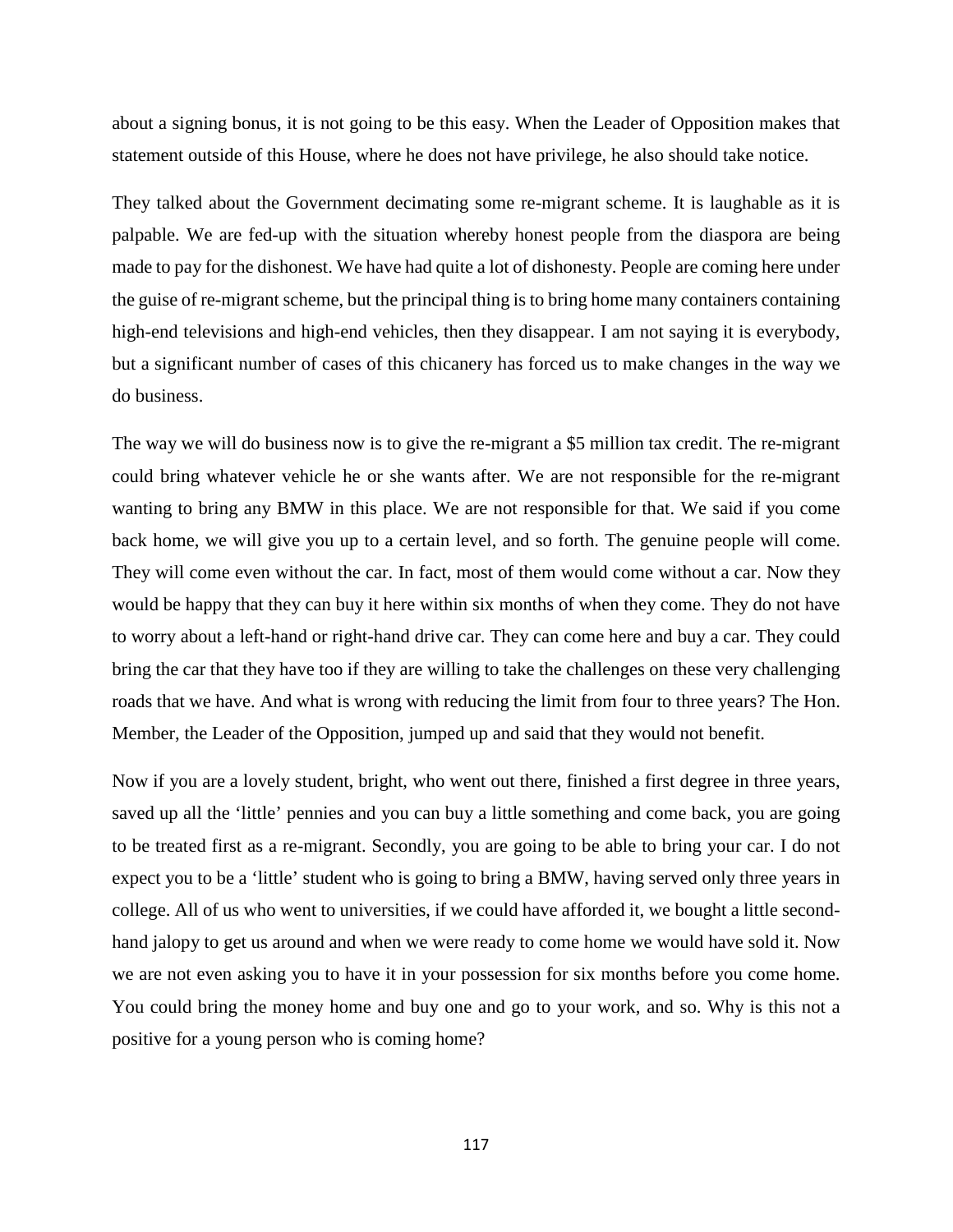about a signing bonus, it is not going to be this easy. When the Leader of Opposition makes that statement outside of this House, where he does not have privilege, he also should take notice.

They talked about the Government decimating some re-migrant scheme. It is laughable as it is palpable. We are fed-up with the situation whereby honest people from the diaspora are being made to pay for the dishonest. We have had quite a lot of dishonesty. People are coming here under the guise of re-migrant scheme, but the principal thing is to bring home many containers containing high-end televisions and high-end vehicles, then they disappear. I am not saying it is everybody, but a significant number of cases of this chicanery has forced us to make changes in the way we do business.

The way we will do business now is to give the re-migrant a $5 million tax credit. The re-migrant could bring whatever vehicle he or she wants after. We are not responsible for the re-migrant wanting to bring any BMW in this place. We are not responsible for that. We said if you come back home, we will give you up to a certain level, and so forth. The genuine people will come. They will come even without the car. In fact, most of them would come without a car. Now they would be happy that they can buy it here within six months of when they come. They do not have to worry about a left-hand or right-hand drive car. They can come here and buy a car. They could bring the car that they have too if they are willing to take the challenges on these very challenging roads that we have. And what is wrong with reducing the limit from four to three years? The Hon. Member, the Leader of the Opposition, jumped up and said that they would not benefit.

Now if you are a lovely student, bright, who went out there, finished a first degree in three years, saved up all the 'little' pennies and you can buy a little something and come back, you are going to be treated first as a re-migrant. Secondly, you are going to be able to bring your car. I do not expect you to be a 'little' student who is going to bring a BMW, having served only three years in college. All of us who went to universities, if we could have afforded it, we bought a little second-hand jalopy to get us around and when we were ready to come home we would have sold it. Now we are not even asking you to have it in your possession for six months before you come home. You could bring the money home and buy one and go to your work, and so. Why is this not a positive for a young person who is coming home?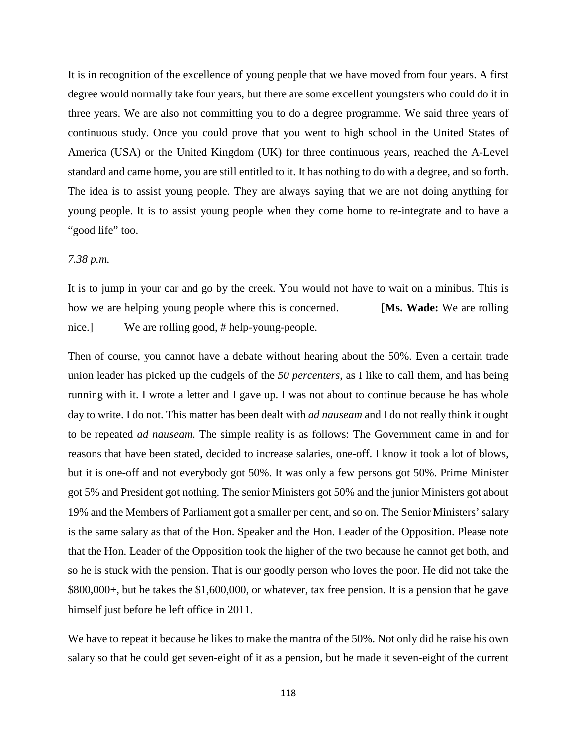It is in recognition of the excellence of young people that we have moved from four years. A first degree would normally take four years, but there are some excellent youngsters who could do it in three years. We are also not committing you to do a degree programme. We said three years of continuous study. Once you could prove that you went to high school in the United States of America (USA) or the United Kingdom (UK) for three continuous years, reached the A-Level standard and came home, you are still entitled to it. It has nothing to do with a degree, and so forth. The idea is to assist young people. They are always saying that we are not doing anything for young people. It is to assist young people when they come home to re-integrate and to have a "good life" too.

*7.38 p.m.*

It is to jump in your car and go by the creek. You would not have to wait on a minibus. This is how we are helping young people where this is concerned. [**Ms. Wade:** We are rolling nice.] We are rolling good, # help-young-people.

Then of course, you cannot have a debate without hearing about the 50%. Even a certain trade union leader has picked up the cudgels of the *50 percenters,* as I like to call them, and has being running with it. I wrote a letter and I gave up. I was not about to continue because he has whole day to write. I do not. This matter has been dealt with *ad nauseam* and I do not really think it ought to be repeated *ad nauseam*. The simple reality is as follows: The Government came in and for reasons that have been stated, decided to increase salaries, one-off. I know it took a lot of blows, but it is one-off and not everybody got 50%. It was only a few persons got 50%. Prime Minister got 5% and President got nothing. The senior Ministers got 50% and the junior Ministers got about 19% and the Members of Parliament got a smaller per cent, and so on. The Senior Ministers' salary is the same salary as that of the Hon. Speaker and the Hon. Leader of the Opposition. Please note that the Hon. Leader of the Opposition took the higher of the two because he cannot get both, and so he is stuck with the pension. That is our goodly person who loves the poor. He did not take the $800,000+, but he takes the $1,600,000, or whatever, tax free pension. It is a pension that he gave himself just before he left office in 2011.

We have to repeat it because he likes to make the mantra of the 50%. Not only did he raise his own salary so that he could get seven-eight of it as a pension, but he made it seven-eight of the current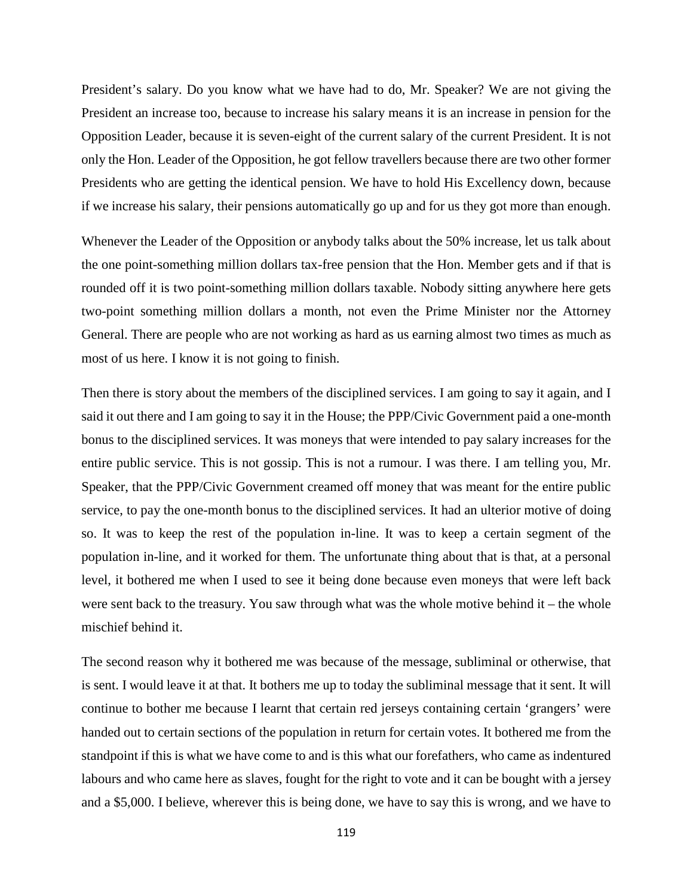President's salary. Do you know what we have had to do, Mr. Speaker? We are not giving the President an increase too, because to increase his salary means it is an increase in pension for the Opposition Leader, because it is seven-eight of the current salary of the current President. It is not only the Hon. Leader of the Opposition, he got fellow travellers because there are two other former Presidents who are getting the identical pension. We have to hold His Excellency down, because if we increase his salary, their pensions automatically go up and for us they got more than enough.

Whenever the Leader of the Opposition or anybody talks about the 50% increase, let us talk about the one point-something million dollars tax-free pension that the Hon. Member gets and if that is rounded off it is two point-something million dollars taxable. Nobody sitting anywhere here gets two-point something million dollars a month, not even the Prime Minister nor the Attorney General. There are people who are not working as hard as us earning almost two times as much as most of us here. I know it is not going to finish.

Then there is story about the members of the disciplined services. I am going to say it again, and I said it out there and I am going to say it in the House; the PPP/Civic Government paid a one-month bonus to the disciplined services. It was moneys that were intended to pay salary increases for the entire public service. This is not gossip. This is not a rumour. I was there. I am telling you, Mr. Speaker, that the PPP/Civic Government creamed off money that was meant for the entire public service, to pay the one-month bonus to the disciplined services. It had an ulterior motive of doing so. It was to keep the rest of the population in-line. It was to keep a certain segment of the population in-line, and it worked for them. The unfortunate thing about that is that, at a personal level, it bothered me when I used to see it being done because even moneys that were left back were sent back to the treasury. You saw through what was the whole motive behind it – the whole mischief behind it.

The second reason why it bothered me was because of the message, subliminal or otherwise, that is sent. I would leave it at that. It bothers me up to today the subliminal message that it sent. It will continue to bother me because I learnt that certain red jerseys containing certain 'grangers' were handed out to certain sections of the population in return for certain votes. It bothered me from the standpoint if this is what we have come to and is this what our forefathers, who came as indentured labours and who came here as slaves, fought for the right to vote and it can be bought with a jersey and a $5,000. I believe, wherever this is being done, we have to say this is wrong, and we have to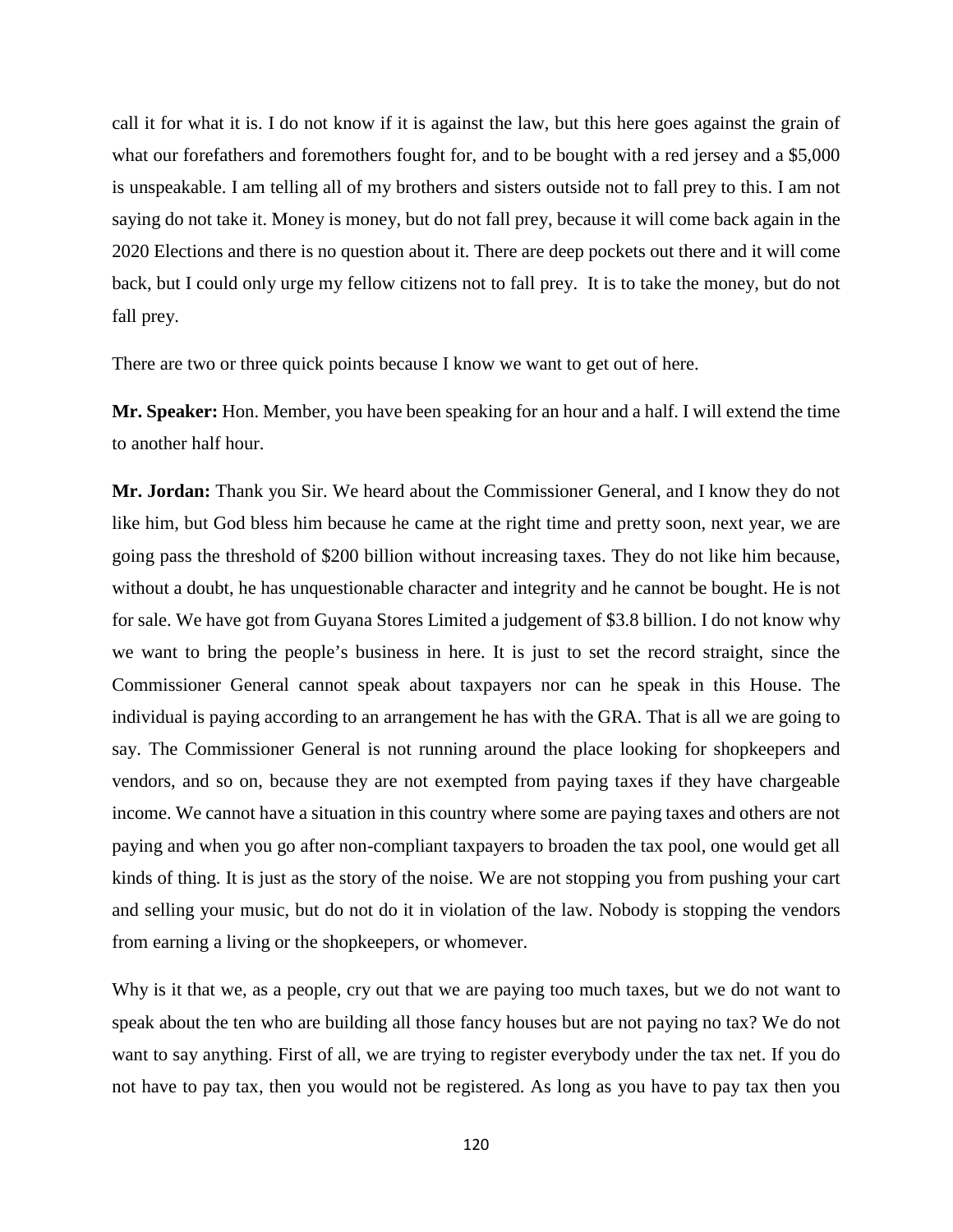call it for what it is. I do not know if it is against the law, but this here goes against the grain of what our forefathers and foremothers fought for, and to be bought with a red jersey and a $5,000 is unspeakable. I am telling all of my brothers and sisters outside not to fall prey to this. I am not saying do not take it. Money is money, but do not fall prey, because it will come back again in the 2020 Elections and there is no question about it. There are deep pockets out there and it will come back, but I could only urge my fellow citizens not to fall prey. It is to take the money, but do not fall prey.

There are two or three quick points because I know we want to get out of here.

**Mr. Speaker:** Hon. Member, you have been speaking for an hour and a half. I will extend the time to another half hour.

**Mr. Jordan:** Thank you Sir. We heard about the Commissioner General, and I know they do not like him, but God bless him because he came at the right time and pretty soon, next year, we are going pass the threshold of $200 billion without increasing taxes. They do not like him because, without a doubt, he has unquestionable character and integrity and he cannot be bought. He is not for sale. We have got from Guyana Stores Limited a judgement of $3.8 billion. I do not know why we want to bring the people's business in here. It is just to set the record straight, since the Commissioner General cannot speak about taxpayers nor can he speak in this House. The individual is paying according to an arrangement he has with the GRA. That is all we are going to say. The Commissioner General is not running around the place looking for shopkeepers and vendors, and so on, because they are not exempted from paying taxes if they have chargeable income. We cannot have a situation in this country where some are paying taxes and others are not paying and when you go after non-compliant taxpayers to broaden the tax pool, one would get all kinds of thing. It is just as the story of the noise. We are not stopping you from pushing your cart and selling your music, but do not do it in violation of the law. Nobody is stopping the vendors from earning a living or the shopkeepers, or whomever.

Why is it that we, as a people, cry out that we are paying too much taxes, but we do not want to speak about the ten who are building all those fancy houses but are not paying no tax? We do not want to say anything. First of all, we are trying to register everybody under the tax net. If you do not have to pay tax, then you would not be registered. As long as you have to pay tax then you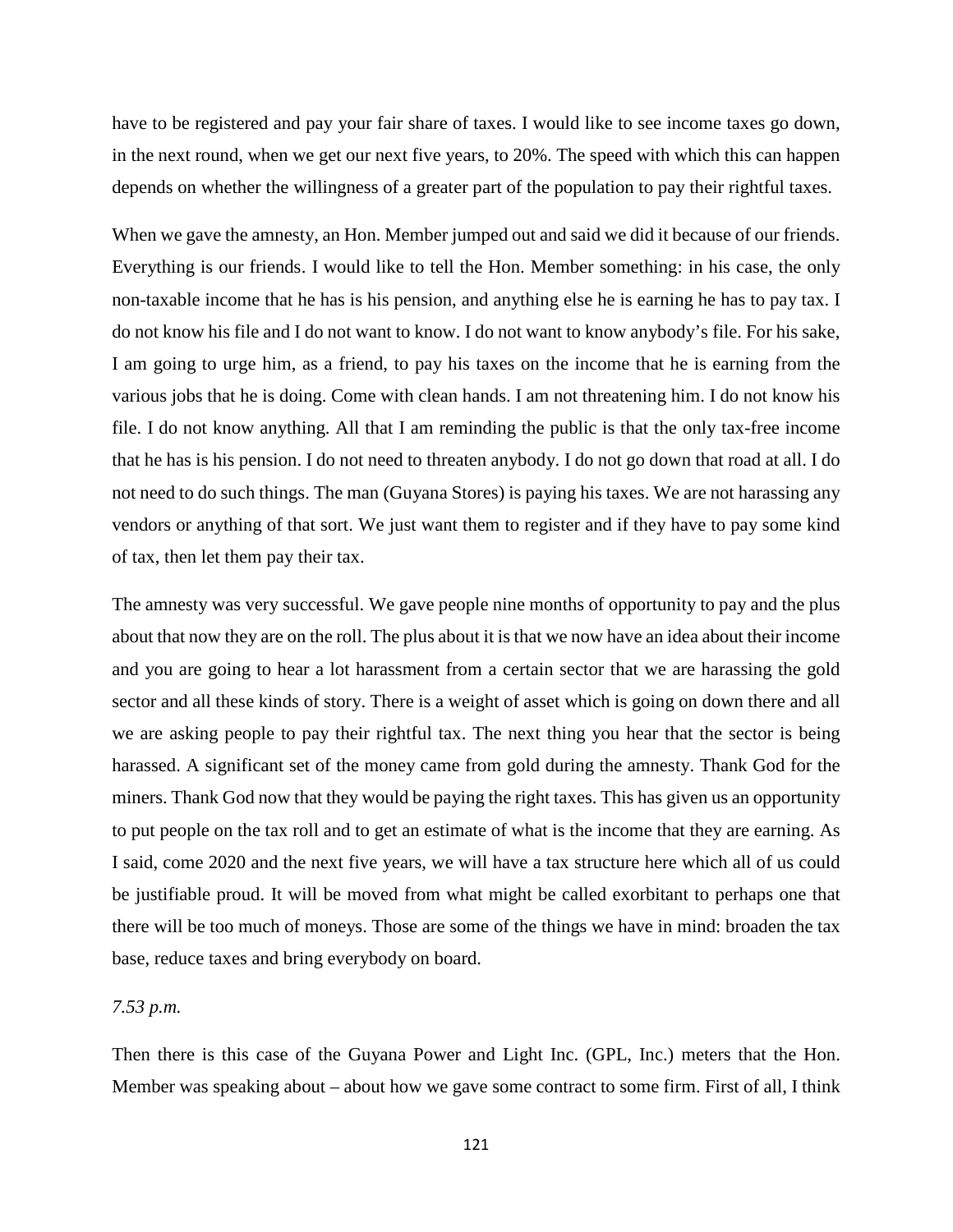have to be registered and pay your fair share of taxes. I would like to see income taxes go down, in the next round, when we get our next five years, to 20%. The speed with which this can happen depends on whether the willingness of a greater part of the population to pay their rightful taxes.

When we gave the amnesty, an Hon. Member jumped out and said we did it because of our friends. Everything is our friends. I would like to tell the Hon. Member something: in his case, the only non-taxable income that he has is his pension, and anything else he is earning he has to pay tax. I do not know his file and I do not want to know. I do not want to know anybody's file. For his sake, I am going to urge him, as a friend, to pay his taxes on the income that he is earning from the various jobs that he is doing. Come with clean hands. I am not threatening him. I do not know his file. I do not know anything. All that I am reminding the public is that the only tax-free income that he has is his pension. I do not need to threaten anybody. I do not go down that road at all. I do not need to do such things. The man (Guyana Stores) is paying his taxes. We are not harassing any vendors or anything of that sort. We just want them to register and if they have to pay some kind of tax, then let them pay their tax.

The amnesty was very successful. We gave people nine months of opportunity to pay and the plus about that now they are on the roll. The plus about it is that we now have an idea about their income and you are going to hear a lot harassment from a certain sector that we are harassing the gold sector and all these kinds of story. There is a weight of asset which is going on down there and all we are asking people to pay their rightful tax. The next thing you hear that the sector is being harassed. A significant set of the money came from gold during the amnesty. Thank God for the miners. Thank God now that they would be paying the right taxes. This has given us an opportunity to put people on the tax roll and to get an estimate of what is the income that they are earning. As I said, come 2020 and the next five years, we will have a tax structure here which all of us could be justifiable proud. It will be moved from what might be called exorbitant to perhaps one that there will be too much of moneys. Those are some of the things we have in mind: broaden the tax base, reduce taxes and bring everybody on board.

*7.53 p.m.*

Then there is this case of the Guyana Power and Light Inc. (GPL, Inc.) meters that the Hon. Member was speaking about – about how we gave some contract to some firm. First of all, I think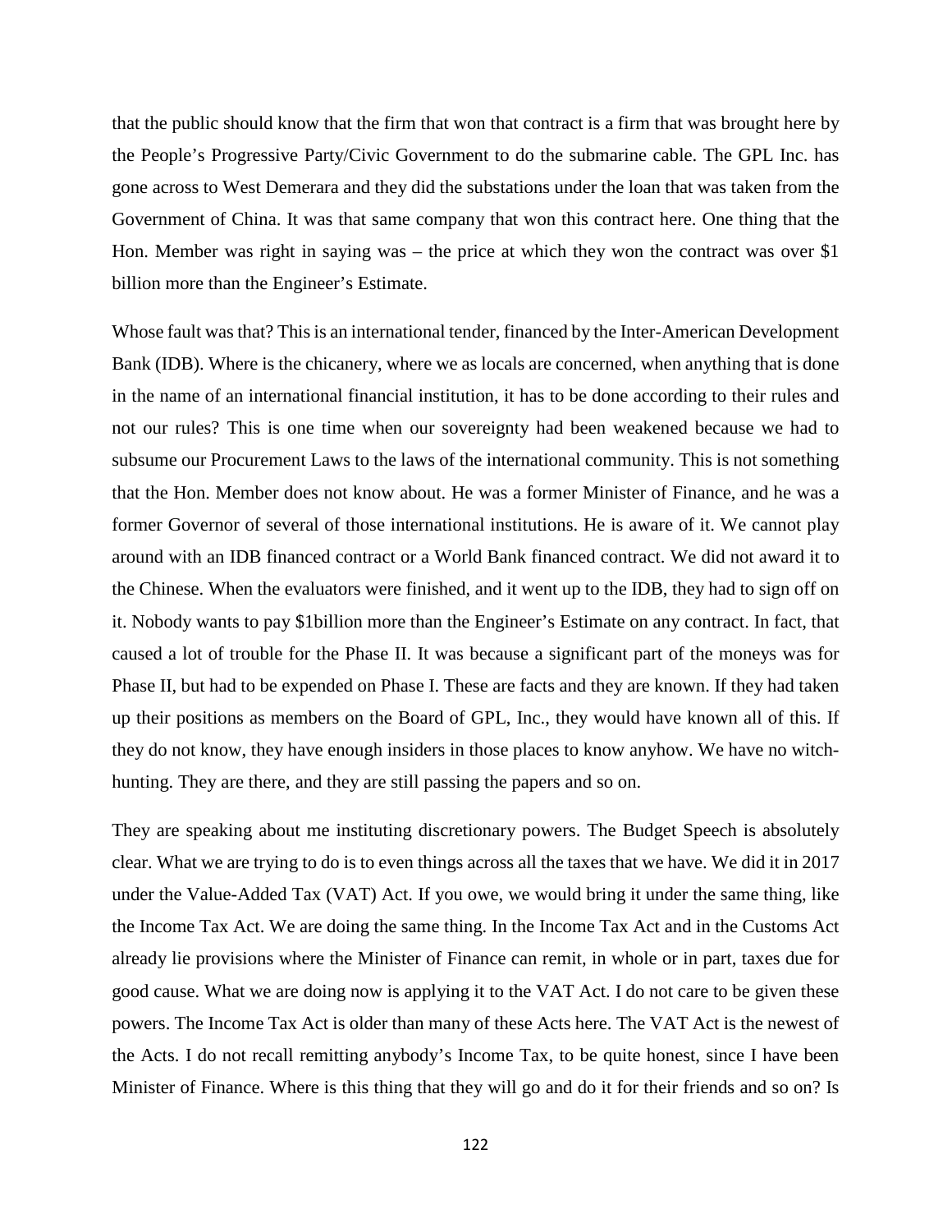that the public should know that the firm that won that contract is a firm that was brought here by the People's Progressive Party/Civic Government to do the submarine cable. The GPL Inc. has gone across to West Demerara and they did the substations under the loan that was taken from the Government of China. It was that same company that won this contract here. One thing that the Hon. Member was right in saying was – the price at which they won the contract was over $1 billion more than the Engineer's Estimate.

Whose fault was that? This is an international tender, financed by the Inter-American Development Bank (IDB). Where is the chicanery, where we as locals are concerned, when anything that is done in the name of an international financial institution, it has to be done according to their rules and not our rules? This is one time when our sovereignty had been weakened because we had to subsume our Procurement Laws to the laws of the international community. This is not something that the Hon. Member does not know about. He was a former Minister of Finance, and he was a former Governor of several of those international institutions. He is aware of it. We cannot play around with an IDB financed contract or a World Bank financed contract. We did not award it to the Chinese. When the evaluators were finished, and it went up to the IDB, they had to sign off on it. Nobody wants to pay $1billion more than the Engineer's Estimate on any contract. In fact, that caused a lot of trouble for the Phase II. It was because a significant part of the moneys was for Phase II, but had to be expended on Phase I. These are facts and they are known. If they had taken up their positions as members on the Board of GPL, Inc., they would have known all of this. If they do not know, they have enough insiders in those places to know anyhow. We have no witch-hunting. They are there, and they are still passing the papers and so on.

They are speaking about me instituting discretionary powers. The Budget Speech is absolutely clear. What we are trying to do is to even things across all the taxes that we have. We did it in 2017 under the Value-Added Tax (VAT) Act. If you owe, we would bring it under the same thing, like the Income Tax Act. We are doing the same thing. In the Income Tax Act and in the Customs Act already lie provisions where the Minister of Finance can remit, in whole or in part, taxes due for good cause. What we are doing now is applying it to the VAT Act. I do not care to be given these powers. The Income Tax Act is older than many of these Acts here. The VAT Act is the newest of the Acts. I do not recall remitting anybody's Income Tax, to be quite honest, since I have been Minister of Finance. Where is this thing that they will go and do it for their friends and so on? Is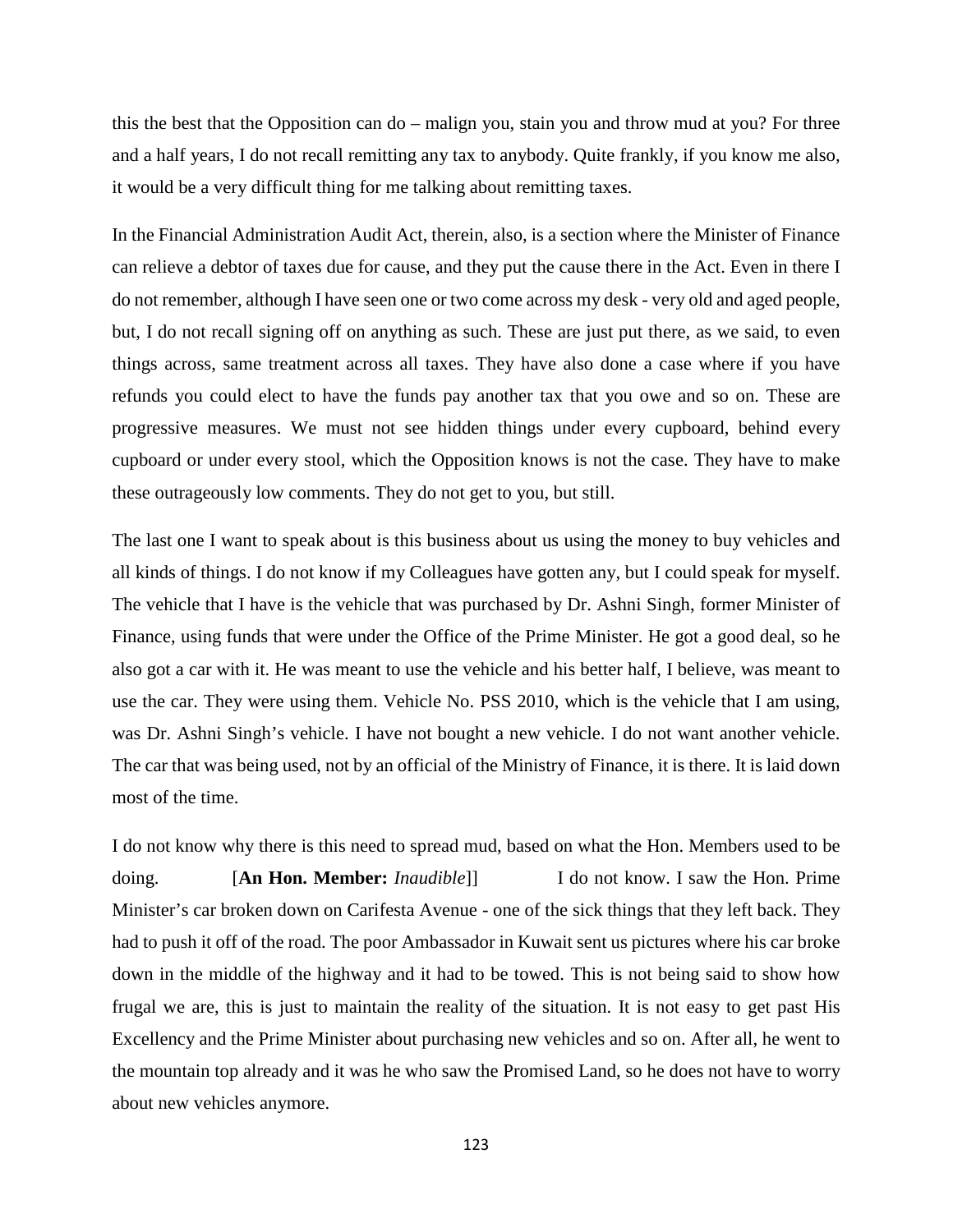this the best that the Opposition can do – malign you, stain you and throw mud at you? For three and a half years, I do not recall remitting any tax to anybody. Quite frankly, if you know me also, it would be a very difficult thing for me talking about remitting taxes.

In the Financial Administration Audit Act, therein, also, is a section where the Minister of Finance can relieve a debtor of taxes due for cause, and they put the cause there in the Act. Even in there I do not remember, although I have seen one or two come across my desk - very old and aged people, but, I do not recall signing off on anything as such. These are just put there, as we said, to even things across, same treatment across all taxes. They have also done a case where if you have refunds you could elect to have the funds pay another tax that you owe and so on. These are progressive measures. We must not see hidden things under every cupboard, behind every cupboard or under every stool, which the Opposition knows is not the case. They have to make these outrageously low comments. They do not get to you, but still.

The last one I want to speak about is this business about us using the money to buy vehicles and all kinds of things. I do not know if my Colleagues have gotten any, but I could speak for myself. The vehicle that I have is the vehicle that was purchased by Dr. Ashni Singh, former Minister of Finance, using funds that were under the Office of the Prime Minister. He got a good deal, so he also got a car with it. He was meant to use the vehicle and his better half, I believe, was meant to use the car. They were using them. Vehicle No. PSS 2010, which is the vehicle that I am using, was Dr. Ashni Singh's vehicle. I have not bought a new vehicle. I do not want another vehicle. The car that was being used, not by an official of the Ministry of Finance, it is there. It is laid down most of the time.

I do not know why there is this need to spread mud, based on what the Hon. Members used to be doing. [**An Hon. Member:** *Inaudible*]] I do not know. I saw the Hon. Prime Minister's car broken down on Carifesta Avenue - one of the sick things that they left back. They had to push it off of the road. The poor Ambassador in Kuwait sent us pictures where his car broke down in the middle of the highway and it had to be towed. This is not being said to show how frugal we are, this is just to maintain the reality of the situation. It is not easy to get past His Excellency and the Prime Minister about purchasing new vehicles and so on. After all, he went to the mountain top already and it was he who saw the Promised Land, so he does not have to worry about new vehicles anymore.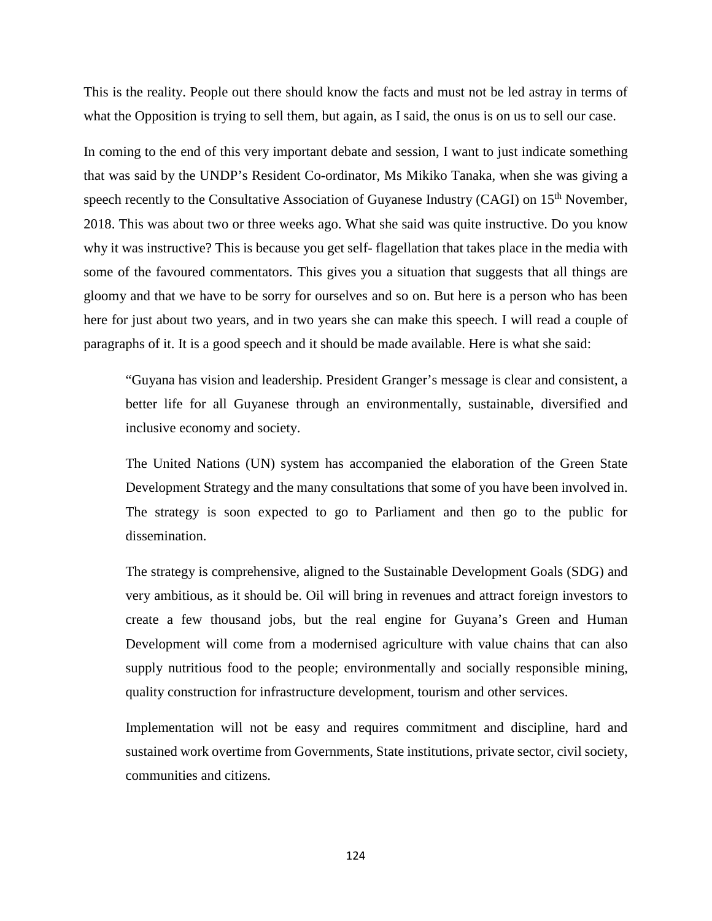This is the reality. People out there should know the facts and must not be led astray in terms of what the Opposition is trying to sell them, but again, as I said, the onus is on us to sell our case.

In coming to the end of this very important debate and session, I want to just indicate something that was said by the UNDP's Resident Co-ordinator, Ms Mikiko Tanaka, when she was giving a speech recently to the Consultative Association of Guyanese Industry (CAGI) on 15th November, 2018. This was about two or three weeks ago. What she said was quite instructive. Do you know why it was instructive? This is because you get self- flagellation that takes place in the media with some of the favoured commentators. This gives you a situation that suggests that all things are gloomy and that we have to be sorry for ourselves and so on. But here is a person who has been here for just about two years, and in two years she can make this speech. I will read a couple of paragraphs of it. It is a good speech and it should be made available. Here is what she said:

> "Guyana has vision and leadership. President Granger's message is clear and consistent, a better life for all Guyanese through an environmentally, sustainable, diversified and inclusive economy and society.
>
> The United Nations (UN) system has accompanied the elaboration of the Green State Development Strategy and the many consultations that some of you have been involved in. The strategy is soon expected to go to Parliament and then go to the public for dissemination.
>
> The strategy is comprehensive, aligned to the Sustainable Development Goals (SDG) and very ambitious, as it should be. Oil will bring in revenues and attract foreign investors to create a few thousand jobs, but the real engine for Guyana's Green and Human Development will come from a modernised agriculture with value chains that can also supply nutritious food to the people; environmentally and socially responsible mining, quality construction for infrastructure development, tourism and other services.
>
> Implementation will not be easy and requires commitment and discipline, hard and sustained work overtime from Governments, State institutions, private sector, civil society, communities and citizens.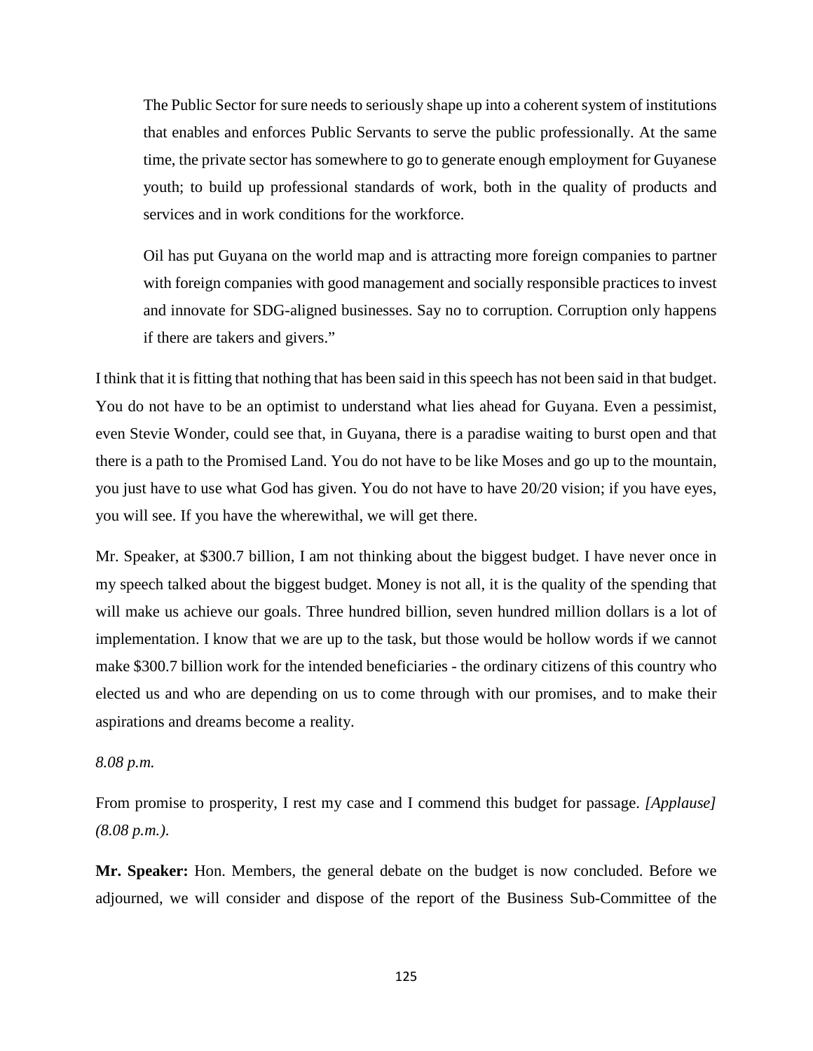> The Public Sector for sure needs to seriously shape up into a coherent system of institutions that enables and enforces Public Servants to serve the public professionally. At the same time, the private sector has somewhere to go to generate enough employment for Guyanese youth; to build up professional standards of work, both in the quality of products and services and in work conditions for the workforce.
>
> Oil has put Guyana on the world map and is attracting more foreign companies to partner with foreign companies with good management and socially responsible practices to invest and innovate for SDG-aligned businesses. Say no to corruption. Corruption only happens if there are takers and givers."

I think that it is fitting that nothing that has been said in this speech has not been said in that budget. You do not have to be an optimist to understand what lies ahead for Guyana. Even a pessimist, even Stevie Wonder, could see that, in Guyana, there is a paradise waiting to burst open and that there is a path to the Promised Land. You do not have to be like Moses and go up to the mountain, you just have to use what God has given. You do not have to have 20/20 vision; if you have eyes, you will see. If you have the wherewithal, we will get there.

Mr. Speaker, at $300.7 billion, I am not thinking about the biggest budget. I have never once in my speech talked about the biggest budget. Money is not all, it is the quality of the spending that will make us achieve our goals. Three hundred billion, seven hundred million dollars is a lot of implementation. I know that we are up to the task, but those would be hollow words if we cannot make $300.7 billion work for the intended beneficiaries - the ordinary citizens of this country who elected us and who are depending on us to come through with our promises, and to make their aspirations and dreams become a reality.

*8.08 p.m.*

From promise to prosperity, I rest my case and I commend this budget for passage. *[Applause] (8.08 p.m.)*.

**Mr. Speaker:** Hon. Members, the general debate on the budget is now concluded. Before we adjourned, we will consider and dispose of the report of the Business Sub-Committee of the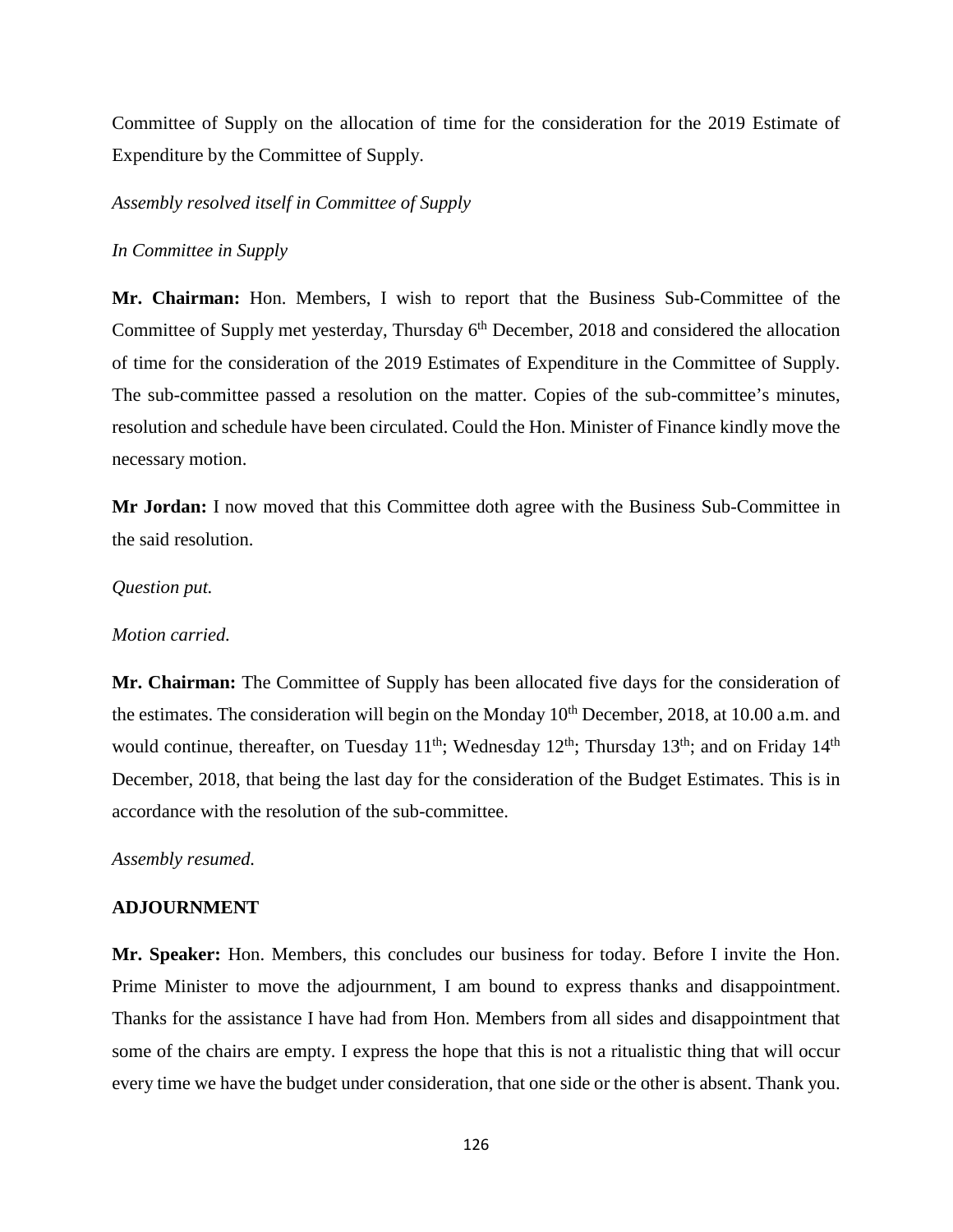Committee of Supply on the allocation of time for the consideration for the 2019 Estimate of Expenditure by the Committee of Supply.

*Assembly resolved itself in Committee of Supply*

*In Committee in Supply*

**Mr. Chairman:** Hon. Members, I wish to report that the Business Sub-Committee of the Committee of Supply met yesterday, Thursday 6th December, 2018 and considered the allocation of time for the consideration of the 2019 Estimates of Expenditure in the Committee of Supply. The sub-committee passed a resolution on the matter. Copies of the sub-committee's minutes, resolution and schedule have been circulated. Could the Hon. Minister of Finance kindly move the necessary motion.

**Mr Jordan:** I now moved that this Committee doth agree with the Business Sub-Committee in the said resolution.

*Question put.*

*Motion carried.*

**Mr. Chairman:** The Committee of Supply has been allocated five days for the consideration of the estimates. The consideration will begin on the Monday 10th December, 2018, at 10.00 a.m. and would continue, thereafter, on Tuesday 11th; Wednesday 12th; Thursday 13th; and on Friday 14th December, 2018, that being the last day for the consideration of the Budget Estimates. This is in accordance with the resolution of the sub-committee.

*Assembly resumed.*

**ADJOURNMENT**

**Mr. Speaker:** Hon. Members, this concludes our business for today. Before I invite the Hon. Prime Minister to move the adjournment, I am bound to express thanks and disappointment. Thanks for the assistance I have had from Hon. Members from all sides and disappointment that some of the chairs are empty. I express the hope that this is not a ritualistic thing that will occur every time we have the budget under consideration, that one side or the other is absent. Thank you.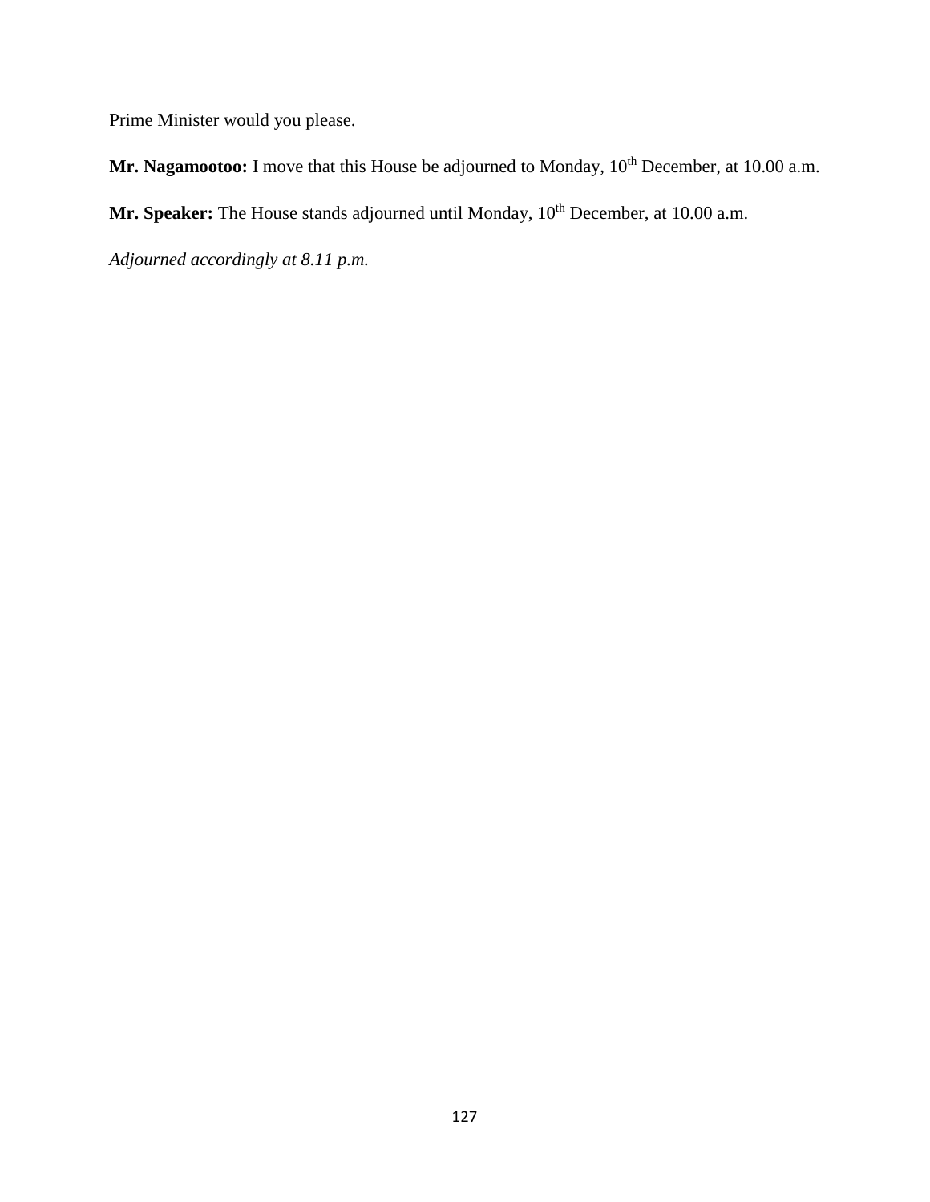Prime Minister would you please.

**Mr. Nagamootoo:** I move that this House be adjourned to Monday, 10th December, at 10.00 a.m.

**Mr. Speaker:** The House stands adjourned until Monday, 10th December, at 10.00 a.m.

*Adjourned accordingly at 8.11 p.m.*